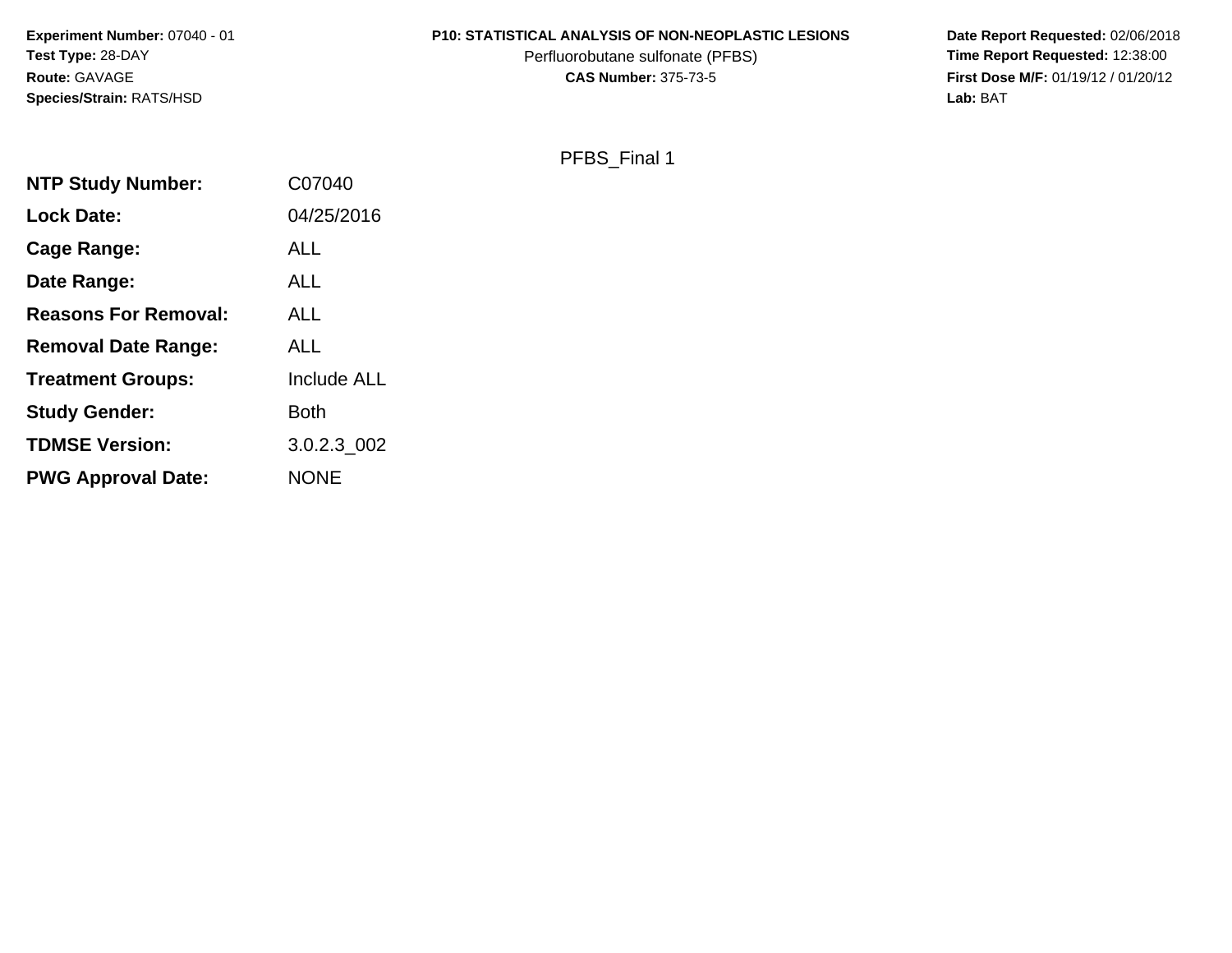**Experiment Number:** 07040 - 01
**Test Type:** 28-DAY
**Route:** GAVAGE
**Species/Strain:** RATS/HSD

**P10: STATISTICAL ANALYSIS OF NON-NEOPLASTIC LESIONS**
Perfluorobutane sulfonate (PFBS)
**CAS Number:** 375-73-5

**Date Report Requested:** 02/06/2018
**Time Report Requested:** 12:38:00
**First Dose M/F:** 01/19/12 / 01/20/12
**Lab:** BAT

PFBS_Final 1

| | |
|---|---|
| **NTP Study Number:** | C07040 |
| **Lock Date:** | 04/25/2016 |
| **Cage Range:** | ALL |
| **Date Range:** | ALL |
| **Reasons For Removal:** | ALL |
| **Removal Date Range:** | ALL |
| **Treatment Groups:** | Include ALL |
| **Study Gender:** | Both |
| **TDMSE Version:** | 3.0.2.3_002 |
| **PWG Approval Date:** | NONE |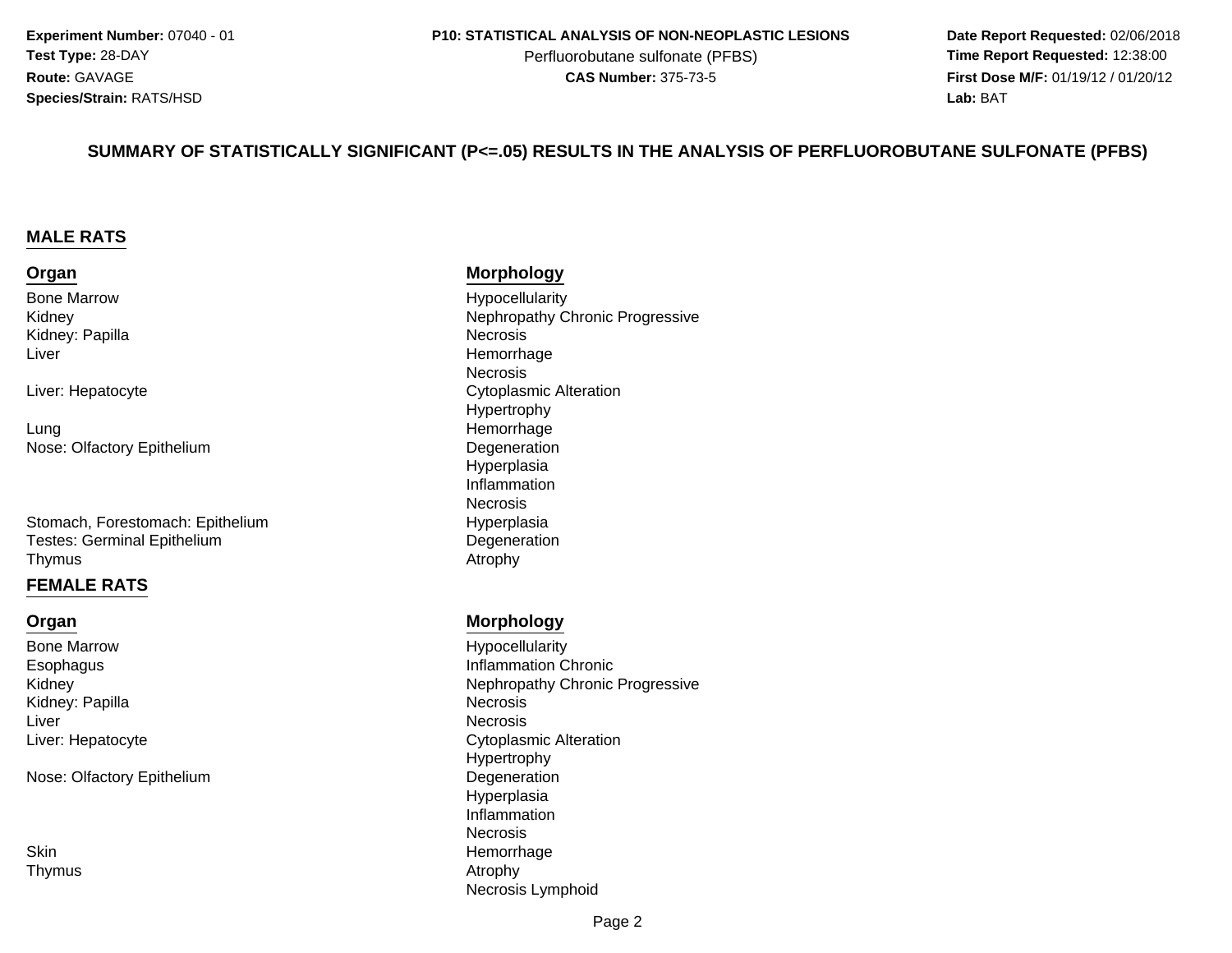Experiment Number: 07040 - 01
Test Type: 28-DAY
Route: GAVAGE
Species/Strain: RATS/HSD

P10: STATISTICAL ANALYSIS OF NON-NEOPLASTIC LESIONS
Perfluorobutane sulfonate (PFBS)
CAS Number: 375-73-5

Date Report Requested: 02/06/2018
Time Report Requested: 12:38:00
First Dose M/F: 01/19/12 / 01/20/12
Lab: BAT

## SUMMARY OF STATISTICALLY SIGNIFICANT (P<=.05) RESULTS IN THE ANALYSIS OF PERFLUOROBUTANE SULFONATE (PFBS)

### MALE RATS

| Organ | Morphology |
| --- | --- |
| Bone Marrow | Hypocellularity |
| Kidney | Nephropathy Chronic Progressive |
| Kidney: Papilla | Necrosis |
| Liver | Hemorrhage |
| | Necrosis |
| Liver: Hepatocyte | Cytoplasmic Alteration |
| | Hypertrophy |
| Lung | Hemorrhage |
| Nose: Olfactory Epithelium | Degeneration |
| | Hyperplasia |
| | Inflammation |
| | Necrosis |
| Stomach, Forestomach: Epithelium | Hyperplasia |
| Testes: Germinal Epithelium | Degeneration |
| Thymus | Atrophy |

### FEMALE RATS

| Organ | Morphology |
| --- | --- |
| Bone Marrow | Hypocellularity |
| Esophagus | Inflammation Chronic |
| Kidney | Nephropathy Chronic Progressive |
| Kidney: Papilla | Necrosis |
| Liver | Necrosis |
| Liver: Hepatocyte | Cytoplasmic Alteration |
| | Hypertrophy |
| Nose: Olfactory Epithelium | Degeneration |
| | Hyperplasia |
| | Inflammation |
| | Necrosis |
| Skin | Hemorrhage |
| Thymus | Atrophy |
| | Necrosis Lymphoid |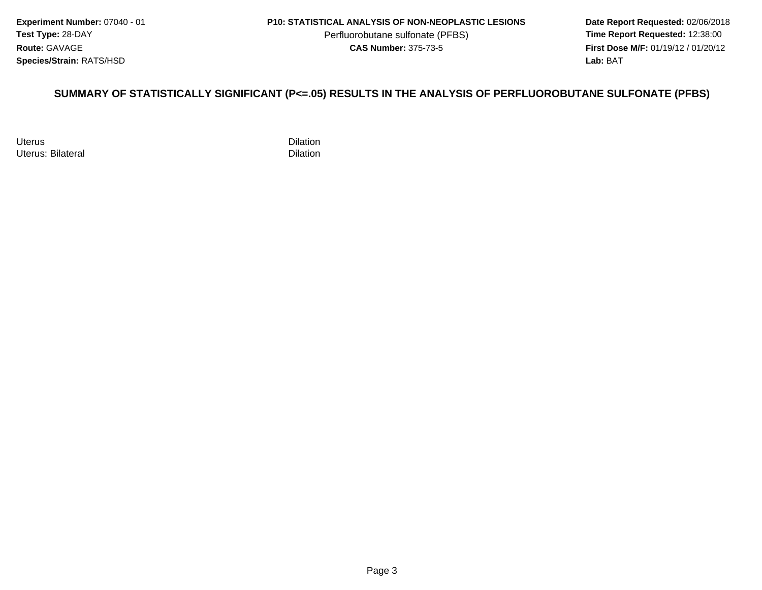**Experiment Number:** 07040 - 01
**Test Type:** 28-DAY
**Route:** GAVAGE
**Species/Strain:** RATS/HSD

**P10: STATISTICAL ANALYSIS OF NON-NEOPLASTIC LESIONS**
Perfluorobutane sulfonate (PFBS)
**CAS Number:** 375-73-5

**Date Report Requested:** 02/06/2018
**Time Report Requested:** 12:38:00
**First Dose M/F:** 01/19/12 / 01/20/12
**Lab:** BAT

## SUMMARY OF STATISTICALLY SIGNIFICANT (P<=.05) RESULTS IN THE ANALYSIS OF PERFLUOROBUTANE SULFONATE (PFBS)

| | |
|---|---|
| Uterus | Dilation |
| Uterus: Bilateral | Dilation |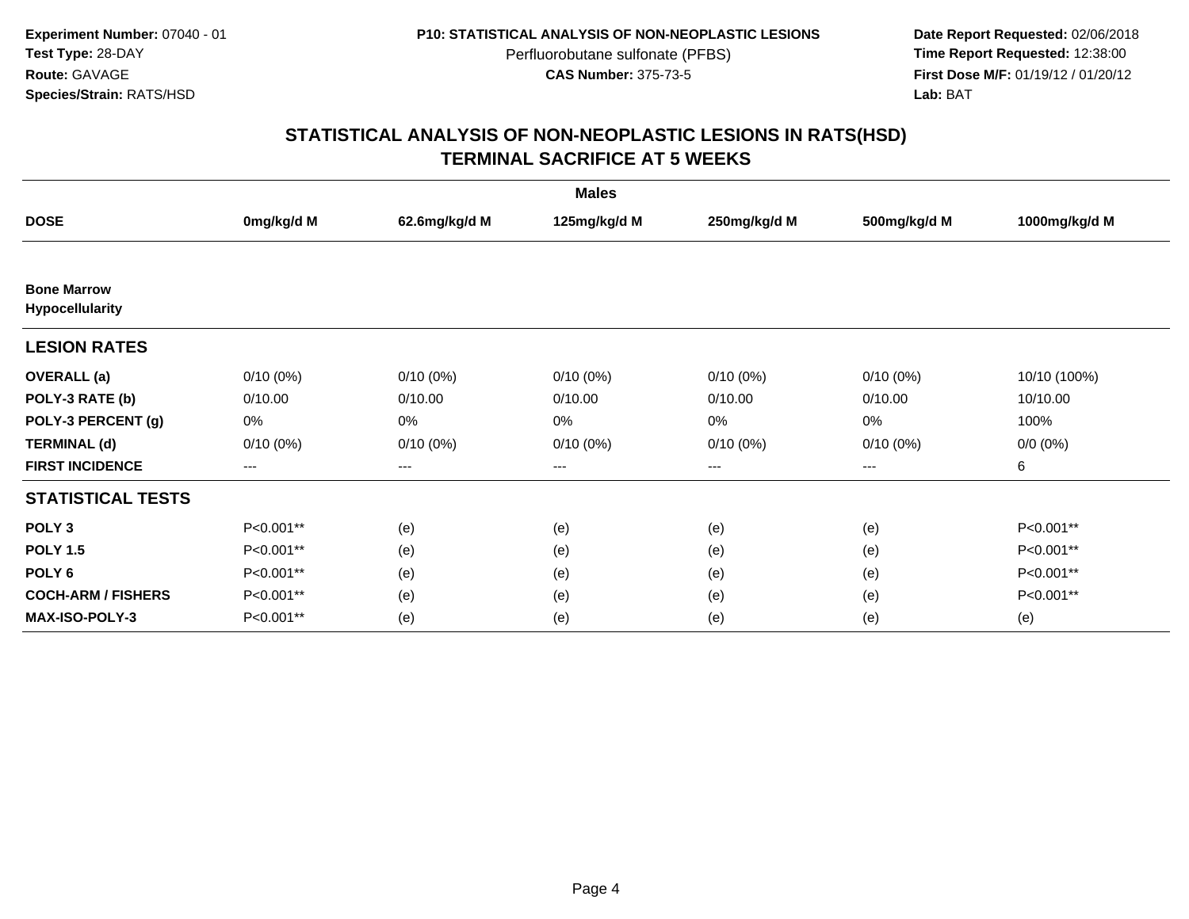**Experiment Number:** 07040 - 01
**Test Type:** 28-DAY
**Route:** GAVAGE
**Species/Strain:** RATS/HSD

**P10: STATISTICAL ANALYSIS OF NON-NEOPLASTIC LESIONS**
Perfluorobutane sulfonate (PFBS)
**CAS Number:** 375-73-5

**Date Report Requested:** 02/06/2018
**Time Report Requested:** 12:38:00
**First Dose M/F:** 01/19/12 / 01/20/12
**Lab:** BAT

## STATISTICAL ANALYSIS OF NON-NEOPLASTIC LESIONS IN RATS(HSD)
## TERMINAL SACRIFICE AT 5 WEEKS

| | Males | | | | | |
|---|---|---|---|---|---|---|
| **DOSE** | **0mg/kg/d M** | **62.6mg/kg/d M** | **125mg/kg/d M** | **250mg/kg/d M** | **500mg/kg/d M** | **1000mg/kg/d M** |
| **Bone Marrow** **Hypocellularity** | | | | | | |
| **LESION RATES** | | | | | | |
| **OVERALL (a)** | 0/10 (0%) | 0/10 (0%) | 0/10 (0%) | 0/10 (0%) | 0/10 (0%) | 10/10 (100%) |
| **POLY-3 RATE (b)** | 0/10.00 | 0/10.00 | 0/10.00 | 0/10.00 | 0/10.00 | 10/10.00 |
| **POLY-3 PERCENT (g)** | 0% | 0% | 0% | 0% | 0% | 100% |
| **TERMINAL (d)** | 0/10 (0%) | 0/10 (0%) | 0/10 (0%) | 0/10 (0%) | 0/10 (0%) | 0/0 (0%) |
| **FIRST INCIDENCE** | --- | --- | --- | --- | --- | 6 |
| **STATISTICAL TESTS** | | | | | | |
| **POLY 3** | P<0.001** | (e) | (e) | (e) | (e) | P<0.001** |
| **POLY 1.5** | P<0.001** | (e) | (e) | (e) | (e) | P<0.001** |
| **POLY 6** | P<0.001** | (e) | (e) | (e) | (e) | P<0.001** |
| **COCH-ARM / FISHERS** | P<0.001** | (e) | (e) | (e) | (e) | P<0.001** |
| **MAX-ISO-POLY-3** | P<0.001** | (e) | (e) | (e) | (e) | (e) |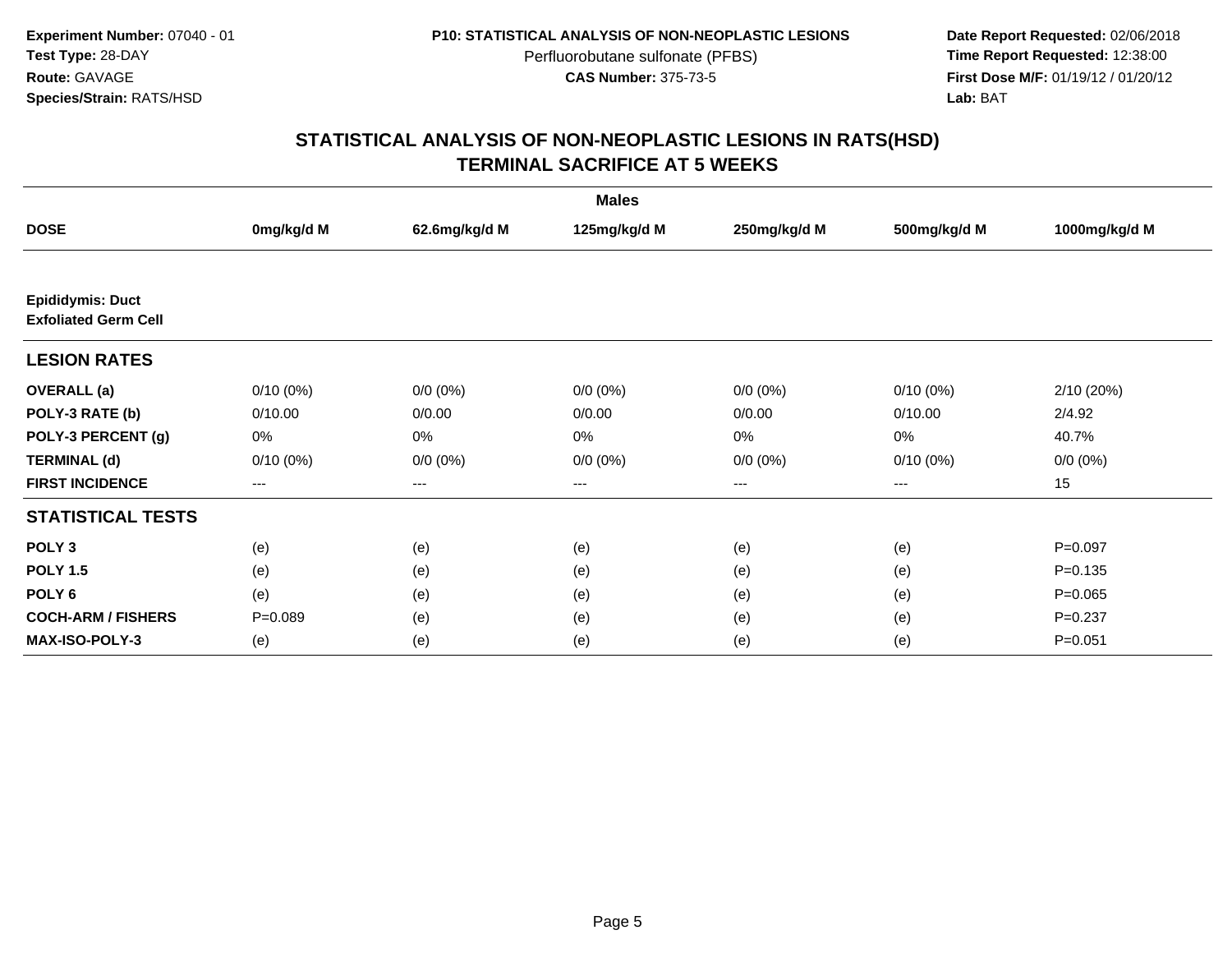**Experiment Number:** 07040 - 01
**Test Type:** 28-DAY
**Route:** GAVAGE
**Species/Strain:** RATS/HSD

**P10: STATISTICAL ANALYSIS OF NON-NEOPLASTIC LESIONS**
Perfluorobutane sulfonate (PFBS)
**CAS Number:** 375-73-5

**Date Report Requested:** 02/06/2018
**Time Report Requested:** 12:38:00
**First Dose M/F:** 01/19/12 / 01/20/12
**Lab:** BAT

# STATISTICAL ANALYSIS OF NON-NEOPLASTIC LESIONS IN RATS(HSD)
## TERMINAL SACRIFICE AT 5 WEEKS

| | Males | | | | | |
|---|---|---|---|---|---|---|
| **DOSE** | **0mg/kg/d M** | **62.6mg/kg/d M** | **125mg/kg/d M** | **250mg/kg/d M** | **500mg/kg/d M** | **1000mg/kg/d M** |
| **Epididymis: Duct** | | | | | | |
| **Exfoliated Germ Cell** | | | | | | |
| **LESION RATES** | | | | | | |
| **OVERALL (a)** | 0/10 (0%) | 0/0 (0%) | 0/0 (0%) | 0/0 (0%) | 0/10 (0%) | 2/10 (20%) |
| **POLY-3 RATE (b)** | 0/10.00 | 0/0.00 | 0/0.00 | 0/0.00 | 0/10.00 | 2/4.92 |
| **POLY-3 PERCENT (g)** | 0% | 0% | 0% | 0% | 0% | 40.7% |
| **TERMINAL (d)** | 0/10 (0%) | 0/0 (0%) | 0/0 (0%) | 0/0 (0%) | 0/10 (0%) | 0/0 (0%) |
| **FIRST INCIDENCE** | --- | --- | --- | --- | --- | 15 |
| **STATISTICAL TESTS** | | | | | | |
| **POLY 3** | (e) | (e) | (e) | (e) | (e) | P=0.097 |
| **POLY 1.5** | (e) | (e) | (e) | (e) | (e) | P=0.135 |
| **POLY 6** | (e) | (e) | (e) | (e) | (e) | P=0.065 |
| **COCH-ARM / FISHERS** | P=0.089 | (e) | (e) | (e) | (e) | P=0.237 |
| **MAX-ISO-POLY-3** | (e) | (e) | (e) | (e) | (e) | P=0.051 |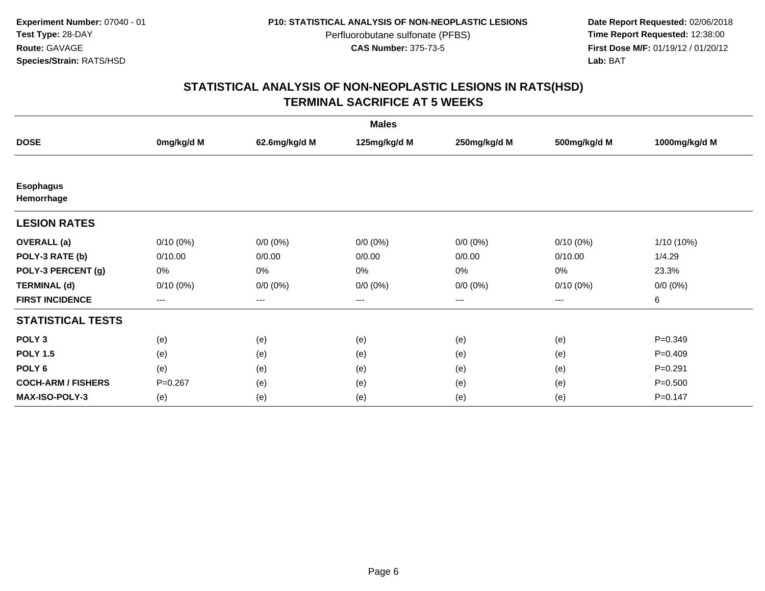**Experiment Number:** 07040 - 01
**Test Type:** 28-DAY
**Route:** GAVAGE
**Species/Strain:** RATS/HSD

**P10: STATISTICAL ANALYSIS OF NON-NEOPLASTIC LESIONS**
Perfluorobutane sulfonate (PFBS)
**CAS Number:** 375-73-5

**Date Report Requested:** 02/06/2018
**Time Report Requested:** 12:38:00
**First Dose M/F:** 01/19/12 / 01/20/12
**Lab:** BAT

# STATISTICAL ANALYSIS OF NON-NEOPLASTIC LESIONS IN RATS(HSD)
## TERMINAL SACRIFICE AT 5 WEEKS

| | Males | | | | | |
|---|---|---|---|---|---|---|
| **DOSE** | **0mg/kg/d M** | **62.6mg/kg/d M** | **125mg/kg/d M** | **250mg/kg/d M** | **500mg/kg/d M** | **1000mg/kg/d M** |
| **Esophagus** | | | | | | |
| **Hemorrhage** | | | | | | |
| **LESION RATES** | | | | | | |
| **OVERALL (a)** | 0/10 (0%) | 0/0 (0%) | 0/0 (0%) | 0/0 (0%) | 0/10 (0%) | 1/10 (10%) |
| **POLY-3 RATE (b)** | 0/10.00 | 0/0.00 | 0/0.00 | 0/0.00 | 0/10.00 | 1/4.29 |
| **POLY-3 PERCENT (g)** | 0% | 0% | 0% | 0% | 0% | 23.3% |
| **TERMINAL (d)** | 0/10 (0%) | 0/0 (0%) | 0/0 (0%) | 0/0 (0%) | 0/10 (0%) | 0/0 (0%) |
| **FIRST INCIDENCE** | --- | --- | --- | --- | --- | 6 |
| **STATISTICAL TESTS** | | | | | | |
| **POLY 3** | (e) | (e) | (e) | (e) | (e) | P=0.349 |
| **POLY 1.5** | (e) | (e) | (e) | (e) | (e) | P=0.409 |
| **POLY 6** | (e) | (e) | (e) | (e) | (e) | P=0.291 |
| **COCH-ARM / FISHERS** | P=0.267 | (e) | (e) | (e) | (e) | P=0.500 |
| **MAX-ISO-POLY-3** | (e) | (e) | (e) | (e) | (e) | P=0.147 |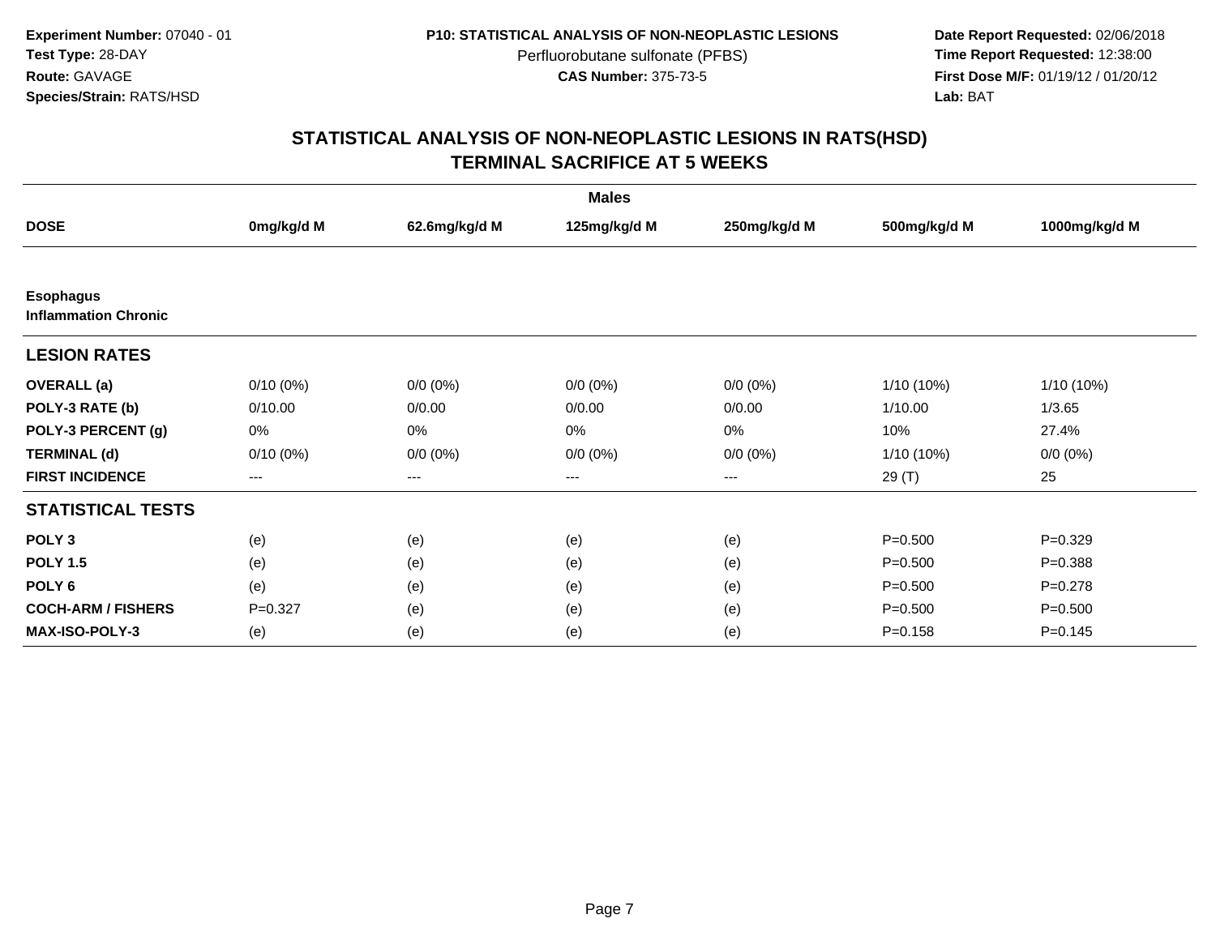**Experiment Number:** 07040 - 01
**Test Type:** 28-DAY
**Route:** GAVAGE
**Species/Strain:** RATS/HSD

**P10: STATISTICAL ANALYSIS OF NON-NEOPLASTIC LESIONS**
Perfluorobutane sulfonate (PFBS)
**CAS Number:** 375-73-5

**Date Report Requested:** 02/06/2018
**Time Report Requested:** 12:38:00
**First Dose M/F:** 01/19/12 / 01/20/12
**Lab:** BAT

## STATISTICAL ANALYSIS OF NON-NEOPLASTIC LESIONS IN RATS(HSD)
## TERMINAL SACRIFICE AT 5 WEEKS

| | Males | | | | | |
|---|---|---|---|---|---|---|
| **DOSE** | **0mg/kg/d M** | **62.6mg/kg/d M** | **125mg/kg/d M** | **250mg/kg/d M** | **500mg/kg/d M** | **1000mg/kg/d M** |
| **Esophagus** | | | | | | |
| **Inflammation Chronic** | | | | | | |
| **LESION RATES** | | | | | | |
| **OVERALL (a)** | 0/10 (0%) | 0/0 (0%) | 0/0 (0%) | 0/0 (0%) | 1/10 (10%) | 1/10 (10%) |
| **POLY-3 RATE (b)** | 0/10.00 | 0/0.00 | 0/0.00 | 0/0.00 | 1/10.00 | 1/3.65 |
| **POLY-3 PERCENT (g)** | 0% | 0% | 0% | 0% | 10% | 27.4% |
| **TERMINAL (d)** | 0/10 (0%) | 0/0 (0%) | 0/0 (0%) | 0/0 (0%) | 1/10 (10%) | 0/0 (0%) |
| **FIRST INCIDENCE** | --- | --- | --- | --- | 29 (T) | 25 |
| **STATISTICAL TESTS** | | | | | | |
| **POLY 3** | (e) | (e) | (e) | (e) | P=0.500 | P=0.329 |
| **POLY 1.5** | (e) | (e) | (e) | (e) | P=0.500 | P=0.388 |
| **POLY 6** | (e) | (e) | (e) | (e) | P=0.500 | P=0.278 |
| **COCH-ARM / FISHERS** | P=0.327 | (e) | (e) | (e) | P=0.500 | P=0.500 |
| **MAX-ISO-POLY-3** | (e) | (e) | (e) | (e) | P=0.158 | P=0.145 |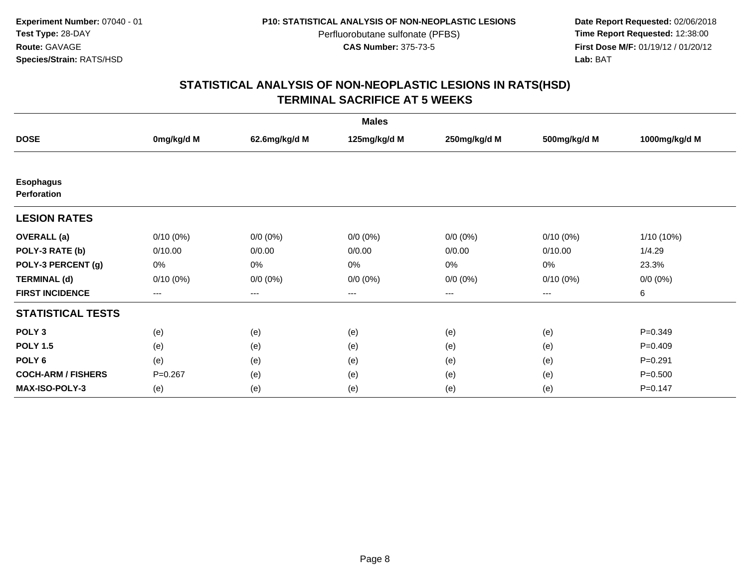**Experiment Number:** 07040 - 01
**Test Type:** 28-DAY
**Route:** GAVAGE
**Species/Strain:** RATS/HSD

**P10: STATISTICAL ANALYSIS OF NON-NEOPLASTIC LESIONS**
Perfluorobutane sulfonate (PFBS)
**CAS Number:** 375-73-5

**Date Report Requested:** 02/06/2018
**Time Report Requested:** 12:38:00
**First Dose M/F:** 01/19/12 / 01/20/12
**Lab:** BAT

## STATISTICAL ANALYSIS OF NON-NEOPLASTIC LESIONS IN RATS(HSD)
## TERMINAL SACRIFICE AT 5 WEEKS

| | Males | | | | | |
|---|---|---|---|---|---|---|
| **DOSE** | **0mg/kg/d M** | **62.6mg/kg/d M** | **125mg/kg/d M** | **250mg/kg/d M** | **500mg/kg/d M** | **1000mg/kg/d M** |
| **Esophagus** | | | | | | |
| **Perforation** | | | | | | |
| **LESION RATES** | | | | | | |
| **OVERALL (a)** | 0/10 (0%) | 0/0 (0%) | 0/0 (0%) | 0/0 (0%) | 0/10 (0%) | 1/10 (10%) |
| **POLY-3 RATE (b)** | 0/10.00 | 0/0.00 | 0/0.00 | 0/0.00 | 0/10.00 | 1/4.29 |
| **POLY-3 PERCENT (g)** | 0% | 0% | 0% | 0% | 0% | 23.3% |
| **TERMINAL (d)** | 0/10 (0%) | 0/0 (0%) | 0/0 (0%) | 0/0 (0%) | 0/10 (0%) | 0/0 (0%) |
| **FIRST INCIDENCE** | --- | --- | --- | --- | --- | 6 |
| **STATISTICAL TESTS** | | | | | | |
| **POLY 3** | (e) | (e) | (e) | (e) | (e) | P=0.349 |
| **POLY 1.5** | (e) | (e) | (e) | (e) | (e) | P=0.409 |
| **POLY 6** | (e) | (e) | (e) | (e) | (e) | P=0.291 |
| **COCH-ARM / FISHERS** | P=0.267 | (e) | (e) | (e) | (e) | P=0.500 |
| **MAX-ISO-POLY-3** | (e) | (e) | (e) | (e) | (e) | P=0.147 |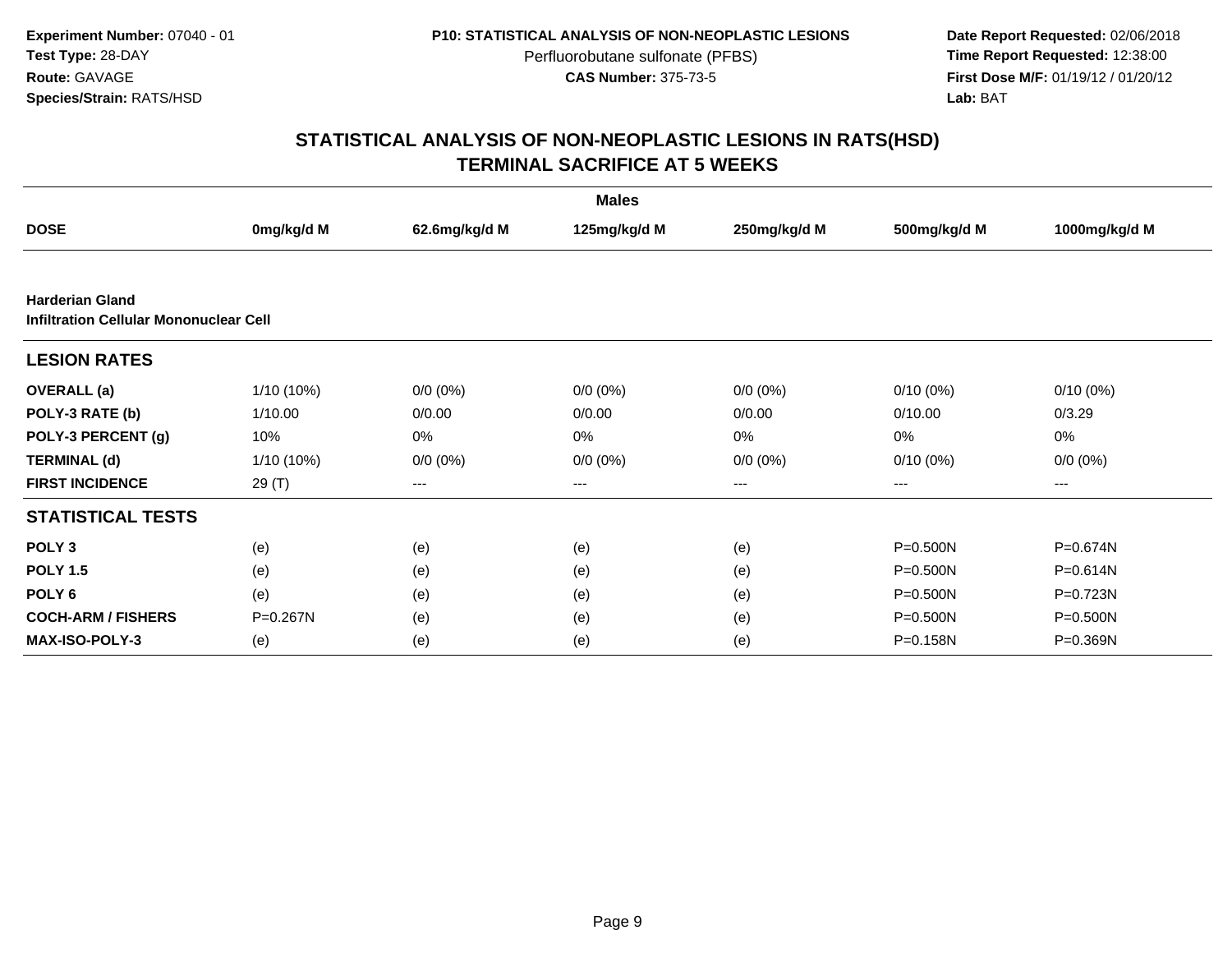Experiment Number: 07040 - 01
Test Type: 28-DAY
Route: GAVAGE
Species/Strain: RATS/HSD

P10: STATISTICAL ANALYSIS OF NON-NEOPLASTIC LESIONS
Perfluorobutane sulfonate (PFBS)
CAS Number: 375-73-5

Date Report Requested: 02/06/2018
Time Report Requested: 12:38:00
First Dose M/F: 01/19/12 / 01/20/12
Lab: BAT

## STATISTICAL ANALYSIS OF NON-NEOPLASTIC LESIONS IN RATS(HSD)
## TERMINAL SACRIFICE AT 5 WEEKS

| | Males | | | | | |
|---|---|---|---|---|---|---|
| **DOSE** | **0mg/kg/d M** | **62.6mg/kg/d M** | **125mg/kg/d M** | **250mg/kg/d M** | **500mg/kg/d M** | **1000mg/kg/d M** |
| **Harderian Gland** | | | | | | |
| **Infiltration Cellular Mononuclear Cell** | | | | | | |
| **LESION RATES** | | | | | | |
| **OVERALL (a)** | 1/10 (10%) | 0/0 (0%) | 0/0 (0%) | 0/0 (0%) | 0/10 (0%) | 0/10 (0%) |
| **POLY-3 RATE (b)** | 1/10.00 | 0/0.00 | 0/0.00 | 0/0.00 | 0/10.00 | 0/3.29 |
| **POLY-3 PERCENT (g)** | 10% | 0% | 0% | 0% | 0% | 0% |
| **TERMINAL (d)** | 1/10 (10%) | 0/0 (0%) | 0/0 (0%) | 0/0 (0%) | 0/10 (0%) | 0/0 (0%) |
| **FIRST INCIDENCE** | 29 (T) | --- | --- | --- | --- | --- |
| **STATISTICAL TESTS** | | | | | | |
| **POLY 3** | (e) | (e) | (e) | (e) | P=0.500N | P=0.674N |
| **POLY 1.5** | (e) | (e) | (e) | (e) | P=0.500N | P=0.614N |
| **POLY 6** | (e) | (e) | (e) | (e) | P=0.500N | P=0.723N |
| **COCH-ARM / FISHERS** | P=0.267N | (e) | (e) | (e) | P=0.500N | P=0.500N |
| **MAX-ISO-POLY-3** | (e) | (e) | (e) | (e) | P=0.158N | P=0.369N |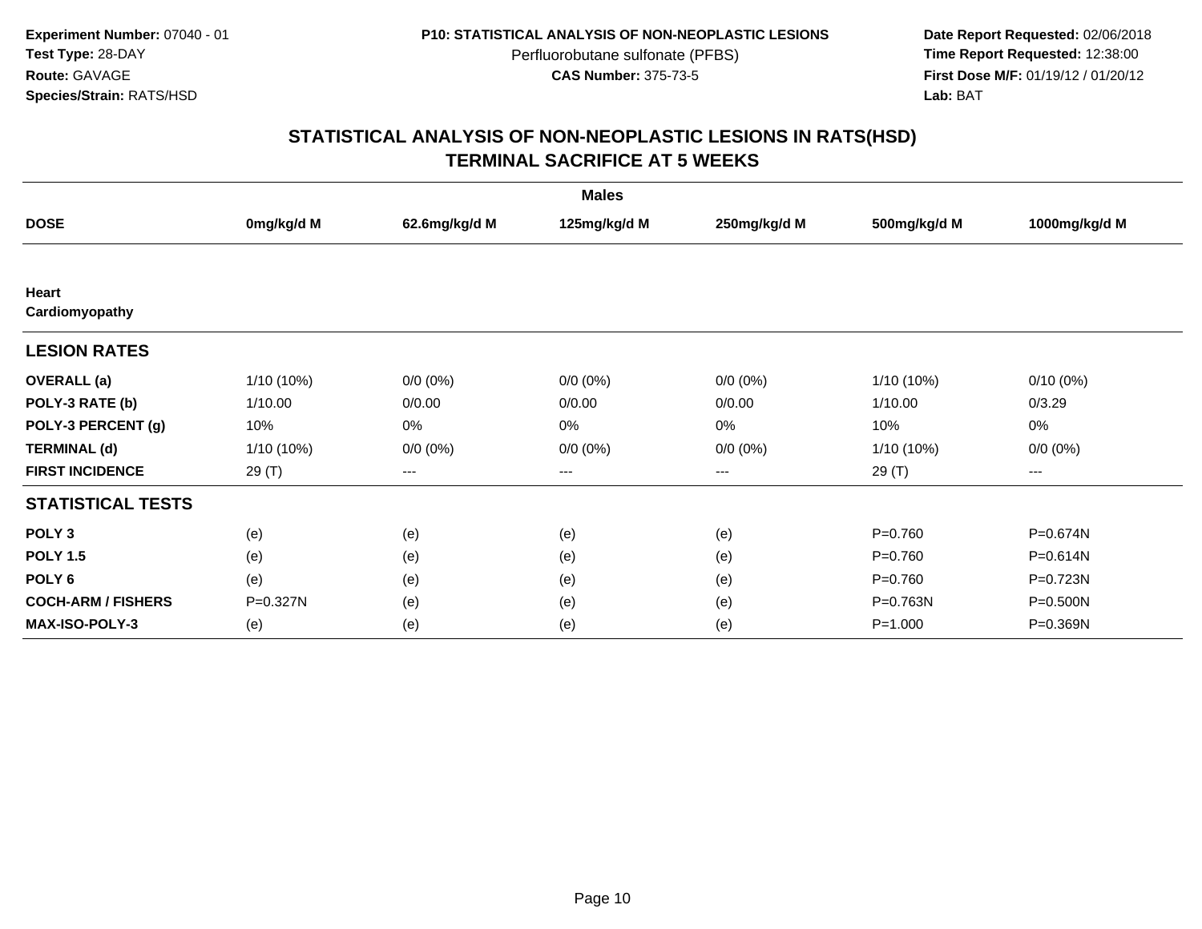**Experiment Number:** 07040 - 01
**Test Type:** 28-DAY
**Route:** GAVAGE
**Species/Strain:** RATS/HSD

**P10: STATISTICAL ANALYSIS OF NON-NEOPLASTIC LESIONS**
Perfluorobutane sulfonate (PFBS)
**CAS Number:** 375-73-5

**Date Report Requested:** 02/06/2018
**Time Report Requested:** 12:38:00
**First Dose M/F:** 01/19/12 / 01/20/12
**Lab:** BAT

## STATISTICAL ANALYSIS OF NON-NEOPLASTIC LESIONS IN RATS(HSD) TERMINAL SACRIFICE AT 5 WEEKS

| | Males | | | | | |
|---|---|---|---|---|---|---|
| **DOSE** | **0mg/kg/d M** | **62.6mg/kg/d M** | **125mg/kg/d M** | **250mg/kg/d M** | **500mg/kg/d M** | **1000mg/kg/d M** |
| **Heart** | | | | | | |
| **Cardiomyopathy** | | | | | | |
| **LESION RATES** | | | | | | |
| **OVERALL (a)** | 1/10 (10%) | 0/0 (0%) | 0/0 (0%) | 0/0 (0%) | 1/10 (10%) | 0/10 (0%) |
| **POLY-3 RATE (b)** | 1/10.00 | 0/0.00 | 0/0.00 | 0/0.00 | 1/10.00 | 0/3.29 |
| **POLY-3 PERCENT (g)** | 10% | 0% | 0% | 0% | 10% | 0% |
| **TERMINAL (d)** | 1/10 (10%) | 0/0 (0%) | 0/0 (0%) | 0/0 (0%) | 1/10 (10%) | 0/0 (0%) |
| **FIRST INCIDENCE** | 29 (T) | --- | --- | --- | 29 (T) | --- |
| **STATISTICAL TESTS** | | | | | | |
| **POLY 3** | (e) | (e) | (e) | (e) | P=0.760 | P=0.674N |
| **POLY 1.5** | (e) | (e) | (e) | (e) | P=0.760 | P=0.614N |
| **POLY 6** | (e) | (e) | (e) | (e) | P=0.760 | P=0.723N |
| **COCH-ARM / FISHERS** | P=0.327N | (e) | (e) | (e) | P=0.763N | P=0.500N |
| **MAX-ISO-POLY-3** | (e) | (e) | (e) | (e) | P=1.000 | P=0.369N |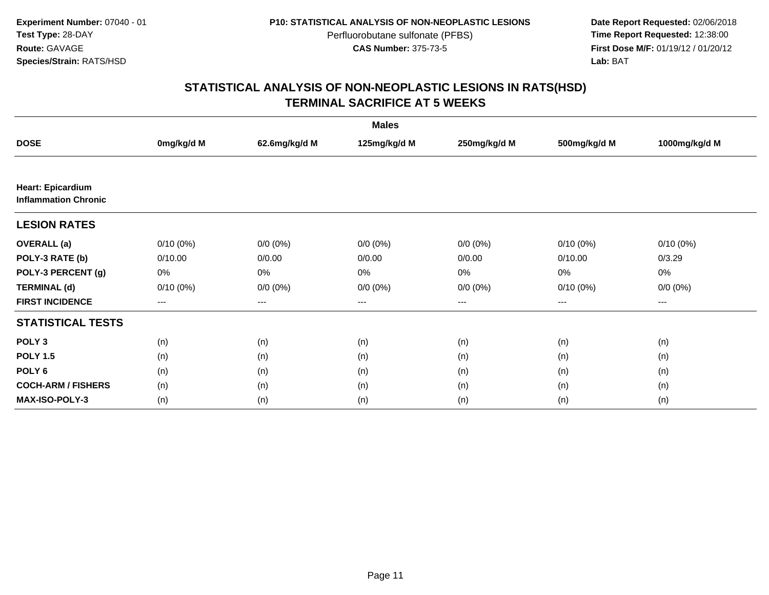**Experiment Number:** 07040 - 01
**Test Type:** 28-DAY
**Route:** GAVAGE
**Species/Strain:** RATS/HSD

**P10: STATISTICAL ANALYSIS OF NON-NEOPLASTIC LESIONS**
Perfluorobutane sulfonate (PFBS)
**CAS Number:** 375-73-5

**Date Report Requested:** 02/06/2018
**Time Report Requested:** 12:38:00
**First Dose M/F:** 01/19/12 / 01/20/12
**Lab:** BAT

## STATISTICAL ANALYSIS OF NON-NEOPLASTIC LESIONS IN RATS(HSD)
## TERMINAL SACRIFICE AT 5 WEEKS

| | Males | | | | | |
|---|---|---|---|---|---|---|
| **DOSE** | **0mg/kg/d M** | **62.6mg/kg/d M** | **125mg/kg/d M** | **250mg/kg/d M** | **500mg/kg/d M** | **1000mg/kg/d M** |
| **Heart: Epicardium Inflammation Chronic** | | | | | | |
| **LESION RATES** | | | | | | |
| **OVERALL (a)** | 0/10 (0%) | 0/0 (0%) | 0/0 (0%) | 0/0 (0%) | 0/10 (0%) | 0/10 (0%) |
| **POLY-3 RATE (b)** | 0/10.00 | 0/0.00 | 0/0.00 | 0/0.00 | 0/10.00 | 0/3.29 |
| **POLY-3 PERCENT (g)** | 0% | 0% | 0% | 0% | 0% | 0% |
| **TERMINAL (d)** | 0/10 (0%) | 0/0 (0%) | 0/0 (0%) | 0/0 (0%) | 0/10 (0%) | 0/0 (0%) |
| **FIRST INCIDENCE** | --- | --- | --- | --- | --- | --- |
| **STATISTICAL TESTS** | | | | | | |
| **POLY 3** | (n) | (n) | (n) | (n) | (n) | (n) |
| **POLY 1.5** | (n) | (n) | (n) | (n) | (n) | (n) |
| **POLY 6** | (n) | (n) | (n) | (n) | (n) | (n) |
| **COCH-ARM / FISHERS** | (n) | (n) | (n) | (n) | (n) | (n) |
| **MAX-ISO-POLY-3** | (n) | (n) | (n) | (n) | (n) | (n) |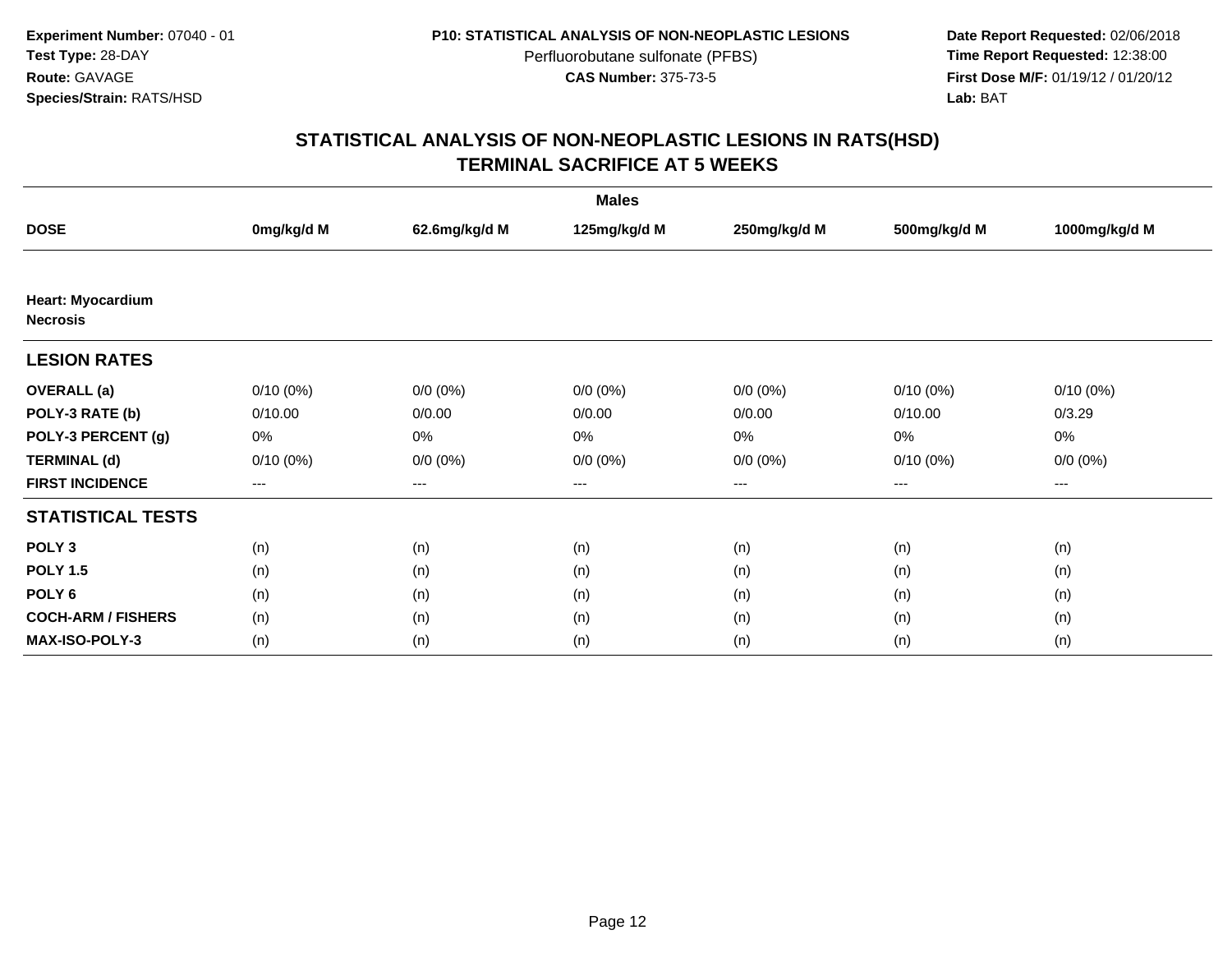**Experiment Number:** 07040 - 01
**Test Type:** 28-DAY
**Route:** GAVAGE
**Species/Strain:** RATS/HSD

**P10: STATISTICAL ANALYSIS OF NON-NEOPLASTIC LESIONS**
Perfluorobutane sulfonate (PFBS)
**CAS Number:** 375-73-5

**Date Report Requested:** 02/06/2018
**Time Report Requested:** 12:38:00
**First Dose M/F:** 01/19/12 / 01/20/12
**Lab:** BAT

## STATISTICAL ANALYSIS OF NON-NEOPLASTIC LESIONS IN RATS(HSD)
## TERMINAL SACRIFICE AT 5 WEEKS

| | Males | | | | | |
|---|---|---|---|---|---|---|
| **DOSE** | **0mg/kg/d M** | **62.6mg/kg/d M** | **125mg/kg/d M** | **250mg/kg/d M** | **500mg/kg/d M** | **1000mg/kg/d M** |
| **Heart: Myocardium** | | | | | | |
| **Necrosis** | | | | | | |
| **LESION RATES** | | | | | | |
| **OVERALL (a)** | 0/10 (0%) | 0/0 (0%) | 0/0 (0%) | 0/0 (0%) | 0/10 (0%) | 0/10 (0%) |
| **POLY-3 RATE (b)** | 0/10.00 | 0/0.00 | 0/0.00 | 0/0.00 | 0/10.00 | 0/3.29 |
| **POLY-3 PERCENT (g)** | 0% | 0% | 0% | 0% | 0% | 0% |
| **TERMINAL (d)** | 0/10 (0%) | 0/0 (0%) | 0/0 (0%) | 0/0 (0%) | 0/10 (0%) | 0/0 (0%) |
| **FIRST INCIDENCE** | --- | --- | --- | --- | --- | --- |
| **STATISTICAL TESTS** | | | | | | |
| **POLY 3** | (n) | (n) | (n) | (n) | (n) | (n) |
| **POLY 1.5** | (n) | (n) | (n) | (n) | (n) | (n) |
| **POLY 6** | (n) | (n) | (n) | (n) | (n) | (n) |
| **COCH-ARM / FISHERS** | (n) | (n) | (n) | (n) | (n) | (n) |
| **MAX-ISO-POLY-3** | (n) | (n) | (n) | (n) | (n) | (n) |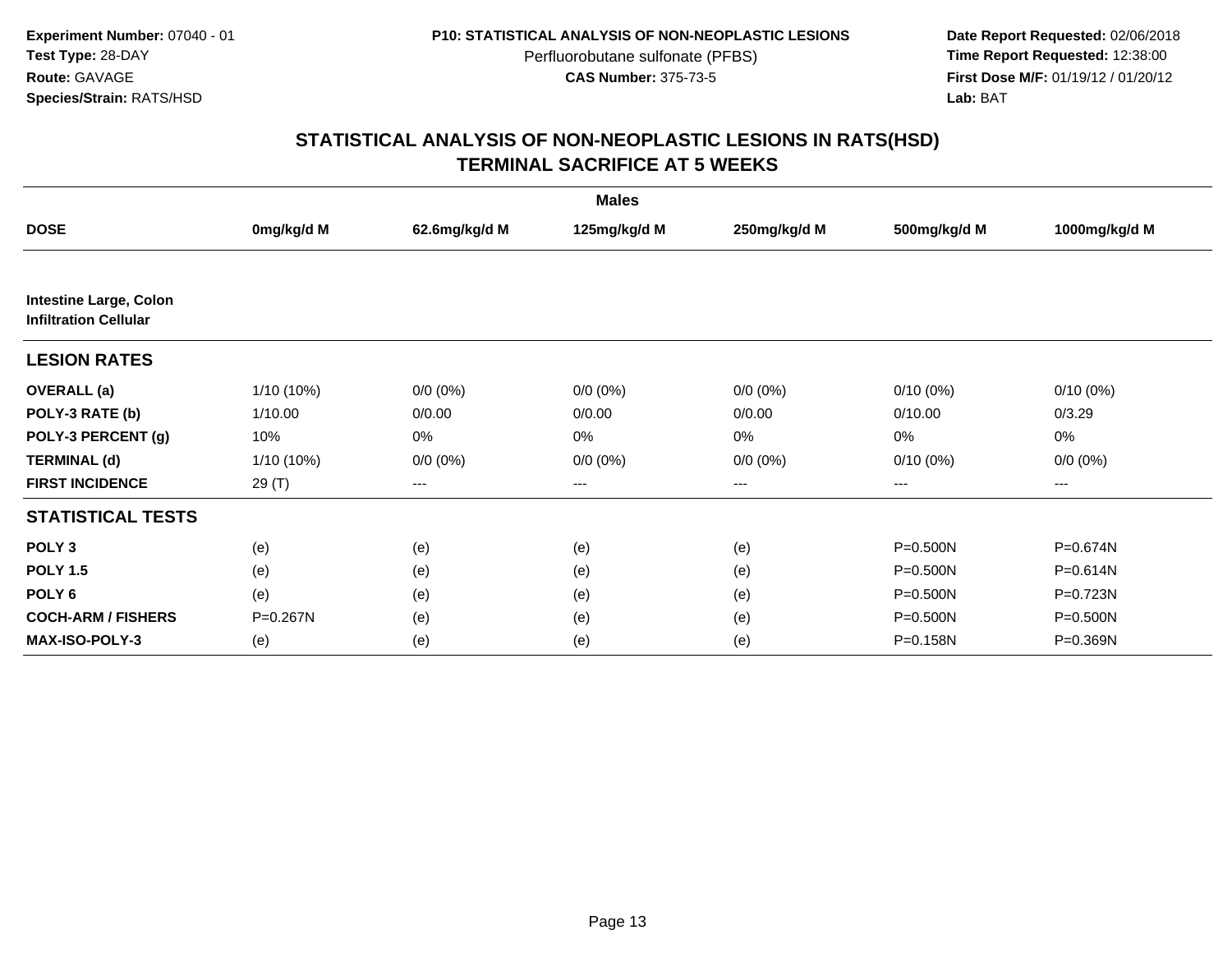**Experiment Number:** 07040 - 01
**Test Type:** 28-DAY
**Route:** GAVAGE
**Species/Strain:** RATS/HSD

**P10: STATISTICAL ANALYSIS OF NON-NEOPLASTIC LESIONS**
Perfluorobutane sulfonate (PFBS)
**CAS Number:** 375-73-5

**Date Report Requested:** 02/06/2018
**Time Report Requested:** 12:38:00
**First Dose M/F:** 01/19/12 / 01/20/12
**Lab:** BAT

## STATISTICAL ANALYSIS OF NON-NEOPLASTIC LESIONS IN RATS(HSD)
## TERMINAL SACRIFICE AT 5 WEEKS

| | Males | | | | | |
|---|---|---|---|---|---|---|
| **DOSE** | **0mg/kg/d M** | **62.6mg/kg/d M** | **125mg/kg/d M** | **250mg/kg/d M** | **500mg/kg/d M** | **1000mg/kg/d M** |
| **Intestine Large, Colon Infiltration Cellular** | | | | | | |
| **LESION RATES** | | | | | | |
| **OVERALL (a)** | 1/10 (10%) | 0/0 (0%) | 0/0 (0%) | 0/0 (0%) | 0/10 (0%) | 0/10 (0%) |
| **POLY-3 RATE (b)** | 1/10.00 | 0/0.00 | 0/0.00 | 0/0.00 | 0/10.00 | 0/3.29 |
| **POLY-3 PERCENT (g)** | 10% | 0% | 0% | 0% | 0% | 0% |
| **TERMINAL (d)** | 1/10 (10%) | 0/0 (0%) | 0/0 (0%) | 0/0 (0%) | 0/10 (0%) | 0/0 (0%) |
| **FIRST INCIDENCE** | 29 (T) | --- | --- | --- | --- | --- |
| **STATISTICAL TESTS** | | | | | | |
| **POLY 3** | (e) | (e) | (e) | (e) | P=0.500N | P=0.674N |
| **POLY 1.5** | (e) | (e) | (e) | (e) | P=0.500N | P=0.614N |
| **POLY 6** | (e) | (e) | (e) | (e) | P=0.500N | P=0.723N |
| **COCH-ARM / FISHERS** | P=0.267N | (e) | (e) | (e) | P=0.500N | P=0.500N |
| **MAX-ISO-POLY-3** | (e) | (e) | (e) | (e) | P=0.158N | P=0.369N |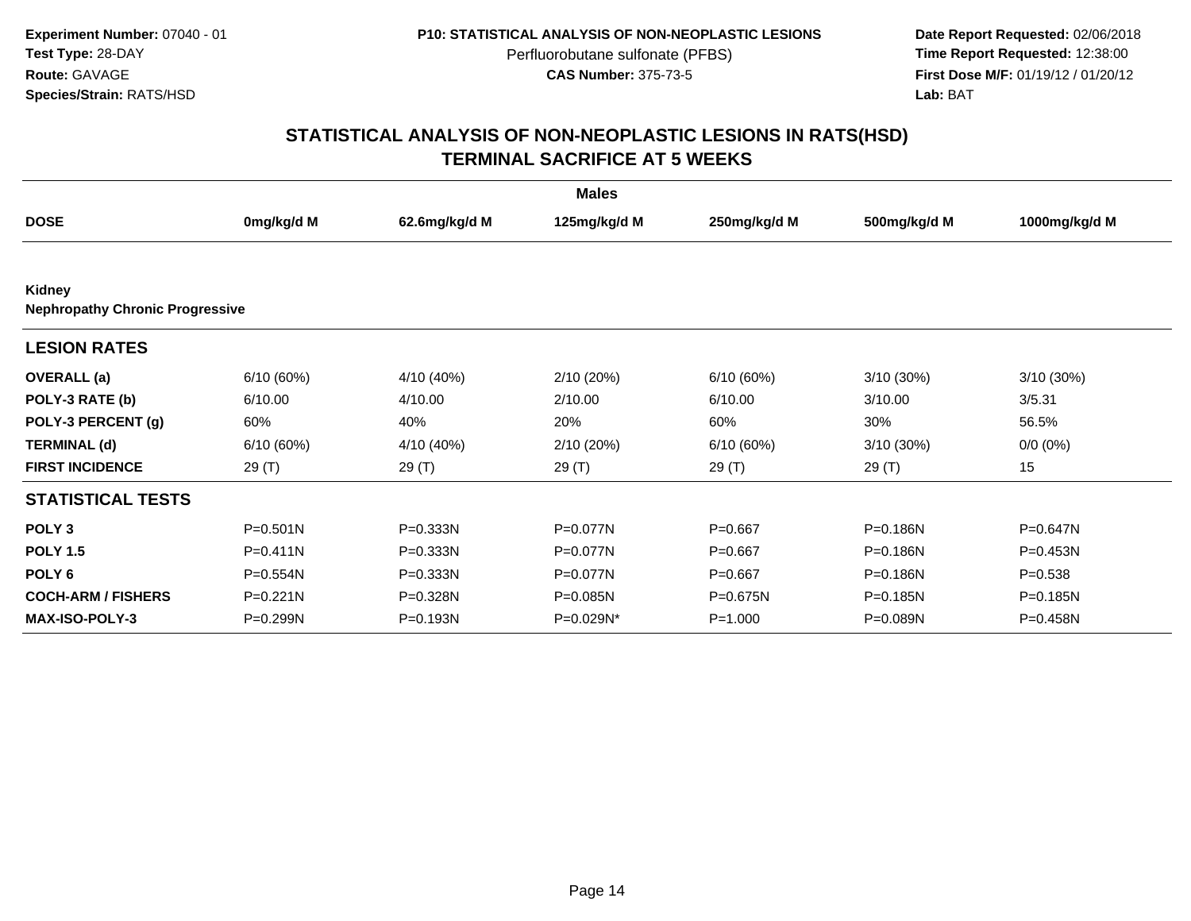**Experiment Number:** 07040 - 01
**Test Type:** 28-DAY
**Route:** GAVAGE
**Species/Strain:** RATS/HSD

**P10: STATISTICAL ANALYSIS OF NON-NEOPLASTIC LESIONS**
Perfluorobutane sulfonate (PFBS)
**CAS Number:** 375-73-5

**Date Report Requested:** 02/06/2018
**Time Report Requested:** 12:38:00
**First Dose M/F:** 01/19/12 / 01/20/12
**Lab:** BAT

# STATISTICAL ANALYSIS OF NON-NEOPLASTIC LESIONS IN RATS(HSD) TERMINAL SACRIFICE AT 5 WEEKS

| | Males | | | | | |
|---|---|---|---|---|---|---|
| **DOSE** | **0mg/kg/d M** | **62.6mg/kg/d M** | **125mg/kg/d M** | **250mg/kg/d M** | **500mg/kg/d M** | **1000mg/kg/d M** |
| **Kidney** | | | | | | |
| **Nephropathy Chronic Progressive** | | | | | | |
| **LESION RATES** | | | | | | |
| **OVERALL (a)** | 6/10 (60%) | 4/10 (40%) | 2/10 (20%) | 6/10 (60%) | 3/10 (30%) | 3/10 (30%) |
| **POLY-3 RATE (b)** | 6/10.00 | 4/10.00 | 2/10.00 | 6/10.00 | 3/10.00 | 3/5.31 |
| **POLY-3 PERCENT (g)** | 60% | 40% | 20% | 60% | 30% | 56.5% |
| **TERMINAL (d)** | 6/10 (60%) | 4/10 (40%) | 2/10 (20%) | 6/10 (60%) | 3/10 (30%) | 0/0 (0%) |
| **FIRST INCIDENCE** | 29 (T) | 29 (T) | 29 (T) | 29 (T) | 29 (T) | 15 |
| **STATISTICAL TESTS** | | | | | | |
| **POLY 3** | P=0.501N | P=0.333N | P=0.077N | P=0.667 | P=0.186N | P=0.647N |
| **POLY 1.5** | P=0.411N | P=0.333N | P=0.077N | P=0.667 | P=0.186N | P=0.453N |
| **POLY 6** | P=0.554N | P=0.333N | P=0.077N | P=0.667 | P=0.186N | P=0.538 |
| **COCH-ARM / FISHERS** | P=0.221N | P=0.328N | P=0.085N | P=0.675N | P=0.185N | P=0.185N |
| **MAX-ISO-POLY-3** | P=0.299N | P=0.193N | P=0.029N* | P=1.000 | P=0.089N | P=0.458N |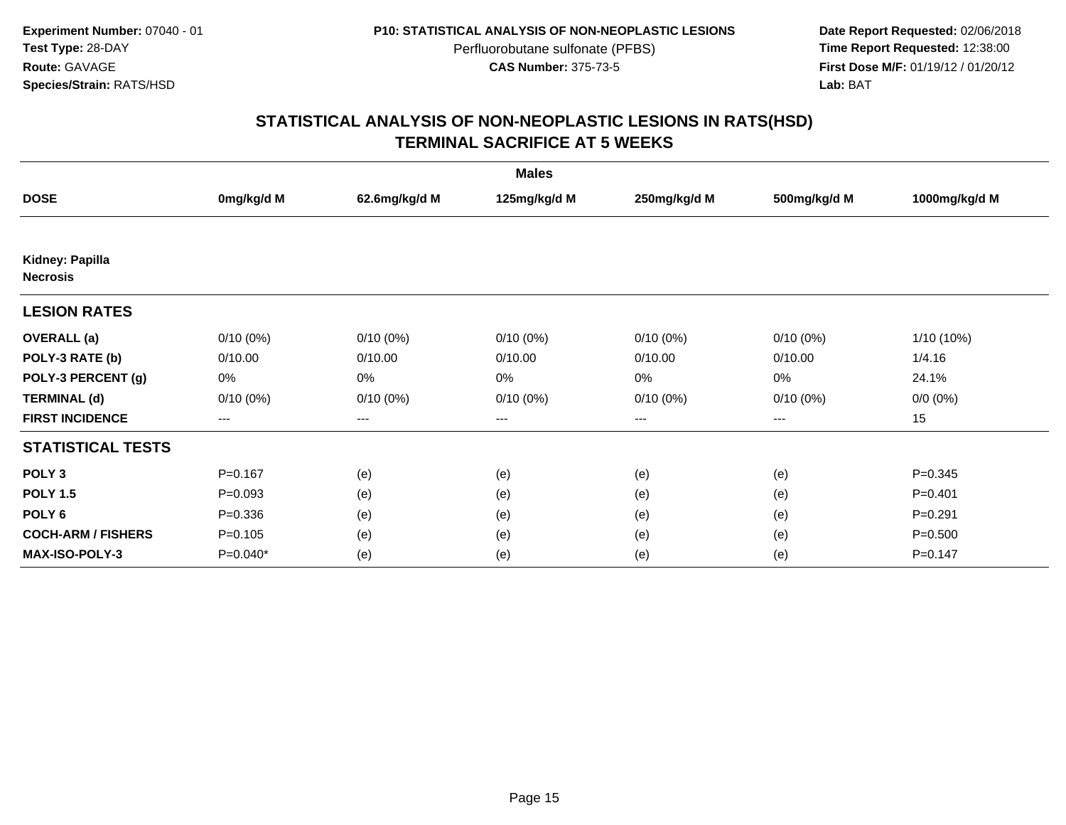**Experiment Number:** 07040 - 01
**Test Type:** 28-DAY
**Route:** GAVAGE
**Species/Strain:** RATS/HSD

**P10: STATISTICAL ANALYSIS OF NON-NEOPLASTIC LESIONS**
Perfluorobutane sulfonate (PFBS)
**CAS Number:** 375-73-5

**Date Report Requested:** 02/06/2018
**Time Report Requested:** 12:38:00
**First Dose M/F:** 01/19/12 / 01/20/12
**Lab:** BAT

## STATISTICAL ANALYSIS OF NON-NEOPLASTIC LESIONS IN RATS(HSD) TERMINAL SACRIFICE AT 5 WEEKS

| | Males | | | | | |
|---|---|---|---|---|---|---|
| **DOSE** | **0mg/kg/d M** | **62.6mg/kg/d M** | **125mg/kg/d M** | **250mg/kg/d M** | **500mg/kg/d M** | **1000mg/kg/d M** |
| **Kidney: Papilla** **Necrosis** | | | | | | |
| **LESION RATES** | | | | | | |
| **OVERALL (a)** | 0/10 (0%) | 0/10 (0%) | 0/10 (0%) | 0/10 (0%) | 0/10 (0%) | 1/10 (10%) |
| **POLY-3 RATE (b)** | 0/10.00 | 0/10.00 | 0/10.00 | 0/10.00 | 0/10.00 | 1/4.16 |
| **POLY-3 PERCENT (g)** | 0% | 0% | 0% | 0% | 0% | 24.1% |
| **TERMINAL (d)** | 0/10 (0%) | 0/10 (0%) | 0/10 (0%) | 0/10 (0%) | 0/10 (0%) | 0/0 (0%) |
| **FIRST INCIDENCE** | --- | --- | --- | --- | --- | 15 |
| **STATISTICAL TESTS** | | | | | | |
| **POLY 3** | P=0.167 | (e) | (e) | (e) | (e) | P=0.345 |
| **POLY 1.5** | P=0.093 | (e) | (e) | (e) | (e) | P=0.401 |
| **POLY 6** | P=0.336 | (e) | (e) | (e) | (e) | P=0.291 |
| **COCH-ARM / FISHERS** | P=0.105 | (e) | (e) | (e) | (e) | P=0.500 |
| **MAX-ISO-POLY-3** | P=0.040* | (e) | (e) | (e) | (e) | P=0.147 |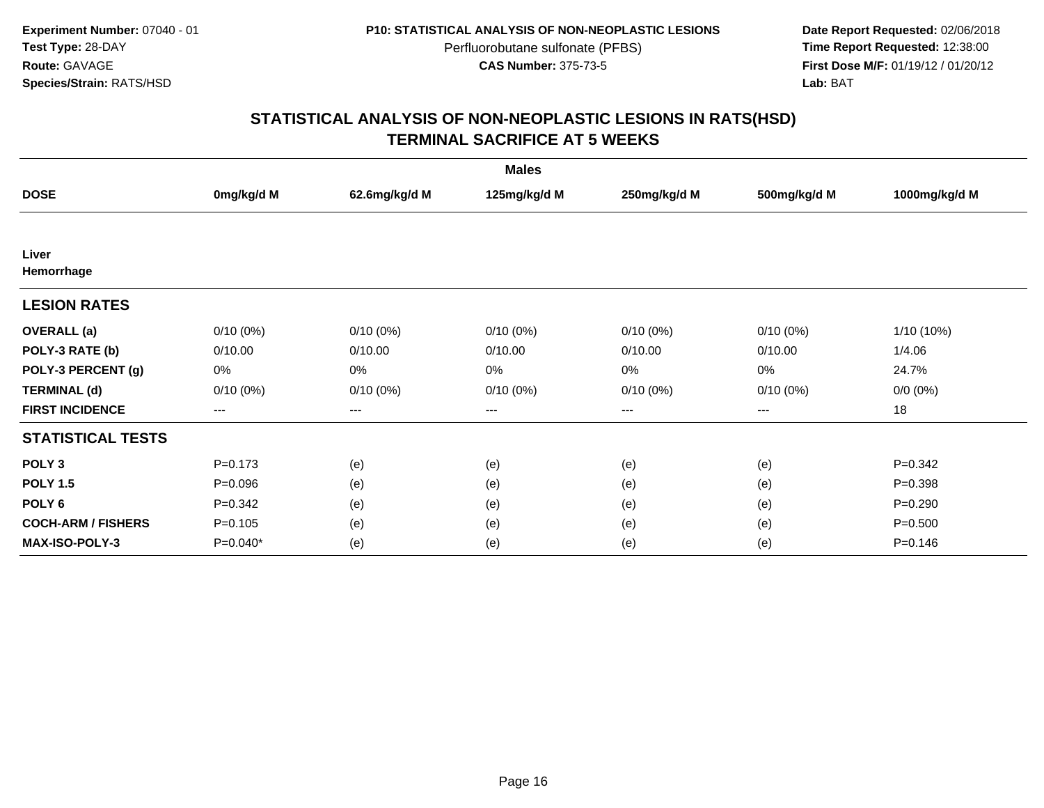Experiment Number: 07040 - 01
Test Type: 28-DAY
Route: GAVAGE
Species/Strain: RATS/HSD

P10: STATISTICAL ANALYSIS OF NON-NEOPLASTIC LESIONS
Perfluorobutane sulfonate (PFBS)
CAS Number: 375-73-5

Date Report Requested: 02/06/2018
Time Report Requested: 12:38:00
First Dose M/F: 01/19/12 / 01/20/12
Lab: BAT

# STATISTICAL ANALYSIS OF NON-NEOPLASTIC LESIONS IN RATS(HSD)
## TERMINAL SACRIFICE AT 5 WEEKS

| | Males | | | | | |
|---|---|---|---|---|---|---|
| **DOSE** | **0mg/kg/d M** | **62.6mg/kg/d M** | **125mg/kg/d M** | **250mg/kg/d M** | **500mg/kg/d M** | **1000mg/kg/d M** |
| **Liver** | | | | | | |
| **Hemorrhage** | | | | | | |
| **LESION RATES** | | | | | | |
| **OVERALL (a)** | 0/10 (0%) | 0/10 (0%) | 0/10 (0%) | 0/10 (0%) | 0/10 (0%) | 1/10 (10%) |
| **POLY-3 RATE (b)** | 0/10.00 | 0/10.00 | 0/10.00 | 0/10.00 | 0/10.00 | 1/4.06 |
| **POLY-3 PERCENT (g)** | 0% | 0% | 0% | 0% | 0% | 24.7% |
| **TERMINAL (d)** | 0/10 (0%) | 0/10 (0%) | 0/10 (0%) | 0/10 (0%) | 0/10 (0%) | 0/0 (0%) |
| **FIRST INCIDENCE** | --- | --- | --- | --- | --- | 18 |
| **STATISTICAL TESTS** | | | | | | |
| **POLY 3** | P=0.173 | (e) | (e) | (e) | (e) | P=0.342 |
| **POLY 1.5** | P=0.096 | (e) | (e) | (e) | (e) | P=0.398 |
| **POLY 6** | P=0.342 | (e) | (e) | (e) | (e) | P=0.290 |
| **COCH-ARM / FISHERS** | P=0.105 | (e) | (e) | (e) | (e) | P=0.500 |
| **MAX-ISO-POLY-3** | P=0.040* | (e) | (e) | (e) | (e) | P=0.146 |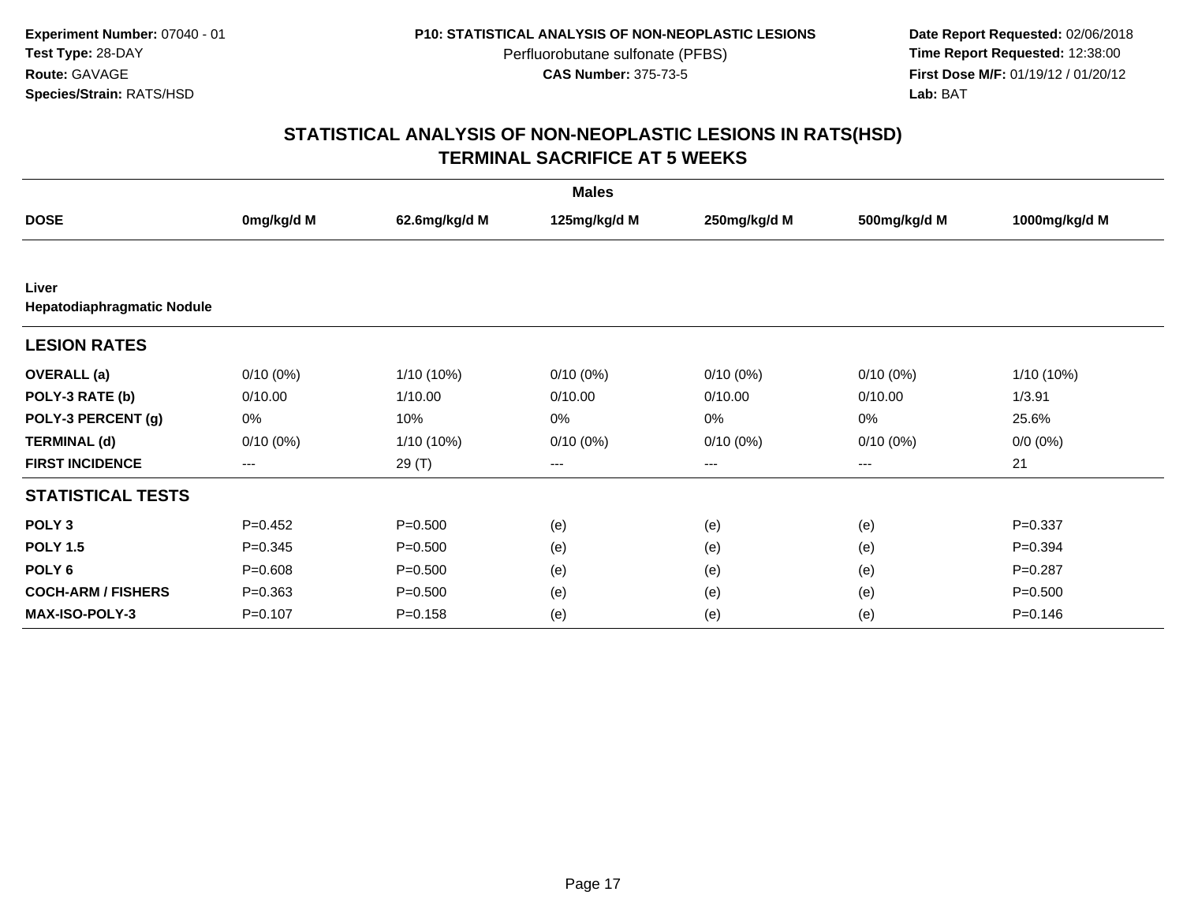**Experiment Number:** 07040 - 01
**Test Type:** 28-DAY
**Route:** GAVAGE
**Species/Strain:** RATS/HSD

**P10: STATISTICAL ANALYSIS OF NON-NEOPLASTIC LESIONS**
Perfluorobutane sulfonate (PFBS)
**CAS Number:** 375-73-5

**Date Report Requested:** 02/06/2018
**Time Report Requested:** 12:38:00
**First Dose M/F:** 01/19/12 / 01/20/12
**Lab:** BAT

## STATISTICAL ANALYSIS OF NON-NEOPLASTIC LESIONS IN RATS(HSD)
## TERMINAL SACRIFICE AT 5 WEEKS

| | Males | | | | | |
|---|---|---|---|---|---|---|
| **DOSE** | **0mg/kg/d M** | **62.6mg/kg/d M** | **125mg/kg/d M** | **250mg/kg/d M** | **500mg/kg/d M** | **1000mg/kg/d M** |
| **Liver** | | | | | | |
| **Hepatodiaphragmatic Nodule** | | | | | | |
| **LESION RATES** | | | | | | |
| **OVERALL (a)** | 0/10 (0%) | 1/10 (10%) | 0/10 (0%) | 0/10 (0%) | 0/10 (0%) | 1/10 (10%) |
| **POLY-3 RATE (b)** | 0/10.00 | 1/10.00 | 0/10.00 | 0/10.00 | 0/10.00 | 1/3.91 |
| **POLY-3 PERCENT (g)** | 0% | 10% | 0% | 0% | 0% | 25.6% |
| **TERMINAL (d)** | 0/10 (0%) | 1/10 (10%) | 0/10 (0%) | 0/10 (0%) | 0/10 (0%) | 0/0 (0%) |
| **FIRST INCIDENCE** | --- | 29 (T) | --- | --- | --- | 21 |
| **STATISTICAL TESTS** | | | | | | |
| **POLY 3** | P=0.452 | P=0.500 | (e) | (e) | (e) | P=0.337 |
| **POLY 1.5** | P=0.345 | P=0.500 | (e) | (e) | (e) | P=0.394 |
| **POLY 6** | P=0.608 | P=0.500 | (e) | (e) | (e) | P=0.287 |
| **COCH-ARM / FISHERS** | P=0.363 | P=0.500 | (e) | (e) | (e) | P=0.500 |
| **MAX-ISO-POLY-3** | P=0.107 | P=0.158 | (e) | (e) | (e) | P=0.146 |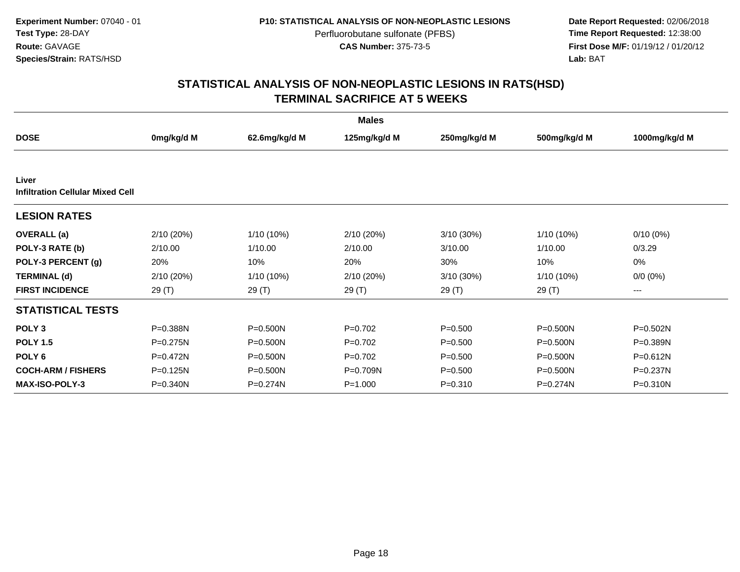**Experiment Number:** 07040 - 01
**Test Type:** 28-DAY
**Route:** GAVAGE
**Species/Strain:** RATS/HSD

**P10: STATISTICAL ANALYSIS OF NON-NEOPLASTIC LESIONS**
Perfluorobutane sulfonate (PFBS)
**CAS Number:** 375-73-5

**Date Report Requested:** 02/06/2018
**Time Report Requested:** 12:38:00
**First Dose M/F:** 01/19/12 / 01/20/12
**Lab:** BAT

## STATISTICAL ANALYSIS OF NON-NEOPLASTIC LESIONS IN RATS(HSD)
## TERMINAL SACRIFICE AT 5 WEEKS

| | Males | | | | | |
|---|---|---|---|---|---|---|
| **DOSE** | **0mg/kg/d M** | **62.6mg/kg/d M** | **125mg/kg/d M** | **250mg/kg/d M** | **500mg/kg/d M** | **1000mg/kg/d M** |
| **Liver** | | | | | | |
| **Infiltration Cellular Mixed Cell** | | | | | | |
| **LESION RATES** | | | | | | |
| **OVERALL (a)** | 2/10 (20%) | 1/10 (10%) | 2/10 (20%) | 3/10 (30%) | 1/10 (10%) | 0/10 (0%) |
| **POLY-3 RATE (b)** | 2/10.00 | 1/10.00 | 2/10.00 | 3/10.00 | 1/10.00 | 0/3.29 |
| **POLY-3 PERCENT (g)** | 20% | 10% | 20% | 30% | 10% | 0% |
| **TERMINAL (d)** | 2/10 (20%) | 1/10 (10%) | 2/10 (20%) | 3/10 (30%) | 1/10 (10%) | 0/0 (0%) |
| **FIRST INCIDENCE** | 29 (T) | 29 (T) | 29 (T) | 29 (T) | 29 (T) | --- |
| **STATISTICAL TESTS** | | | | | | |
| **POLY 3** | P=0.388N | P=0.500N | P=0.702 | P=0.500 | P=0.500N | P=0.502N |
| **POLY 1.5** | P=0.275N | P=0.500N | P=0.702 | P=0.500 | P=0.500N | P=0.389N |
| **POLY 6** | P=0.472N | P=0.500N | P=0.702 | P=0.500 | P=0.500N | P=0.612N |
| **COCH-ARM / FISHERS** | P=0.125N | P=0.500N | P=0.709N | P=0.500 | P=0.500N | P=0.237N |
| **MAX-ISO-POLY-3** | P=0.340N | P=0.274N | P=1.000 | P=0.310 | P=0.274N | P=0.310N |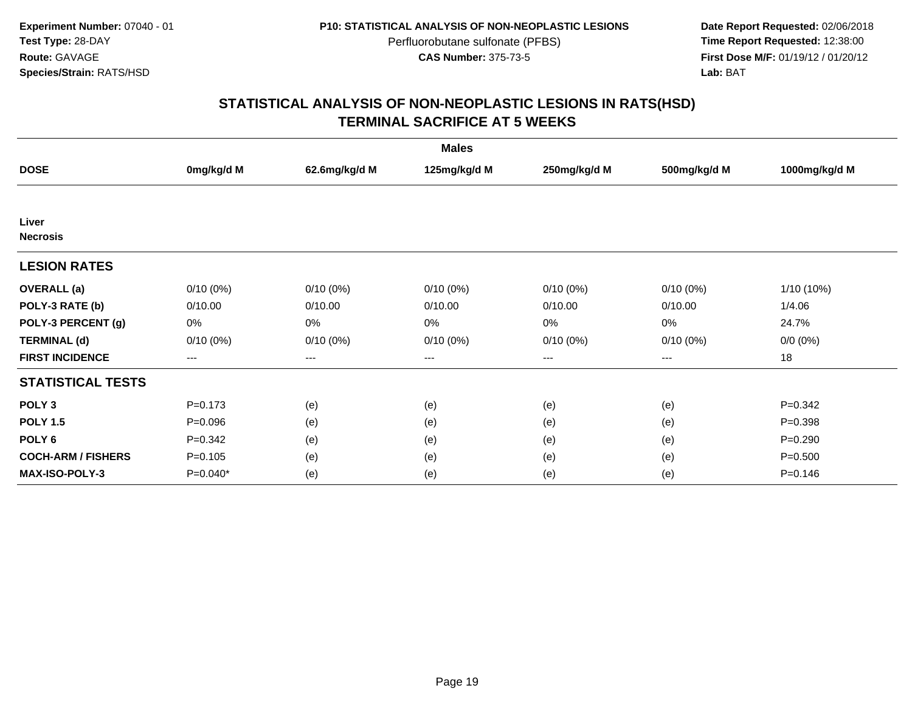**Experiment Number:** 07040 - 01
**Test Type:** 28-DAY
**Route:** GAVAGE
**Species/Strain:** RATS/HSD

**P10: STATISTICAL ANALYSIS OF NON-NEOPLASTIC LESIONS**
Perfluorobutane sulfonate (PFBS)
**CAS Number:** 375-73-5

**Date Report Requested:** 02/06/2018
**Time Report Requested:** 12:38:00
**First Dose M/F:** 01/19/12 / 01/20/12
**Lab:** BAT

## STATISTICAL ANALYSIS OF NON-NEOPLASTIC LESIONS IN RATS(HSD) TERMINAL SACRIFICE AT 5 WEEKS

| | Males | | | | | |
|---|---|---|---|---|---|---|
| **DOSE** | **0mg/kg/d M** | **62.6mg/kg/d M** | **125mg/kg/d M** | **250mg/kg/d M** | **500mg/kg/d M** | **1000mg/kg/d M** |
| **Liver** | | | | | | |
| **Necrosis** | | | | | | |
| **LESION RATES** | | | | | | |
| **OVERALL (a)** | 0/10 (0%) | 0/10 (0%) | 0/10 (0%) | 0/10 (0%) | 0/10 (0%) | 1/10 (10%) |
| **POLY-3 RATE (b)** | 0/10.00 | 0/10.00 | 0/10.00 | 0/10.00 | 0/10.00 | 1/4.06 |
| **POLY-3 PERCENT (g)** | 0% | 0% | 0% | 0% | 0% | 24.7% |
| **TERMINAL (d)** | 0/10 (0%) | 0/10 (0%) | 0/10 (0%) | 0/10 (0%) | 0/10 (0%) | 0/0 (0%) |
| **FIRST INCIDENCE** | --- | --- | --- | --- | --- | 18 |
| **STATISTICAL TESTS** | | | | | | |
| **POLY 3** | P=0.173 | (e) | (e) | (e) | (e) | P=0.342 |
| **POLY 1.5** | P=0.096 | (e) | (e) | (e) | (e) | P=0.398 |
| **POLY 6** | P=0.342 | (e) | (e) | (e) | (e) | P=0.290 |
| **COCH-ARM / FISHERS** | P=0.105 | (e) | (e) | (e) | (e) | P=0.500 |
| **MAX-ISO-POLY-3** | P=0.040* | (e) | (e) | (e) | (e) | P=0.146 |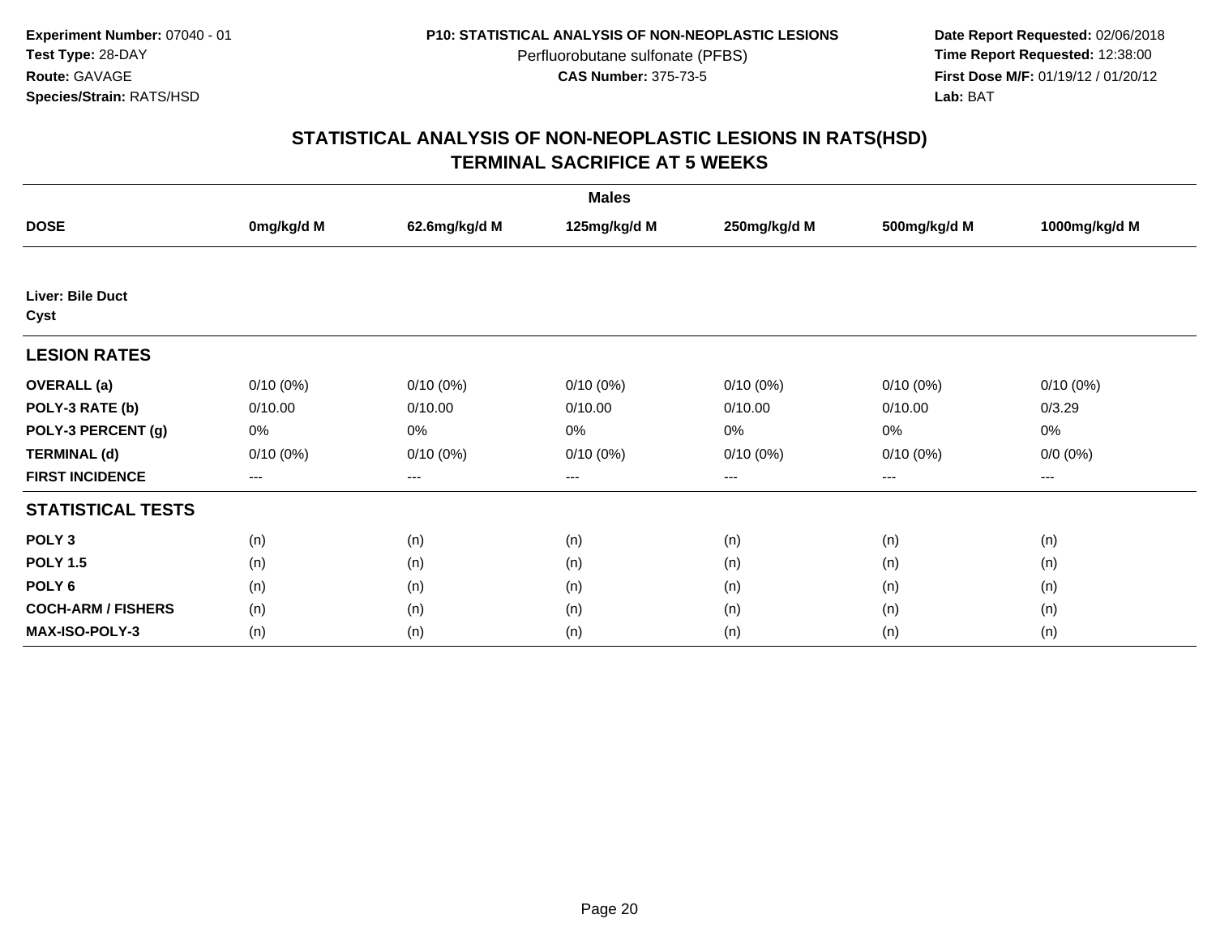**Experiment Number:** 07040 - 01
**Test Type:** 28-DAY
**Route:** GAVAGE
**Species/Strain:** RATS/HSD

**P10: STATISTICAL ANALYSIS OF NON-NEOPLASTIC LESIONS**
Perfluorobutane sulfonate (PFBS)
**CAS Number:** 375-73-5

**Date Report Requested:** 02/06/2018
**Time Report Requested:** 12:38:00
**First Dose M/F:** 01/19/12 / 01/20/12
**Lab:** BAT

## STATISTICAL ANALYSIS OF NON-NEOPLASTIC LESIONS IN RATS(HSD)
## TERMINAL SACRIFICE AT 5 WEEKS

| | Males | | | | | |
|---|---|---|---|---|---|---|
| **DOSE** | **0mg/kg/d M** | **62.6mg/kg/d M** | **125mg/kg/d M** | **250mg/kg/d M** | **500mg/kg/d M** | **1000mg/kg/d M** |
| **Liver: Bile Duct** | | | | | | |
| **Cyst** | | | | | | |
| **LESION RATES** | | | | | | |
| **OVERALL (a)** | 0/10 (0%) | 0/10 (0%) | 0/10 (0%) | 0/10 (0%) | 0/10 (0%) | 0/10 (0%) |
| **POLY-3 RATE (b)** | 0/10.00 | 0/10.00 | 0/10.00 | 0/10.00 | 0/10.00 | 0/3.29 |
| **POLY-3 PERCENT (g)** | 0% | 0% | 0% | 0% | 0% | 0% |
| **TERMINAL (d)** | 0/10 (0%) | 0/10 (0%) | 0/10 (0%) | 0/10 (0%) | 0/10 (0%) | 0/0 (0%) |
| **FIRST INCIDENCE** | --- | --- | --- | --- | --- | --- |
| **STATISTICAL TESTS** | | | | | | |
| **POLY 3** | (n) | (n) | (n) | (n) | (n) | (n) |
| **POLY 1.5** | (n) | (n) | (n) | (n) | (n) | (n) |
| **POLY 6** | (n) | (n) | (n) | (n) | (n) | (n) |
| **COCH-ARM / FISHERS** | (n) | (n) | (n) | (n) | (n) | (n) |
| **MAX-ISO-POLY-3** | (n) | (n) | (n) | (n) | (n) | (n) |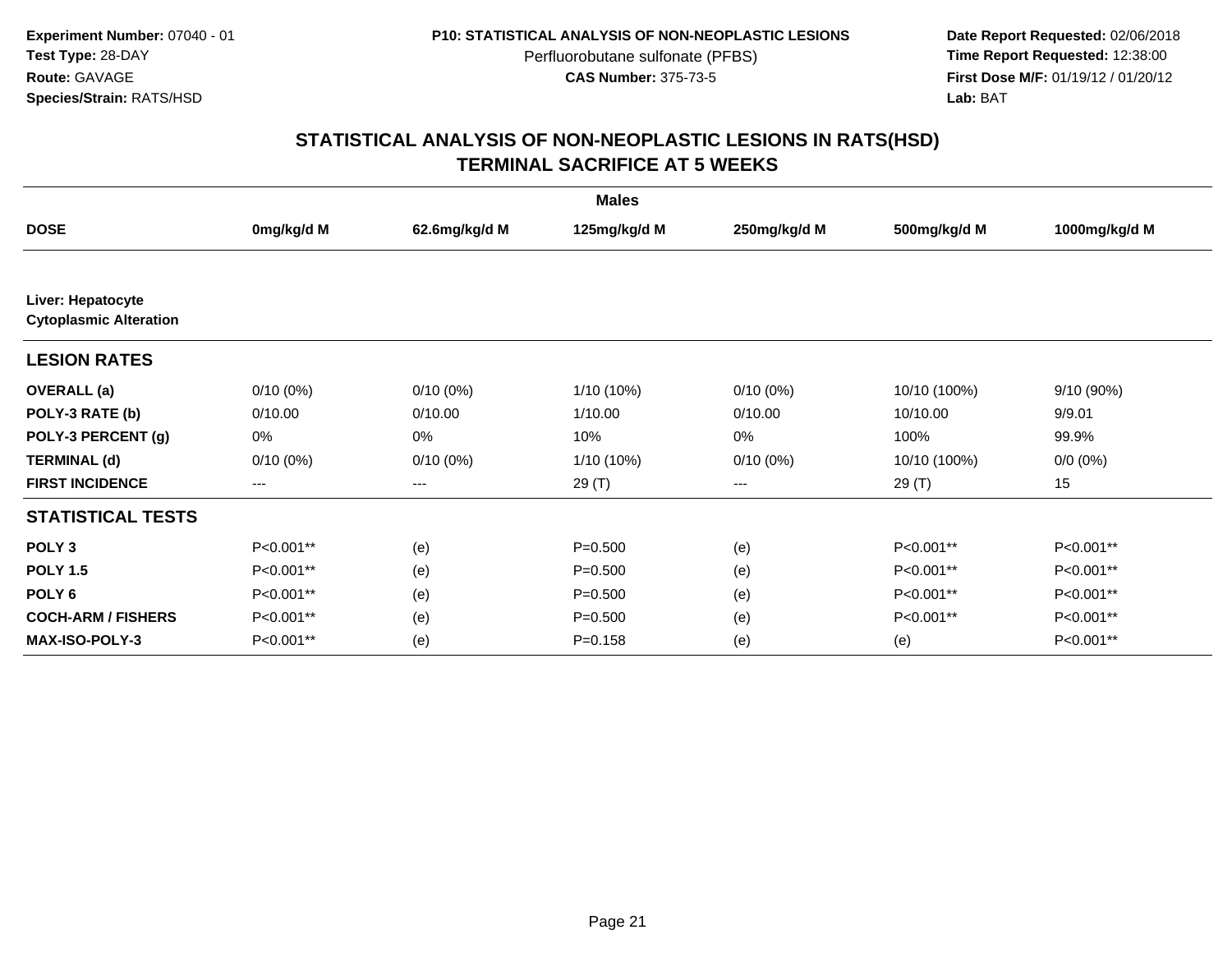**Experiment Number:** 07040 - 01
**Test Type:** 28-DAY
**Route:** GAVAGE
**Species/Strain:** RATS/HSD

**P10: STATISTICAL ANALYSIS OF NON-NEOPLASTIC LESIONS**
Perfluorobutane sulfonate (PFBS)
**CAS Number:** 375-73-5

**Date Report Requested:** 02/06/2018
**Time Report Requested:** 12:38:00
**First Dose M/F:** 01/19/12 / 01/20/12
**Lab:** BAT

## STATISTICAL ANALYSIS OF NON-NEOPLASTIC LESIONS IN RATS(HSD)
## TERMINAL SACRIFICE AT 5 WEEKS

| | Males | | | | | |
|---|---|---|---|---|---|---|
| **DOSE** | **0mg/kg/d M** | **62.6mg/kg/d M** | **125mg/kg/d M** | **250mg/kg/d M** | **500mg/kg/d M** | **1000mg/kg/d M** |
| **Liver: Hepatocyte Cytoplasmic Alteration** | | | | | | |
| **LESION RATES** | | | | | | |
| **OVERALL (a)** | 0/10 (0%) | 0/10 (0%) | 1/10 (10%) | 0/10 (0%) | 10/10 (100%) | 9/10 (90%) |
| **POLY-3 RATE (b)** | 0/10.00 | 0/10.00 | 1/10.00 | 0/10.00 | 10/10.00 | 9/9.01 |
| **POLY-3 PERCENT (g)** | 0% | 0% | 10% | 0% | 100% | 99.9% |
| **TERMINAL (d)** | 0/10 (0%) | 0/10 (0%) | 1/10 (10%) | 0/10 (0%) | 10/10 (100%) | 0/0 (0%) |
| **FIRST INCIDENCE** | --- | --- | 29 (T) | --- | 29 (T) | 15 |
| **STATISTICAL TESTS** | | | | | | |
| **POLY 3** | P<0.001** | (e) | P=0.500 | (e) | P<0.001** | P<0.001** |
| **POLY 1.5** | P<0.001** | (e) | P=0.500 | (e) | P<0.001** | P<0.001** |
| **POLY 6** | P<0.001** | (e) | P=0.500 | (e) | P<0.001** | P<0.001** |
| **COCH-ARM / FISHERS** | P<0.001** | (e) | P=0.500 | (e) | P<0.001** | P<0.001** |
| **MAX-ISO-POLY-3** | P<0.001** | (e) | P=0.158 | (e) | (e) | P<0.001** |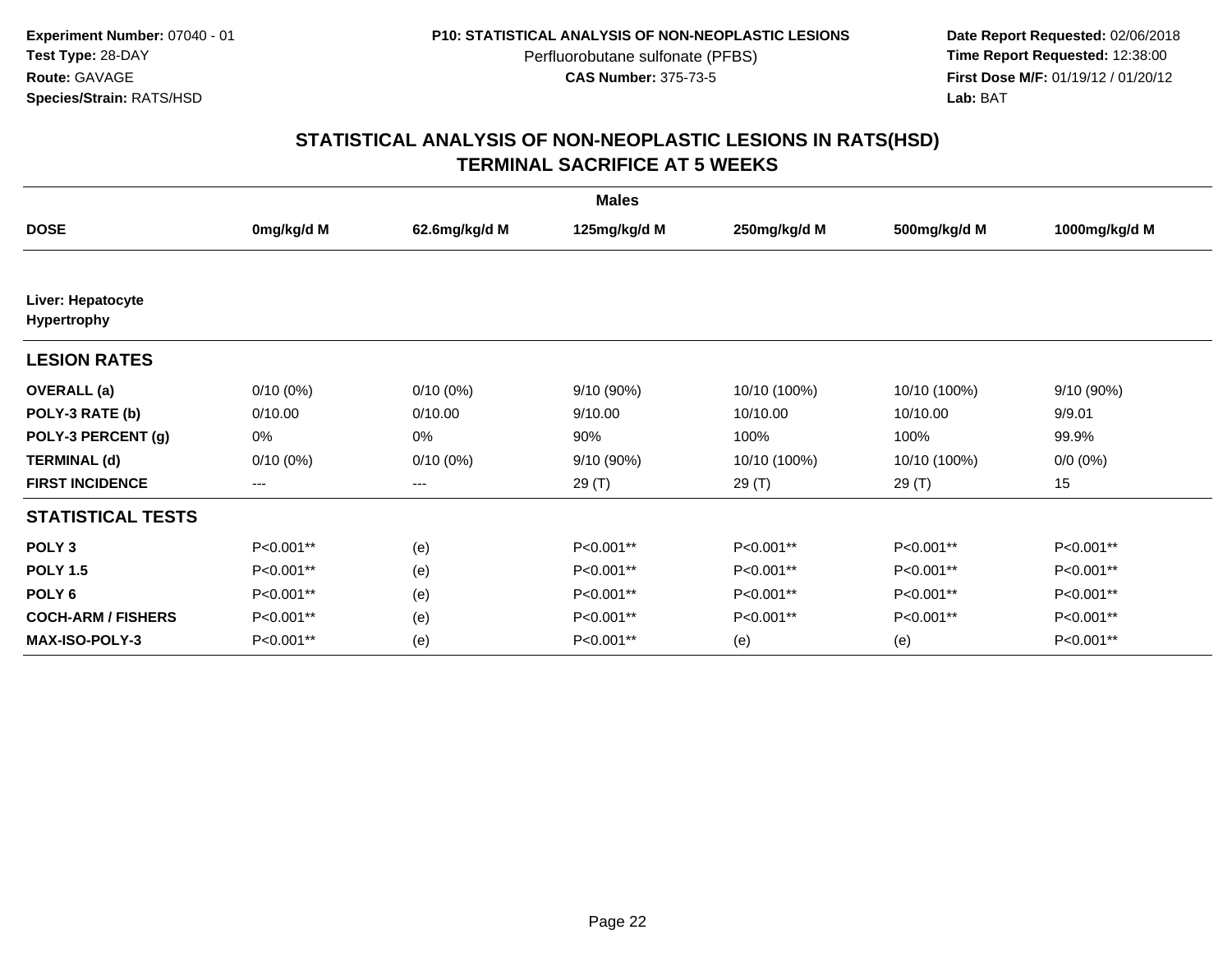**Experiment Number:** 07040 - 01
**Test Type:** 28-DAY
**Route:** GAVAGE
**Species/Strain:** RATS/HSD

**P10: STATISTICAL ANALYSIS OF NON-NEOPLASTIC LESIONS**
Perfluorobutane sulfonate (PFBS)
**CAS Number:** 375-73-5

**Date Report Requested:** 02/06/2018
**Time Report Requested:** 12:38:00
**First Dose M/F:** 01/19/12 / 01/20/12
**Lab:** BAT

## STATISTICAL ANALYSIS OF NON-NEOPLASTIC LESIONS IN RATS(HSD)
## TERMINAL SACRIFICE AT 5 WEEKS

| | Males | | | | | |
|---|---|---|---|---|---|---|
| **DOSE** | **0mg/kg/d M** | **62.6mg/kg/d M** | **125mg/kg/d M** | **250mg/kg/d M** | **500mg/kg/d M** | **1000mg/kg/d M** |
| **Liver: Hepatocyte Hypertrophy** | | | | | | |
| **LESION RATES** | | | | | | |
| **OVERALL (a)** | 0/10 (0%) | 0/10 (0%) | 9/10 (90%) | 10/10 (100%) | 10/10 (100%) | 9/10 (90%) |
| **POLY-3 RATE (b)** | 0/10.00 | 0/10.00 | 9/10.00 | 10/10.00 | 10/10.00 | 9/9.01 |
| **POLY-3 PERCENT (g)** | 0% | 0% | 90% | 100% | 100% | 99.9% |
| **TERMINAL (d)** | 0/10 (0%) | 0/10 (0%) | 9/10 (90%) | 10/10 (100%) | 10/10 (100%) | 0/0 (0%) |
| **FIRST INCIDENCE** | --- | --- | 29 (T) | 29 (T) | 29 (T) | 15 |
| **STATISTICAL TESTS** | | | | | | |
| **POLY 3** | P<0.001** | (e) | P<0.001** | P<0.001** | P<0.001** | P<0.001** |
| **POLY 1.5** | P<0.001** | (e) | P<0.001** | P<0.001** | P<0.001** | P<0.001** |
| **POLY 6** | P<0.001** | (e) | P<0.001** | P<0.001** | P<0.001** | P<0.001** |
| **COCH-ARM / FISHERS** | P<0.001** | (e) | P<0.001** | P<0.001** | P<0.001** | P<0.001** |
| **MAX-ISO-POLY-3** | P<0.001** | (e) | P<0.001** | (e) | (e) | P<0.001** |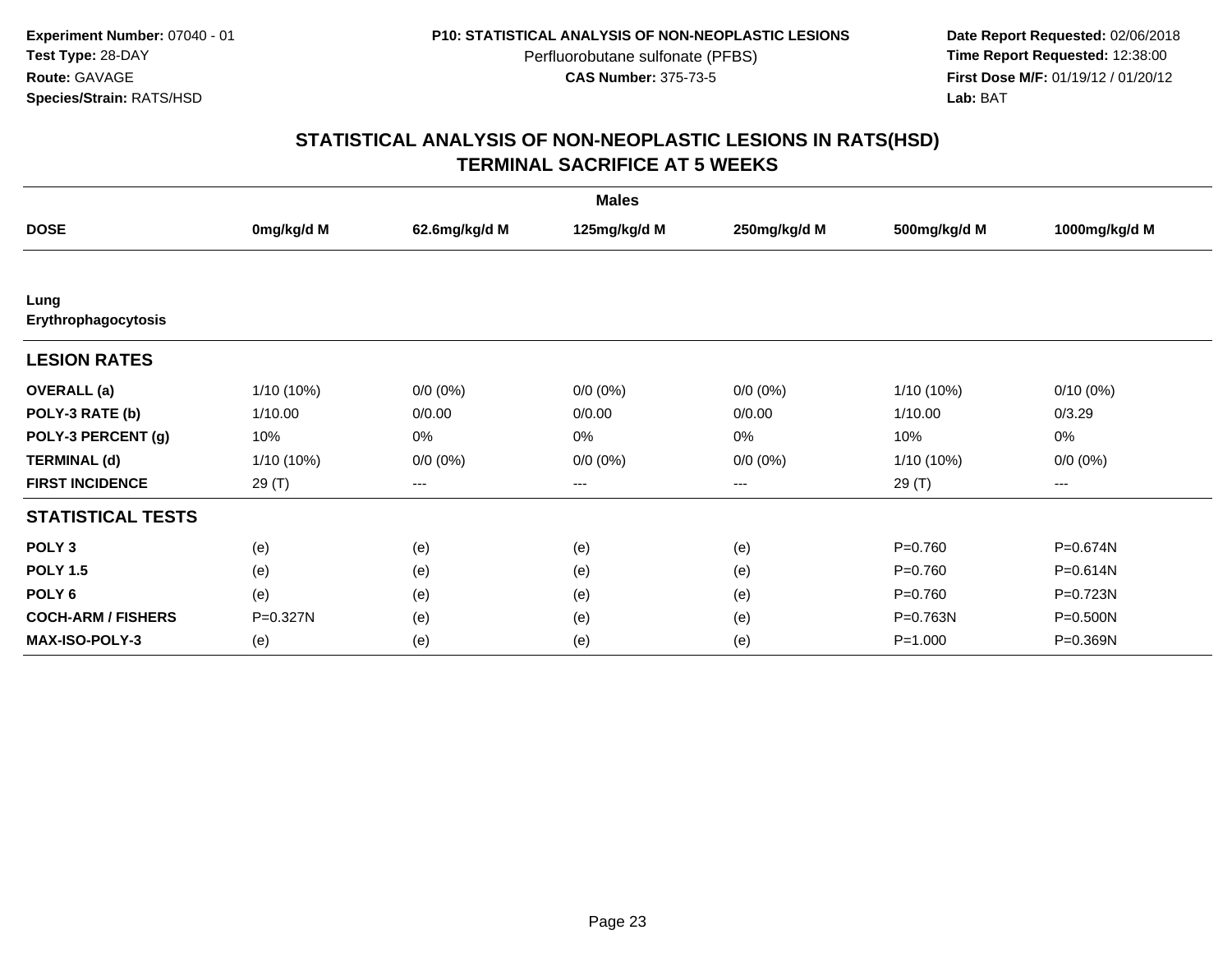**Experiment Number:** 07040 - 01
**Test Type:** 28-DAY
**Route:** GAVAGE
**Species/Strain:** RATS/HSD

**P10: STATISTICAL ANALYSIS OF NON-NEOPLASTIC LESIONS**
Perfluorobutane sulfonate (PFBS)
**CAS Number:** 375-73-5

**Date Report Requested:** 02/06/2018
**Time Report Requested:** 12:38:00
**First Dose M/F:** 01/19/12 / 01/20/12
**Lab:** BAT

## STATISTICAL ANALYSIS OF NON-NEOPLASTIC LESIONS IN RATS(HSD)
## TERMINAL SACRIFICE AT 5 WEEKS

| | Males | | | | | |
|---|---|---|---|---|---|---|
| **DOSE** | **0mg/kg/d M** | **62.6mg/kg/d M** | **125mg/kg/d M** | **250mg/kg/d M** | **500mg/kg/d M** | **1000mg/kg/d M** |
| **Lung** | | | | | | |
| **Erythrophagocytosis** | | | | | | |
| **LESION RATES** | | | | | | |
| **OVERALL (a)** | 1/10 (10%) | 0/0 (0%) | 0/0 (0%) | 0/0 (0%) | 1/10 (10%) | 0/10 (0%) |
| **POLY-3 RATE (b)** | 1/10.00 | 0/0.00 | 0/0.00 | 0/0.00 | 1/10.00 | 0/3.29 |
| **POLY-3 PERCENT (g)** | 10% | 0% | 0% | 0% | 10% | 0% |
| **TERMINAL (d)** | 1/10 (10%) | 0/0 (0%) | 0/0 (0%) | 0/0 (0%) | 1/10 (10%) | 0/0 (0%) |
| **FIRST INCIDENCE** | 29 (T) | --- | --- | --- | 29 (T) | --- |
| **STATISTICAL TESTS** | | | | | | |
| **POLY 3** | (e) | (e) | (e) | (e) | P=0.760 | P=0.674N |
| **POLY 1.5** | (e) | (e) | (e) | (e) | P=0.760 | P=0.614N |
| **POLY 6** | (e) | (e) | (e) | (e) | P=0.760 | P=0.723N |
| **COCH-ARM / FISHERS** | P=0.327N | (e) | (e) | (e) | P=0.763N | P=0.500N |
| **MAX-ISO-POLY-3** | (e) | (e) | (e) | (e) | P=1.000 | P=0.369N |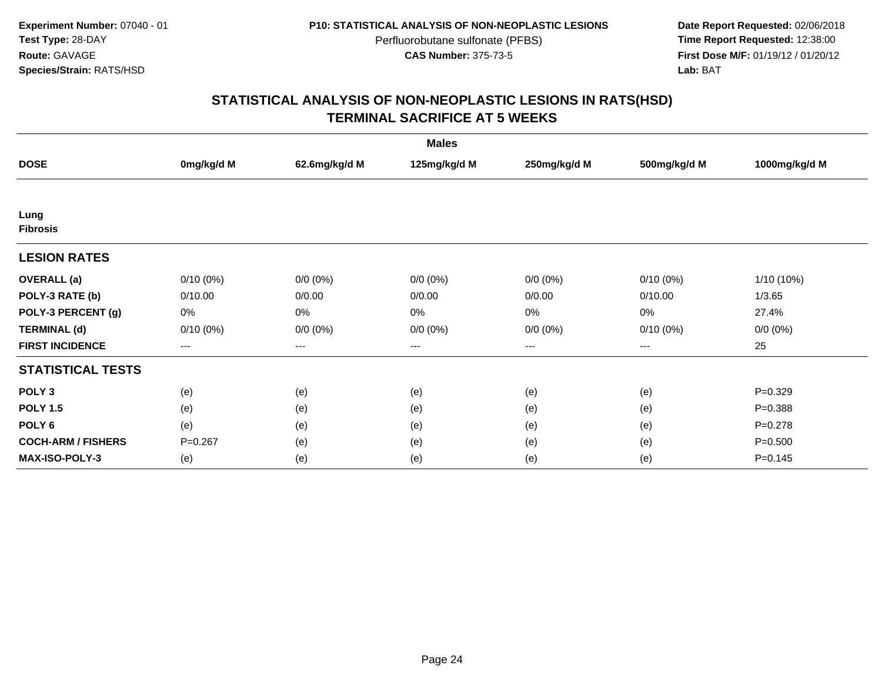**Experiment Number:** 07040 - 01
**Test Type:** 28-DAY
**Route:** GAVAGE
**Species/Strain:** RATS/HSD

**P10: STATISTICAL ANALYSIS OF NON-NEOPLASTIC LESIONS**
Perfluorobutane sulfonate (PFBS)
**CAS Number:** 375-73-5

**Date Report Requested:** 02/06/2018
**Time Report Requested:** 12:38:00
**First Dose M/F:** 01/19/12 / 01/20/12
**Lab:** BAT

## STATISTICAL ANALYSIS OF NON-NEOPLASTIC LESIONS IN RATS(HSD)
## TERMINAL SACRIFICE AT 5 WEEKS

| | Males | | | | | |
|---|---|---|---|---|---|---|
| **DOSE** | **0mg/kg/d M** | **62.6mg/kg/d M** | **125mg/kg/d M** | **250mg/kg/d M** | **500mg/kg/d M** | **1000mg/kg/d M** |
| **Lung** | | | | | | |
| **Fibrosis** | | | | | | |
| **LESION RATES** | | | | | | |
| **OVERALL (a)** | 0/10 (0%) | 0/0 (0%) | 0/0 (0%) | 0/0 (0%) | 0/10 (0%) | 1/10 (10%) |
| **POLY-3 RATE (b)** | 0/10.00 | 0/0.00 | 0/0.00 | 0/0.00 | 0/10.00 | 1/3.65 |
| **POLY-3 PERCENT (g)** | 0% | 0% | 0% | 0% | 0% | 27.4% |
| **TERMINAL (d)** | 0/10 (0%) | 0/0 (0%) | 0/0 (0%) | 0/0 (0%) | 0/10 (0%) | 0/0 (0%) |
| **FIRST INCIDENCE** | --- | --- | --- | --- | --- | 25 |
| **STATISTICAL TESTS** | | | | | | |
| **POLY 3** | (e) | (e) | (e) | (e) | (e) | P=0.329 |
| **POLY 1.5** | (e) | (e) | (e) | (e) | (e) | P=0.388 |
| **POLY 6** | (e) | (e) | (e) | (e) | (e) | P=0.278 |
| **COCH-ARM / FISHERS** | P=0.267 | (e) | (e) | (e) | (e) | P=0.500 |
| **MAX-ISO-POLY-3** | (e) | (e) | (e) | (e) | (e) | P=0.145 |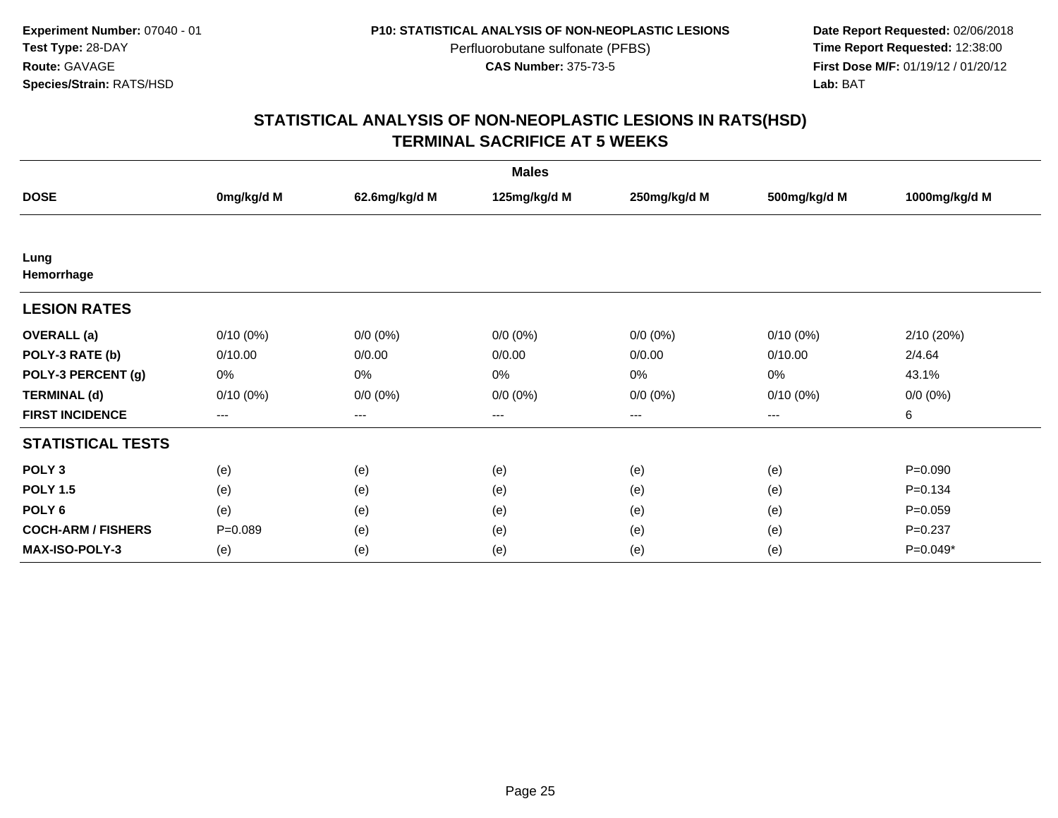**Experiment Number:** 07040 - 01
**Test Type:** 28-DAY
**Route:** GAVAGE
**Species/Strain:** RATS/HSD

**P10: STATISTICAL ANALYSIS OF NON-NEOPLASTIC LESIONS**
Perfluorobutane sulfonate (PFBS)
**CAS Number:** 375-73-5

**Date Report Requested:** 02/06/2018
**Time Report Requested:** 12:38:00
**First Dose M/F:** 01/19/12 / 01/20/12
**Lab:** BAT

## STATISTICAL ANALYSIS OF NON-NEOPLASTIC LESIONS IN RATS(HSD)
## TERMINAL SACRIFICE AT 5 WEEKS

| | Males | | | | | |
|---|---|---|---|---|---|---|
| **DOSE** | **0mg/kg/d M** | **62.6mg/kg/d M** | **125mg/kg/d M** | **250mg/kg/d M** | **500mg/kg/d M** | **1000mg/kg/d M** |
| **Lung** | | | | | | |
| **Hemorrhage** | | | | | | |
| **LESION RATES** | | | | | | |
| **OVERALL (a)** | 0/10 (0%) | 0/0 (0%) | 0/0 (0%) | 0/0 (0%) | 0/10 (0%) | 2/10 (20%) |
| **POLY-3 RATE (b)** | 0/10.00 | 0/0.00 | 0/0.00 | 0/0.00 | 0/10.00 | 2/4.64 |
| **POLY-3 PERCENT (g)** | 0% | 0% | 0% | 0% | 0% | 43.1% |
| **TERMINAL (d)** | 0/10 (0%) | 0/0 (0%) | 0/0 (0%) | 0/0 (0%) | 0/10 (0%) | 0/0 (0%) |
| **FIRST INCIDENCE** | --- | --- | --- | --- | --- | 6 |
| **STATISTICAL TESTS** | | | | | | |
| **POLY 3** | (e) | (e) | (e) | (e) | (e) | P=0.090 |
| **POLY 1.5** | (e) | (e) | (e) | (e) | (e) | P=0.134 |
| **POLY 6** | (e) | (e) | (e) | (e) | (e) | P=0.059 |
| **COCH-ARM / FISHERS** | P=0.089 | (e) | (e) | (e) | (e) | P=0.237 |
| **MAX-ISO-POLY-3** | (e) | (e) | (e) | (e) | (e) | P=0.049* |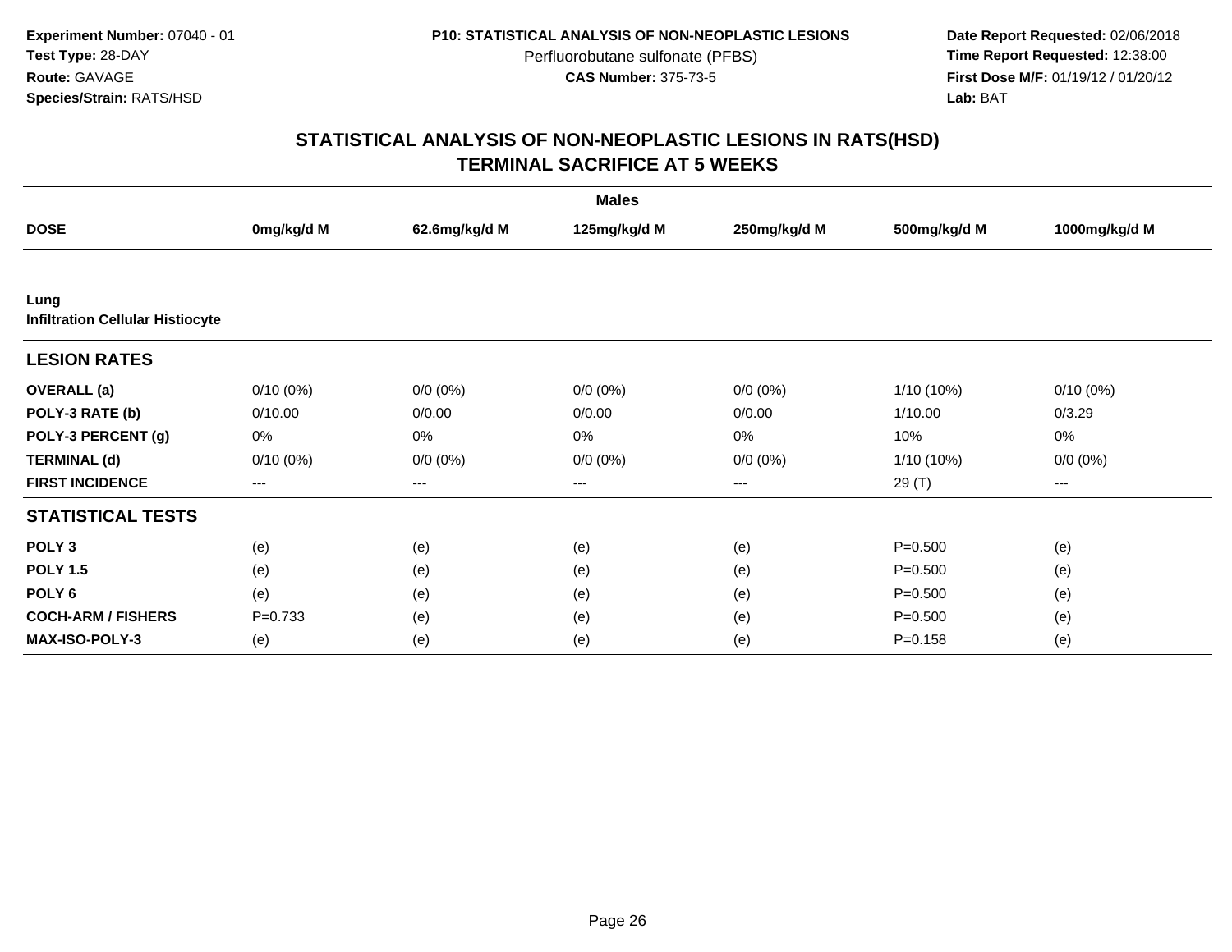**Experiment Number:** 07040 - 01
**Test Type:** 28-DAY
**Route:** GAVAGE
**Species/Strain:** RATS/HSD

**P10: STATISTICAL ANALYSIS OF NON-NEOPLASTIC LESIONS**
Perfluorobutane sulfonate (PFBS)
**CAS Number:** 375-73-5

**Date Report Requested:** 02/06/2018
**Time Report Requested:** 12:38:00
**First Dose M/F:** 01/19/12 / 01/20/12
**Lab:** BAT

## STATISTICAL ANALYSIS OF NON-NEOPLASTIC LESIONS IN RATS(HSD)
## TERMINAL SACRIFICE AT 5 WEEKS

| | Males | | | | | |
|---|---|---|---|---|---|---|
| **DOSE** | **0mg/kg/d M** | **62.6mg/kg/d M** | **125mg/kg/d M** | **250mg/kg/d M** | **500mg/kg/d M** | **1000mg/kg/d M** |
| **Lung** | | | | | | |
| **Infiltration Cellular Histiocyte** | | | | | | |
| **LESION RATES** | | | | | | |
| **OVERALL (a)** | 0/10 (0%) | 0/0 (0%) | 0/0 (0%) | 0/0 (0%) | 1/10 (10%) | 0/10 (0%) |
| **POLY-3 RATE (b)** | 0/10.00 | 0/0.00 | 0/0.00 | 0/0.00 | 1/10.00 | 0/3.29 |
| **POLY-3 PERCENT (g)** | 0% | 0% | 0% | 0% | 10% | 0% |
| **TERMINAL (d)** | 0/10 (0%) | 0/0 (0%) | 0/0 (0%) | 0/0 (0%) | 1/10 (10%) | 0/0 (0%) |
| **FIRST INCIDENCE** | --- | --- | --- | --- | 29 (T) | --- |
| **STATISTICAL TESTS** | | | | | | |
| **POLY 3** | (e) | (e) | (e) | (e) | P=0.500 | (e) |
| **POLY 1.5** | (e) | (e) | (e) | (e) | P=0.500 | (e) |
| **POLY 6** | (e) | (e) | (e) | (e) | P=0.500 | (e) |
| **COCH-ARM / FISHERS** | P=0.733 | (e) | (e) | (e) | P=0.500 | (e) |
| **MAX-ISO-POLY-3** | (e) | (e) | (e) | (e) | P=0.158 | (e) |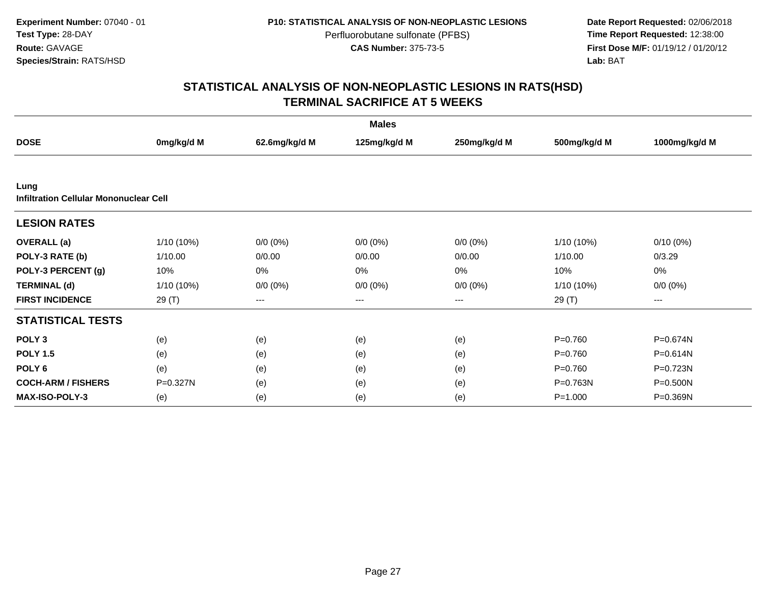**Experiment Number:** 07040 - 01
**Test Type:** 28-DAY
**Route:** GAVAGE
**Species/Strain:** RATS/HSD

**P10: STATISTICAL ANALYSIS OF NON-NEOPLASTIC LESIONS**
Perfluorobutane sulfonate (PFBS)
**CAS Number:** 375-73-5

**Date Report Requested:** 02/06/2018
**Time Report Requested:** 12:38:00
**First Dose M/F:** 01/19/12 / 01/20/12
**Lab:** BAT

## STATISTICAL ANALYSIS OF NON-NEOPLASTIC LESIONS IN RATS(HSD)
## TERMINAL SACRIFICE AT 5 WEEKS

| Males | | | | | | |
|---|---|---|---|---|---|---|
| **DOSE** | **0mg/kg/d M** | **62.6mg/kg/d M** | **125mg/kg/d M** | **250mg/kg/d M** | **500mg/kg/d M** | **1000mg/kg/d M** |
| **Lung** | | | | | | |
| **Infiltration Cellular Mononuclear Cell** | | | | | | |
| **LESION RATES** | | | | | | |
| **OVERALL (a)** | 1/10 (10%) | 0/0 (0%) | 0/0 (0%) | 0/0 (0%) | 1/10 (10%) | 0/10 (0%) |
| **POLY-3 RATE (b)** | 1/10.00 | 0/0.00 | 0/0.00 | 0/0.00 | 1/10.00 | 0/3.29 |
| **POLY-3 PERCENT (g)** | 10% | 0% | 0% | 0% | 10% | 0% |
| **TERMINAL (d)** | 1/10 (10%) | 0/0 (0%) | 0/0 (0%) | 0/0 (0%) | 1/10 (10%) | 0/0 (0%) |
| **FIRST INCIDENCE** | 29 (T) | --- | --- | --- | 29 (T) | --- |
| **STATISTICAL TESTS** | | | | | | |
| **POLY 3** | (e) | (e) | (e) | (e) | P=0.760 | P=0.674N |
| **POLY 1.5** | (e) | (e) | (e) | (e) | P=0.760 | P=0.614N |
| **POLY 6** | (e) | (e) | (e) | (e) | P=0.760 | P=0.723N |
| **COCH-ARM / FISHERS** | P=0.327N | (e) | (e) | (e) | P=0.763N | P=0.500N |
| **MAX-ISO-POLY-3** | (e) | (e) | (e) | (e) | P=1.000 | P=0.369N |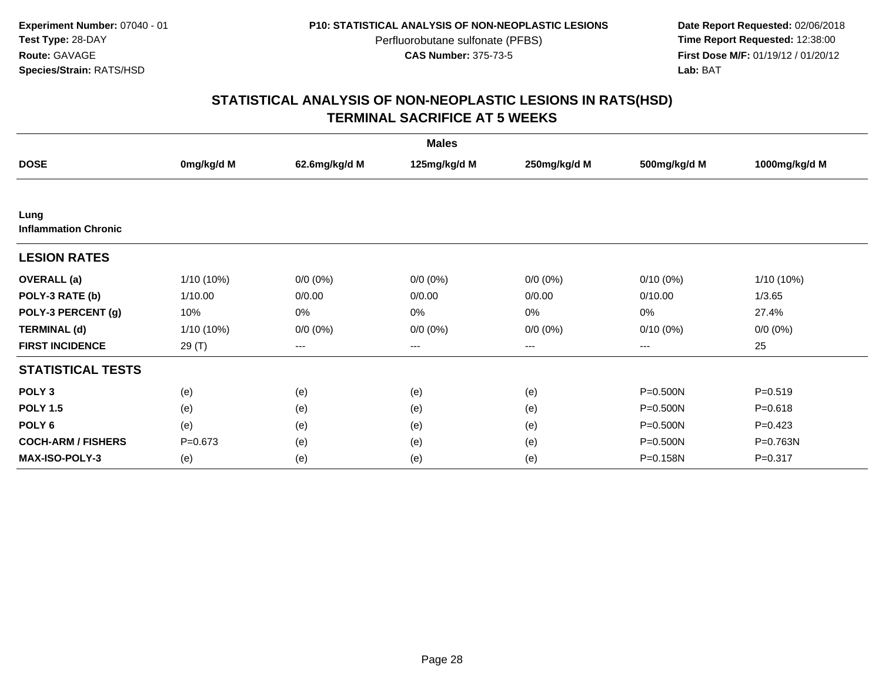**Experiment Number:** 07040 - 01
**Test Type:** 28-DAY
**Route:** GAVAGE
**Species/Strain:** RATS/HSD

**P10: STATISTICAL ANALYSIS OF NON-NEOPLASTIC LESIONS**
Perfluorobutane sulfonate (PFBS)
**CAS Number:** 375-73-5

**Date Report Requested:** 02/06/2018
**Time Report Requested:** 12:38:00
**First Dose M/F:** 01/19/12 / 01/20/12
**Lab:** BAT

## STATISTICAL ANALYSIS OF NON-NEOPLASTIC LESIONS IN RATS(HSD)
## TERMINAL SACRIFICE AT 5 WEEKS

| | Males | | | | | |
|---|---|---|---|---|---|---|
| **DOSE** | **0mg/kg/d M** | **62.6mg/kg/d M** | **125mg/kg/d M** | **250mg/kg/d M** | **500mg/kg/d M** | **1000mg/kg/d M** |
| **Lung** | | | | | | |
| **Inflammation Chronic** | | | | | | |
| **LESION RATES** | | | | | | |
| **OVERALL (a)** | 1/10 (10%) | 0/0 (0%) | 0/0 (0%) | 0/0 (0%) | 0/10 (0%) | 1/10 (10%) |
| **POLY-3 RATE (b)** | 1/10.00 | 0/0.00 | 0/0.00 | 0/0.00 | 0/10.00 | 1/3.65 |
| **POLY-3 PERCENT (g)** | 10% | 0% | 0% | 0% | 0% | 27.4% |
| **TERMINAL (d)** | 1/10 (10%) | 0/0 (0%) | 0/0 (0%) | 0/0 (0%) | 0/10 (0%) | 0/0 (0%) |
| **FIRST INCIDENCE** | 29 (T) | --- | --- | --- | --- | 25 |
| **STATISTICAL TESTS** | | | | | | |
| **POLY 3** | (e) | (e) | (e) | (e) | P=0.500N | P=0.519 |
| **POLY 1.5** | (e) | (e) | (e) | (e) | P=0.500N | P=0.618 |
| **POLY 6** | (e) | (e) | (e) | (e) | P=0.500N | P=0.423 |
| **COCH-ARM / FISHERS** | P=0.673 | (e) | (e) | (e) | P=0.500N | P=0.763N |
| **MAX-ISO-POLY-3** | (e) | (e) | (e) | (e) | P=0.158N | P=0.317 |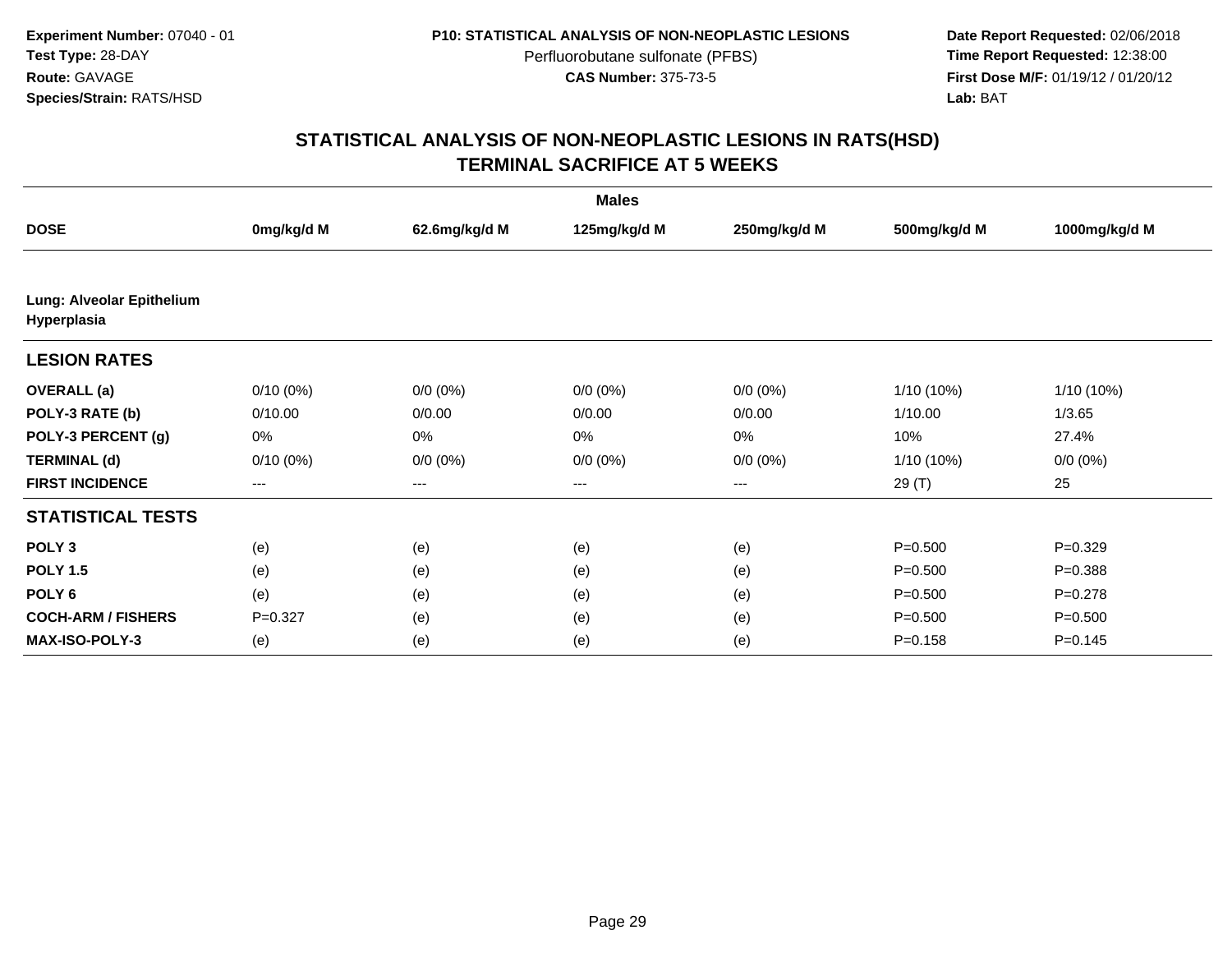**Experiment Number:** 07040 - 01
**Test Type:** 28-DAY
**Route:** GAVAGE
**Species/Strain:** RATS/HSD

**P10: STATISTICAL ANALYSIS OF NON-NEOPLASTIC LESIONS**
Perfluorobutane sulfonate (PFBS)
**CAS Number:** 375-73-5

**Date Report Requested:** 02/06/2018
**Time Report Requested:** 12:38:00
**First Dose M/F:** 01/19/12 / 01/20/12
**Lab:** BAT

## STATISTICAL ANALYSIS OF NON-NEOPLASTIC LESIONS IN RATS(HSD)
## TERMINAL SACRIFICE AT 5 WEEKS

| Males | | | | | | |
|---|---|---|---|---|---|---|
| **DOSE** | **0mg/kg/d M** | **62.6mg/kg/d M** | **125mg/kg/d M** | **250mg/kg/d M** | **500mg/kg/d M** | **1000mg/kg/d M** |
| **Lung: Alveolar Epithelium Hyperplasia** | | | | | | |
| **LESION RATES** | | | | | | |
| **OVERALL (a)** | 0/10 (0%) | 0/0 (0%) | 0/0 (0%) | 0/0 (0%) | 1/10 (10%) | 1/10 (10%) |
| **POLY-3 RATE (b)** | 0/10.00 | 0/0.00 | 0/0.00 | 0/0.00 | 1/10.00 | 1/3.65 |
| **POLY-3 PERCENT (g)** | 0% | 0% | 0% | 0% | 10% | 27.4% |
| **TERMINAL (d)** | 0/10 (0%) | 0/0 (0%) | 0/0 (0%) | 0/0 (0%) | 1/10 (10%) | 0/0 (0%) |
| **FIRST INCIDENCE** | --- | --- | --- | --- | 29 (T) | 25 |
| **STATISTICAL TESTS** | | | | | | |
| **POLY 3** | (e) | (e) | (e) | (e) | P=0.500 | P=0.329 |
| **POLY 1.5** | (e) | (e) | (e) | (e) | P=0.500 | P=0.388 |
| **POLY 6** | (e) | (e) | (e) | (e) | P=0.500 | P=0.278 |
| **COCH-ARM / FISHERS** | P=0.327 | (e) | (e) | (e) | P=0.500 | P=0.500 |
| **MAX-ISO-POLY-3** | (e) | (e) | (e) | (e) | P=0.158 | P=0.145 |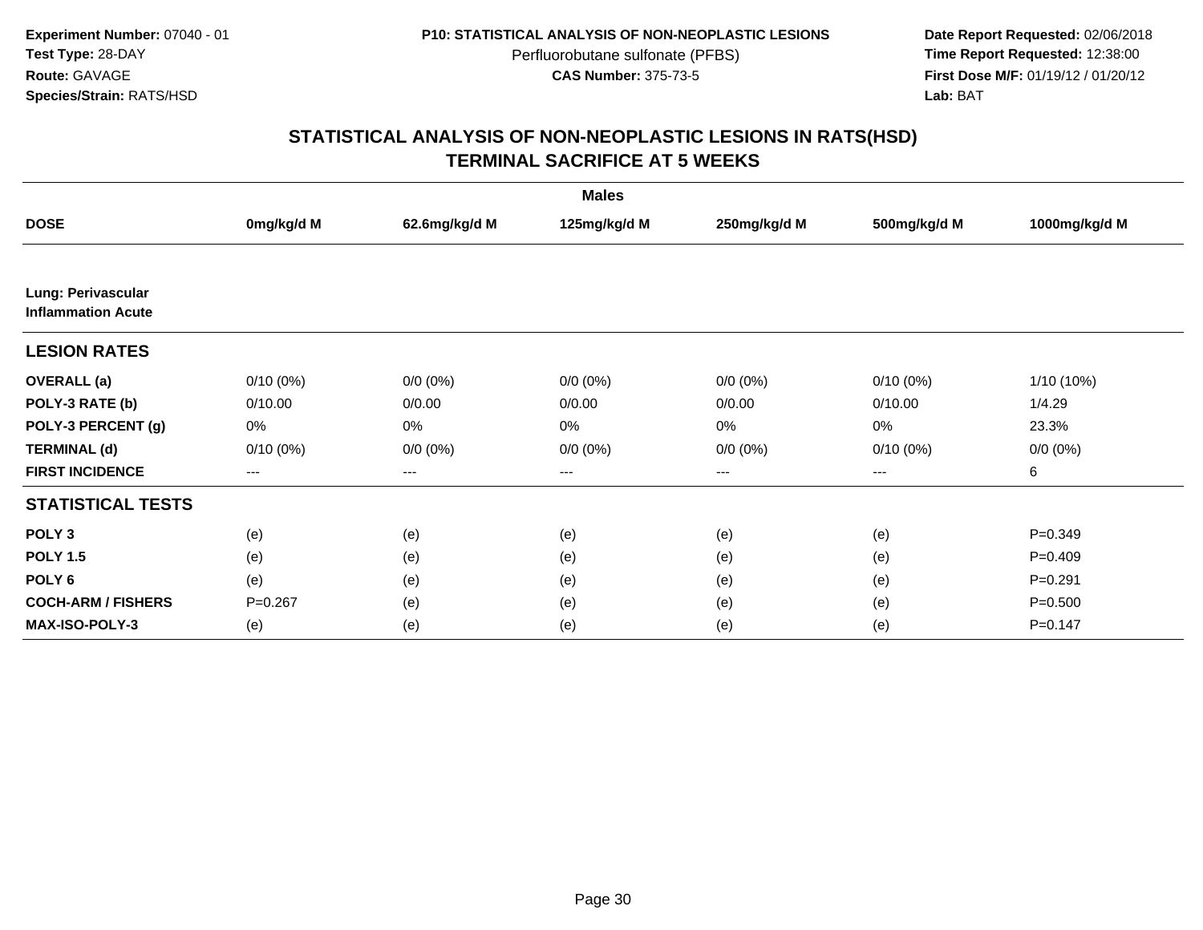**Experiment Number:** 07040 - 01
**Test Type:** 28-DAY
**Route:** GAVAGE
**Species/Strain:** RATS/HSD

**P10: STATISTICAL ANALYSIS OF NON-NEOPLASTIC LESIONS**
Perfluorobutane sulfonate (PFBS)
**CAS Number:** 375-73-5

**Date Report Requested:** 02/06/2018
**Time Report Requested:** 12:38:00
**First Dose M/F:** 01/19/12 / 01/20/12
**Lab:** BAT

## STATISTICAL ANALYSIS OF NON-NEOPLASTIC LESIONS IN RATS(HSD)
## TERMINAL SACRIFICE AT 5 WEEKS

| | Males | | | | | |
|---|---|---|---|---|---|---|
| **DOSE** | **0mg/kg/d M** | **62.6mg/kg/d M** | **125mg/kg/d M** | **250mg/kg/d M** | **500mg/kg/d M** | **1000mg/kg/d M** |
| **Lung: Perivascular Inflammation Acute** | | | | | | |
| **LESION RATES** | | | | | | |
| **OVERALL (a)** | 0/10 (0%) | 0/0 (0%) | 0/0 (0%) | 0/0 (0%) | 0/10 (0%) | 1/10 (10%) |
| **POLY-3 RATE (b)** | 0/10.00 | 0/0.00 | 0/0.00 | 0/0.00 | 0/10.00 | 1/4.29 |
| **POLY-3 PERCENT (g)** | 0% | 0% | 0% | 0% | 0% | 23.3% |
| **TERMINAL (d)** | 0/10 (0%) | 0/0 (0%) | 0/0 (0%) | 0/0 (0%) | 0/10 (0%) | 0/0 (0%) |
| **FIRST INCIDENCE** | --- | --- | --- | --- | --- | 6 |
| **STATISTICAL TESTS** | | | | | | |
| **POLY 3** | (e) | (e) | (e) | (e) | (e) | P=0.349 |
| **POLY 1.5** | (e) | (e) | (e) | (e) | (e) | P=0.409 |
| **POLY 6** | (e) | (e) | (e) | (e) | (e) | P=0.291 |
| **COCH-ARM / FISHERS** | P=0.267 | (e) | (e) | (e) | (e) | P=0.500 |
| **MAX-ISO-POLY-3** | (e) | (e) | (e) | (e) | (e) | P=0.147 |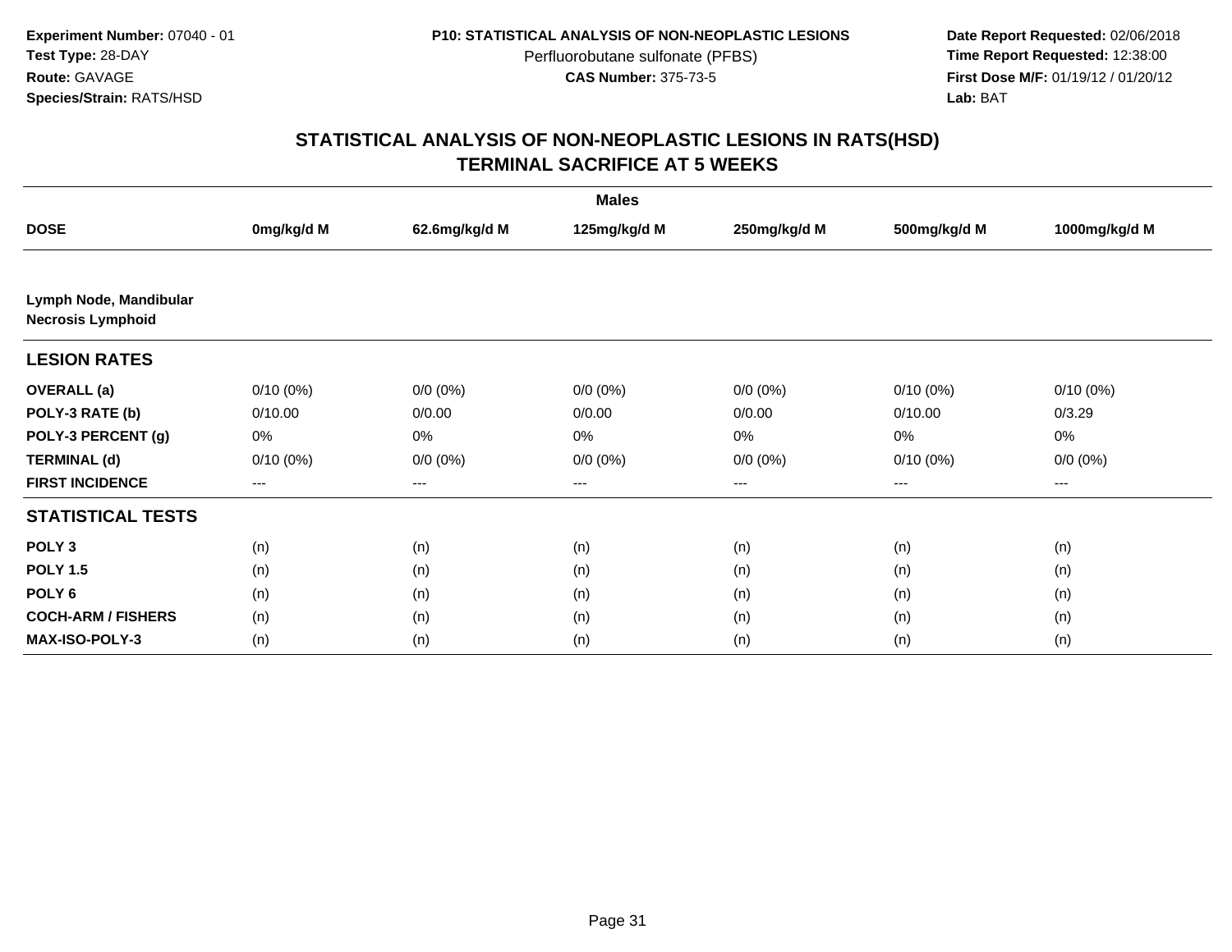**Experiment Number:** 07040 - 01
**Test Type:** 28-DAY
**Route:** GAVAGE
**Species/Strain:** RATS/HSD

**P10: STATISTICAL ANALYSIS OF NON-NEOPLASTIC LESIONS**
Perfluorobutane sulfonate (PFBS)
**CAS Number:** 375-73-5

**Date Report Requested:** 02/06/2018
**Time Report Requested:** 12:38:00
**First Dose M/F:** 01/19/12 / 01/20/12
**Lab:** BAT

## STATISTICAL ANALYSIS OF NON-NEOPLASTIC LESIONS IN RATS(HSD)
## TERMINAL SACRIFICE AT 5 WEEKS

| | Males | | | | | |
|---|---|---|---|---|---|---|
| **DOSE** | **0mg/kg/d M** | **62.6mg/kg/d M** | **125mg/kg/d M** | **250mg/kg/d M** | **500mg/kg/d M** | **1000mg/kg/d M** |
| **Lymph Node, Mandibular** **Necrosis Lymphoid** | | | | | | |
| **LESION RATES** | | | | | | |
| **OVERALL (a)** | 0/10 (0%) | 0/0 (0%) | 0/0 (0%) | 0/0 (0%) | 0/10 (0%) | 0/10 (0%) |
| **POLY-3 RATE (b)** | 0/10.00 | 0/0.00 | 0/0.00 | 0/0.00 | 0/10.00 | 0/3.29 |
| **POLY-3 PERCENT (g)** | 0% | 0% | 0% | 0% | 0% | 0% |
| **TERMINAL (d)** | 0/10 (0%) | 0/0 (0%) | 0/0 (0%) | 0/0 (0%) | 0/10 (0%) | 0/0 (0%) |
| **FIRST INCIDENCE** | --- | --- | --- | --- | --- | --- |
| **STATISTICAL TESTS** | | | | | | |
| **POLY 3** | (n) | (n) | (n) | (n) | (n) | (n) |
| **POLY 1.5** | (n) | (n) | (n) | (n) | (n) | (n) |
| **POLY 6** | (n) | (n) | (n) | (n) | (n) | (n) |
| **COCH-ARM / FISHERS** | (n) | (n) | (n) | (n) | (n) | (n) |
| **MAX-ISO-POLY-3** | (n) | (n) | (n) | (n) | (n) | (n) |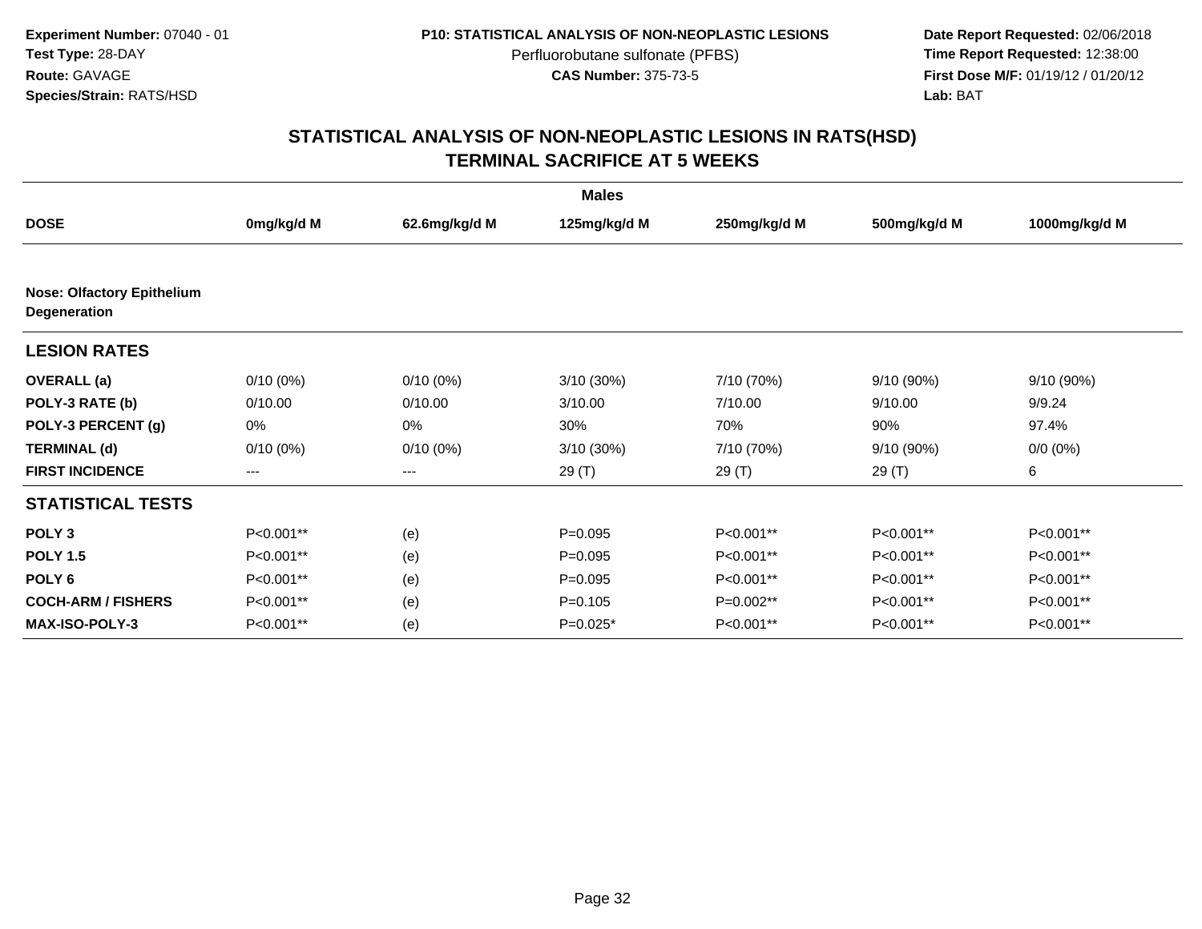**Experiment Number:** 07040 - 01
**Test Type:** 28-DAY
**Route:** GAVAGE
**Species/Strain:** RATS/HSD

**P10: STATISTICAL ANALYSIS OF NON-NEOPLASTIC LESIONS**
Perfluorobutane sulfonate (PFBS)
**CAS Number:** 375-73-5

**Date Report Requested:** 02/06/2018
**Time Report Requested:** 12:38:00
**First Dose M/F:** 01/19/12 / 01/20/12
**Lab:** BAT

## STATISTICAL ANALYSIS OF NON-NEOPLASTIC LESIONS IN RATS(HSD)
## TERMINAL SACRIFICE AT 5 WEEKS

| | Males | | | | | |
|---|---|---|---|---|---|---|
| **DOSE** | **0mg/kg/d M** | **62.6mg/kg/d M** | **125mg/kg/d M** | **250mg/kg/d M** | **500mg/kg/d M** | **1000mg/kg/d M** |
| **Nose: Olfactory Epithelium Degeneration** | | | | | | |
| **LESION RATES** | | | | | | |
| **OVERALL (a)** | 0/10 (0%) | 0/10 (0%) | 3/10 (30%) | 7/10 (70%) | 9/10 (90%) | 9/10 (90%) |
| **POLY-3 RATE (b)** | 0/10.00 | 0/10.00 | 3/10.00 | 7/10.00 | 9/10.00 | 9/9.24 |
| **POLY-3 PERCENT (g)** | 0% | 0% | 30% | 70% | 90% | 97.4% |
| **TERMINAL (d)** | 0/10 (0%) | 0/10 (0%) | 3/10 (30%) | 7/10 (70%) | 9/10 (90%) | 0/0 (0%) |
| **FIRST INCIDENCE** | --- | --- | 29 (T) | 29 (T) | 29 (T) | 6 |
| **STATISTICAL TESTS** | | | | | | |
| **POLY 3** | P<0.001** | (e) | P=0.095 | P<0.001** | P<0.001** | P<0.001** |
| **POLY 1.5** | P<0.001** | (e) | P=0.095 | P<0.001** | P<0.001** | P<0.001** |
| **POLY 6** | P<0.001** | (e) | P=0.095 | P<0.001** | P<0.001** | P<0.001** |
| **COCH-ARM / FISHERS** | P<0.001** | (e) | P=0.105 | P=0.002** | P<0.001** | P<0.001** |
| **MAX-ISO-POLY-3** | P<0.001** | (e) | P=0.025* | P<0.001** | P<0.001** | P<0.001** |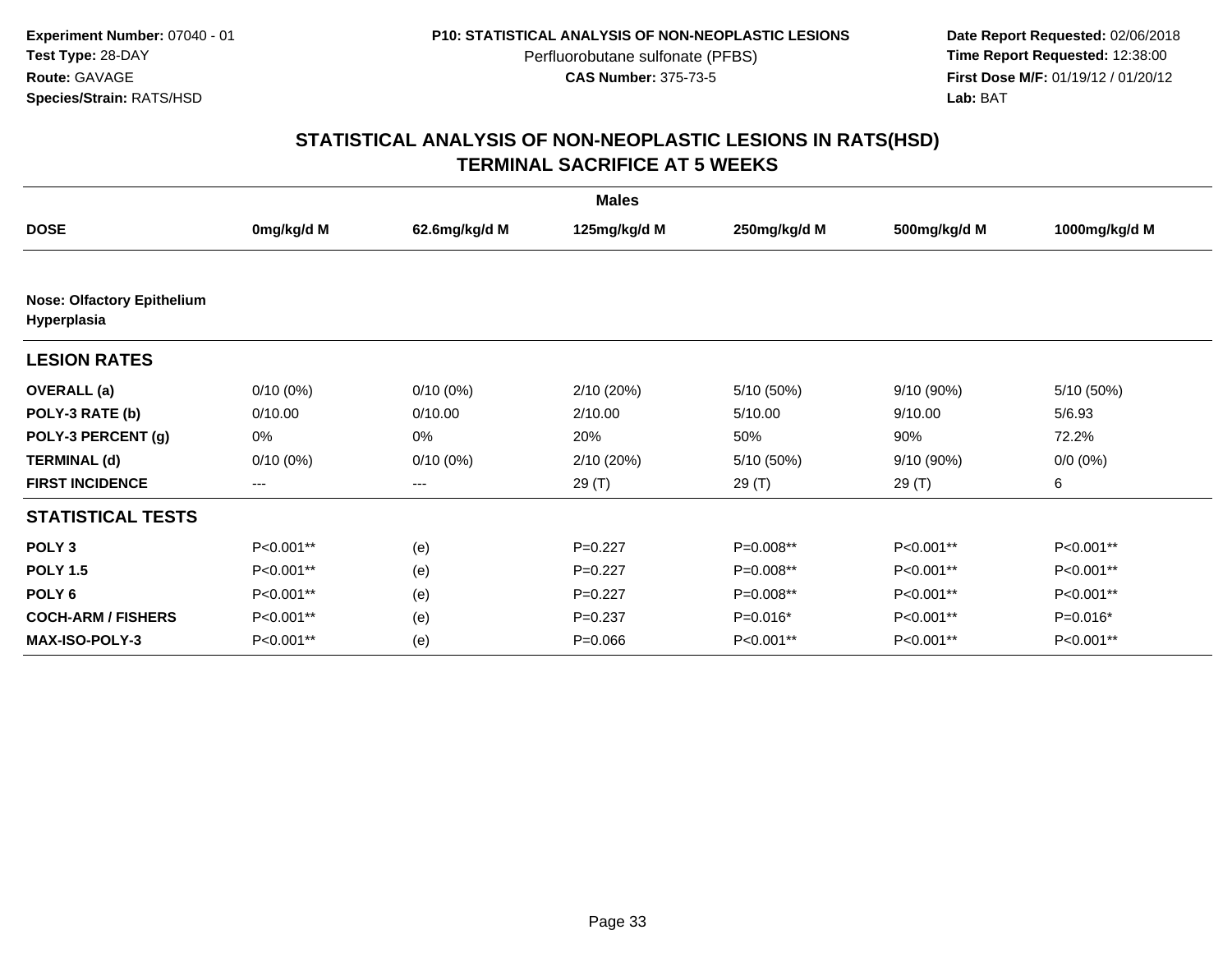**Experiment Number:** 07040 - 01
**Test Type:** 28-DAY
**Route:** GAVAGE
**Species/Strain:** RATS/HSD

**P10: STATISTICAL ANALYSIS OF NON-NEOPLASTIC LESIONS**
Perfluorobutane sulfonate (PFBS)
**CAS Number:** 375-73-5

**Date Report Requested:** 02/06/2018
**Time Report Requested:** 12:38:00
**First Dose M/F:** 01/19/12 / 01/20/12
**Lab:** BAT

## STATISTICAL ANALYSIS OF NON-NEOPLASTIC LESIONS IN RATS(HSD)
## TERMINAL SACRIFICE AT 5 WEEKS

| | Males | | | | | |
|---|---|---|---|---|---|---|
| **DOSE** | **0mg/kg/d M** | **62.6mg/kg/d M** | **125mg/kg/d M** | **250mg/kg/d M** | **500mg/kg/d M** | **1000mg/kg/d M** |
| **Nose: Olfactory Epithelium Hyperplasia** | | | | | | |
| **LESION RATES** | | | | | | |
| **OVERALL (a)** | 0/10 (0%) | 0/10 (0%) | 2/10 (20%) | 5/10 (50%) | 9/10 (90%) | 5/10 (50%) |
| **POLY-3 RATE (b)** | 0/10.00 | 0/10.00 | 2/10.00 | 5/10.00 | 9/10.00 | 5/6.93 |
| **POLY-3 PERCENT (g)** | 0% | 0% | 20% | 50% | 90% | 72.2% |
| **TERMINAL (d)** | 0/10 (0%) | 0/10 (0%) | 2/10 (20%) | 5/10 (50%) | 9/10 (90%) | 0/0 (0%) |
| **FIRST INCIDENCE** | --- | --- | 29 (T) | 29 (T) | 29 (T) | 6 |
| **STATISTICAL TESTS** | | | | | | |
| **POLY 3** | P<0.001** | (e) | P=0.227 | P=0.008** | P<0.001** | P<0.001** |
| **POLY 1.5** | P<0.001** | (e) | P=0.227 | P=0.008** | P<0.001** | P<0.001** |
| **POLY 6** | P<0.001** | (e) | P=0.227 | P=0.008** | P<0.001** | P<0.001** |
| **COCH-ARM / FISHERS** | P<0.001** | (e) | P=0.237 | P=0.016* | P<0.001** | P=0.016* |
| **MAX-ISO-POLY-3** | P<0.001** | (e) | P=0.066 | P<0.001** | P<0.001** | P<0.001** |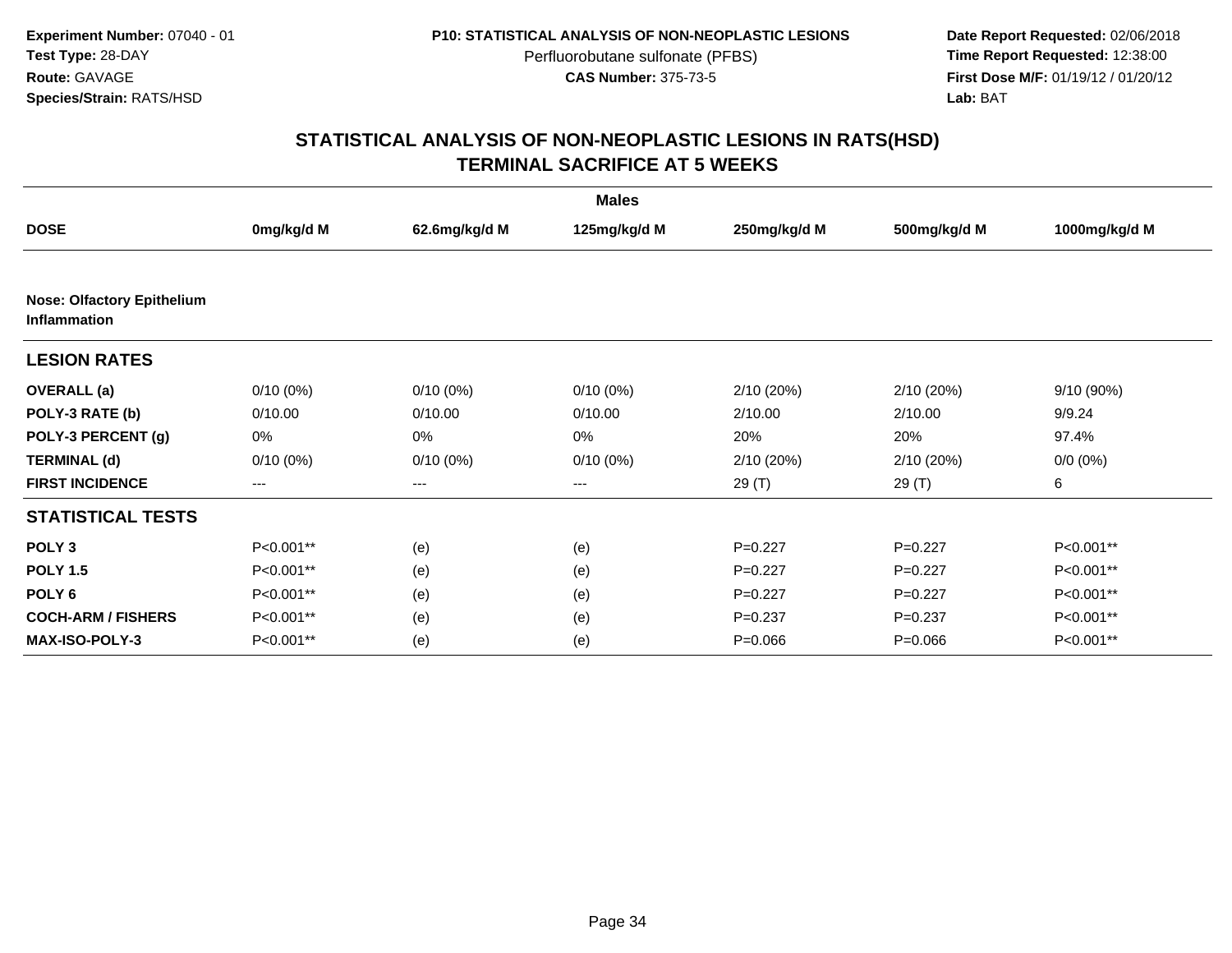**Experiment Number:** 07040 - 01
**Test Type:** 28-DAY
**Route:** GAVAGE
**Species/Strain:** RATS/HSD

**P10: STATISTICAL ANALYSIS OF NON-NEOPLASTIC LESIONS**
Perfluorobutane sulfonate (PFBS)
**CAS Number:** 375-73-5

**Date Report Requested:** 02/06/2018
**Time Report Requested:** 12:38:00
**First Dose M/F:** 01/19/12 / 01/20/12
**Lab:** BAT

# STATISTICAL ANALYSIS OF NON-NEOPLASTIC LESIONS IN RATS(HSD) TERMINAL SACRIFICE AT 5 WEEKS

| | Males | | | | | |
|---|---|---|---|---|---|---|
| **DOSE** | **0mg/kg/d M** | **62.6mg/kg/d M** | **125mg/kg/d M** | **250mg/kg/d M** | **500mg/kg/d M** | **1000mg/kg/d M** |
| **Nose: Olfactory Epithelium Inflammation** | | | | | | |
| **LESION RATES** | | | | | | |
| **OVERALL (a)** | 0/10 (0%) | 0/10 (0%) | 0/10 (0%) | 2/10 (20%) | 2/10 (20%) | 9/10 (90%) |
| **POLY-3 RATE (b)** | 0/10.00 | 0/10.00 | 0/10.00 | 2/10.00 | 2/10.00 | 9/9.24 |
| **POLY-3 PERCENT (g)** | 0% | 0% | 0% | 20% | 20% | 97.4% |
| **TERMINAL (d)** | 0/10 (0%) | 0/10 (0%) | 0/10 (0%) | 2/10 (20%) | 2/10 (20%) | 0/0 (0%) |
| **FIRST INCIDENCE** | --- | --- | --- | 29 (T) | 29 (T) | 6 |
| **STATISTICAL TESTS** | | | | | | |
| **POLY 3** | P<0.001** | (e) | (e) | P=0.227 | P=0.227 | P<0.001** |
| **POLY 1.5** | P<0.001** | (e) | (e) | P=0.227 | P=0.227 | P<0.001** |
| **POLY 6** | P<0.001** | (e) | (e) | P=0.227 | P=0.227 | P<0.001** |
| **COCH-ARM / FISHERS** | P<0.001** | (e) | (e) | P=0.237 | P=0.237 | P<0.001** |
| **MAX-ISO-POLY-3** | P<0.001** | (e) | (e) | P=0.066 | P=0.066 | P<0.001** |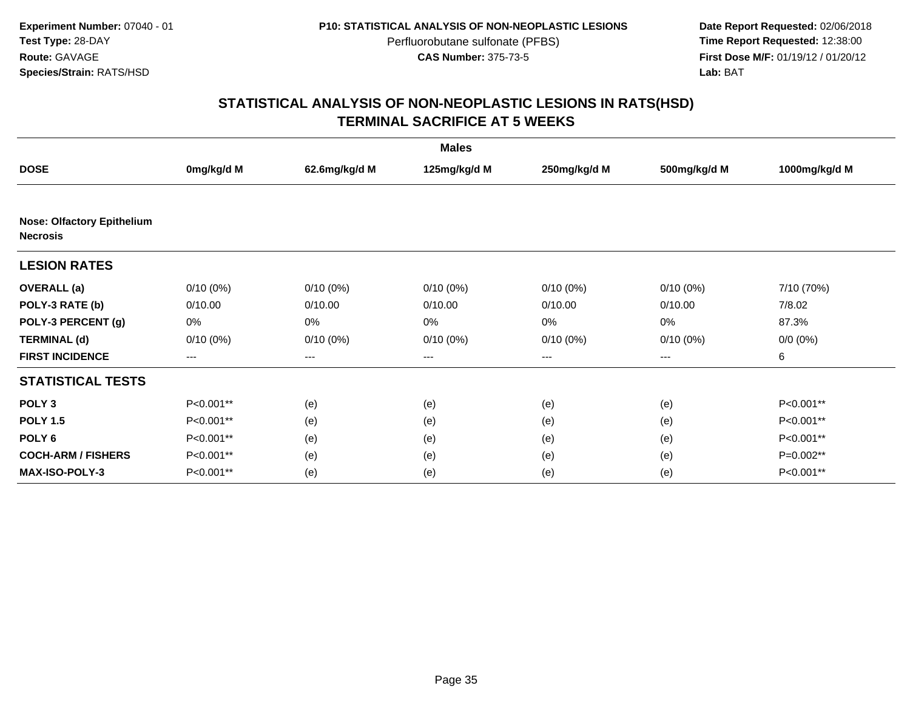**Experiment Number:** 07040 - 01
**Test Type:** 28-DAY
**Route:** GAVAGE
**Species/Strain:** RATS/HSD

**P10: STATISTICAL ANALYSIS OF NON-NEOPLASTIC LESIONS**
Perfluorobutane sulfonate (PFBS)
**CAS Number:** 375-73-5

**Date Report Requested:** 02/06/2018
**Time Report Requested:** 12:38:00
**First Dose M/F:** 01/19/12 / 01/20/12
**Lab:** BAT

## STATISTICAL ANALYSIS OF NON-NEOPLASTIC LESIONS IN RATS(HSD) TERMINAL SACRIFICE AT 5 WEEKS

| | Males | | | | | |
|---|---|---|---|---|---|---|
| **DOSE** | **0mg/kg/d M** | **62.6mg/kg/d M** | **125mg/kg/d M** | **250mg/kg/d M** | **500mg/kg/d M** | **1000mg/kg/d M** |
| **Nose: Olfactory Epithelium Necrosis** | | | | | | |
| **LESION RATES** | | | | | | |
| **OVERALL (a)** | 0/10 (0%) | 0/10 (0%) | 0/10 (0%) | 0/10 (0%) | 0/10 (0%) | 7/10 (70%) |
| **POLY-3 RATE (b)** | 0/10.00 | 0/10.00 | 0/10.00 | 0/10.00 | 0/10.00 | 7/8.02 |
| **POLY-3 PERCENT (g)** | 0% | 0% | 0% | 0% | 0% | 87.3% |
| **TERMINAL (d)** | 0/10 (0%) | 0/10 (0%) | 0/10 (0%) | 0/10 (0%) | 0/10 (0%) | 0/0 (0%) |
| **FIRST INCIDENCE** | --- | --- | --- | --- | --- | 6 |
| **STATISTICAL TESTS** | | | | | | |
| **POLY 3** | P<0.001** | (e) | (e) | (e) | (e) | P<0.001** |
| **POLY 1.5** | P<0.001** | (e) | (e) | (e) | (e) | P<0.001** |
| **POLY 6** | P<0.001** | (e) | (e) | (e) | (e) | P<0.001** |
| **COCH-ARM / FISHERS** | P<0.001** | (e) | (e) | (e) | (e) | P=0.002** |
| **MAX-ISO-POLY-3** | P<0.001** | (e) | (e) | (e) | (e) | P<0.001** |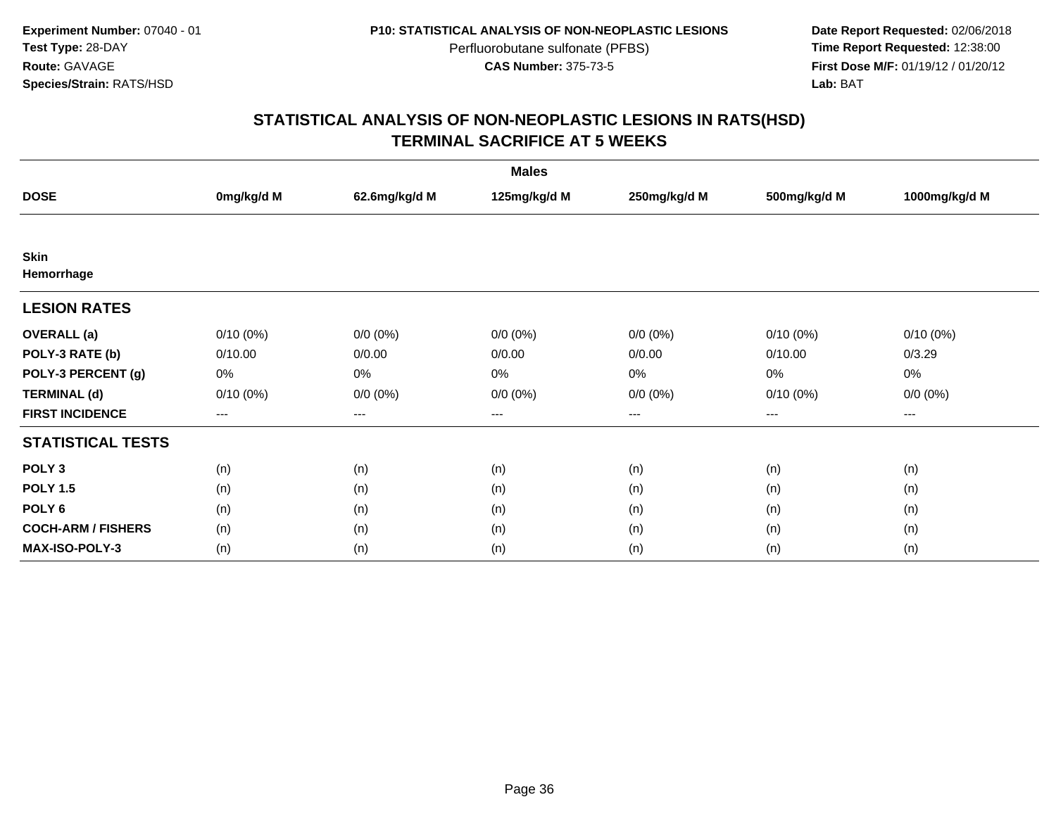**Experiment Number:** 07040 - 01
**Test Type:** 28-DAY
**Route:** GAVAGE
**Species/Strain:** RATS/HSD

**P10: STATISTICAL ANALYSIS OF NON-NEOPLASTIC LESIONS**
Perfluorobutane sulfonate (PFBS)
**CAS Number:** 375-73-5

**Date Report Requested:** 02/06/2018
**Time Report Requested:** 12:38:00
**First Dose M/F:** 01/19/12 / 01/20/12
**Lab:** BAT

## STATISTICAL ANALYSIS OF NON-NEOPLASTIC LESIONS IN RATS(HSD)
## TERMINAL SACRIFICE AT 5 WEEKS

| | Males | | | | | |
|---|---|---|---|---|---|---|
| **DOSE** | **0mg/kg/d M** | **62.6mg/kg/d M** | **125mg/kg/d M** | **250mg/kg/d M** | **500mg/kg/d M** | **1000mg/kg/d M** |
| **Skin** | | | | | | |
| **Hemorrhage** | | | | | | |
| **LESION RATES** | | | | | | |
| **OVERALL (a)** | 0/10 (0%) | 0/0 (0%) | 0/0 (0%) | 0/0 (0%) | 0/10 (0%) | 0/10 (0%) |
| **POLY-3 RATE (b)** | 0/10.00 | 0/0.00 | 0/0.00 | 0/0.00 | 0/10.00 | 0/3.29 |
| **POLY-3 PERCENT (g)** | 0% | 0% | 0% | 0% | 0% | 0% |
| **TERMINAL (d)** | 0/10 (0%) | 0/0 (0%) | 0/0 (0%) | 0/0 (0%) | 0/10 (0%) | 0/0 (0%) |
| **FIRST INCIDENCE** | --- | --- | --- | --- | --- | --- |
| **STATISTICAL TESTS** | | | | | | |
| **POLY 3** | (n) | (n) | (n) | (n) | (n) | (n) |
| **POLY 1.5** | (n) | (n) | (n) | (n) | (n) | (n) |
| **POLY 6** | (n) | (n) | (n) | (n) | (n) | (n) |
| **COCH-ARM / FISHERS** | (n) | (n) | (n) | (n) | (n) | (n) |
| **MAX-ISO-POLY-3** | (n) | (n) | (n) | (n) | (n) | (n) |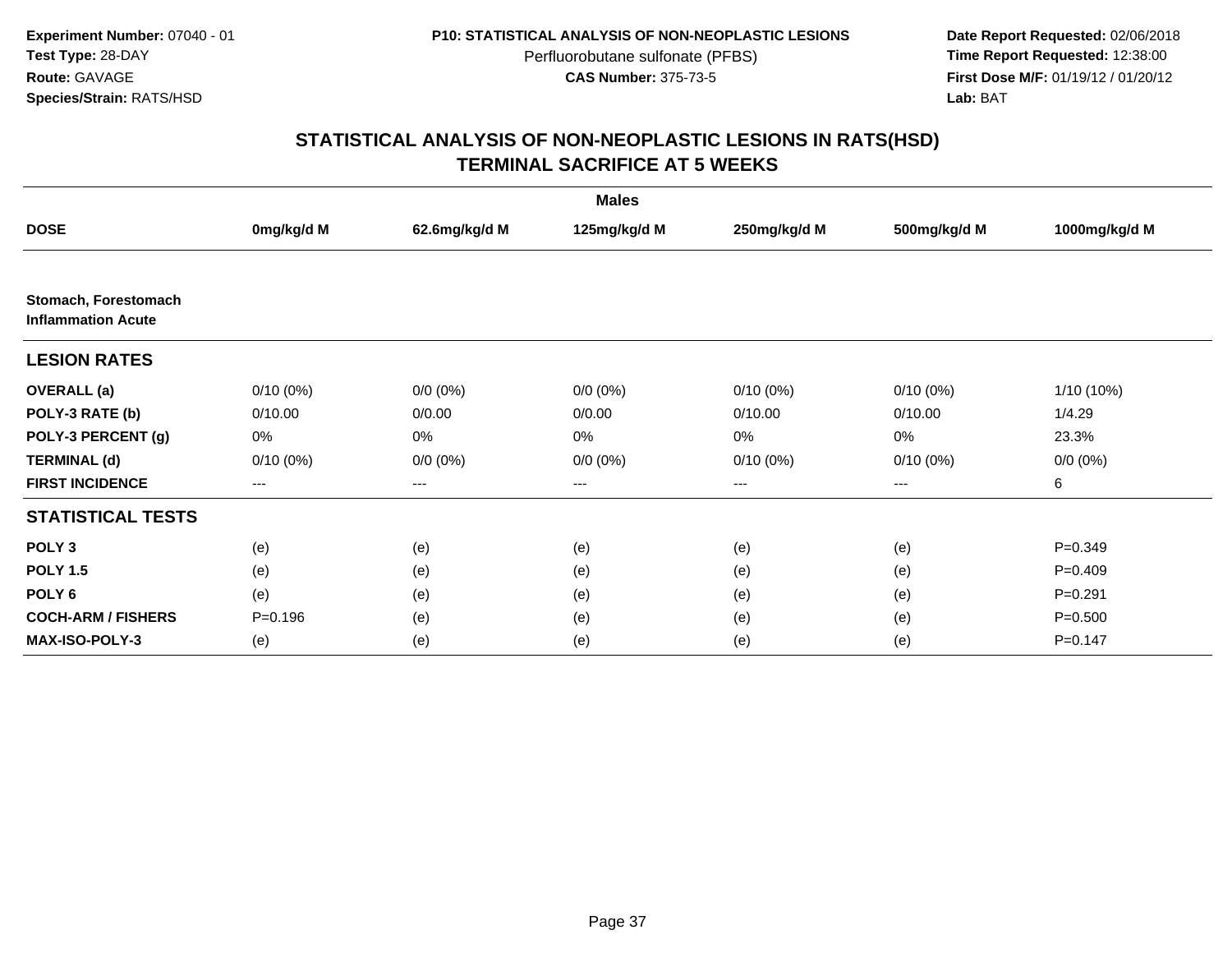**Experiment Number:** 07040 - 01
**Test Type:** 28-DAY
**Route:** GAVAGE
**Species/Strain:** RATS/HSD

**P10: STATISTICAL ANALYSIS OF NON-NEOPLASTIC LESIONS**
Perfluorobutane sulfonate (PFBS)
**CAS Number:** 375-73-5

**Date Report Requested:** 02/06/2018
**Time Report Requested:** 12:38:00
**First Dose M/F:** 01/19/12 / 01/20/12
**Lab:** BAT

## STATISTICAL ANALYSIS OF NON-NEOPLASTIC LESIONS IN RATS(HSD)
## TERMINAL SACRIFICE AT 5 WEEKS

| | Males | | | | | |
|---|---|---|---|---|---|---|
| **DOSE** | **0mg/kg/d M** | **62.6mg/kg/d M** | **125mg/kg/d M** | **250mg/kg/d M** | **500mg/kg/d M** | **1000mg/kg/d M** |
| **Stomach, Forestomach Inflammation Acute** | | | | | | |
| **LESION RATES** | | | | | | |
| **OVERALL (a)** | 0/10 (0%) | 0/0 (0%) | 0/0 (0%) | 0/10 (0%) | 0/10 (0%) | 1/10 (10%) |
| **POLY-3 RATE (b)** | 0/10.00 | 0/0.00 | 0/0.00 | 0/10.00 | 0/10.00 | 1/4.29 |
| **POLY-3 PERCENT (g)** | 0% | 0% | 0% | 0% | 0% | 23.3% |
| **TERMINAL (d)** | 0/10 (0%) | 0/0 (0%) | 0/0 (0%) | 0/10 (0%) | 0/10 (0%) | 0/0 (0%) |
| **FIRST INCIDENCE** | --- | --- | --- | --- | --- | 6 |
| **STATISTICAL TESTS** | | | | | | |
| **POLY 3** | (e) | (e) | (e) | (e) | (e) | P=0.349 |
| **POLY 1.5** | (e) | (e) | (e) | (e) | (e) | P=0.409 |
| **POLY 6** | (e) | (e) | (e) | (e) | (e) | P=0.291 |
| **COCH-ARM / FISHERS** | P=0.196 | (e) | (e) | (e) | (e) | P=0.500 |
| **MAX-ISO-POLY-3** | (e) | (e) | (e) | (e) | (e) | P=0.147 |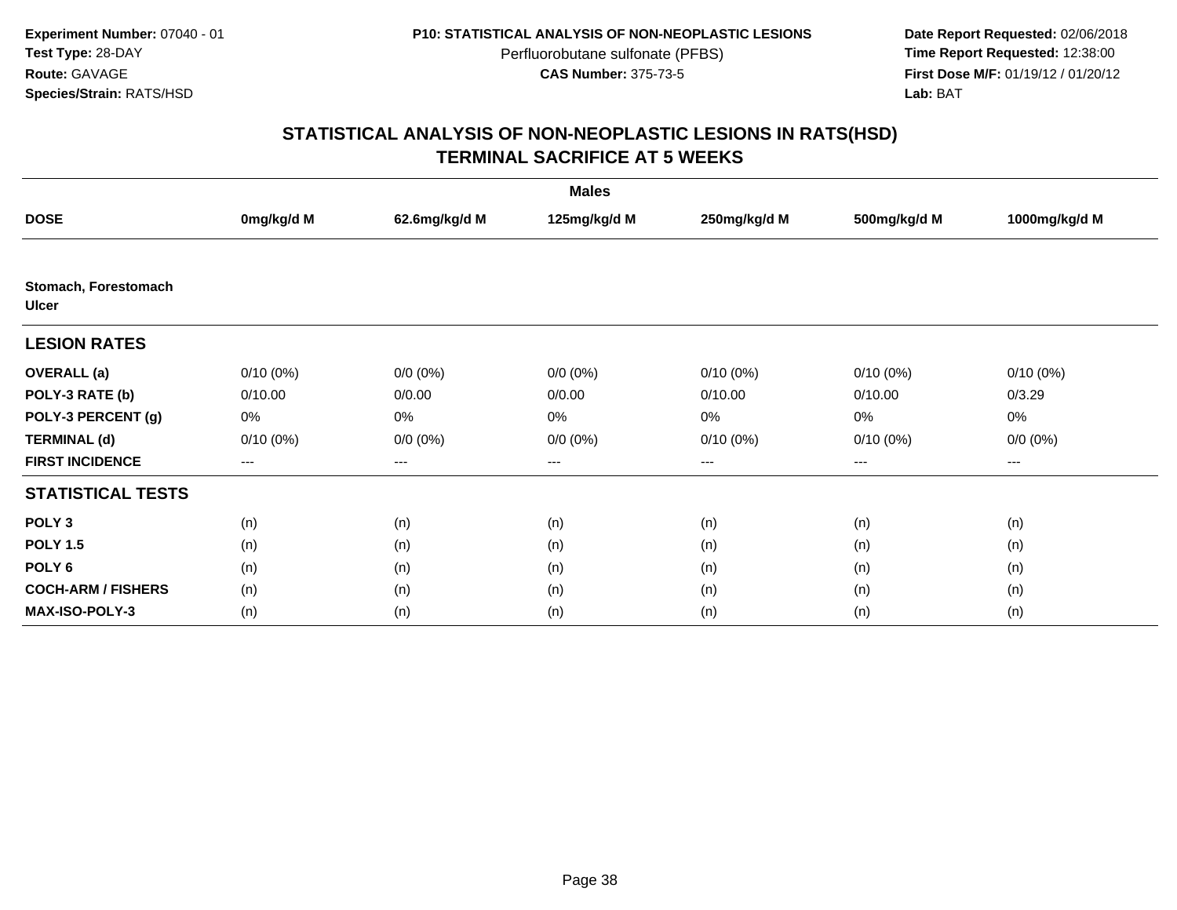**Experiment Number:** 07040 - 01
**Test Type:** 28-DAY
**Route:** GAVAGE
**Species/Strain:** RATS/HSD

**P10: STATISTICAL ANALYSIS OF NON-NEOPLASTIC LESIONS**
Perfluorobutane sulfonate (PFBS)
**CAS Number:** 375-73-5

**Date Report Requested:** 02/06/2018
**Time Report Requested:** 12:38:00
**First Dose M/F:** 01/19/12 / 01/20/12
**Lab:** BAT

# STATISTICAL ANALYSIS OF NON-NEOPLASTIC LESIONS IN RATS(HSD)
# TERMINAL SACRIFICE AT 5 WEEKS

| | Males | | | | | |
|---|---|---|---|---|---|---|
| **DOSE** | **0mg/kg/d M** | **62.6mg/kg/d M** | **125mg/kg/d M** | **250mg/kg/d M** | **500mg/kg/d M** | **1000mg/kg/d M** |
| **Stomach, Forestomach Ulcer** | | | | | | |
| **LESION RATES** | | | | | | |
| **OVERALL (a)** | 0/10 (0%) | 0/0 (0%) | 0/0 (0%) | 0/10 (0%) | 0/10 (0%) | 0/10 (0%) |
| **POLY-3 RATE (b)** | 0/10.00 | 0/0.00 | 0/0.00 | 0/10.00 | 0/10.00 | 0/3.29 |
| **POLY-3 PERCENT (g)** | 0% | 0% | 0% | 0% | 0% | 0% |
| **TERMINAL (d)** | 0/10 (0%) | 0/0 (0%) | 0/0 (0%) | 0/10 (0%) | 0/10 (0%) | 0/0 (0%) |
| **FIRST INCIDENCE** | --- | --- | --- | --- | --- | --- |
| **STATISTICAL TESTS** | | | | | | |
| **POLY 3** | (n) | (n) | (n) | (n) | (n) | (n) |
| **POLY 1.5** | (n) | (n) | (n) | (n) | (n) | (n) |
| **POLY 6** | (n) | (n) | (n) | (n) | (n) | (n) |
| **COCH-ARM / FISHERS** | (n) | (n) | (n) | (n) | (n) | (n) |
| **MAX-ISO-POLY-3** | (n) | (n) | (n) | (n) | (n) | (n) |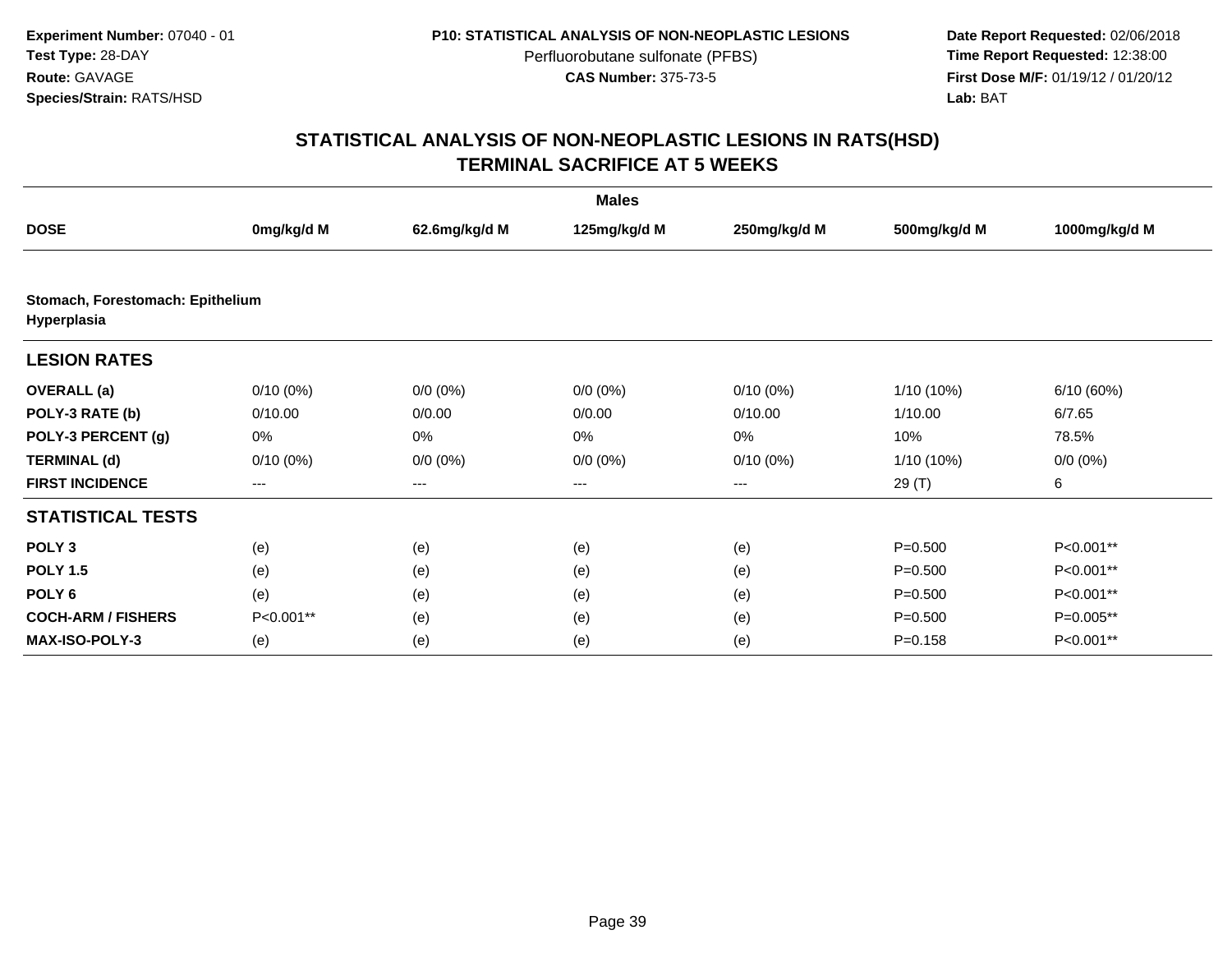**Experiment Number:** 07040 - 01
**Test Type:** 28-DAY
**Route:** GAVAGE
**Species/Strain:** RATS/HSD

**P10: STATISTICAL ANALYSIS OF NON-NEOPLASTIC LESIONS**
Perfluorobutane sulfonate (PFBS)
**CAS Number:** 375-73-5

**Date Report Requested:** 02/06/2018
**Time Report Requested:** 12:38:00
**First Dose M/F:** 01/19/12 / 01/20/12
**Lab:** BAT

## STATISTICAL ANALYSIS OF NON-NEOPLASTIC LESIONS IN RATS(HSD)
## TERMINAL SACRIFICE AT 5 WEEKS

| | Males | | | | | |
|---|---|---|---|---|---|---|
| **DOSE** | **0mg/kg/d M** | **62.6mg/kg/d M** | **125mg/kg/d M** | **250mg/kg/d M** | **500mg/kg/d M** | **1000mg/kg/d M** |
| **Stomach, Forestomach: Epithelium Hyperplasia** | | | | | | |
| **LESION RATES** | | | | | | |
| **OVERALL (a)** | 0/10 (0%) | 0/0 (0%) | 0/0 (0%) | 0/10 (0%) | 1/10 (10%) | 6/10 (60%) |
| **POLY-3 RATE (b)** | 0/10.00 | 0/0.00 | 0/0.00 | 0/10.00 | 1/10.00 | 6/7.65 |
| **POLY-3 PERCENT (g)** | 0% | 0% | 0% | 0% | 10% | 78.5% |
| **TERMINAL (d)** | 0/10 (0%) | 0/0 (0%) | 0/0 (0%) | 0/10 (0%) | 1/10 (10%) | 0/0 (0%) |
| **FIRST INCIDENCE** | --- | --- | --- | --- | 29 (T) | 6 |
| **STATISTICAL TESTS** | | | | | | |
| **POLY 3** | (e) | (e) | (e) | (e) | P=0.500 | P<0.001** |
| **POLY 1.5** | (e) | (e) | (e) | (e) | P=0.500 | P<0.001** |
| **POLY 6** | (e) | (e) | (e) | (e) | P=0.500 | P<0.001** |
| **COCH-ARM / FISHERS** | P<0.001** | (e) | (e) | (e) | P=0.500 | P=0.005** |
| **MAX-ISO-POLY-3** | (e) | (e) | (e) | (e) | P=0.158 | P<0.001** |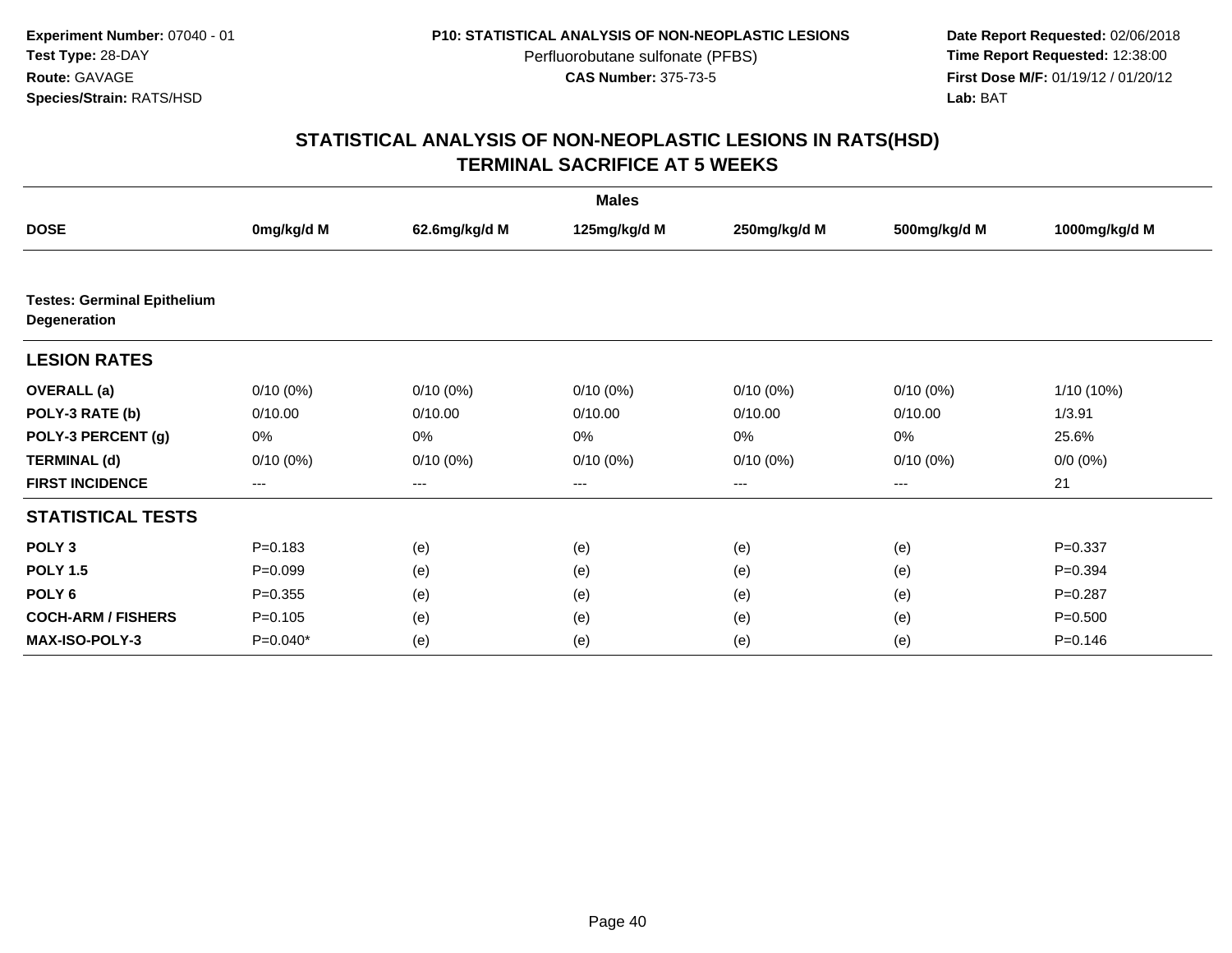Experiment Number: 07040 - 01
Test Type: 28-DAY
Route: GAVAGE
Species/Strain: RATS/HSD

P10: STATISTICAL ANALYSIS OF NON-NEOPLASTIC LESIONS
Perfluorobutane sulfonate (PFBS)
CAS Number: 375-73-5

Date Report Requested: 02/06/2018
Time Report Requested: 12:38:00
First Dose M/F: 01/19/12 / 01/20/12
Lab: BAT

# STATISTICAL ANALYSIS OF NON-NEOPLASTIC LESIONS IN RATS(HSD)
# TERMINAL SACRIFICE AT 5 WEEKS

| | Males | | | | | |
|---|---|---|---|---|---|---|
| **DOSE** | **0mg/kg/d M** | **62.6mg/kg/d M** | **125mg/kg/d M** | **250mg/kg/d M** | **500mg/kg/d M** | **1000mg/kg/d M** |
| **Testes: Germinal Epithelium Degeneration** | | | | | | |
| **LESION RATES** | | | | | | |
| **OVERALL (a)** | 0/10 (0%) | 0/10 (0%) | 0/10 (0%) | 0/10 (0%) | 0/10 (0%) | 1/10 (10%) |
| **POLY-3 RATE (b)** | 0/10.00 | 0/10.00 | 0/10.00 | 0/10.00 | 0/10.00 | 1/3.91 |
| **POLY-3 PERCENT (g)** | 0% | 0% | 0% | 0% | 0% | 25.6% |
| **TERMINAL (d)** | 0/10 (0%) | 0/10 (0%) | 0/10 (0%) | 0/10 (0%) | 0/10 (0%) | 0/0 (0%) |
| **FIRST INCIDENCE** | --- | --- | --- | --- | --- | 21 |
| **STATISTICAL TESTS** | | | | | | |
| **POLY 3** | P=0.183 | (e) | (e) | (e) | (e) | P=0.337 |
| **POLY 1.5** | P=0.099 | (e) | (e) | (e) | (e) | P=0.394 |
| **POLY 6** | P=0.355 | (e) | (e) | (e) | (e) | P=0.287 |
| **COCH-ARM / FISHERS** | P=0.105 | (e) | (e) | (e) | (e) | P=0.500 |
| **MAX-ISO-POLY-3** | P=0.040* | (e) | (e) | (e) | (e) | P=0.146 |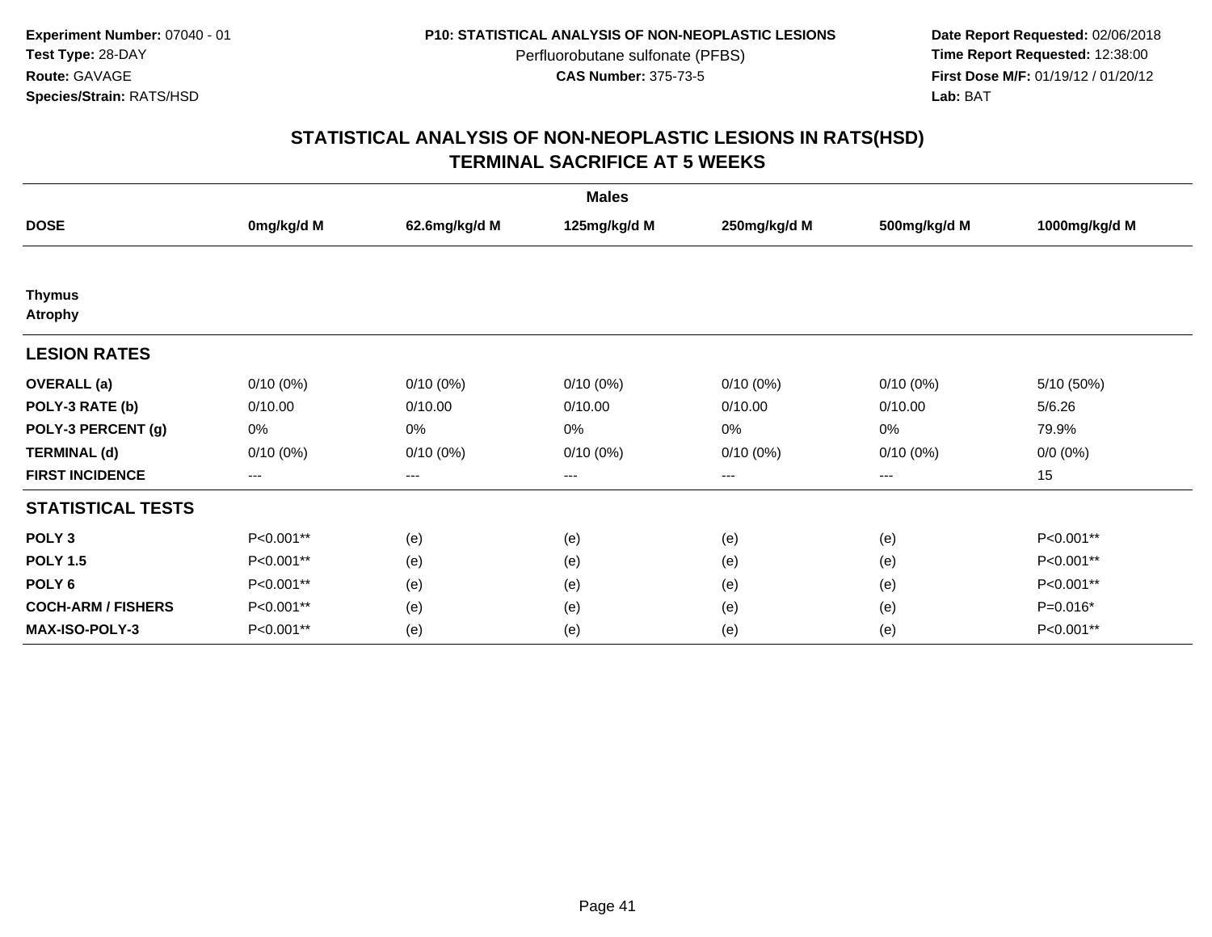**Experiment Number:** 07040 - 01
**Test Type:** 28-DAY
**Route:** GAVAGE
**Species/Strain:** RATS/HSD

**P10: STATISTICAL ANALYSIS OF NON-NEOPLASTIC LESIONS**
Perfluorobutane sulfonate (PFBS)
**CAS Number:** 375-73-5

**Date Report Requested:** 02/06/2018
**Time Report Requested:** 12:38:00
**First Dose M/F:** 01/19/12 / 01/20/12
**Lab:** BAT

## STATISTICAL ANALYSIS OF NON-NEOPLASTIC LESIONS IN RATS(HSD) TERMINAL SACRIFICE AT 5 WEEKS

| | Males | | | | | |
|---|---|---|---|---|---|---|
| **DOSE** | **0mg/kg/d M** | **62.6mg/kg/d M** | **125mg/kg/d M** | **250mg/kg/d M** | **500mg/kg/d M** | **1000mg/kg/d M** |
| **Thymus** | | | | | | |
| **Atrophy** | | | | | | |
| **LESION RATES** | | | | | | |
| **OVERALL (a)** | 0/10 (0%) | 0/10 (0%) | 0/10 (0%) | 0/10 (0%) | 0/10 (0%) | 5/10 (50%) |
| **POLY-3 RATE (b)** | 0/10.00 | 0/10.00 | 0/10.00 | 0/10.00 | 0/10.00 | 5/6.26 |
| **POLY-3 PERCENT (g)** | 0% | 0% | 0% | 0% | 0% | 79.9% |
| **TERMINAL (d)** | 0/10 (0%) | 0/10 (0%) | 0/10 (0%) | 0/10 (0%) | 0/10 (0%) | 0/0 (0%) |
| **FIRST INCIDENCE** | --- | --- | --- | --- | --- | 15 |
| **STATISTICAL TESTS** | | | | | | |
| **POLY 3** | P<0.001** | (e) | (e) | (e) | (e) | P<0.001** |
| **POLY 1.5** | P<0.001** | (e) | (e) | (e) | (e) | P<0.001** |
| **POLY 6** | P<0.001** | (e) | (e) | (e) | (e) | P<0.001** |
| **COCH-ARM / FISHERS** | P<0.001** | (e) | (e) | (e) | (e) | P=0.016* |
| **MAX-ISO-POLY-3** | P<0.001** | (e) | (e) | (e) | (e) | P<0.001** |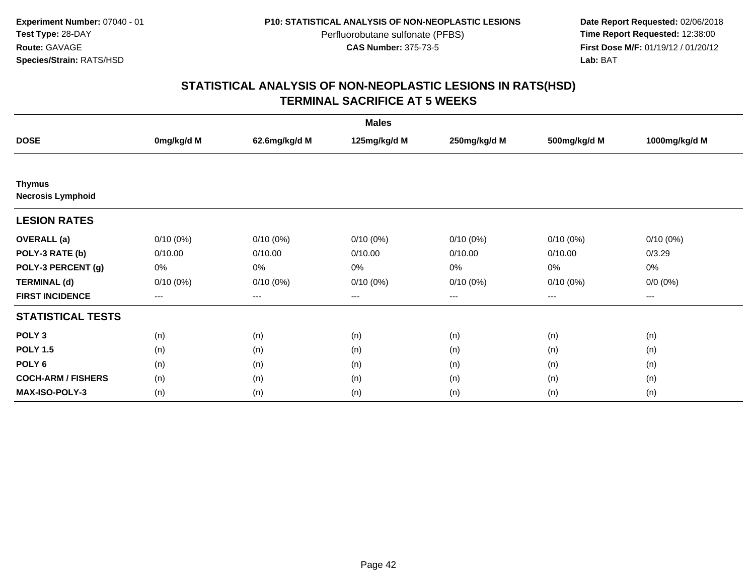**Experiment Number:** 07040 - 01
**Test Type:** 28-DAY
**Route:** GAVAGE
**Species/Strain:** RATS/HSD

**P10: STATISTICAL ANALYSIS OF NON-NEOPLASTIC LESIONS**
Perfluorobutane sulfonate (PFBS)
**CAS Number:** 375-73-5

**Date Report Requested:** 02/06/2018
**Time Report Requested:** 12:38:00
**First Dose M/F:** 01/19/12 / 01/20/12
**Lab:** BAT

## STATISTICAL ANALYSIS OF NON-NEOPLASTIC LESIONS IN RATS(HSD)
## TERMINAL SACRIFICE AT 5 WEEKS

| | Males | | | | | |
|---|---|---|---|---|---|---|
| **DOSE** | **0mg/kg/d M** | **62.6mg/kg/d M** | **125mg/kg/d M** | **250mg/kg/d M** | **500mg/kg/d M** | **1000mg/kg/d M** |
| **Thymus** | | | | | | |
| **Necrosis Lymphoid** | | | | | | |
| **LESION RATES** | | | | | | |
| **OVERALL (a)** | 0/10 (0%) | 0/10 (0%) | 0/10 (0%) | 0/10 (0%) | 0/10 (0%) | 0/10 (0%) |
| **POLY-3 RATE (b)** | 0/10.00 | 0/10.00 | 0/10.00 | 0/10.00 | 0/10.00 | 0/3.29 |
| **POLY-3 PERCENT (g)** | 0% | 0% | 0% | 0% | 0% | 0% |
| **TERMINAL (d)** | 0/10 (0%) | 0/10 (0%) | 0/10 (0%) | 0/10 (0%) | 0/10 (0%) | 0/0 (0%) |
| **FIRST INCIDENCE** | --- | --- | --- | --- | --- | --- |
| **STATISTICAL TESTS** | | | | | | |
| **POLY 3** | (n) | (n) | (n) | (n) | (n) | (n) |
| **POLY 1.5** | (n) | (n) | (n) | (n) | (n) | (n) |
| **POLY 6** | (n) | (n) | (n) | (n) | (n) | (n) |
| **COCH-ARM / FISHERS** | (n) | (n) | (n) | (n) | (n) | (n) |
| **MAX-ISO-POLY-3** | (n) | (n) | (n) | (n) | (n) | (n) |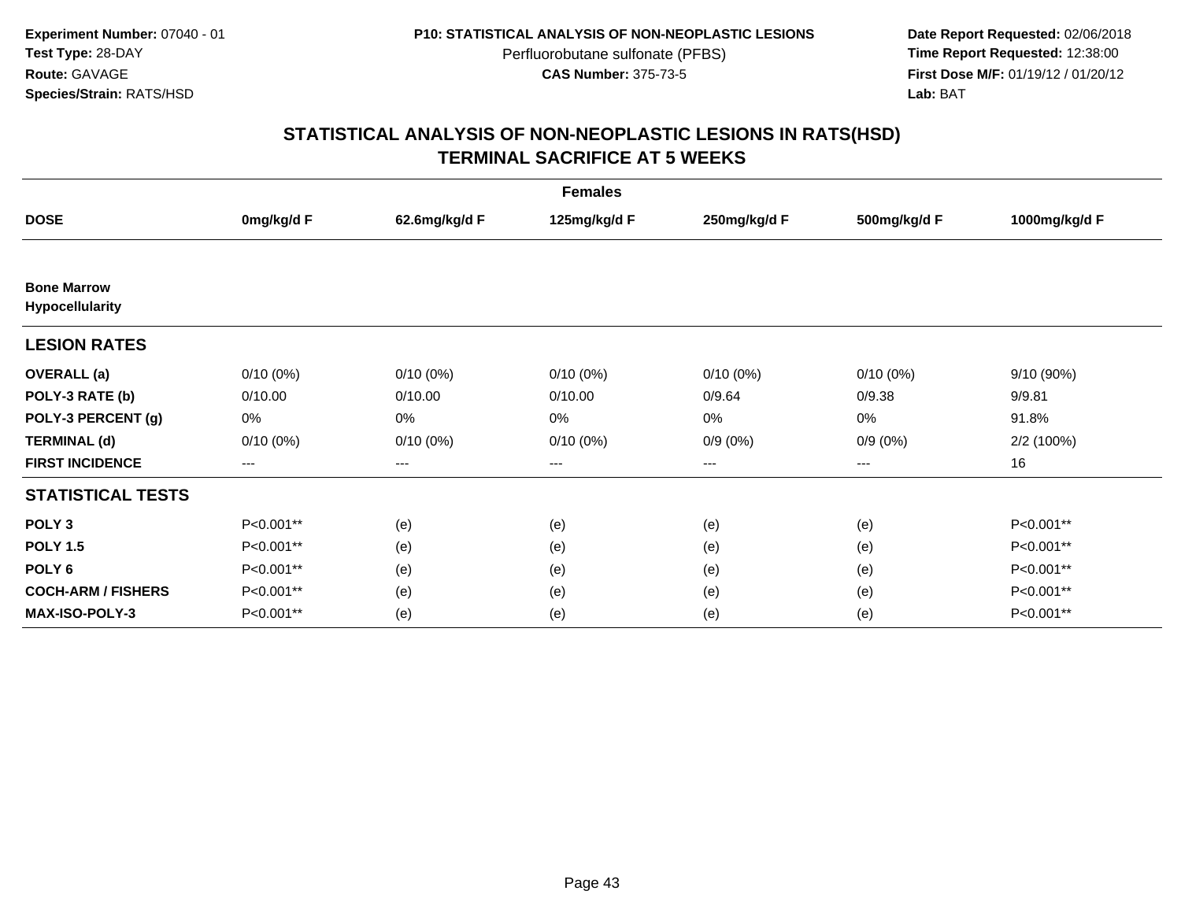**Experiment Number:** 07040 - 01
**Test Type:** 28-DAY
**Route:** GAVAGE
**Species/Strain:** RATS/HSD

**P10: STATISTICAL ANALYSIS OF NON-NEOPLASTIC LESIONS**
Perfluorobutane sulfonate (PFBS)
**CAS Number:** 375-73-5

**Date Report Requested:** 02/06/2018
**Time Report Requested:** 12:38:00
**First Dose M/F:** 01/19/12 / 01/20/12
**Lab:** BAT

# STATISTICAL ANALYSIS OF NON-NEOPLASTIC LESIONS IN RATS(HSD)
## TERMINAL SACRIFICE AT 5 WEEKS

| Females | | | | | | |
|---|---|---|---|---|---|---|
| **DOSE** | **0mg/kg/d F** | **62.6mg/kg/d F** | **125mg/kg/d F** | **250mg/kg/d F** | **500mg/kg/d F** | **1000mg/kg/d F** |
| **Bone Marrow Hypocellularity** | | | | | | |
| **LESION RATES** | | | | | | |
| **OVERALL (a)** | 0/10 (0%) | 0/10 (0%) | 0/10 (0%) | 0/10 (0%) | 0/10 (0%) | 9/10 (90%) |
| **POLY-3 RATE (b)** | 0/10.00 | 0/10.00 | 0/10.00 | 0/9.64 | 0/9.38 | 9/9.81 |
| **POLY-3 PERCENT (g)** | 0% | 0% | 0% | 0% | 0% | 91.8% |
| **TERMINAL (d)** | 0/10 (0%) | 0/10 (0%) | 0/10 (0%) | 0/9 (0%) | 0/9 (0%) | 2/2 (100%) |
| **FIRST INCIDENCE** | --- | --- | --- | --- | --- | 16 |
| **STATISTICAL TESTS** | | | | | | |
| **POLY 3** | P<0.001** | (e) | (e) | (e) | (e) | P<0.001** |
| **POLY 1.5** | P<0.001** | (e) | (e) | (e) | (e) | P<0.001** |
| **POLY 6** | P<0.001** | (e) | (e) | (e) | (e) | P<0.001** |
| **COCH-ARM / FISHERS** | P<0.001** | (e) | (e) | (e) | (e) | P<0.001** |
| **MAX-ISO-POLY-3** | P<0.001** | (e) | (e) | (e) | (e) | P<0.001** |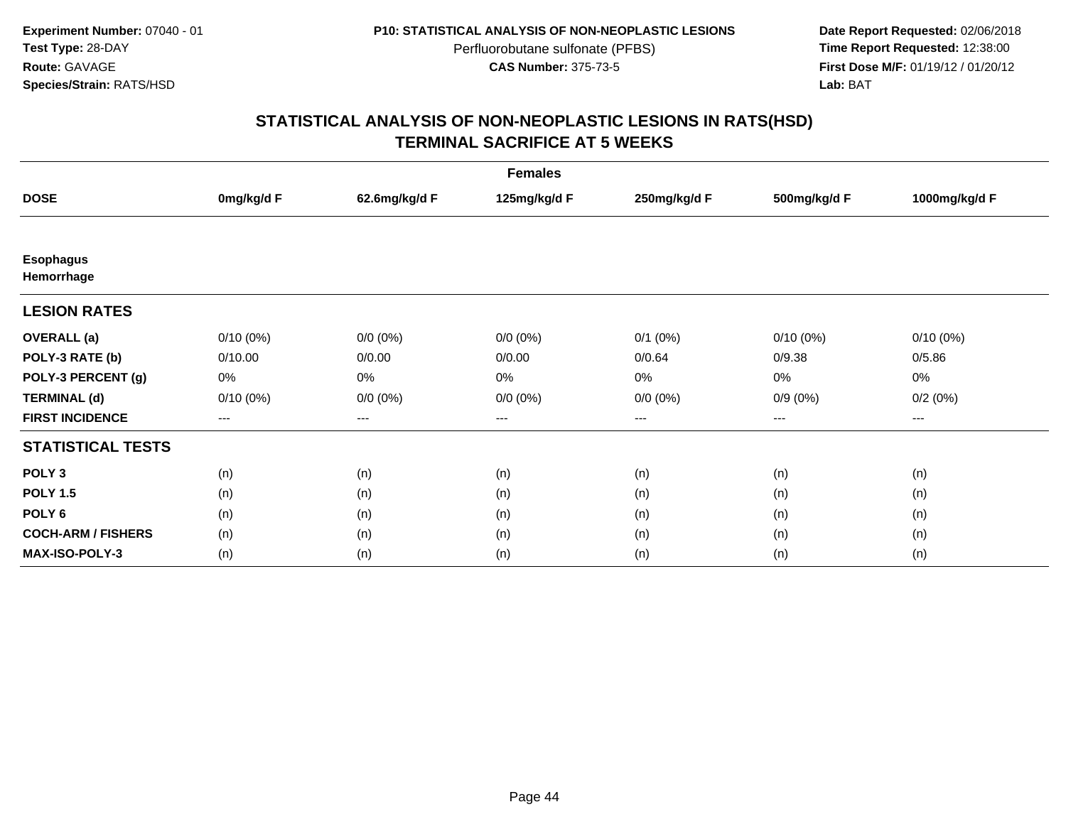**Experiment Number:** 07040 - 01
**Test Type:** 28-DAY
**Route:** GAVAGE
**Species/Strain:** RATS/HSD

**P10: STATISTICAL ANALYSIS OF NON-NEOPLASTIC LESIONS**
Perfluorobutane sulfonate (PFBS)
**CAS Number:** 375-73-5

**Date Report Requested:** 02/06/2018
**Time Report Requested:** 12:38:00
**First Dose M/F:** 01/19/12 / 01/20/12
**Lab:** BAT

## STATISTICAL ANALYSIS OF NON-NEOPLASTIC LESIONS IN RATS(HSD)
## TERMINAL SACRIFICE AT 5 WEEKS

| | Females | | | | | |
|---|---|---|---|---|---|---|
| **DOSE** | **0mg/kg/d F** | **62.6mg/kg/d F** | **125mg/kg/d F** | **250mg/kg/d F** | **500mg/kg/d F** | **1000mg/kg/d F** |
| **Esophagus** | | | | | | |
| **Hemorrhage** | | | | | | |
| **LESION RATES** | | | | | | |
| **OVERALL (a)** | 0/10 (0%) | 0/0 (0%) | 0/0 (0%) | 0/1 (0%) | 0/10 (0%) | 0/10 (0%) |
| **POLY-3 RATE (b)** | 0/10.00 | 0/0.00 | 0/0.00 | 0/0.64 | 0/9.38 | 0/5.86 |
| **POLY-3 PERCENT (g)** | 0% | 0% | 0% | 0% | 0% | 0% |
| **TERMINAL (d)** | 0/10 (0%) | 0/0 (0%) | 0/0 (0%) | 0/0 (0%) | 0/9 (0%) | 0/2 (0%) |
| **FIRST INCIDENCE** | --- | --- | --- | --- | --- | --- |
| **STATISTICAL TESTS** | | | | | | |
| **POLY 3** | (n) | (n) | (n) | (n) | (n) | (n) |
| **POLY 1.5** | (n) | (n) | (n) | (n) | (n) | (n) |
| **POLY 6** | (n) | (n) | (n) | (n) | (n) | (n) |
| **COCH-ARM / FISHERS** | (n) | (n) | (n) | (n) | (n) | (n) |
| **MAX-ISO-POLY-3** | (n) | (n) | (n) | (n) | (n) | (n) |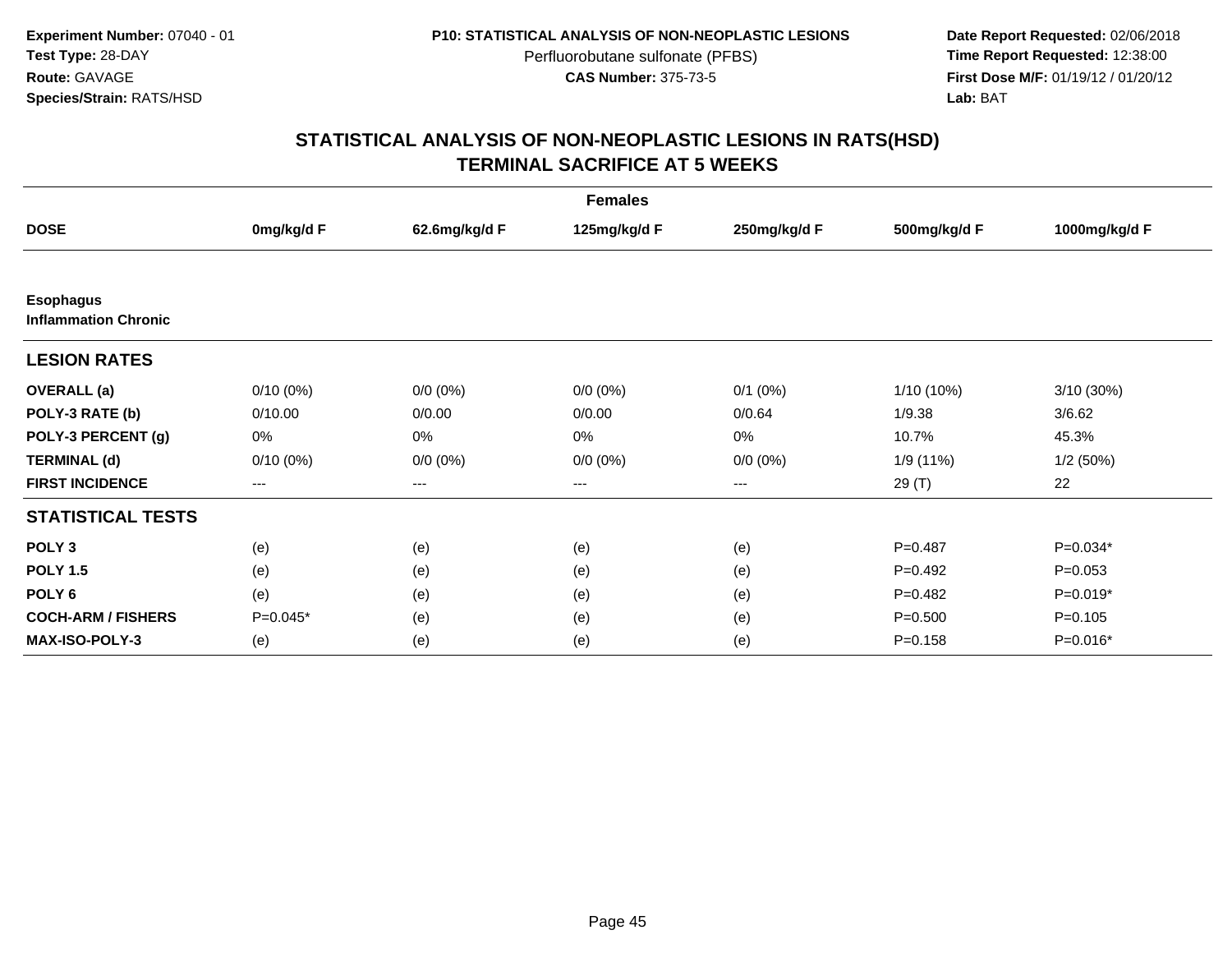**Experiment Number:** 07040 - 01
**Test Type:** 28-DAY
**Route:** GAVAGE
**Species/Strain:** RATS/HSD

**P10: STATISTICAL ANALYSIS OF NON-NEOPLASTIC LESIONS**
Perfluorobutane sulfonate (PFBS)
**CAS Number:** 375-73-5

**Date Report Requested:** 02/06/2018
**Time Report Requested:** 12:38:00
**First Dose M/F:** 01/19/12 / 01/20/12
**Lab:** BAT

## STATISTICAL ANALYSIS OF NON-NEOPLASTIC LESIONS IN RATS(HSD)
## TERMINAL SACRIFICE AT 5 WEEKS

| | Females | | | | | |
|---|---|---|---|---|---|---|
| **DOSE** | **0mg/kg/d F** | **62.6mg/kg/d F** | **125mg/kg/d F** | **250mg/kg/d F** | **500mg/kg/d F** | **1000mg/kg/d F** |
| **Esophagus** | | | | | | |
| **Inflammation Chronic** | | | | | | |
| **LESION RATES** | | | | | | |
| **OVERALL (a)** | 0/10 (0%) | 0/0 (0%) | 0/0 (0%) | 0/1 (0%) | 1/10 (10%) | 3/10 (30%) |
| **POLY-3 RATE (b)** | 0/10.00 | 0/0.00 | 0/0.00 | 0/0.64 | 1/9.38 | 3/6.62 |
| **POLY-3 PERCENT (g)** | 0% | 0% | 0% | 0% | 10.7% | 45.3% |
| **TERMINAL (d)** | 0/10 (0%) | 0/0 (0%) | 0/0 (0%) | 0/0 (0%) | 1/9 (11%) | 1/2 (50%) |
| **FIRST INCIDENCE** | --- | --- | --- | --- | 29 (T) | 22 |
| **STATISTICAL TESTS** | | | | | | |
| **POLY 3** | (e) | (e) | (e) | (e) | P=0.487 | P=0.034* |
| **POLY 1.5** | (e) | (e) | (e) | (e) | P=0.492 | P=0.053 |
| **POLY 6** | (e) | (e) | (e) | (e) | P=0.482 | P=0.019* |
| **COCH-ARM / FISHERS** | P=0.045* | (e) | (e) | (e) | P=0.500 | P=0.105 |
| **MAX-ISO-POLY-3** | (e) | (e) | (e) | (e) | P=0.158 | P=0.016* |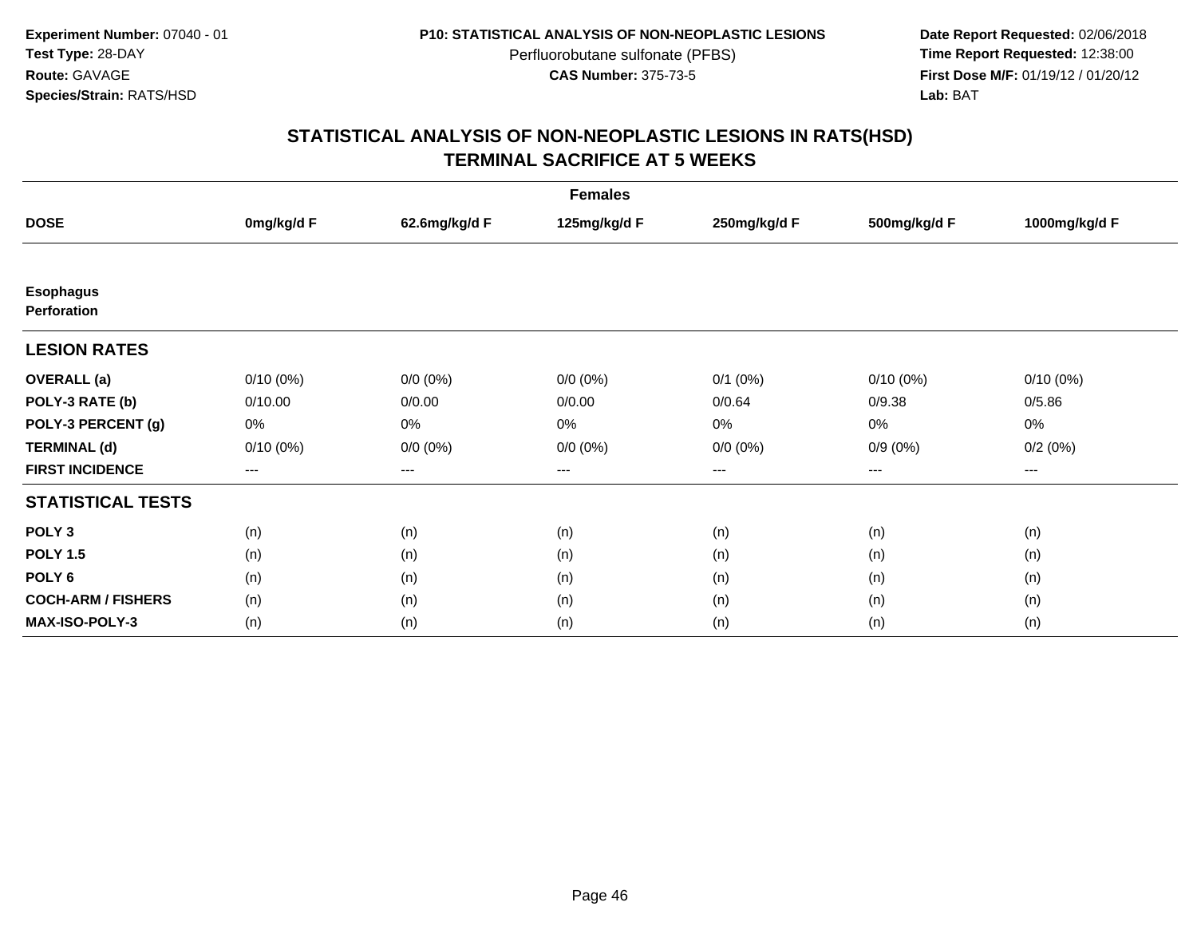Experiment Number: 07040 - 01
Test Type: 28-DAY
Route: GAVAGE
Species/Strain: RATS/HSD

P10: STATISTICAL ANALYSIS OF NON-NEOPLASTIC LESIONS
Perfluorobutane sulfonate (PFBS)
CAS Number: 375-73-5

Date Report Requested: 02/06/2018
Time Report Requested: 12:38:00
First Dose M/F: 01/19/12 / 01/20/12
Lab: BAT

# STATISTICAL ANALYSIS OF NON-NEOPLASTIC LESIONS IN RATS(HSD)
## TERMINAL SACRIFICE AT 5 WEEKS

| | Females | | | | | |
|---|---|---|---|---|---|---|
| **DOSE** | **0mg/kg/d F** | **62.6mg/kg/d F** | **125mg/kg/d F** | **250mg/kg/d F** | **500mg/kg/d F** | **1000mg/kg/d F** |
| **Esophagus** | | | | | | |
| **Perforation** | | | | | | |
| **LESION RATES** | | | | | | |
| **OVERALL (a)** | 0/10 (0%) | 0/0 (0%) | 0/0 (0%) | 0/1 (0%) | 0/10 (0%) | 0/10 (0%) |
| **POLY-3 RATE (b)** | 0/10.00 | 0/0.00 | 0/0.00 | 0/0.64 | 0/9.38 | 0/5.86 |
| **POLY-3 PERCENT (g)** | 0% | 0% | 0% | 0% | 0% | 0% |
| **TERMINAL (d)** | 0/10 (0%) | 0/0 (0%) | 0/0 (0%) | 0/0 (0%) | 0/9 (0%) | 0/2 (0%) |
| **FIRST INCIDENCE** | --- | --- | --- | --- | --- | --- |
| **STATISTICAL TESTS** | | | | | | |
| **POLY 3** | (n) | (n) | (n) | (n) | (n) | (n) |
| **POLY 1.5** | (n) | (n) | (n) | (n) | (n) | (n) |
| **POLY 6** | (n) | (n) | (n) | (n) | (n) | (n) |
| **COCH-ARM / FISHERS** | (n) | (n) | (n) | (n) | (n) | (n) |
| **MAX-ISO-POLY-3** | (n) | (n) | (n) | (n) | (n) | (n) |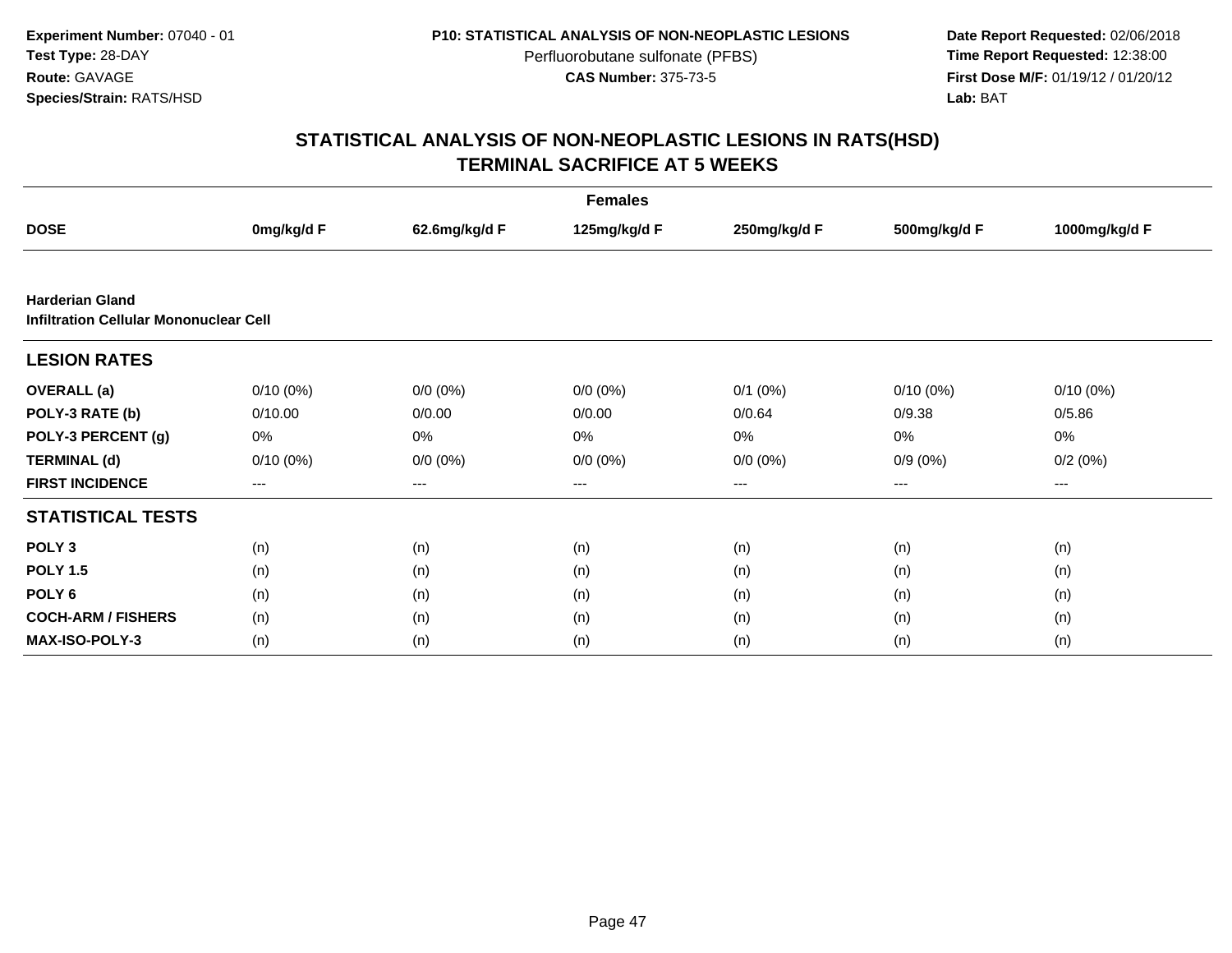**Experiment Number:** 07040 - 01
**Test Type:** 28-DAY
**Route:** GAVAGE
**Species/Strain:** RATS/HSD

**P10: STATISTICAL ANALYSIS OF NON-NEOPLASTIC LESIONS**
Perfluorobutane sulfonate (PFBS)
**CAS Number:** 375-73-5

**Date Report Requested:** 02/06/2018
**Time Report Requested:** 12:38:00
**First Dose M/F:** 01/19/12 / 01/20/12
**Lab:** BAT

# STATISTICAL ANALYSIS OF NON-NEOPLASTIC LESIONS IN RATS(HSD)
## TERMINAL SACRIFICE AT 5 WEEKS

| | Females | | | | | |
|---|---|---|---|---|---|---|
| **DOSE** | **0mg/kg/d F** | **62.6mg/kg/d F** | **125mg/kg/d F** | **250mg/kg/d F** | **500mg/kg/d F** | **1000mg/kg/d F** |
| **Harderian Gland** | | | | | | |
| **Infiltration Cellular Mononuclear Cell** | | | | | | |
| **LESION RATES** | | | | | | |
| **OVERALL (a)** | 0/10 (0%) | 0/0 (0%) | 0/0 (0%) | 0/1 (0%) | 0/10 (0%) | 0/10 (0%) |
| **POLY-3 RATE (b)** | 0/10.00 | 0/0.00 | 0/0.00 | 0/0.64 | 0/9.38 | 0/5.86 |
| **POLY-3 PERCENT (g)** | 0% | 0% | 0% | 0% | 0% | 0% |
| **TERMINAL (d)** | 0/10 (0%) | 0/0 (0%) | 0/0 (0%) | 0/0 (0%) | 0/9 (0%) | 0/2 (0%) |
| **FIRST INCIDENCE** | --- | --- | --- | --- | --- | --- |
| **STATISTICAL TESTS** | | | | | | |
| **POLY 3** | (n) | (n) | (n) | (n) | (n) | (n) |
| **POLY 1.5** | (n) | (n) | (n) | (n) | (n) | (n) |
| **POLY 6** | (n) | (n) | (n) | (n) | (n) | (n) |
| **COCH-ARM / FISHERS** | (n) | (n) | (n) | (n) | (n) | (n) |
| **MAX-ISO-POLY-3** | (n) | (n) | (n) | (n) | (n) | (n) |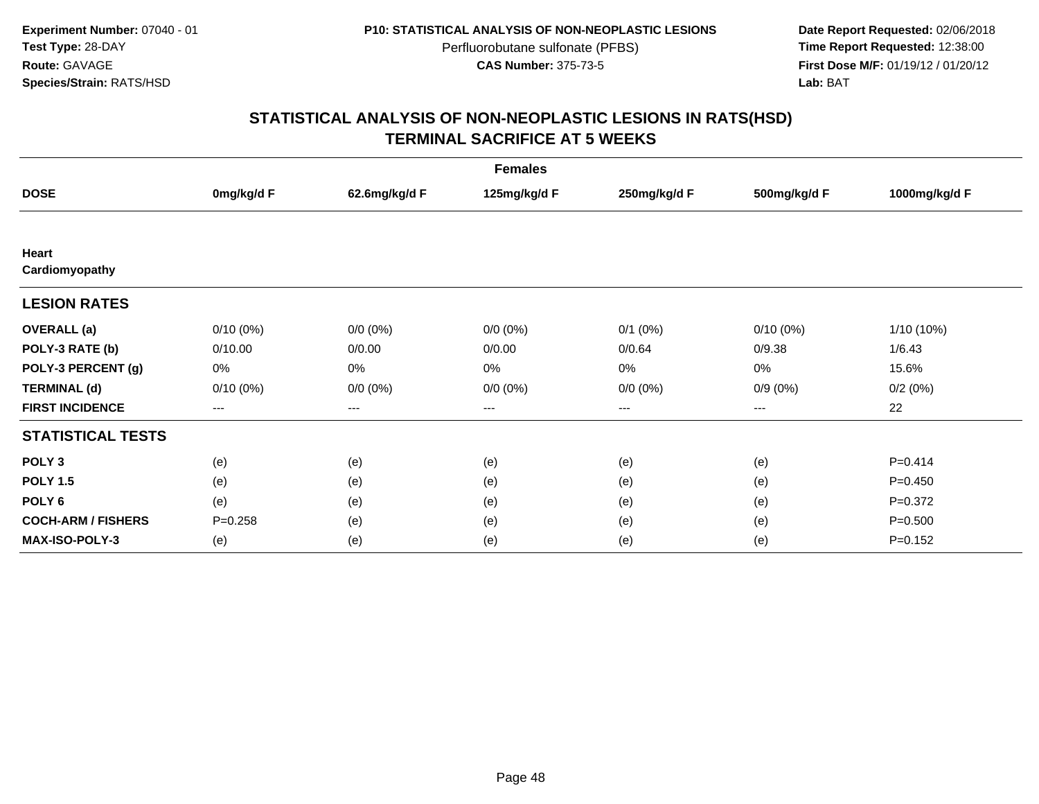**Experiment Number:** 07040 - 01
**Test Type:** 28-DAY
**Route:** GAVAGE
**Species/Strain:** RATS/HSD

**P10: STATISTICAL ANALYSIS OF NON-NEOPLASTIC LESIONS**
Perfluorobutane sulfonate (PFBS)
**CAS Number:** 375-73-5

**Date Report Requested:** 02/06/2018
**Time Report Requested:** 12:38:00
**First Dose M/F:** 01/19/12 / 01/20/12
**Lab:** BAT

# STATISTICAL ANALYSIS OF NON-NEOPLASTIC LESIONS IN RATS(HSD)
## TERMINAL SACRIFICE AT 5 WEEKS

| | Females | | | | | |
|---|---|---|---|---|---|---|
| **DOSE** | **0mg/kg/d F** | **62.6mg/kg/d F** | **125mg/kg/d F** | **250mg/kg/d F** | **500mg/kg/d F** | **1000mg/kg/d F** |
| **Heart** | | | | | | |
| **Cardiomyopathy** | | | | | | |
| **LESION RATES** | | | | | | |
| **OVERALL (a)** | 0/10 (0%) | 0/0 (0%) | 0/0 (0%) | 0/1 (0%) | 0/10 (0%) | 1/10 (10%) |
| **POLY-3 RATE (b)** | 0/10.00 | 0/0.00 | 0/0.00 | 0/0.64 | 0/9.38 | 1/6.43 |
| **POLY-3 PERCENT (g)** | 0% | 0% | 0% | 0% | 0% | 15.6% |
| **TERMINAL (d)** | 0/10 (0%) | 0/0 (0%) | 0/0 (0%) | 0/0 (0%) | 0/9 (0%) | 0/2 (0%) |
| **FIRST INCIDENCE** | --- | --- | --- | --- | --- | 22 |
| **STATISTICAL TESTS** | | | | | | |
| **POLY 3** | (e) | (e) | (e) | (e) | (e) | P=0.414 |
| **POLY 1.5** | (e) | (e) | (e) | (e) | (e) | P=0.450 |
| **POLY 6** | (e) | (e) | (e) | (e) | (e) | P=0.372 |
| **COCH-ARM / FISHERS** | P=0.258 | (e) | (e) | (e) | (e) | P=0.500 |
| **MAX-ISO-POLY-3** | (e) | (e) | (e) | (e) | (e) | P=0.152 |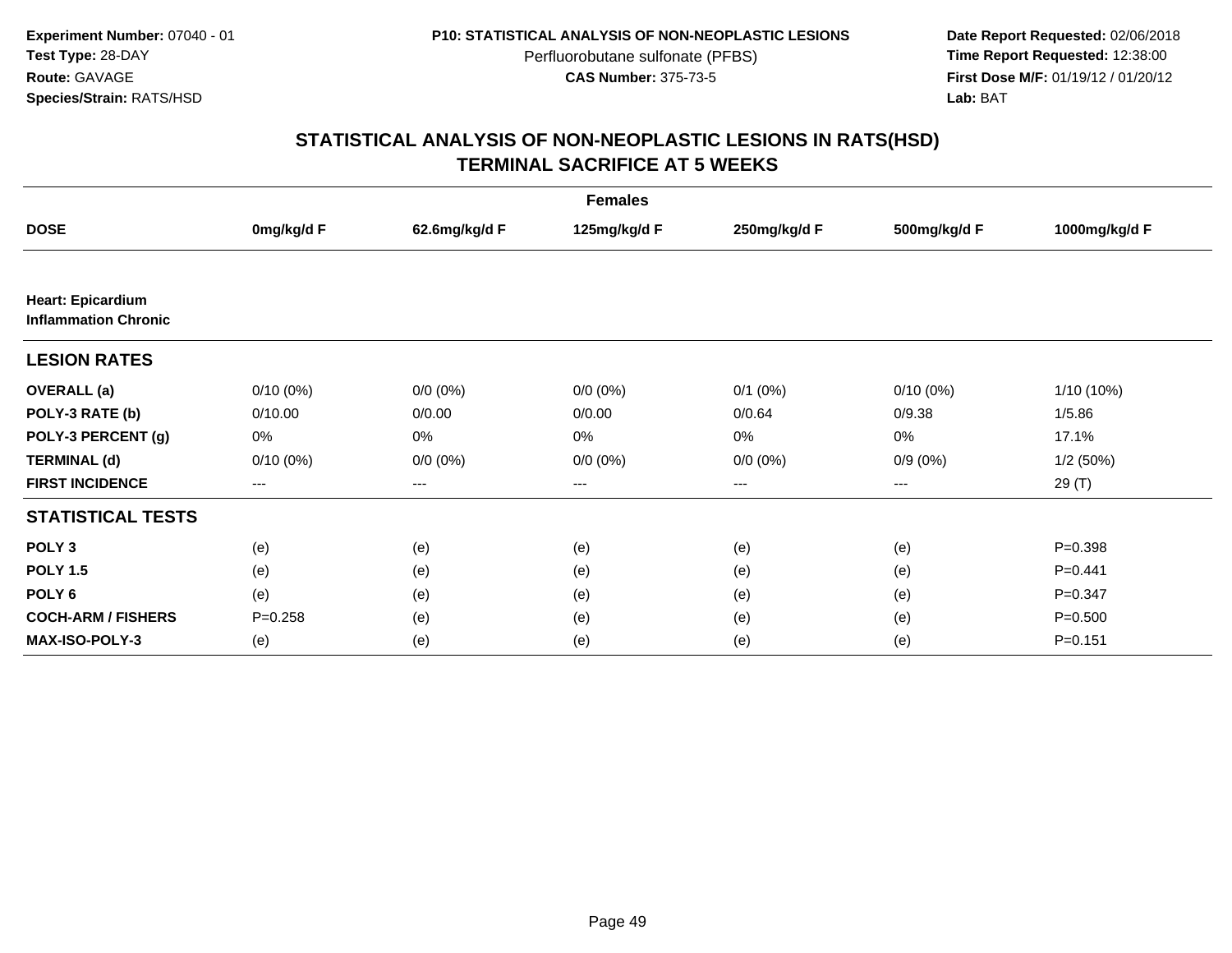**Experiment Number:** 07040 - 01
**Test Type:** 28-DAY
**Route:** GAVAGE
**Species/Strain:** RATS/HSD

**P10: STATISTICAL ANALYSIS OF NON-NEOPLASTIC LESIONS**
Perfluorobutane sulfonate (PFBS)
**CAS Number:** 375-73-5

**Date Report Requested:** 02/06/2018
**Time Report Requested:** 12:38:00
**First Dose M/F:** 01/19/12 / 01/20/12
**Lab:** BAT

## STATISTICAL ANALYSIS OF NON-NEOPLASTIC LESIONS IN RATS(HSD)
## TERMINAL SACRIFICE AT 5 WEEKS

| | Females | | | | | |
|---|---|---|---|---|---|---|
| **DOSE** | **0mg/kg/d F** | **62.6mg/kg/d F** | **125mg/kg/d F** | **250mg/kg/d F** | **500mg/kg/d F** | **1000mg/kg/d F** |
| **Heart: Epicardium Inflammation Chronic** | | | | | | |
| **LESION RATES** | | | | | | |
| **OVERALL (a)** | 0/10 (0%) | 0/0 (0%) | 0/0 (0%) | 0/1 (0%) | 0/10 (0%) | 1/10 (10%) |
| **POLY-3 RATE (b)** | 0/10.00 | 0/0.00 | 0/0.00 | 0/0.64 | 0/9.38 | 1/5.86 |
| **POLY-3 PERCENT (g)** | 0% | 0% | 0% | 0% | 0% | 17.1% |
| **TERMINAL (d)** | 0/10 (0%) | 0/0 (0%) | 0/0 (0%) | 0/0 (0%) | 0/9 (0%) | 1/2 (50%) |
| **FIRST INCIDENCE** | --- | --- | --- | --- | --- | 29 (T) |
| **STATISTICAL TESTS** | | | | | | |
| **POLY 3** | (e) | (e) | (e) | (e) | (e) | P=0.398 |
| **POLY 1.5** | (e) | (e) | (e) | (e) | (e) | P=0.441 |
| **POLY 6** | (e) | (e) | (e) | (e) | (e) | P=0.347 |
| **COCH-ARM / FISHERS** | P=0.258 | (e) | (e) | (e) | (e) | P=0.500 |
| **MAX-ISO-POLY-3** | (e) | (e) | (e) | (e) | (e) | P=0.151 |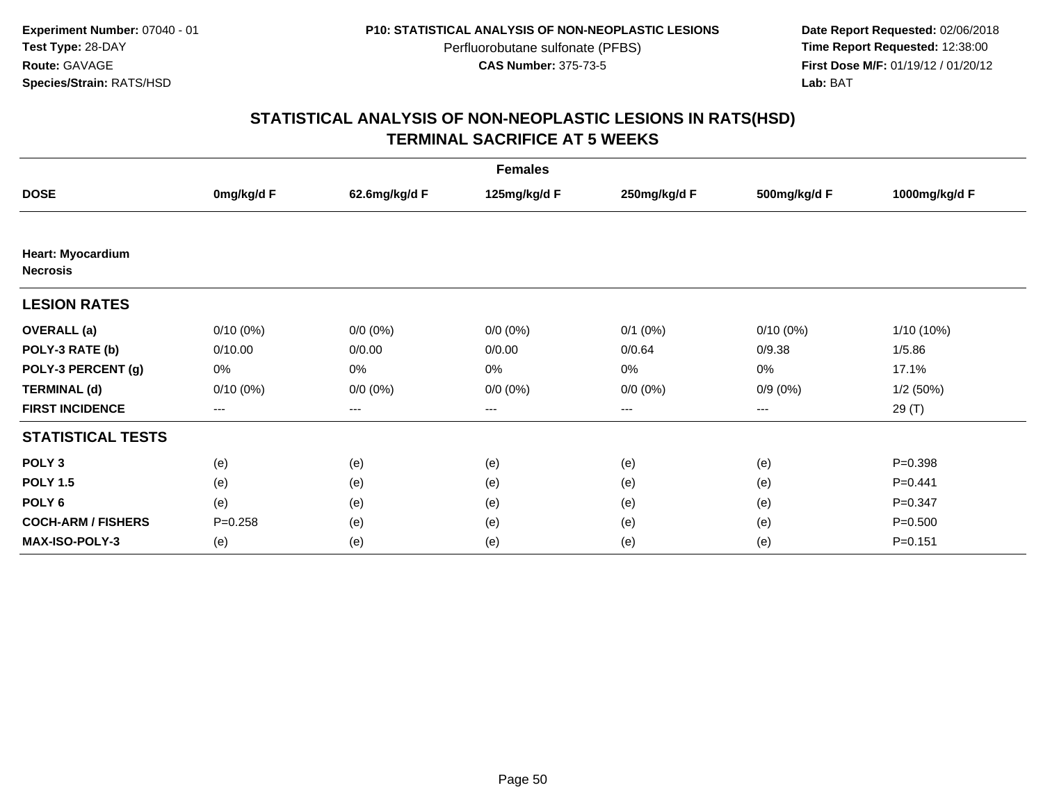**Experiment Number:** 07040 - 01
**Test Type:** 28-DAY
**Route:** GAVAGE
**Species/Strain:** RATS/HSD

**P10: STATISTICAL ANALYSIS OF NON-NEOPLASTIC LESIONS**
Perfluorobutane sulfonate (PFBS)
**CAS Number:** 375-73-5

**Date Report Requested:** 02/06/2018
**Time Report Requested:** 12:38:00
**First Dose M/F:** 01/19/12 / 01/20/12
**Lab:** BAT

## STATISTICAL ANALYSIS OF NON-NEOPLASTIC LESIONS IN RATS(HSD)
## TERMINAL SACRIFICE AT 5 WEEKS

| | Females | | | | | |
|---|---|---|---|---|---|---|
| **DOSE** | **0mg/kg/d F** | **62.6mg/kg/d F** | **125mg/kg/d F** | **250mg/kg/d F** | **500mg/kg/d F** | **1000mg/kg/d F** |
| **Heart: Myocardium Necrosis** | | | | | | |
| **LESION RATES** | | | | | | |
| **OVERALL (a)** | 0/10 (0%) | 0/0 (0%) | 0/0 (0%) | 0/1 (0%) | 0/10 (0%) | 1/10 (10%) |
| **POLY-3 RATE (b)** | 0/10.00 | 0/0.00 | 0/0.00 | 0/0.64 | 0/9.38 | 1/5.86 |
| **POLY-3 PERCENT (g)** | 0% | 0% | 0% | 0% | 0% | 17.1% |
| **TERMINAL (d)** | 0/10 (0%) | 0/0 (0%) | 0/0 (0%) | 0/0 (0%) | 0/9 (0%) | 1/2 (50%) |
| **FIRST INCIDENCE** | --- | --- | --- | --- | --- | 29 (T) |
| **STATISTICAL TESTS** | | | | | | |
| **POLY 3** | (e) | (e) | (e) | (e) | (e) | P=0.398 |
| **POLY 1.5** | (e) | (e) | (e) | (e) | (e) | P=0.441 |
| **POLY 6** | (e) | (e) | (e) | (e) | (e) | P=0.347 |
| **COCH-ARM / FISHERS** | P=0.258 | (e) | (e) | (e) | (e) | P=0.500 |
| **MAX-ISO-POLY-3** | (e) | (e) | (e) | (e) | (e) | P=0.151 |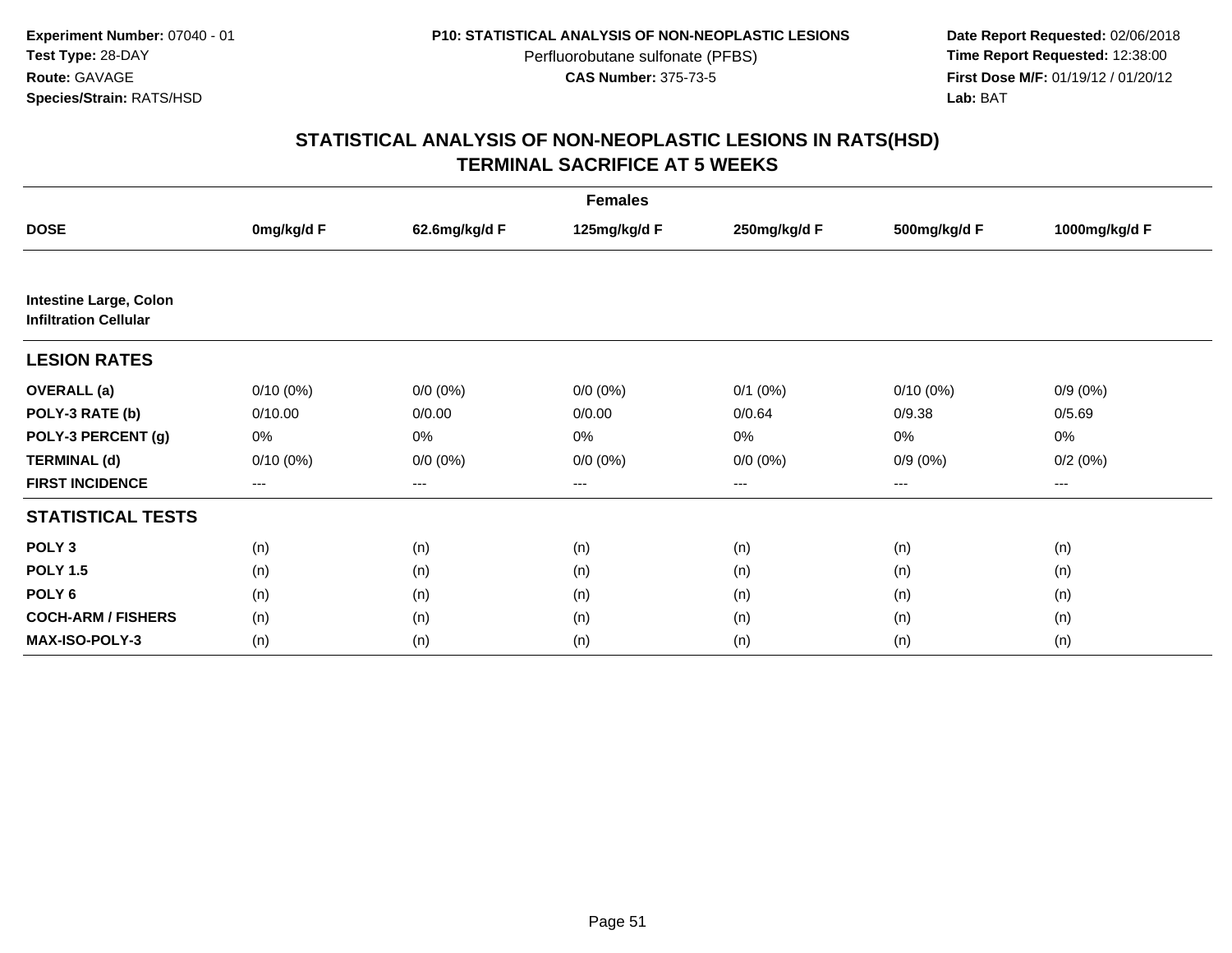**Experiment Number:** 07040 - 01
**Test Type:** 28-DAY
**Route:** GAVAGE
**Species/Strain:** RATS/HSD

**P10: STATISTICAL ANALYSIS OF NON-NEOPLASTIC LESIONS**
Perfluorobutane sulfonate (PFBS)
**CAS Number:** 375-73-5

**Date Report Requested:** 02/06/2018
**Time Report Requested:** 12:38:00
**First Dose M/F:** 01/19/12 / 01/20/12
**Lab:** BAT

## STATISTICAL ANALYSIS OF NON-NEOPLASTIC LESIONS IN RATS(HSD)
## TERMINAL SACRIFICE AT 5 WEEKS

| | Females | | | | | |
|---|---|---|---|---|---|---|
| **DOSE** | **0mg/kg/d F** | **62.6mg/kg/d F** | **125mg/kg/d F** | **250mg/kg/d F** | **500mg/kg/d F** | **1000mg/kg/d F** |
| **Intestine Large, Colon** | | | | | | |
| **Infiltration Cellular** | | | | | | |
| **LESION RATES** | | | | | | |
| **OVERALL (a)** | 0/10 (0%) | 0/0 (0%) | 0/0 (0%) | 0/1 (0%) | 0/10 (0%) | 0/9 (0%) |
| **POLY-3 RATE (b)** | 0/10.00 | 0/0.00 | 0/0.00 | 0/0.64 | 0/9.38 | 0/5.69 |
| **POLY-3 PERCENT (g)** | 0% | 0% | 0% | 0% | 0% | 0% |
| **TERMINAL (d)** | 0/10 (0%) | 0/0 (0%) | 0/0 (0%) | 0/0 (0%) | 0/9 (0%) | 0/2 (0%) |
| **FIRST INCIDENCE** | --- | --- | --- | --- | --- | --- |
| **STATISTICAL TESTS** | | | | | | |
| **POLY 3** | (n) | (n) | (n) | (n) | (n) | (n) |
| **POLY 1.5** | (n) | (n) | (n) | (n) | (n) | (n) |
| **POLY 6** | (n) | (n) | (n) | (n) | (n) | (n) |
| **COCH-ARM / FISHERS** | (n) | (n) | (n) | (n) | (n) | (n) |
| **MAX-ISO-POLY-3** | (n) | (n) | (n) | (n) | (n) | (n) |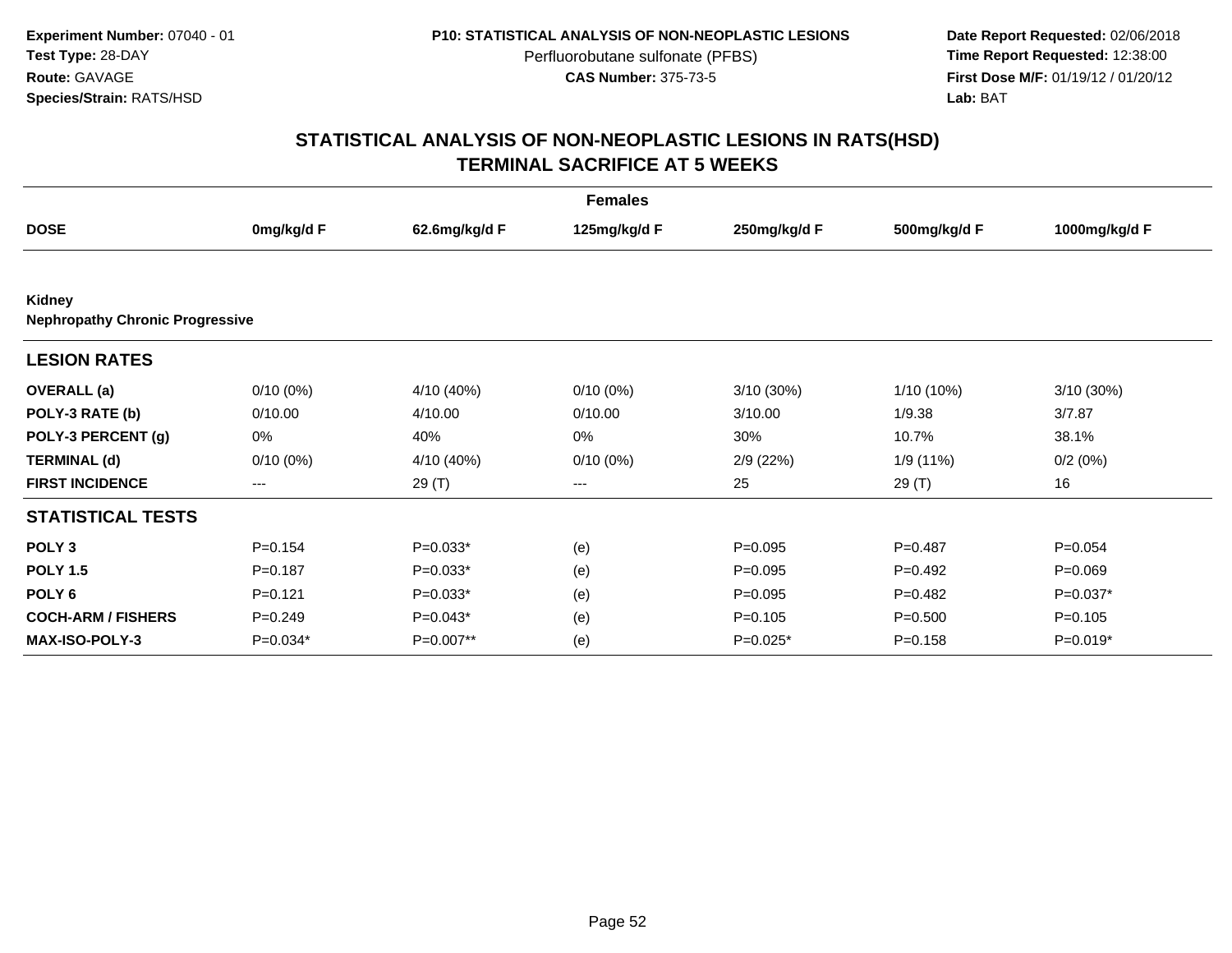**Experiment Number:** 07040 - 01
**Test Type:** 28-DAY
**Route:** GAVAGE
**Species/Strain:** RATS/HSD

**P10: STATISTICAL ANALYSIS OF NON-NEOPLASTIC LESIONS**
Perfluorobutane sulfonate (PFBS)
**CAS Number:** 375-73-5

**Date Report Requested:** 02/06/2018
**Time Report Requested:** 12:38:00
**First Dose M/F:** 01/19/12 / 01/20/12
**Lab:** BAT

## STATISTICAL ANALYSIS OF NON-NEOPLASTIC LESIONS IN RATS(HSD)
## TERMINAL SACRIFICE AT 5 WEEKS

**Females**

| DOSE | 0mg/kg/d F | 62.6mg/kg/d F | 125mg/kg/d F | 250mg/kg/d F | 500mg/kg/d F | 1000mg/kg/d F |
|---|---|---|---|---|---|---|
| **Kidney** | | | | | | |
| **Nephropathy Chronic Progressive** | | | | | | |
| **LESION RATES** | | | | | | |
| **OVERALL (a)** | 0/10 (0%) | 4/10 (40%) | 0/10 (0%) | 3/10 (30%) | 1/10 (10%) | 3/10 (30%) |
| **POLY-3 RATE (b)** | 0/10.00 | 4/10.00 | 0/10.00 | 3/10.00 | 1/9.38 | 3/7.87 |
| **POLY-3 PERCENT (g)** | 0% | 40% | 0% | 30% | 10.7% | 38.1% |
| **TERMINAL (d)** | 0/10 (0%) | 4/10 (40%) | 0/10 (0%) | 2/9 (22%) | 1/9 (11%) | 0/2 (0%) |
| **FIRST INCIDENCE** | --- | 29 (T) | --- | 25 | 29 (T) | 16 |
| **STATISTICAL TESTS** | | | | | | |
| **POLY 3** | P=0.154 | P=0.033* | (e) | P=0.095 | P=0.487 | P=0.054 |
| **POLY 1.5** | P=0.187 | P=0.033* | (e) | P=0.095 | P=0.492 | P=0.069 |
| **POLY 6** | P=0.121 | P=0.033* | (e) | P=0.095 | P=0.482 | P=0.037* |
| **COCH-ARM / FISHERS** | P=0.249 | P=0.043* | (e) | P=0.105 | P=0.500 | P=0.105 |
| **MAX-ISO-POLY-3** | P=0.034* | P=0.007** | (e) | P=0.025* | P=0.158 | P=0.019* |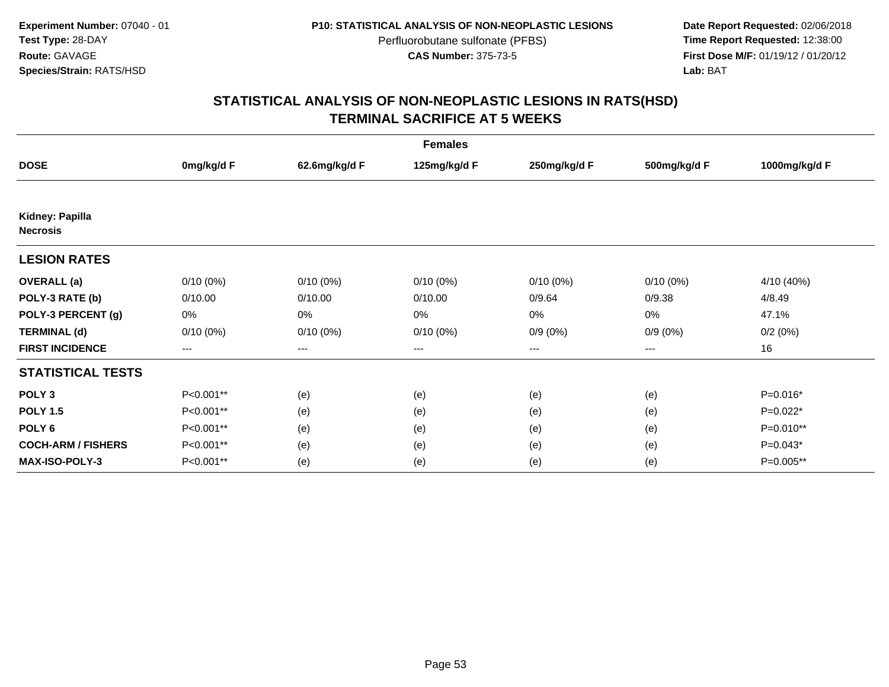**Experiment Number:** 07040 - 01
**Test Type:** 28-DAY
**Route:** GAVAGE
**Species/Strain:** RATS/HSD

**P10: STATISTICAL ANALYSIS OF NON-NEOPLASTIC LESIONS**
Perfluorobutane sulfonate (PFBS)
**CAS Number:** 375-73-5

**Date Report Requested:** 02/06/2018
**Time Report Requested:** 12:38:00
**First Dose M/F:** 01/19/12 / 01/20/12
**Lab:** BAT

## STATISTICAL ANALYSIS OF NON-NEOPLASTIC LESIONS IN RATS(HSD)
## TERMINAL SACRIFICE AT 5 WEEKS

| | Females | | | | | |
|---|---|---|---|---|---|---|
| **DOSE** | **0mg/kg/d F** | **62.6mg/kg/d F** | **125mg/kg/d F** | **250mg/kg/d F** | **500mg/kg/d F** | **1000mg/kg/d F** |
| **Kidney: Papilla** | | | | | | |
| **Necrosis** | | | | | | |
| **LESION RATES** | | | | | | |
| **OVERALL (a)** | 0/10 (0%) | 0/10 (0%) | 0/10 (0%) | 0/10 (0%) | 0/10 (0%) | 4/10 (40%) |
| **POLY-3 RATE (b)** | 0/10.00 | 0/10.00 | 0/10.00 | 0/9.64 | 0/9.38 | 4/8.49 |
| **POLY-3 PERCENT (g)** | 0% | 0% | 0% | 0% | 0% | 47.1% |
| **TERMINAL (d)** | 0/10 (0%) | 0/10 (0%) | 0/10 (0%) | 0/9 (0%) | 0/9 (0%) | 0/2 (0%) |
| **FIRST INCIDENCE** | --- | --- | --- | --- | --- | 16 |
| **STATISTICAL TESTS** | | | | | | |
| **POLY 3** | P<0.001** | (e) | (e) | (e) | (e) | P=0.016* |
| **POLY 1.5** | P<0.001** | (e) | (e) | (e) | (e) | P=0.022* |
| **POLY 6** | P<0.001** | (e) | (e) | (e) | (e) | P=0.010** |
| **COCH-ARM / FISHERS** | P<0.001** | (e) | (e) | (e) | (e) | P=0.043* |
| **MAX-ISO-POLY-3** | P<0.001** | (e) | (e) | (e) | (e) | P=0.005** |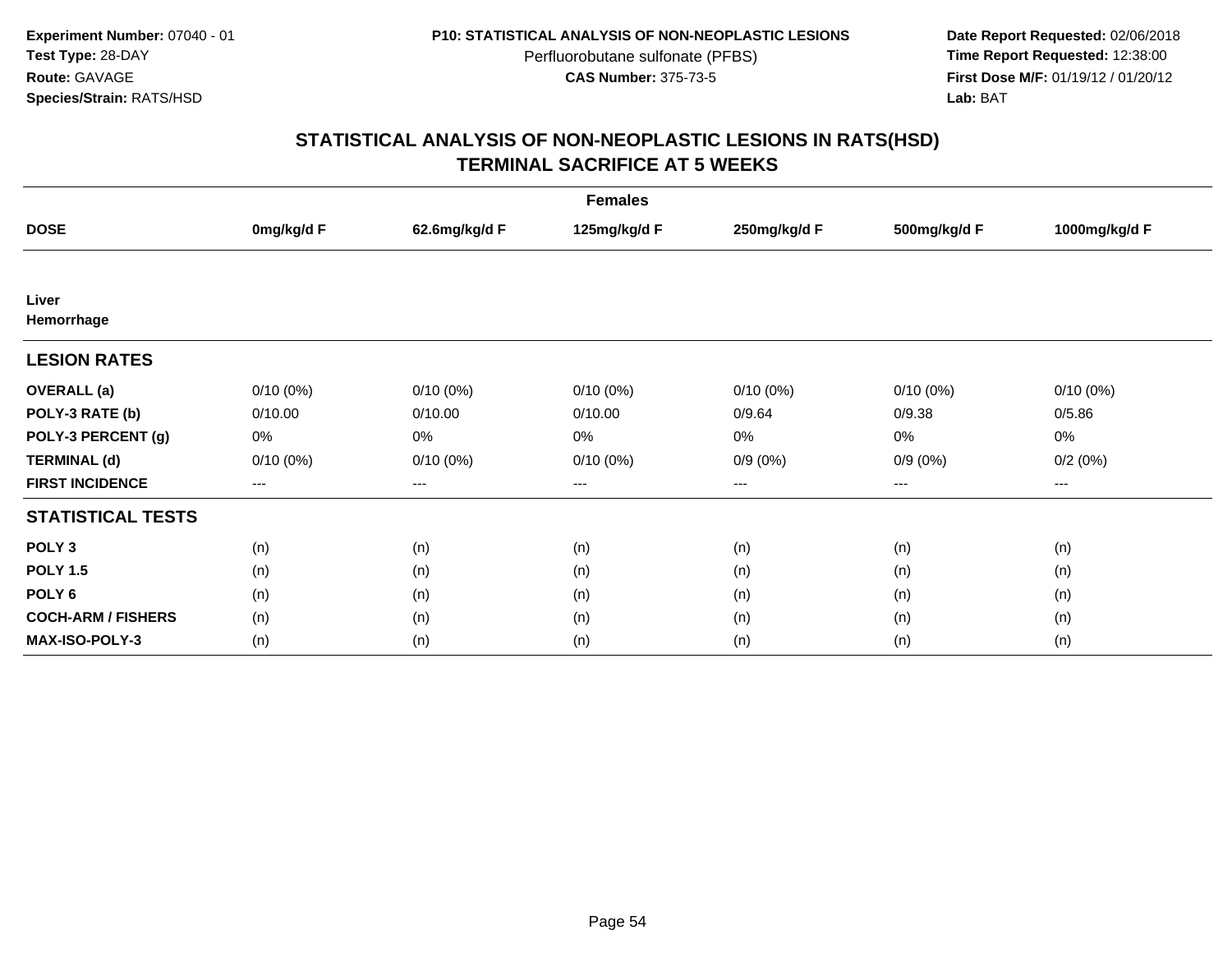**Experiment Number:** 07040 - 01
**Test Type:** 28-DAY
**Route:** GAVAGE
**Species/Strain:** RATS/HSD

**P10: STATISTICAL ANALYSIS OF NON-NEOPLASTIC LESIONS**
Perfluorobutane sulfonate (PFBS)
**CAS Number:** 375-73-5

**Date Report Requested:** 02/06/2018
**Time Report Requested:** 12:38:00
**First Dose M/F:** 01/19/12 / 01/20/12
**Lab:** BAT

## STATISTICAL ANALYSIS OF NON-NEOPLASTIC LESIONS IN RATS(HSD)
## TERMINAL SACRIFICE AT 5 WEEKS

| | Females | | | | | |
|---|---|---|---|---|---|---|
| **DOSE** | **0mg/kg/d F** | **62.6mg/kg/d F** | **125mg/kg/d F** | **250mg/kg/d F** | **500mg/kg/d F** | **1000mg/kg/d F** |
| **Liver** | | | | | | |
| **Hemorrhage** | | | | | | |
| **LESION RATES** | | | | | | |
| **OVERALL (a)** | 0/10 (0%) | 0/10 (0%) | 0/10 (0%) | 0/10 (0%) | 0/10 (0%) | 0/10 (0%) |
| **POLY-3 RATE (b)** | 0/10.00 | 0/10.00 | 0/10.00 | 0/9.64 | 0/9.38 | 0/5.86 |
| **POLY-3 PERCENT (g)** | 0% | 0% | 0% | 0% | 0% | 0% |
| **TERMINAL (d)** | 0/10 (0%) | 0/10 (0%) | 0/10 (0%) | 0/9 (0%) | 0/9 (0%) | 0/2 (0%) |
| **FIRST INCIDENCE** | --- | --- | --- | --- | --- | --- |
| **STATISTICAL TESTS** | | | | | | |
| **POLY 3** | (n) | (n) | (n) | (n) | (n) | (n) |
| **POLY 1.5** | (n) | (n) | (n) | (n) | (n) | (n) |
| **POLY 6** | (n) | (n) | (n) | (n) | (n) | (n) |
| **COCH-ARM / FISHERS** | (n) | (n) | (n) | (n) | (n) | (n) |
| **MAX-ISO-POLY-3** | (n) | (n) | (n) | (n) | (n) | (n) |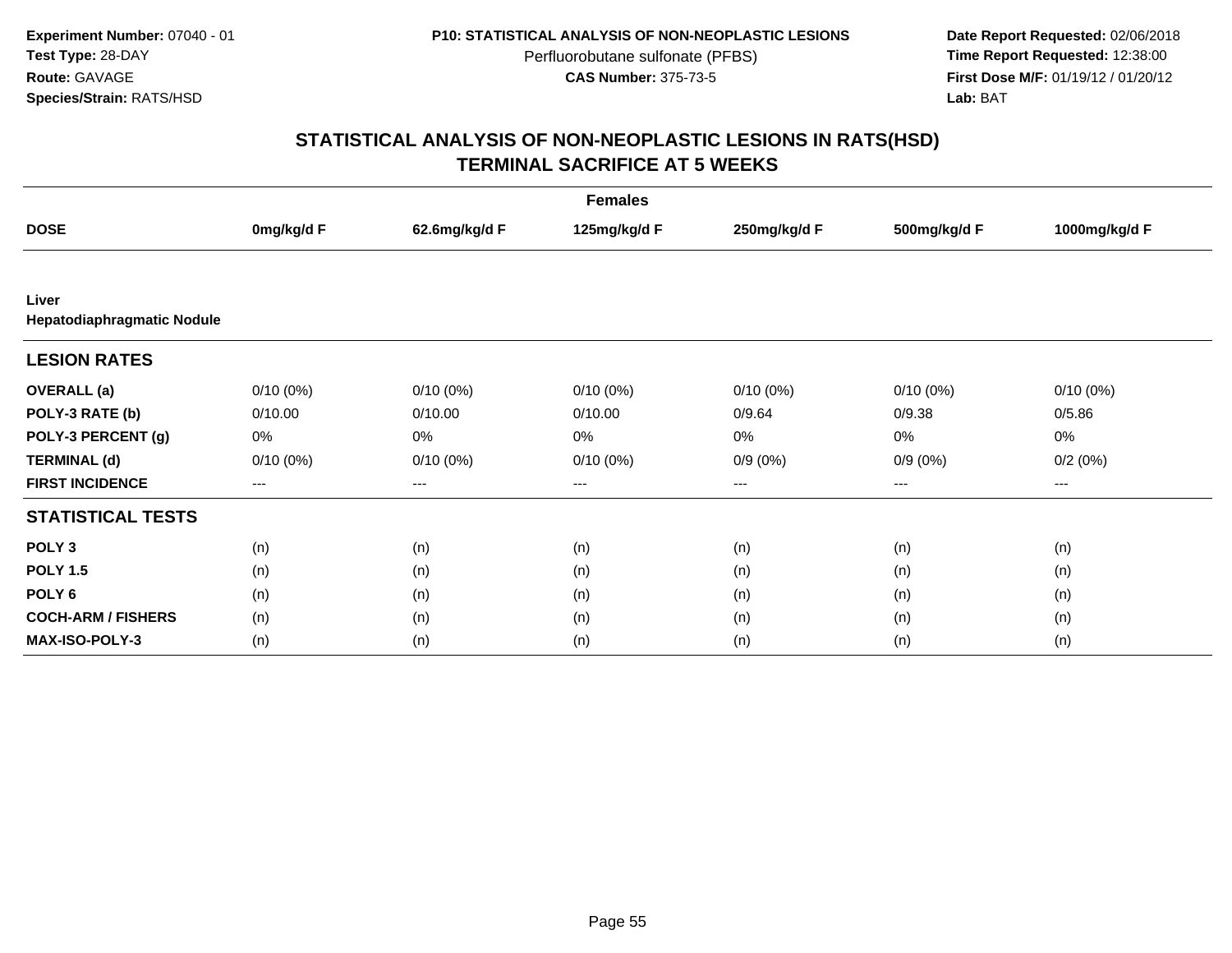**Experiment Number:** 07040 - 01
**Test Type:** 28-DAY
**Route:** GAVAGE
**Species/Strain:** RATS/HSD

**P10: STATISTICAL ANALYSIS OF NON-NEOPLASTIC LESIONS**
Perfluorobutane sulfonate (PFBS)
**CAS Number:** 375-73-5

**Date Report Requested:** 02/06/2018
**Time Report Requested:** 12:38:00
**First Dose M/F:** 01/19/12 / 01/20/12
**Lab:** BAT

## STATISTICAL ANALYSIS OF NON-NEOPLASTIC LESIONS IN RATS(HSD)
## TERMINAL SACRIFICE AT 5 WEEKS

| | Females | | | | | |
|---|---|---|---|---|---|---|
| **DOSE** | **0mg/kg/d F** | **62.6mg/kg/d F** | **125mg/kg/d F** | **250mg/kg/d F** | **500mg/kg/d F** | **1000mg/kg/d F** |
| **Liver** | | | | | | |
| **Hepatodiaphragmatic Nodule** | | | | | | |
| **LESION RATES** | | | | | | |
| **OVERALL (a)** | 0/10 (0%) | 0/10 (0%) | 0/10 (0%) | 0/10 (0%) | 0/10 (0%) | 0/10 (0%) |
| **POLY-3 RATE (b)** | 0/10.00 | 0/10.00 | 0/10.00 | 0/9.64 | 0/9.38 | 0/5.86 |
| **POLY-3 PERCENT (g)** | 0% | 0% | 0% | 0% | 0% | 0% |
| **TERMINAL (d)** | 0/10 (0%) | 0/10 (0%) | 0/10 (0%) | 0/9 (0%) | 0/9 (0%) | 0/2 (0%) |
| **FIRST INCIDENCE** | --- | --- | --- | --- | --- | --- |
| **STATISTICAL TESTS** | | | | | | |
| **POLY 3** | (n) | (n) | (n) | (n) | (n) | (n) |
| **POLY 1.5** | (n) | (n) | (n) | (n) | (n) | (n) |
| **POLY 6** | (n) | (n) | (n) | (n) | (n) | (n) |
| **COCH-ARM / FISHERS** | (n) | (n) | (n) | (n) | (n) | (n) |
| **MAX-ISO-POLY-3** | (n) | (n) | (n) | (n) | (n) | (n) |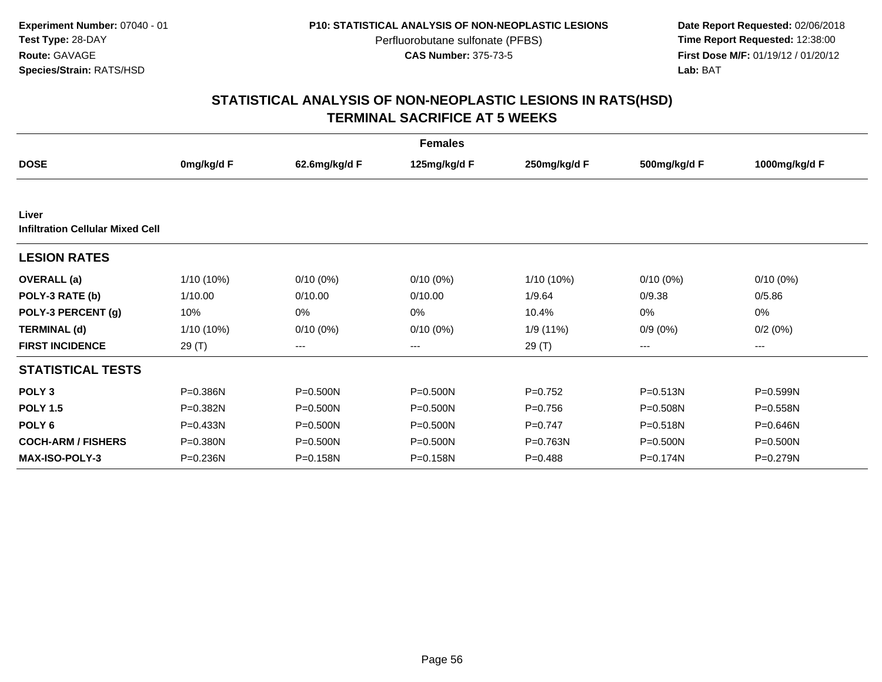**Experiment Number:** 07040 - 01
**Test Type:** 28-DAY
**Route:** GAVAGE
**Species/Strain:** RATS/HSD

**P10: STATISTICAL ANALYSIS OF NON-NEOPLASTIC LESIONS**
Perfluorobutane sulfonate (PFBS)
**CAS Number:** 375-73-5

**Date Report Requested:** 02/06/2018
**Time Report Requested:** 12:38:00
**First Dose M/F:** 01/19/12 / 01/20/12
**Lab:** BAT

## STATISTICAL ANALYSIS OF NON-NEOPLASTIC LESIONS IN RATS(HSD)
## TERMINAL SACRIFICE AT 5 WEEKS

| Females | | | | | | |
|---|---|---|---|---|---|---|
| **DOSE** | **0mg/kg/d F** | **62.6mg/kg/d F** | **125mg/kg/d F** | **250mg/kg/d F** | **500mg/kg/d F** | **1000mg/kg/d F** |
| **Liver** | | | | | | |
| **Infiltration Cellular Mixed Cell** | | | | | | |
| **LESION RATES** | | | | | | |
| **OVERALL (a)** | 1/10 (10%) | 0/10 (0%) | 0/10 (0%) | 1/10 (10%) | 0/10 (0%) | 0/10 (0%) |
| **POLY-3 RATE (b)** | 1/10.00 | 0/10.00 | 0/10.00 | 1/9.64 | 0/9.38 | 0/5.86 |
| **POLY-3 PERCENT (g)** | 10% | 0% | 0% | 10.4% | 0% | 0% |
| **TERMINAL (d)** | 1/10 (10%) | 0/10 (0%) | 0/10 (0%) | 1/9 (11%) | 0/9 (0%) | 0/2 (0%) |
| **FIRST INCIDENCE** | 29 (T) | --- | --- | 29 (T) | --- | --- |
| **STATISTICAL TESTS** | | | | | | |
| **POLY 3** | P=0.386N | P=0.500N | P=0.500N | P=0.752 | P=0.513N | P=0.599N |
| **POLY 1.5** | P=0.382N | P=0.500N | P=0.500N | P=0.756 | P=0.508N | P=0.558N |
| **POLY 6** | P=0.433N | P=0.500N | P=0.500N | P=0.747 | P=0.518N | P=0.646N |
| **COCH-ARM / FISHERS** | P=0.380N | P=0.500N | P=0.500N | P=0.763N | P=0.500N | P=0.500N |
| **MAX-ISO-POLY-3** | P=0.236N | P=0.158N | P=0.158N | P=0.488 | P=0.174N | P=0.279N |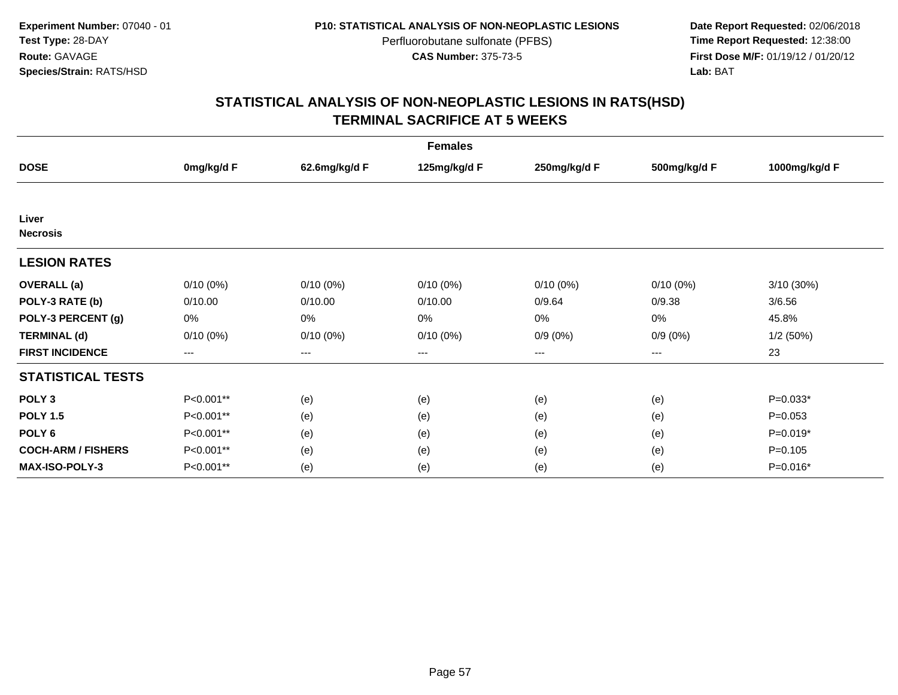**Experiment Number:** 07040 - 01
**Test Type:** 28-DAY
**Route:** GAVAGE
**Species/Strain:** RATS/HSD

**P10: STATISTICAL ANALYSIS OF NON-NEOPLASTIC LESIONS**
Perfluorobutane sulfonate (PFBS)
**CAS Number:** 375-73-5

**Date Report Requested:** 02/06/2018
**Time Report Requested:** 12:38:00
**First Dose M/F:** 01/19/12 / 01/20/12
**Lab:** BAT

## STATISTICAL ANALYSIS OF NON-NEOPLASTIC LESIONS IN RATS(HSD)
## TERMINAL SACRIFICE AT 5 WEEKS

| Females | | | | | | |
|---|---|---|---|---|---|---|
| **DOSE** | **0mg/kg/d F** | **62.6mg/kg/d F** | **125mg/kg/d F** | **250mg/kg/d F** | **500mg/kg/d F** | **1000mg/kg/d F** |
| **Liver** | | | | | | |
| **Necrosis** | | | | | | |
| **LESION RATES** | | | | | | |
| **OVERALL (a)** | 0/10 (0%) | 0/10 (0%) | 0/10 (0%) | 0/10 (0%) | 0/10 (0%) | 3/10 (30%) |
| **POLY-3 RATE (b)** | 0/10.00 | 0/10.00 | 0/10.00 | 0/9.64 | 0/9.38 | 3/6.56 |
| **POLY-3 PERCENT (g)** | 0% | 0% | 0% | 0% | 0% | 45.8% |
| **TERMINAL (d)** | 0/10 (0%) | 0/10 (0%) | 0/10 (0%) | 0/9 (0%) | 0/9 (0%) | 1/2 (50%) |
| **FIRST INCIDENCE** | --- | --- | --- | --- | --- | 23 |
| **STATISTICAL TESTS** | | | | | | |
| **POLY 3** | P<0.001** | (e) | (e) | (e) | (e) | P=0.033* |
| **POLY 1.5** | P<0.001** | (e) | (e) | (e) | (e) | P=0.053 |
| **POLY 6** | P<0.001** | (e) | (e) | (e) | (e) | P=0.019* |
| **COCH-ARM / FISHERS** | P<0.001** | (e) | (e) | (e) | (e) | P=0.105 |
| **MAX-ISO-POLY-3** | P<0.001** | (e) | (e) | (e) | (e) | P=0.016* |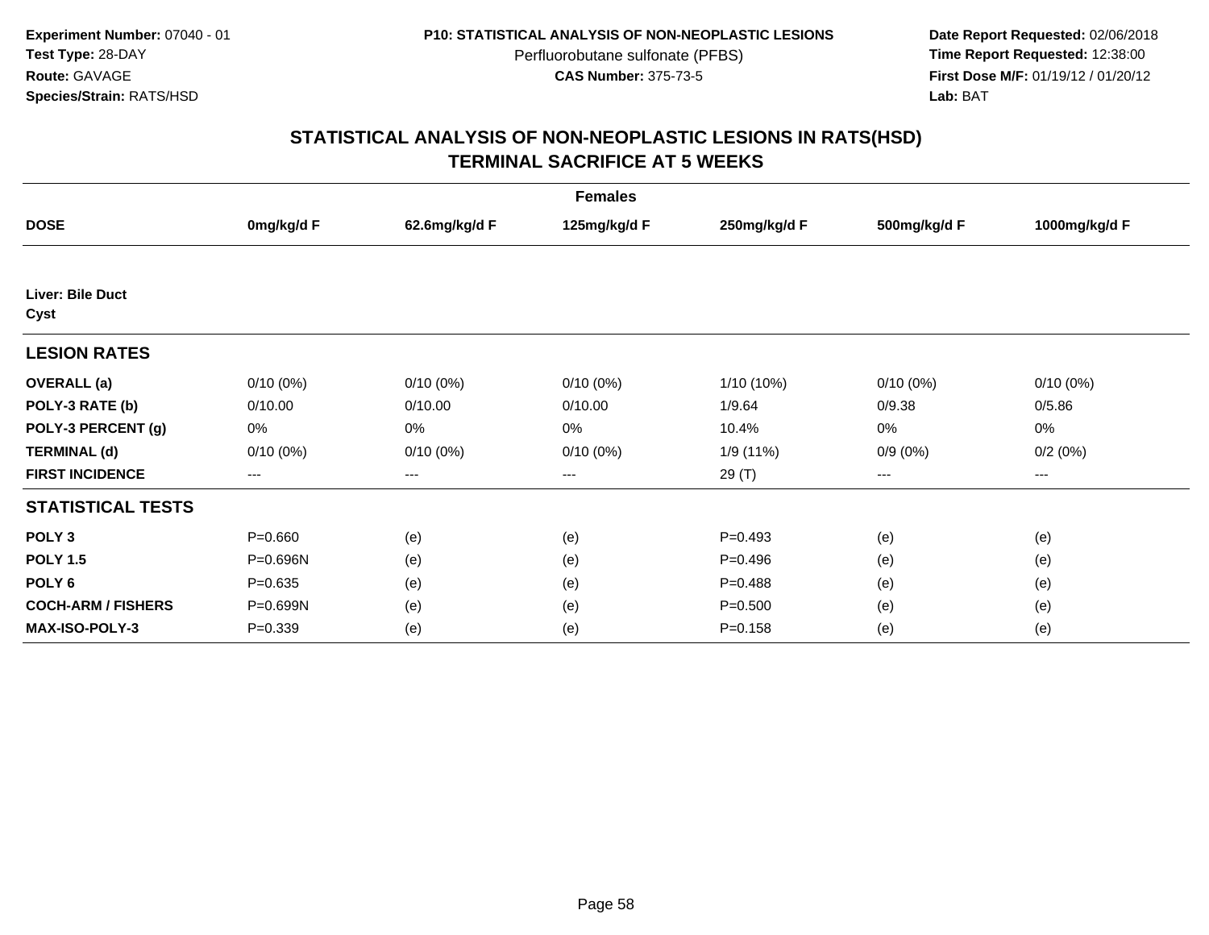**Experiment Number:** 07040 - 01
**Test Type:** 28-DAY
**Route:** GAVAGE
**Species/Strain:** RATS/HSD

**P10: STATISTICAL ANALYSIS OF NON-NEOPLASTIC LESIONS**
Perfluorobutane sulfonate (PFBS)
**CAS Number:** 375-73-5

**Date Report Requested:** 02/06/2018
**Time Report Requested:** 12:38:00
**First Dose M/F:** 01/19/12 / 01/20/12
**Lab:** BAT

## STATISTICAL ANALYSIS OF NON-NEOPLASTIC LESIONS IN RATS(HSD)
## TERMINAL SACRIFICE AT 5 WEEKS

| | Females | | | | | |
|---|---|---|---|---|---|---|
| **DOSE** | **0mg/kg/d F** | **62.6mg/kg/d F** | **125mg/kg/d F** | **250mg/kg/d F** | **500mg/kg/d F** | **1000mg/kg/d F** |
| **Liver: Bile Duct** **Cyst** | | | | | | |
| **LESION RATES** | | | | | | |
| **OVERALL (a)** | 0/10 (0%) | 0/10 (0%) | 0/10 (0%) | 1/10 (10%) | 0/10 (0%) | 0/10 (0%) |
| **POLY-3 RATE (b)** | 0/10.00 | 0/10.00 | 0/10.00 | 1/9.64 | 0/9.38 | 0/5.86 |
| **POLY-3 PERCENT (g)** | 0% | 0% | 0% | 10.4% | 0% | 0% |
| **TERMINAL (d)** | 0/10 (0%) | 0/10 (0%) | 0/10 (0%) | 1/9 (11%) | 0/9 (0%) | 0/2 (0%) |
| **FIRST INCIDENCE** | --- | --- | --- | 29 (T) | --- | --- |
| **STATISTICAL TESTS** | | | | | | |
| **POLY 3** | P=0.660 | (e) | (e) | P=0.493 | (e) | (e) |
| **POLY 1.5** | P=0.696N | (e) | (e) | P=0.496 | (e) | (e) |
| **POLY 6** | P=0.635 | (e) | (e) | P=0.488 | (e) | (e) |
| **COCH-ARM / FISHERS** | P=0.699N | (e) | (e) | P=0.500 | (e) | (e) |
| **MAX-ISO-POLY-3** | P=0.339 | (e) | (e) | P=0.158 | (e) | (e) |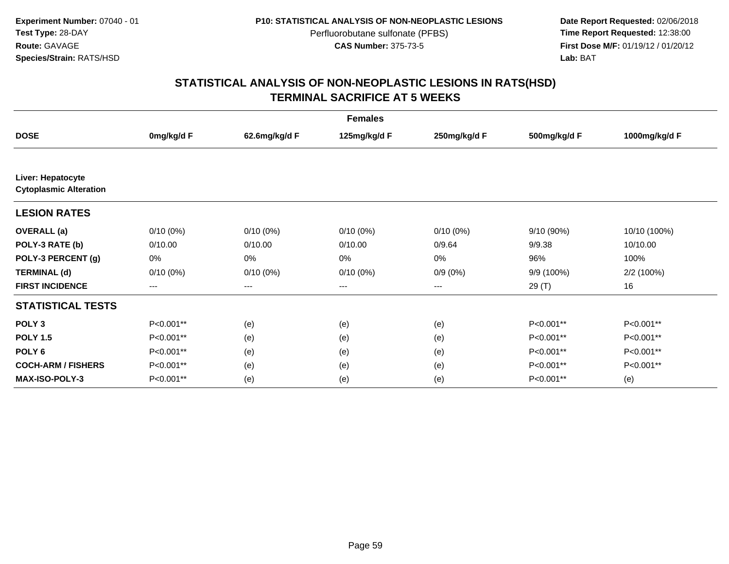**Experiment Number:** 07040 - 01
**Test Type:** 28-DAY
**Route:** GAVAGE
**Species/Strain:** RATS/HSD

**P10: STATISTICAL ANALYSIS OF NON-NEOPLASTIC LESIONS**
Perfluorobutane sulfonate (PFBS)
**CAS Number:** 375-73-5

**Date Report Requested:** 02/06/2018
**Time Report Requested:** 12:38:00
**First Dose M/F:** 01/19/12 / 01/20/12
**Lab:** BAT

## STATISTICAL ANALYSIS OF NON-NEOPLASTIC LESIONS IN RATS(HSD) TERMINAL SACRIFICE AT 5 WEEKS

| | Females | | | | | |
|---|---|---|---|---|---|---|
| **DOSE** | **0mg/kg/d F** | **62.6mg/kg/d F** | **125mg/kg/d F** | **250mg/kg/d F** | **500mg/kg/d F** | **1000mg/kg/d F** |
| **Liver: Hepatocyte Cytoplasmic Alteration** | | | | | | |
| **LESION RATES** | | | | | | |
| **OVERALL (a)** | 0/10 (0%) | 0/10 (0%) | 0/10 (0%) | 0/10 (0%) | 9/10 (90%) | 10/10 (100%) |
| **POLY-3 RATE (b)** | 0/10.00 | 0/10.00 | 0/10.00 | 0/9.64 | 9/9.38 | 10/10.00 |
| **POLY-3 PERCENT (g)** | 0% | 0% | 0% | 0% | 96% | 100% |
| **TERMINAL (d)** | 0/10 (0%) | 0/10 (0%) | 0/10 (0%) | 0/9 (0%) | 9/9 (100%) | 2/2 (100%) |
| **FIRST INCIDENCE** | --- | --- | --- | --- | 29 (T) | 16 |
| **STATISTICAL TESTS** | | | | | | |
| **POLY 3** | P<0.001** | (e) | (e) | (e) | P<0.001** | P<0.001** |
| **POLY 1.5** | P<0.001** | (e) | (e) | (e) | P<0.001** | P<0.001** |
| **POLY 6** | P<0.001** | (e) | (e) | (e) | P<0.001** | P<0.001** |
| **COCH-ARM / FISHERS** | P<0.001** | (e) | (e) | (e) | P<0.001** | P<0.001** |
| **MAX-ISO-POLY-3** | P<0.001** | (e) | (e) | (e) | P<0.001** | (e) |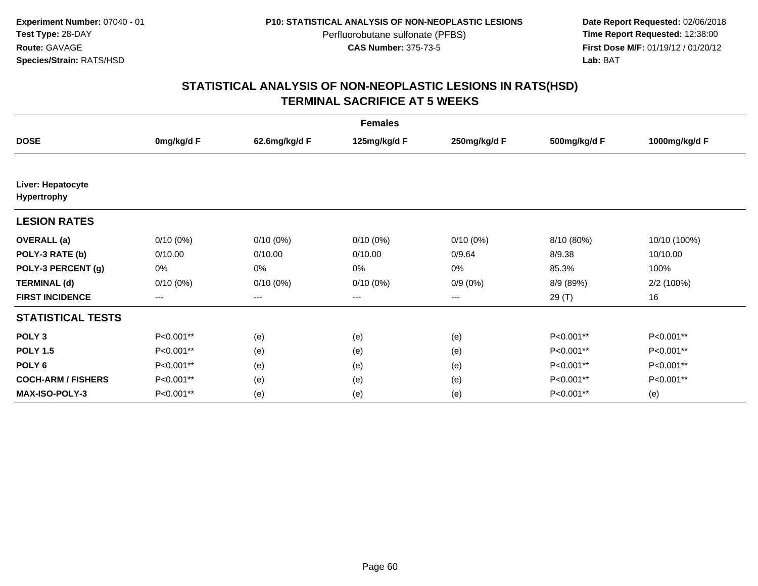**Experiment Number:** 07040 - 01
**Test Type:** 28-DAY
**Route:** GAVAGE
**Species/Strain:** RATS/HSD

**P10: STATISTICAL ANALYSIS OF NON-NEOPLASTIC LESIONS**
Perfluorobutane sulfonate (PFBS)
**CAS Number:** 375-73-5

**Date Report Requested:** 02/06/2018
**Time Report Requested:** 12:38:00
**First Dose M/F:** 01/19/12 / 01/20/12
**Lab:** BAT

## STATISTICAL ANALYSIS OF NON-NEOPLASTIC LESIONS IN RATS(HSD)
## TERMINAL SACRIFICE AT 5 WEEKS

| | Females | | | | | |
|---|---|---|---|---|---|---|
| **DOSE** | **0mg/kg/d F** | **62.6mg/kg/d F** | **125mg/kg/d F** | **250mg/kg/d F** | **500mg/kg/d F** | **1000mg/kg/d F** |
| **Liver: Hepatocyte Hypertrophy** | | | | | | |
| **LESION RATES** | | | | | | |
| **OVERALL (a)** | 0/10 (0%) | 0/10 (0%) | 0/10 (0%) | 0/10 (0%) | 8/10 (80%) | 10/10 (100%) |
| **POLY-3 RATE (b)** | 0/10.00 | 0/10.00 | 0/10.00 | 0/9.64 | 8/9.38 | 10/10.00 |
| **POLY-3 PERCENT (g)** | 0% | 0% | 0% | 0% | 85.3% | 100% |
| **TERMINAL (d)** | 0/10 (0%) | 0/10 (0%) | 0/10 (0%) | 0/9 (0%) | 8/9 (89%) | 2/2 (100%) |
| **FIRST INCIDENCE** | --- | --- | --- | --- | 29 (T) | 16 |
| **STATISTICAL TESTS** | | | | | | |
| **POLY 3** | P<0.001** | (e) | (e) | (e) | P<0.001** | P<0.001** |
| **POLY 1.5** | P<0.001** | (e) | (e) | (e) | P<0.001** | P<0.001** |
| **POLY 6** | P<0.001** | (e) | (e) | (e) | P<0.001** | P<0.001** |
| **COCH-ARM / FISHERS** | P<0.001** | (e) | (e) | (e) | P<0.001** | P<0.001** |
| **MAX-ISO-POLY-3** | P<0.001** | (e) | (e) | (e) | P<0.001** | (e) |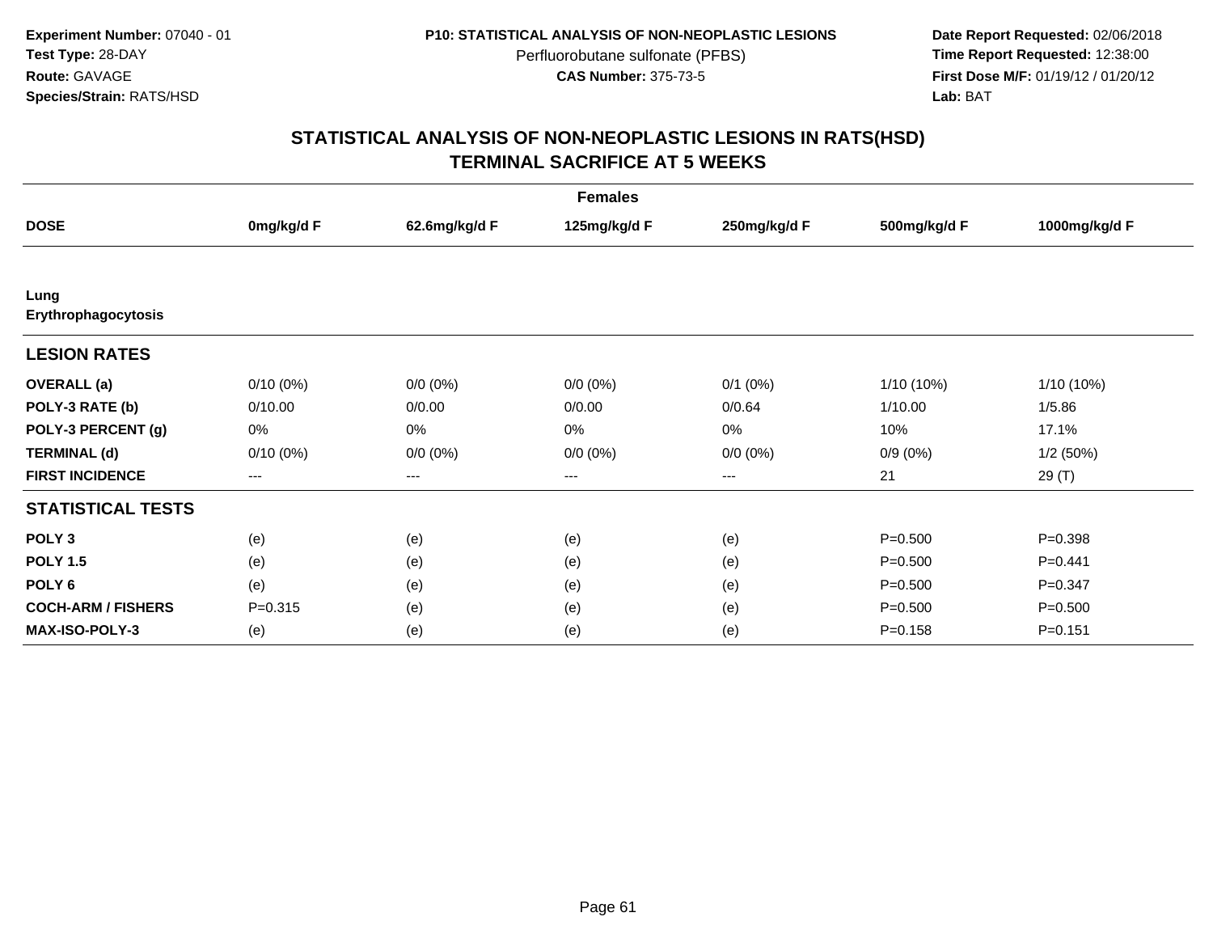**Experiment Number:** 07040 - 01
**Test Type:** 28-DAY
**Route:** GAVAGE
**Species/Strain:** RATS/HSD

**P10: STATISTICAL ANALYSIS OF NON-NEOPLASTIC LESIONS**
Perfluorobutane sulfonate (PFBS)
**CAS Number:** 375-73-5

**Date Report Requested:** 02/06/2018
**Time Report Requested:** 12:38:00
**First Dose M/F:** 01/19/12 / 01/20/12
**Lab:** BAT

## STATISTICAL ANALYSIS OF NON-NEOPLASTIC LESIONS IN RATS(HSD)
## TERMINAL SACRIFICE AT 5 WEEKS

| Females | | | | | | |
|---|---|---|---|---|---|---|
| **DOSE** | **0mg/kg/d F** | **62.6mg/kg/d F** | **125mg/kg/d F** | **250mg/kg/d F** | **500mg/kg/d F** | **1000mg/kg/d F** |
| **Lung Erythrophagocytosis** | | | | | | |
| **LESION RATES** | | | | | | |
| **OVERALL (a)** | 0/10 (0%) | 0/0 (0%) | 0/0 (0%) | 0/1 (0%) | 1/10 (10%) | 1/10 (10%) |
| **POLY-3 RATE (b)** | 0/10.00 | 0/0.00 | 0/0.00 | 0/0.64 | 1/10.00 | 1/5.86 |
| **POLY-3 PERCENT (g)** | 0% | 0% | 0% | 0% | 10% | 17.1% |
| **TERMINAL (d)** | 0/10 (0%) | 0/0 (0%) | 0/0 (0%) | 0/0 (0%) | 0/9 (0%) | 1/2 (50%) |
| **FIRST INCIDENCE** | --- | --- | --- | --- | 21 | 29 (T) |
| **STATISTICAL TESTS** | | | | | | |
| **POLY 3** | (e) | (e) | (e) | (e) | P=0.500 | P=0.398 |
| **POLY 1.5** | (e) | (e) | (e) | (e) | P=0.500 | P=0.441 |
| **POLY 6** | (e) | (e) | (e) | (e) | P=0.500 | P=0.347 |
| **COCH-ARM / FISHERS** | P=0.315 | (e) | (e) | (e) | P=0.500 | P=0.500 |
| **MAX-ISO-POLY-3** | (e) | (e) | (e) | (e) | P=0.158 | P=0.151 |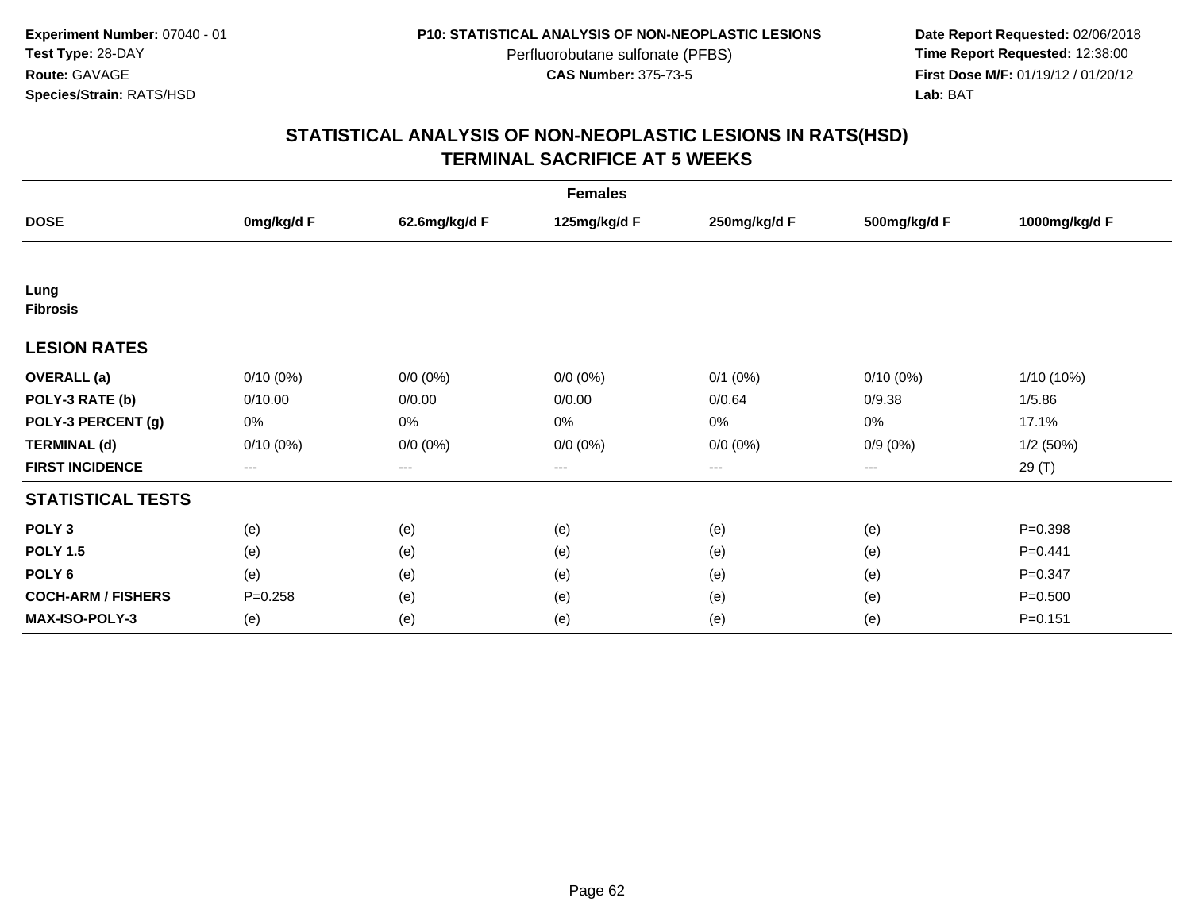**Experiment Number:** 07040 - 01
**Test Type:** 28-DAY
**Route:** GAVAGE
**Species/Strain:** RATS/HSD

**P10: STATISTICAL ANALYSIS OF NON-NEOPLASTIC LESIONS**
Perfluorobutane sulfonate (PFBS)
**CAS Number:** 375-73-5

**Date Report Requested:** 02/06/2018
**Time Report Requested:** 12:38:00
**First Dose M/F:** 01/19/12 / 01/20/12
**Lab:** BAT

## STATISTICAL ANALYSIS OF NON-NEOPLASTIC LESIONS IN RATS(HSD)
## TERMINAL SACRIFICE AT 5 WEEKS

| Females | | | | | | |
|---|---|---|---|---|---|---|
| **DOSE** | **0mg/kg/d F** | **62.6mg/kg/d F** | **125mg/kg/d F** | **250mg/kg/d F** | **500mg/kg/d F** | **1000mg/kg/d F** |
| **Lung** | | | | | | |
| **Fibrosis** | | | | | | |
| **LESION RATES** | | | | | | |
| **OVERALL (a)** | 0/10 (0%) | 0/0 (0%) | 0/0 (0%) | 0/1 (0%) | 0/10 (0%) | 1/10 (10%) |
| **POLY-3 RATE (b)** | 0/10.00 | 0/0.00 | 0/0.00 | 0/0.64 | 0/9.38 | 1/5.86 |
| **POLY-3 PERCENT (g)** | 0% | 0% | 0% | 0% | 0% | 17.1% |
| **TERMINAL (d)** | 0/10 (0%) | 0/0 (0%) | 0/0 (0%) | 0/0 (0%) | 0/9 (0%) | 1/2 (50%) |
| **FIRST INCIDENCE** | --- | --- | --- | --- | --- | 29 (T) |
| **STATISTICAL TESTS** | | | | | | |
| **POLY 3** | (e) | (e) | (e) | (e) | (e) | P=0.398 |
| **POLY 1.5** | (e) | (e) | (e) | (e) | (e) | P=0.441 |
| **POLY 6** | (e) | (e) | (e) | (e) | (e) | P=0.347 |
| **COCH-ARM / FISHERS** | P=0.258 | (e) | (e) | (e) | (e) | P=0.500 |
| **MAX-ISO-POLY-3** | (e) | (e) | (e) | (e) | (e) | P=0.151 |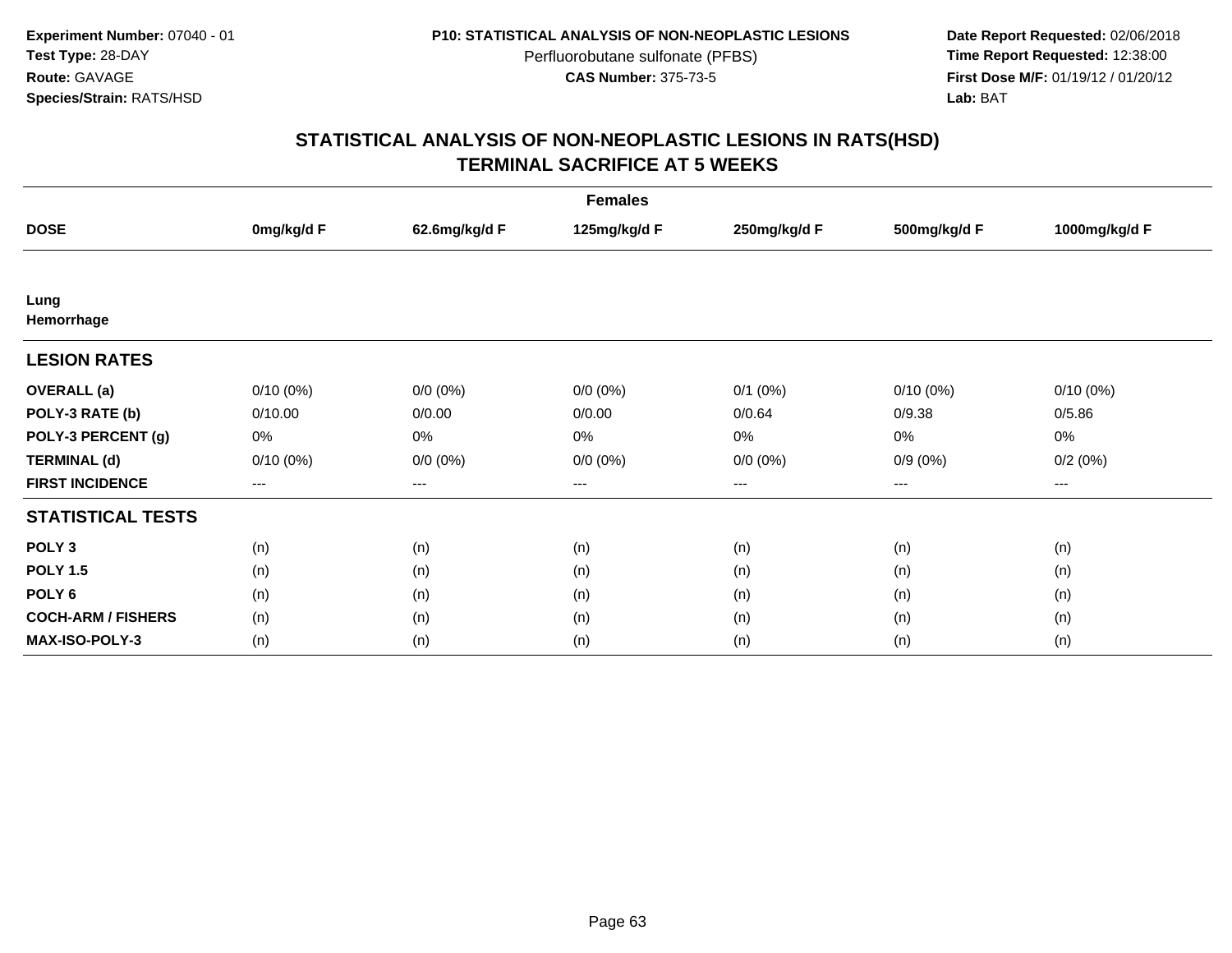**Experiment Number:** 07040 - 01
**Test Type:** 28-DAY
**Route:** GAVAGE
**Species/Strain:** RATS/HSD

**P10: STATISTICAL ANALYSIS OF NON-NEOPLASTIC LESIONS**
Perfluorobutane sulfonate (PFBS)
**CAS Number:** 375-73-5

**Date Report Requested:** 02/06/2018
**Time Report Requested:** 12:38:00
**First Dose M/F:** 01/19/12 / 01/20/12
**Lab:** BAT

## STATISTICAL ANALYSIS OF NON-NEOPLASTIC LESIONS IN RATS(HSD)
## TERMINAL SACRIFICE AT 5 WEEKS

| | Females | | | | | |
|---|---|---|---|---|---|---|
| **DOSE** | **0mg/kg/d F** | **62.6mg/kg/d F** | **125mg/kg/d F** | **250mg/kg/d F** | **500mg/kg/d F** | **1000mg/kg/d F** |
| **Lung** | | | | | | |
| **Hemorrhage** | | | | | | |
| **LESION RATES** | | | | | | |
| **OVERALL (a)** | 0/10 (0%) | 0/0 (0%) | 0/0 (0%) | 0/1 (0%) | 0/10 (0%) | 0/10 (0%) |
| **POLY-3 RATE (b)** | 0/10.00 | 0/0.00 | 0/0.00 | 0/0.64 | 0/9.38 | 0/5.86 |
| **POLY-3 PERCENT (g)** | 0% | 0% | 0% | 0% | 0% | 0% |
| **TERMINAL (d)** | 0/10 (0%) | 0/0 (0%) | 0/0 (0%) | 0/0 (0%) | 0/9 (0%) | 0/2 (0%) |
| **FIRST INCIDENCE** | --- | --- | --- | --- | --- | --- |
| **STATISTICAL TESTS** | | | | | | |
| **POLY 3** | (n) | (n) | (n) | (n) | (n) | (n) |
| **POLY 1.5** | (n) | (n) | (n) | (n) | (n) | (n) |
| **POLY 6** | (n) | (n) | (n) | (n) | (n) | (n) |
| **COCH-ARM / FISHERS** | (n) | (n) | (n) | (n) | (n) | (n) |
| **MAX-ISO-POLY-3** | (n) | (n) | (n) | (n) | (n) | (n) |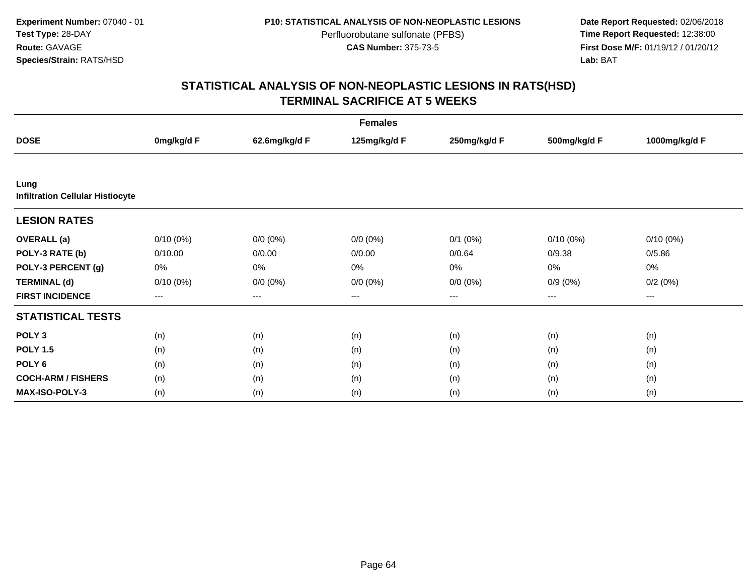**Experiment Number:** 07040 - 01
**Test Type:** 28-DAY
**Route:** GAVAGE
**Species/Strain:** RATS/HSD

**P10: STATISTICAL ANALYSIS OF NON-NEOPLASTIC LESIONS**
Perfluorobutane sulfonate (PFBS)
**CAS Number:** 375-73-5

**Date Report Requested:** 02/06/2018
**Time Report Requested:** 12:38:00
**First Dose M/F:** 01/19/12 / 01/20/12
**Lab:** BAT

## STATISTICAL ANALYSIS OF NON-NEOPLASTIC LESIONS IN RATS(HSD)
## TERMINAL SACRIFICE AT 5 WEEKS

| Females | | | | | | |
|---|---|---|---|---|---|---|
| **DOSE** | **0mg/kg/d F** | **62.6mg/kg/d F** | **125mg/kg/d F** | **250mg/kg/d F** | **500mg/kg/d F** | **1000mg/kg/d F** |
| **Lung** | | | | | | |
| **Infiltration Cellular Histiocyte** | | | | | | |
| **LESION RATES** | | | | | | |
| **OVERALL (a)** | 0/10 (0%) | 0/0 (0%) | 0/0 (0%) | 0/1 (0%) | 0/10 (0%) | 0/10 (0%) |
| **POLY-3 RATE (b)** | 0/10.00 | 0/0.00 | 0/0.00 | 0/0.64 | 0/9.38 | 0/5.86 |
| **POLY-3 PERCENT (g)** | 0% | 0% | 0% | 0% | 0% | 0% |
| **TERMINAL (d)** | 0/10 (0%) | 0/0 (0%) | 0/0 (0%) | 0/0 (0%) | 0/9 (0%) | 0/2 (0%) |
| **FIRST INCIDENCE** | --- | --- | --- | --- | --- | --- |
| **STATISTICAL TESTS** | | | | | | |
| **POLY 3** | (n) | (n) | (n) | (n) | (n) | (n) |
| **POLY 1.5** | (n) | (n) | (n) | (n) | (n) | (n) |
| **POLY 6** | (n) | (n) | (n) | (n) | (n) | (n) |
| **COCH-ARM / FISHERS** | (n) | (n) | (n) | (n) | (n) | (n) |
| **MAX-ISO-POLY-3** | (n) | (n) | (n) | (n) | (n) | (n) |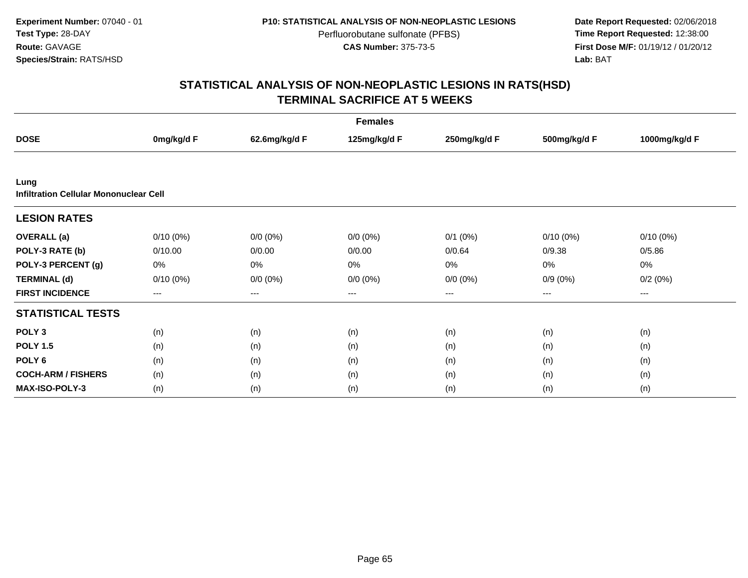**Experiment Number:** 07040 - 01
**Test Type:** 28-DAY
**Route:** GAVAGE
**Species/Strain:** RATS/HSD

**P10: STATISTICAL ANALYSIS OF NON-NEOPLASTIC LESIONS**
Perfluorobutane sulfonate (PFBS)
**CAS Number:** 375-73-5

**Date Report Requested:** 02/06/2018
**Time Report Requested:** 12:38:00
**First Dose M/F:** 01/19/12 / 01/20/12
**Lab:** BAT

## STATISTICAL ANALYSIS OF NON-NEOPLASTIC LESIONS IN RATS(HSD) TERMINAL SACRIFICE AT 5 WEEKS

| | Females | | | | | |
|---|---|---|---|---|---|---|
| **DOSE** | **0mg/kg/d F** | **62.6mg/kg/d F** | **125mg/kg/d F** | **250mg/kg/d F** | **500mg/kg/d F** | **1000mg/kg/d F** |
| **Lung** | | | | | | |
| **Infiltration Cellular Mononuclear Cell** | | | | | | |
| **LESION RATES** | | | | | | |
| **OVERALL (a)** | 0/10 (0%) | 0/0 (0%) | 0/0 (0%) | 0/1 (0%) | 0/10 (0%) | 0/10 (0%) |
| **POLY-3 RATE (b)** | 0/10.00 | 0/0.00 | 0/0.00 | 0/0.64 | 0/9.38 | 0/5.86 |
| **POLY-3 PERCENT (g)** | 0% | 0% | 0% | 0% | 0% | 0% |
| **TERMINAL (d)** | 0/10 (0%) | 0/0 (0%) | 0/0 (0%) | 0/0 (0%) | 0/9 (0%) | 0/2 (0%) |
| **FIRST INCIDENCE** | --- | --- | --- | --- | --- | --- |
| **STATISTICAL TESTS** | | | | | | |
| **POLY 3** | (n) | (n) | (n) | (n) | (n) | (n) |
| **POLY 1.5** | (n) | (n) | (n) | (n) | (n) | (n) |
| **POLY 6** | (n) | (n) | (n) | (n) | (n) | (n) |
| **COCH-ARM / FISHERS** | (n) | (n) | (n) | (n) | (n) | (n) |
| **MAX-ISO-POLY-3** | (n) | (n) | (n) | (n) | (n) | (n) |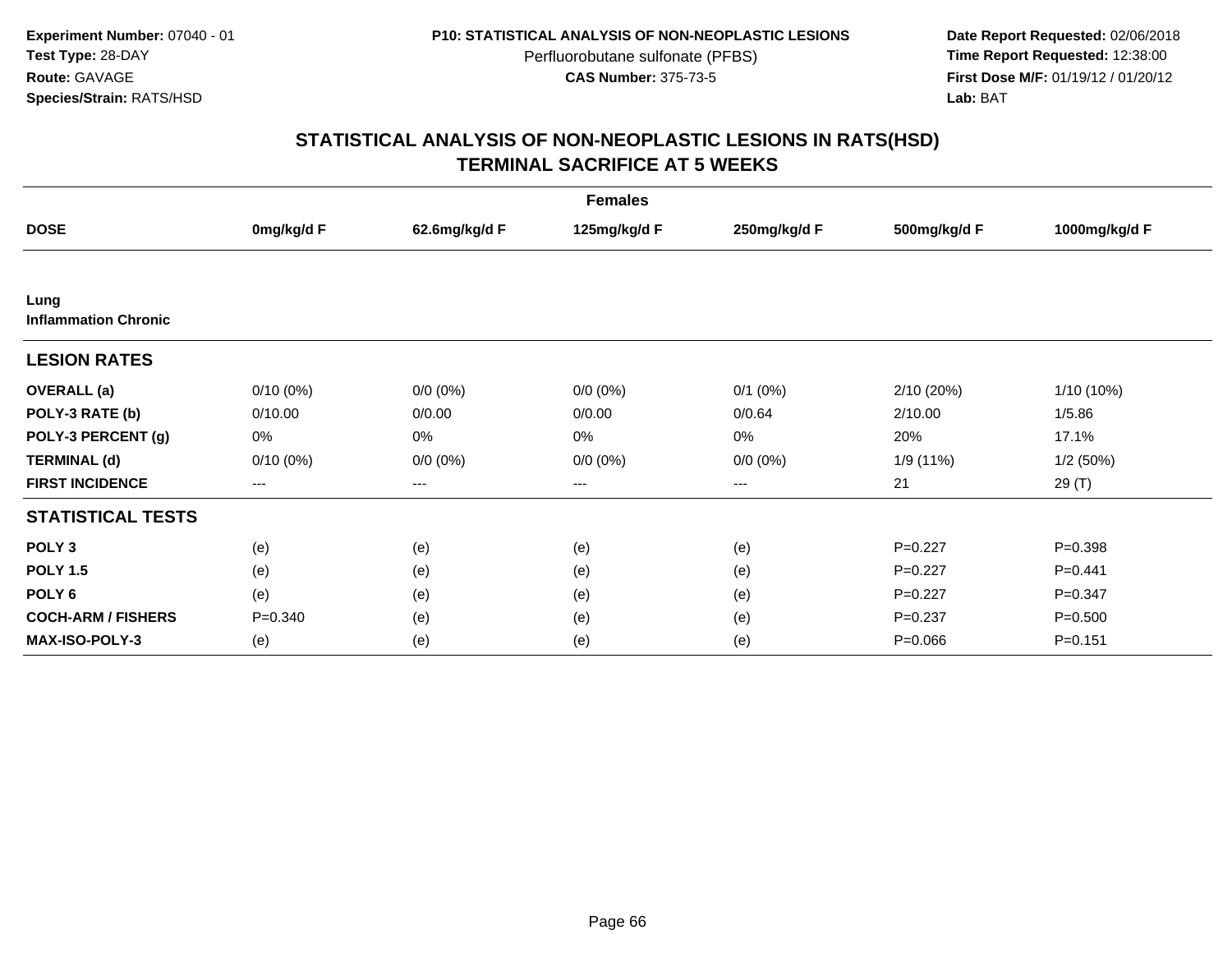**Experiment Number:** 07040 - 01
**Test Type:** 28-DAY
**Route:** GAVAGE
**Species/Strain:** RATS/HSD

**P10: STATISTICAL ANALYSIS OF NON-NEOPLASTIC LESIONS**
Perfluorobutane sulfonate (PFBS)
**CAS Number:** 375-73-5

**Date Report Requested:** 02/06/2018
**Time Report Requested:** 12:38:00
**First Dose M/F:** 01/19/12 / 01/20/12
**Lab:** BAT

## STATISTICAL ANALYSIS OF NON-NEOPLASTIC LESIONS IN RATS(HSD)
## TERMINAL SACRIFICE AT 5 WEEKS

| | Females | | | | | |
|---|---|---|---|---|---|---|
| **DOSE** | **0mg/kg/d F** | **62.6mg/kg/d F** | **125mg/kg/d F** | **250mg/kg/d F** | **500mg/kg/d F** | **1000mg/kg/d F** |
| **Lung** | | | | | | |
| **Inflammation Chronic** | | | | | | |
| **LESION RATES** | | | | | | |
| **OVERALL (a)** | 0/10 (0%) | 0/0 (0%) | 0/0 (0%) | 0/1 (0%) | 2/10 (20%) | 1/10 (10%) |
| **POLY-3 RATE (b)** | 0/10.00 | 0/0.00 | 0/0.00 | 0/0.64 | 2/10.00 | 1/5.86 |
| **POLY-3 PERCENT (g)** | 0% | 0% | 0% | 0% | 20% | 17.1% |
| **TERMINAL (d)** | 0/10 (0%) | 0/0 (0%) | 0/0 (0%) | 0/0 (0%) | 1/9 (11%) | 1/2 (50%) |
| **FIRST INCIDENCE** | --- | --- | --- | --- | 21 | 29 (T) |
| **STATISTICAL TESTS** | | | | | | |
| **POLY 3** | (e) | (e) | (e) | (e) | P=0.227 | P=0.398 |
| **POLY 1.5** | (e) | (e) | (e) | (e) | P=0.227 | P=0.441 |
| **POLY 6** | (e) | (e) | (e) | (e) | P=0.227 | P=0.347 |
| **COCH-ARM / FISHERS** | P=0.340 | (e) | (e) | (e) | P=0.237 | P=0.500 |
| **MAX-ISO-POLY-3** | (e) | (e) | (e) | (e) | P=0.066 | P=0.151 |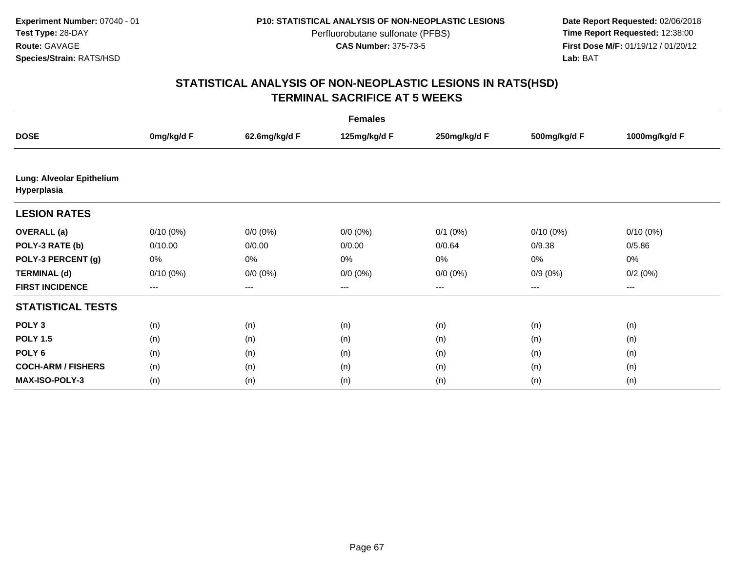Experiment Number: 07040 - 01
Test Type: 28-DAY
Route: GAVAGE
Species/Strain: RATS/HSD

P10: STATISTICAL ANALYSIS OF NON-NEOPLASTIC LESIONS
Perfluorobutane sulfonate (PFBS)
CAS Number: 375-73-5

Date Report Requested: 02/06/2018
Time Report Requested: 12:38:00
First Dose M/F: 01/19/12 / 01/20/12
Lab: BAT

# STATISTICAL ANALYSIS OF NON-NEOPLASTIC LESIONS IN RATS(HSD)
## TERMINAL SACRIFICE AT 5 WEEKS

| | Females | | | | | |
|---|---|---|---|---|---|---|
| **DOSE** | **0mg/kg/d F** | **62.6mg/kg/d F** | **125mg/kg/d F** | **250mg/kg/d F** | **500mg/kg/d F** | **1000mg/kg/d F** |
| **Lung: Alveolar Epithelium Hyperplasia** | | | | | | |
| **LESION RATES** | | | | | | |
| **OVERALL (a)** | 0/10 (0%) | 0/0 (0%) | 0/0 (0%) | 0/1 (0%) | 0/10 (0%) | 0/10 (0%) |
| **POLY-3 RATE (b)** | 0/10.00 | 0/0.00 | 0/0.00 | 0/0.64 | 0/9.38 | 0/5.86 |
| **POLY-3 PERCENT (g)** | 0% | 0% | 0% | 0% | 0% | 0% |
| **TERMINAL (d)** | 0/10 (0%) | 0/0 (0%) | 0/0 (0%) | 0/0 (0%) | 0/9 (0%) | 0/2 (0%) |
| **FIRST INCIDENCE** | --- | --- | --- | --- | --- | --- |
| **STATISTICAL TESTS** | | | | | | |
| **POLY 3** | (n) | (n) | (n) | (n) | (n) | (n) |
| **POLY 1.5** | (n) | (n) | (n) | (n) | (n) | (n) |
| **POLY 6** | (n) | (n) | (n) | (n) | (n) | (n) |
| **COCH-ARM / FISHERS** | (n) | (n) | (n) | (n) | (n) | (n) |
| **MAX-ISO-POLY-3** | (n) | (n) | (n) | (n) | (n) | (n) |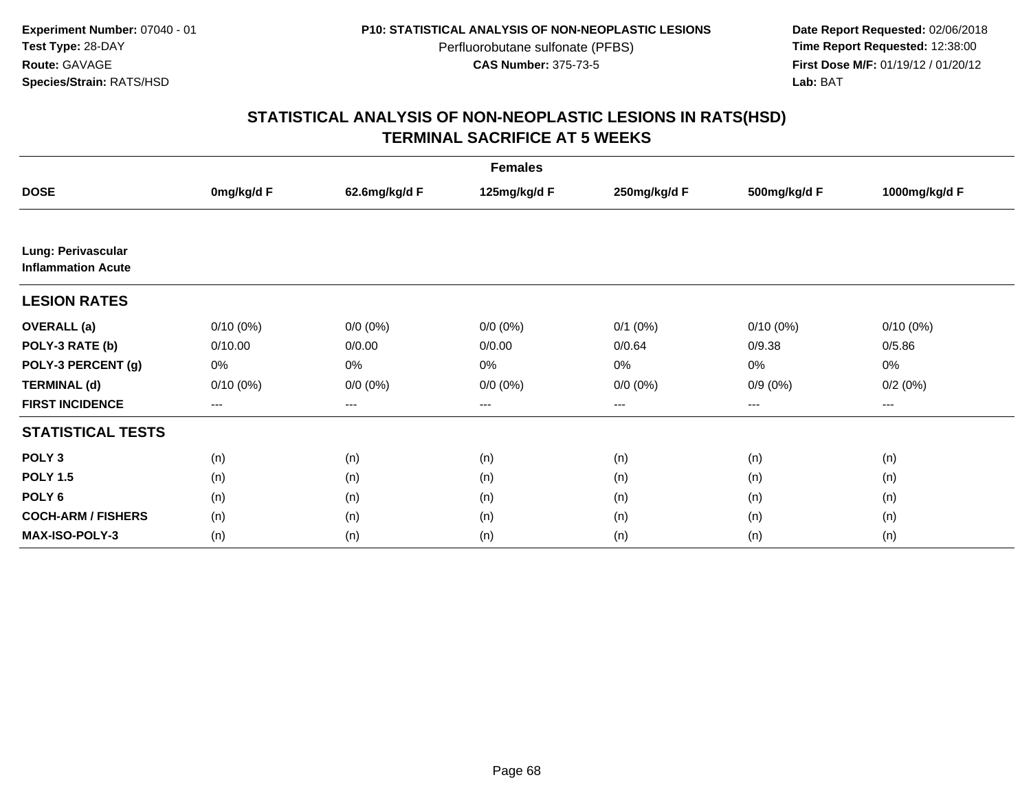**Experiment Number:** 07040 - 01
**Test Type:** 28-DAY
**Route:** GAVAGE
**Species/Strain:** RATS/HSD

**P10: STATISTICAL ANALYSIS OF NON-NEOPLASTIC LESIONS**
Perfluorobutane sulfonate (PFBS)
**CAS Number:** 375-73-5

**Date Report Requested:** 02/06/2018
**Time Report Requested:** 12:38:00
**First Dose M/F:** 01/19/12 / 01/20/12
**Lab:** BAT

## STATISTICAL ANALYSIS OF NON-NEOPLASTIC LESIONS IN RATS(HSD) TERMINAL SACRIFICE AT 5 WEEKS

| | Females | | | | | |
|---|---|---|---|---|---|---|
| **DOSE** | **0mg/kg/d F** | **62.6mg/kg/d F** | **125mg/kg/d F** | **250mg/kg/d F** | **500mg/kg/d F** | **1000mg/kg/d F** |
| **Lung: Perivascular Inflammation Acute** | | | | | | |
| **LESION RATES** | | | | | | |
| **OVERALL (a)** | 0/10 (0%) | 0/0 (0%) | 0/0 (0%) | 0/1 (0%) | 0/10 (0%) | 0/10 (0%) |
| **POLY-3 RATE (b)** | 0/10.00 | 0/0.00 | 0/0.00 | 0/0.64 | 0/9.38 | 0/5.86 |
| **POLY-3 PERCENT (g)** | 0% | 0% | 0% | 0% | 0% | 0% |
| **TERMINAL (d)** | 0/10 (0%) | 0/0 (0%) | 0/0 (0%) | 0/0 (0%) | 0/9 (0%) | 0/2 (0%) |
| **FIRST INCIDENCE** | --- | --- | --- | --- | --- | --- |
| **STATISTICAL TESTS** | | | | | | |
| **POLY 3** | (n) | (n) | (n) | (n) | (n) | (n) |
| **POLY 1.5** | (n) | (n) | (n) | (n) | (n) | (n) |
| **POLY 6** | (n) | (n) | (n) | (n) | (n) | (n) |
| **COCH-ARM / FISHERS** | (n) | (n) | (n) | (n) | (n) | (n) |
| **MAX-ISO-POLY-3** | (n) | (n) | (n) | (n) | (n) | (n) |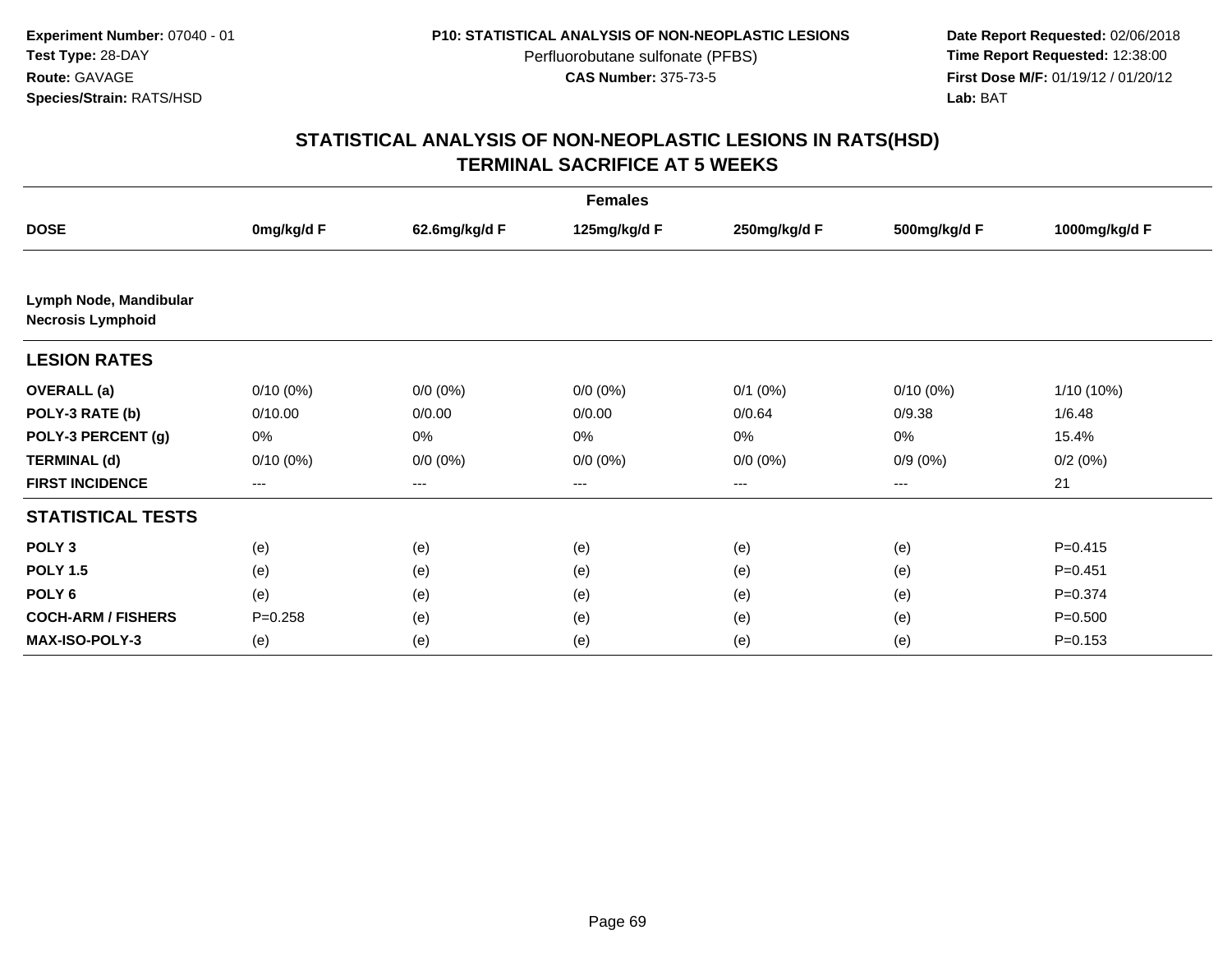**Experiment Number:** 07040 - 01
**Test Type:** 28-DAY
**Route:** GAVAGE
**Species/Strain:** RATS/HSD

**P10: STATISTICAL ANALYSIS OF NON-NEOPLASTIC LESIONS**
Perfluorobutane sulfonate (PFBS)
**CAS Number:** 375-73-5

**Date Report Requested:** 02/06/2018
**Time Report Requested:** 12:38:00
**First Dose M/F:** 01/19/12 / 01/20/12
**Lab:** BAT

## STATISTICAL ANALYSIS OF NON-NEOPLASTIC LESIONS IN RATS(HSD)
## TERMINAL SACRIFICE AT 5 WEEKS

| | Females | | | | | |
|---|---|---|---|---|---|---|
| **DOSE** | **0mg/kg/d F** | **62.6mg/kg/d F** | **125mg/kg/d F** | **250mg/kg/d F** | **500mg/kg/d F** | **1000mg/kg/d F** |
| **Lymph Node, Mandibular** | | | | | | |
| **Necrosis Lymphoid** | | | | | | |
| **LESION RATES** | | | | | | |
| **OVERALL (a)** | 0/10 (0%) | 0/0 (0%) | 0/0 (0%) | 0/1 (0%) | 0/10 (0%) | 1/10 (10%) |
| **POLY-3 RATE (b)** | 0/10.00 | 0/0.00 | 0/0.00 | 0/0.64 | 0/9.38 | 1/6.48 |
| **POLY-3 PERCENT (g)** | 0% | 0% | 0% | 0% | 0% | 15.4% |
| **TERMINAL (d)** | 0/10 (0%) | 0/0 (0%) | 0/0 (0%) | 0/0 (0%) | 0/9 (0%) | 0/2 (0%) |
| **FIRST INCIDENCE** | --- | --- | --- | --- | --- | 21 |
| **STATISTICAL TESTS** | | | | | | |
| **POLY 3** | (e) | (e) | (e) | (e) | (e) | P=0.415 |
| **POLY 1.5** | (e) | (e) | (e) | (e) | (e) | P=0.451 |
| **POLY 6** | (e) | (e) | (e) | (e) | (e) | P=0.374 |
| **COCH-ARM / FISHERS** | P=0.258 | (e) | (e) | (e) | (e) | P=0.500 |
| **MAX-ISO-POLY-3** | (e) | (e) | (e) | (e) | (e) | P=0.153 |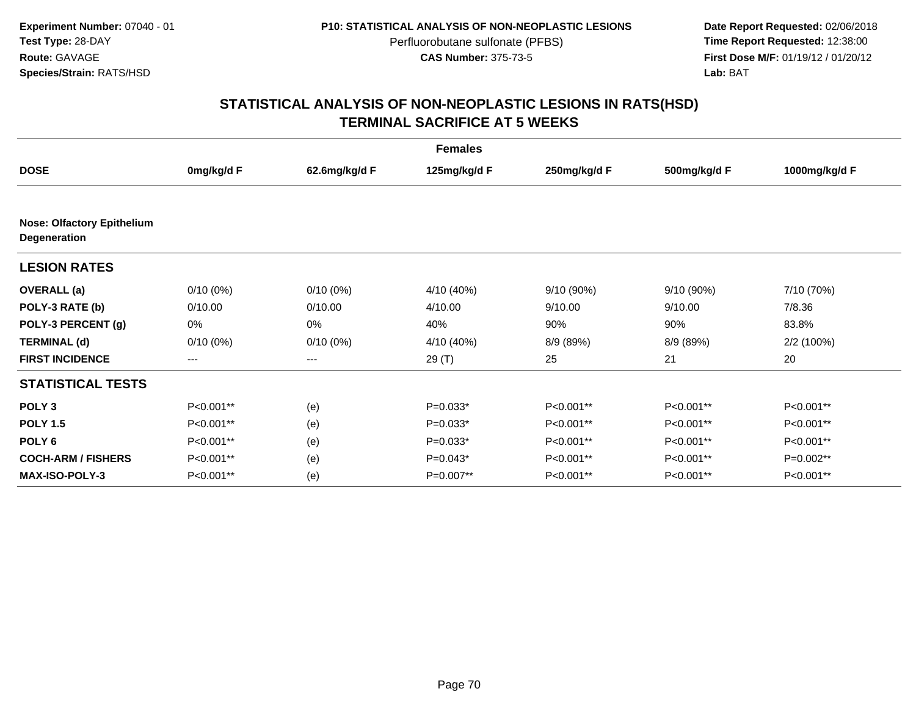**Experiment Number:** 07040 - 01
**Test Type:** 28-DAY
**Route:** GAVAGE
**Species/Strain:** RATS/HSD

**P10: STATISTICAL ANALYSIS OF NON-NEOPLASTIC LESIONS**
Perfluorobutane sulfonate (PFBS)
**CAS Number:** 375-73-5

**Date Report Requested:** 02/06/2018
**Time Report Requested:** 12:38:00
**First Dose M/F:** 01/19/12 / 01/20/12
**Lab:** BAT

# STATISTICAL ANALYSIS OF NON-NEOPLASTIC LESIONS IN RATS(HSD)
# TERMINAL SACRIFICE AT 5 WEEKS

| | | | Females | | | |
|---|---|---|---|---|---|---|
| **DOSE** | **0mg/kg/d F** | **62.6mg/kg/d F** | **125mg/kg/d F** | **250mg/kg/d F** | **500mg/kg/d F** | **1000mg/kg/d F** |
| **Nose: Olfactory Epithelium Degeneration** | | | | | | |
| **LESION RATES** | | | | | | |
| **OVERALL (a)** | 0/10 (0%) | 0/10 (0%) | 4/10 (40%) | 9/10 (90%) | 9/10 (90%) | 7/10 (70%) |
| **POLY-3 RATE (b)** | 0/10.00 | 0/10.00 | 4/10.00 | 9/10.00 | 9/10.00 | 7/8.36 |
| **POLY-3 PERCENT (g)** | 0% | 0% | 40% | 90% | 90% | 83.8% |
| **TERMINAL (d)** | 0/10 (0%) | 0/10 (0%) | 4/10 (40%) | 8/9 (89%) | 8/9 (89%) | 2/2 (100%) |
| **FIRST INCIDENCE** | --- | --- | 29 (T) | 25 | 21 | 20 |
| **STATISTICAL TESTS** | | | | | | |
| **POLY 3** | P<0.001** | (e) | P=0.033* | P<0.001** | P<0.001** | P<0.001** |
| **POLY 1.5** | P<0.001** | (e) | P=0.033* | P<0.001** | P<0.001** | P<0.001** |
| **POLY 6** | P<0.001** | (e) | P=0.033* | P<0.001** | P<0.001** | P<0.001** |
| **COCH-ARM / FISHERS** | P<0.001** | (e) | P=0.043* | P<0.001** | P<0.001** | P=0.002** |
| **MAX-ISO-POLY-3** | P<0.001** | (e) | P=0.007** | P<0.001** | P<0.001** | P<0.001** |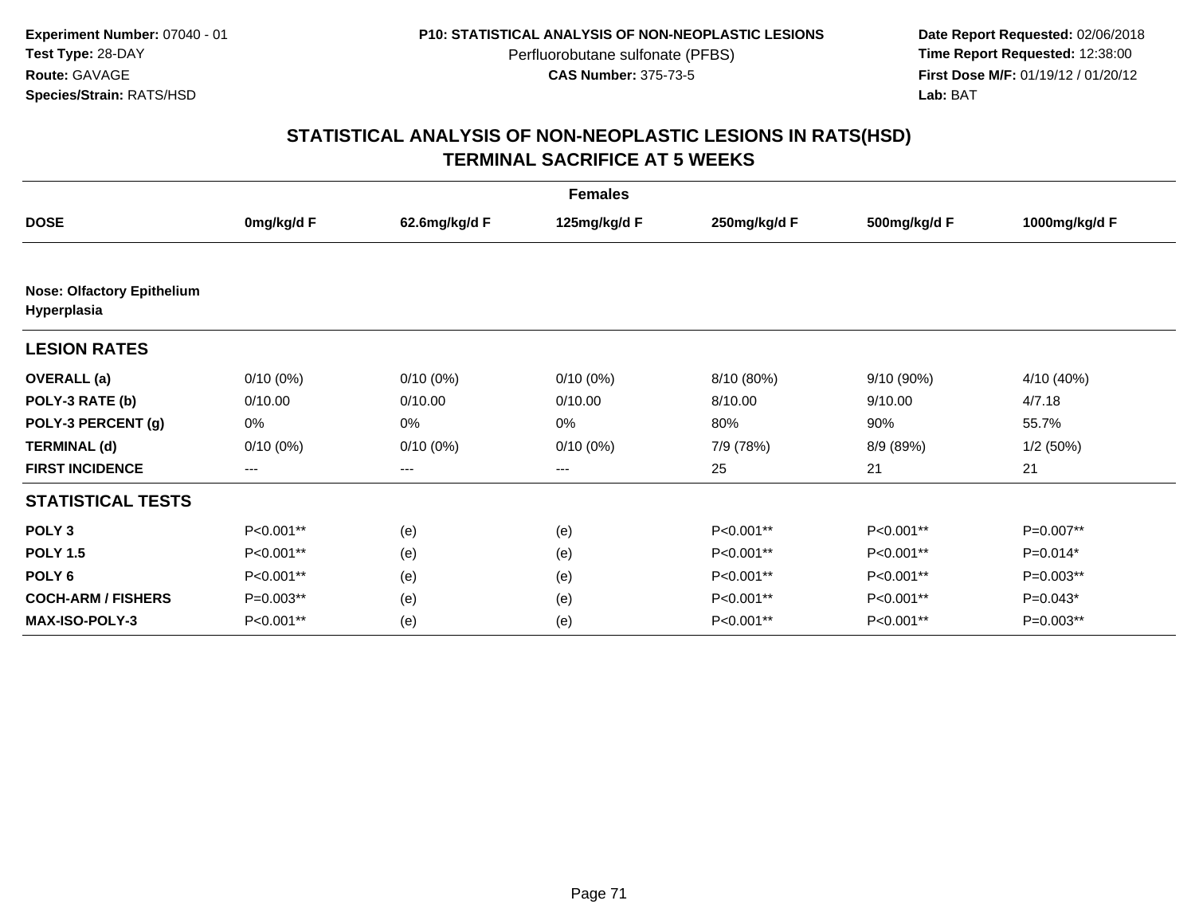**Experiment Number:** 07040 - 01
**Test Type:** 28-DAY
**Route:** GAVAGE
**Species/Strain:** RATS/HSD

**P10: STATISTICAL ANALYSIS OF NON-NEOPLASTIC LESIONS**
Perfluorobutane sulfonate (PFBS)
**CAS Number:** 375-73-5

**Date Report Requested:** 02/06/2018
**Time Report Requested:** 12:38:00
**First Dose M/F:** 01/19/12 / 01/20/12
**Lab:** BAT

## STATISTICAL ANALYSIS OF NON-NEOPLASTIC LESIONS IN RATS(HSD)
## TERMINAL SACRIFICE AT 5 WEEKS

| Females | | | | | | |
|---|---|---|---|---|---|---|
| **DOSE** | **0mg/kg/d F** | **62.6mg/kg/d F** | **125mg/kg/d F** | **250mg/kg/d F** | **500mg/kg/d F** | **1000mg/kg/d F** |
| **Nose: Olfactory Epithelium Hyperplasia** | | | | | | |
| **LESION RATES** | | | | | | |
| **OVERALL (a)** | 0/10 (0%) | 0/10 (0%) | 0/10 (0%) | 8/10 (80%) | 9/10 (90%) | 4/10 (40%) |
| **POLY-3 RATE (b)** | 0/10.00 | 0/10.00 | 0/10.00 | 8/10.00 | 9/10.00 | 4/7.18 |
| **POLY-3 PERCENT (g)** | 0% | 0% | 0% | 80% | 90% | 55.7% |
| **TERMINAL (d)** | 0/10 (0%) | 0/10 (0%) | 0/10 (0%) | 7/9 (78%) | 8/9 (89%) | 1/2 (50%) |
| **FIRST INCIDENCE** | --- | --- | --- | 25 | 21 | 21 |
| **STATISTICAL TESTS** | | | | | | |
| **POLY 3** | P<0.001** | (e) | (e) | P<0.001** | P<0.001** | P=0.007** |
| **POLY 1.5** | P<0.001** | (e) | (e) | P<0.001** | P<0.001** | P=0.014* |
| **POLY 6** | P<0.001** | (e) | (e) | P<0.001** | P<0.001** | P=0.003** |
| **COCH-ARM / FISHERS** | P=0.003** | (e) | (e) | P<0.001** | P<0.001** | P=0.043* |
| **MAX-ISO-POLY-3** | P<0.001** | (e) | (e) | P<0.001** | P<0.001** | P=0.003** |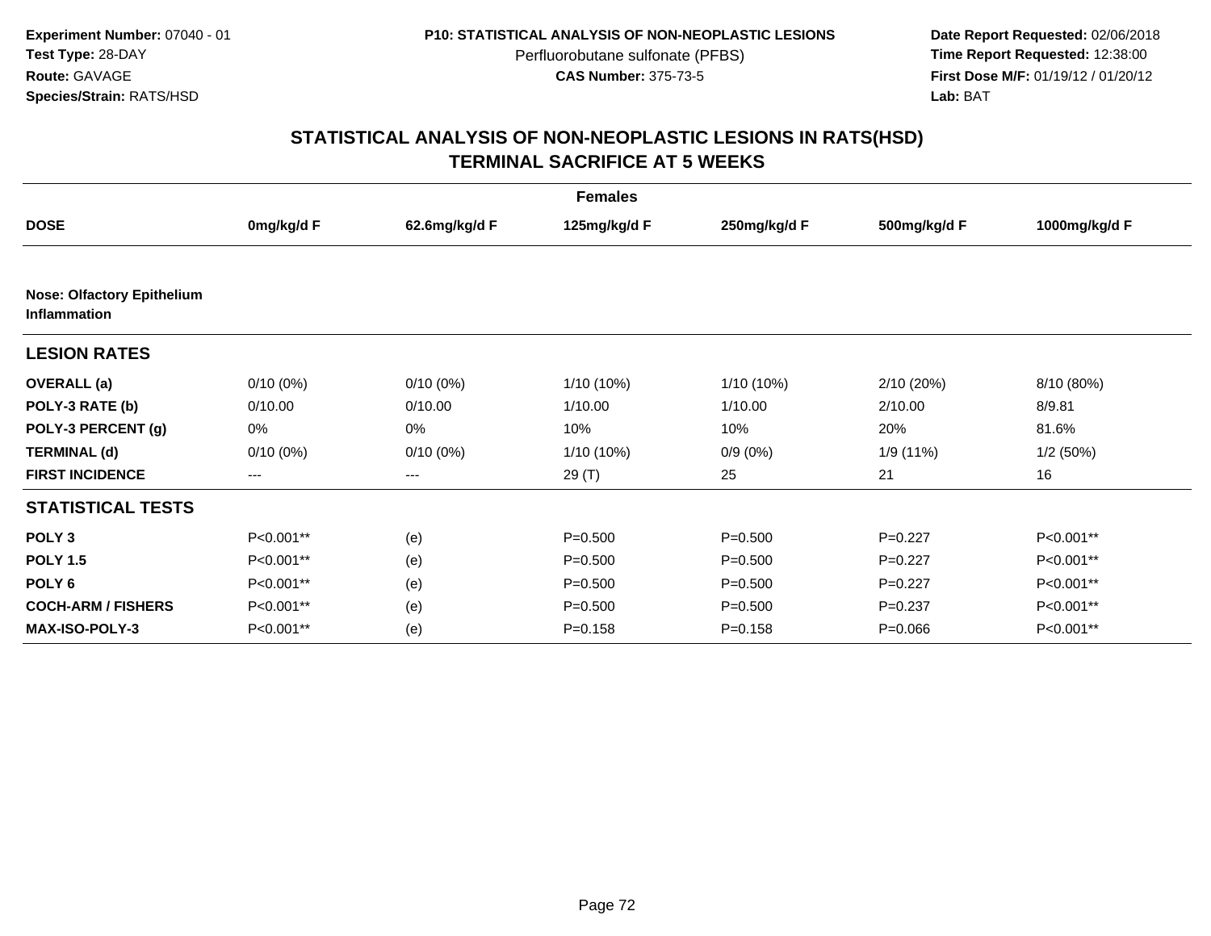**Experiment Number:** 07040 - 01
**Test Type:** 28-DAY
**Route:** GAVAGE
**Species/Strain:** RATS/HSD

**P10: STATISTICAL ANALYSIS OF NON-NEOPLASTIC LESIONS**
Perfluorobutane sulfonate (PFBS)
**CAS Number:** 375-73-5

**Date Report Requested:** 02/06/2018
**Time Report Requested:** 12:38:00
**First Dose M/F:** 01/19/12 / 01/20/12
**Lab:** BAT

## STATISTICAL ANALYSIS OF NON-NEOPLASTIC LESIONS IN RATS(HSD)
## TERMINAL SACRIFICE AT 5 WEEKS

| | Females | | | | | |
|---|---|---|---|---|---|---|
| **DOSE** | **0mg/kg/d F** | **62.6mg/kg/d F** | **125mg/kg/d F** | **250mg/kg/d F** | **500mg/kg/d F** | **1000mg/kg/d F** |
| **Nose: Olfactory Epithelium Inflammation** | | | | | | |
| **LESION RATES** | | | | | | |
| **OVERALL (a)** | 0/10 (0%) | 0/10 (0%) | 1/10 (10%) | 1/10 (10%) | 2/10 (20%) | 8/10 (80%) |
| **POLY-3 RATE (b)** | 0/10.00 | 0/10.00 | 1/10.00 | 1/10.00 | 2/10.00 | 8/9.81 |
| **POLY-3 PERCENT (g)** | 0% | 0% | 10% | 10% | 20% | 81.6% |
| **TERMINAL (d)** | 0/10 (0%) | 0/10 (0%) | 1/10 (10%) | 0/9 (0%) | 1/9 (11%) | 1/2 (50%) |
| **FIRST INCIDENCE** | --- | --- | 29 (T) | 25 | 21 | 16 |
| **STATISTICAL TESTS** | | | | | | |
| **POLY 3** | P<0.001** | (e) | P=0.500 | P=0.500 | P=0.227 | P<0.001** |
| **POLY 1.5** | P<0.001** | (e) | P=0.500 | P=0.500 | P=0.227 | P<0.001** |
| **POLY 6** | P<0.001** | (e) | P=0.500 | P=0.500 | P=0.227 | P<0.001** |
| **COCH-ARM / FISHERS** | P<0.001** | (e) | P=0.500 | P=0.500 | P=0.237 | P<0.001** |
| **MAX-ISO-POLY-3** | P<0.001** | (e) | P=0.158 | P=0.158 | P=0.066 | P<0.001** |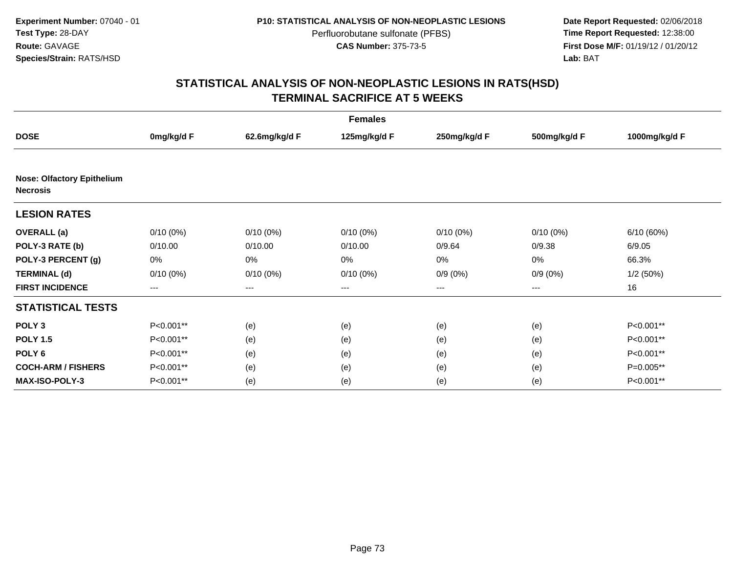**Experiment Number:** 07040 - 01
**Test Type:** 28-DAY
**Route:** GAVAGE
**Species/Strain:** RATS/HSD

**P10: STATISTICAL ANALYSIS OF NON-NEOPLASTIC LESIONS**
Perfluorobutane sulfonate (PFBS)
**CAS Number:** 375-73-5

**Date Report Requested:** 02/06/2018
**Time Report Requested:** 12:38:00
**First Dose M/F:** 01/19/12 / 01/20/12
**Lab:** BAT

## STATISTICAL ANALYSIS OF NON-NEOPLASTIC LESIONS IN RATS(HSD) TERMINAL SACRIFICE AT 5 WEEKS

| | Females | | | | | |
|---|---|---|---|---|---|---|
| **DOSE** | **0mg/kg/d F** | **62.6mg/kg/d F** | **125mg/kg/d F** | **250mg/kg/d F** | **500mg/kg/d F** | **1000mg/kg/d F** |
| **Nose: Olfactory Epithelium Necrosis** | | | | | | |
| **LESION RATES** | | | | | | |
| **OVERALL (a)** | 0/10 (0%) | 0/10 (0%) | 0/10 (0%) | 0/10 (0%) | 0/10 (0%) | 6/10 (60%) |
| **POLY-3 RATE (b)** | 0/10.00 | 0/10.00 | 0/10.00 | 0/9.64 | 0/9.38 | 6/9.05 |
| **POLY-3 PERCENT (g)** | 0% | 0% | 0% | 0% | 0% | 66.3% |
| **TERMINAL (d)** | 0/10 (0%) | 0/10 (0%) | 0/10 (0%) | 0/9 (0%) | 0/9 (0%) | 1/2 (50%) |
| **FIRST INCIDENCE** | --- | --- | --- | --- | --- | 16 |
| **STATISTICAL TESTS** | | | | | | |
| **POLY 3** | P<0.001** | (e) | (e) | (e) | (e) | P<0.001** |
| **POLY 1.5** | P<0.001** | (e) | (e) | (e) | (e) | P<0.001** |
| **POLY 6** | P<0.001** | (e) | (e) | (e) | (e) | P<0.001** |
| **COCH-ARM / FISHERS** | P<0.001** | (e) | (e) | (e) | (e) | P=0.005** |
| **MAX-ISO-POLY-3** | P<0.001** | (e) | (e) | (e) | (e) | P<0.001** |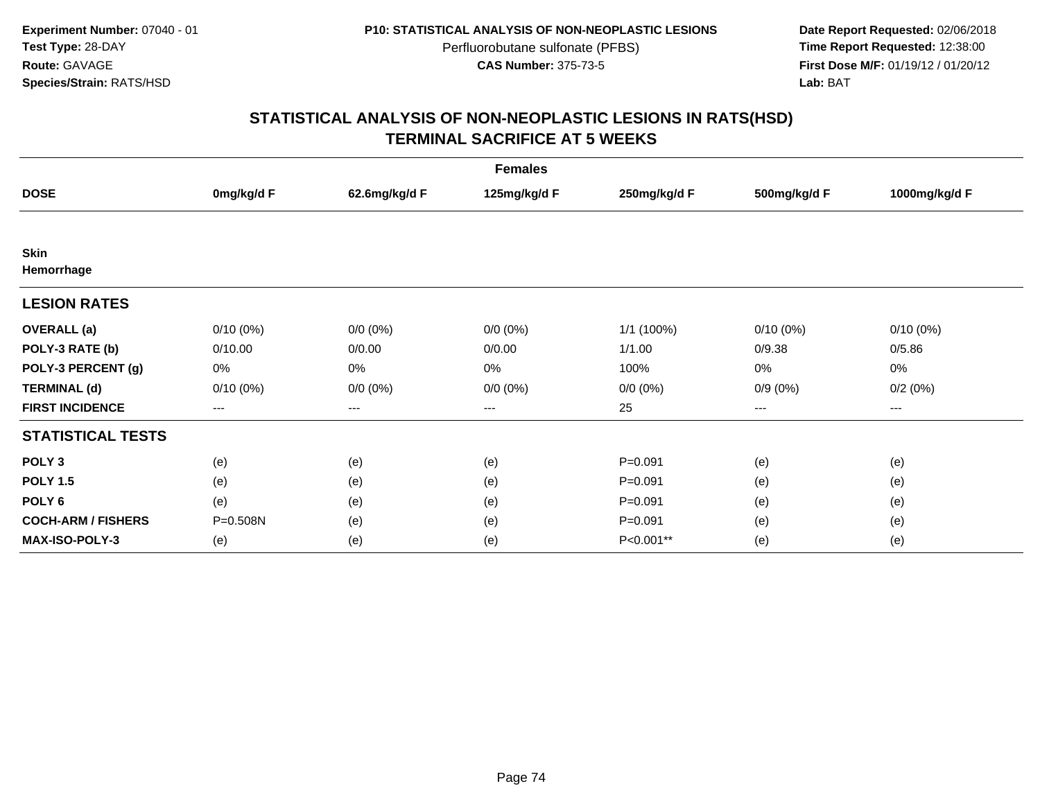**Experiment Number:** 07040 - 01
**Test Type:** 28-DAY
**Route:** GAVAGE
**Species/Strain:** RATS/HSD

**P10: STATISTICAL ANALYSIS OF NON-NEOPLASTIC LESIONS**
Perfluorobutane sulfonate (PFBS)
**CAS Number:** 375-73-5

**Date Report Requested:** 02/06/2018
**Time Report Requested:** 12:38:00
**First Dose M/F:** 01/19/12 / 01/20/12
**Lab:** BAT

# STATISTICAL ANALYSIS OF NON-NEOPLASTIC LESIONS IN RATS(HSD)
# TERMINAL SACRIFICE AT 5 WEEKS

| | Females | | | | | |
|---|---|---|---|---|---|---|
| **DOSE** | **0mg/kg/d F** | **62.6mg/kg/d F** | **125mg/kg/d F** | **250mg/kg/d F** | **500mg/kg/d F** | **1000mg/kg/d F** |
| **Skin Hemorrhage** | | | | | | |
| **LESION RATES** | | | | | | |
| **OVERALL (a)** | 0/10 (0%) | 0/0 (0%) | 0/0 (0%) | 1/1 (100%) | 0/10 (0%) | 0/10 (0%) |
| **POLY-3 RATE (b)** | 0/10.00 | 0/0.00 | 0/0.00 | 1/1.00 | 0/9.38 | 0/5.86 |
| **POLY-3 PERCENT (g)** | 0% | 0% | 0% | 100% | 0% | 0% |
| **TERMINAL (d)** | 0/10 (0%) | 0/0 (0%) | 0/0 (0%) | 0/0 (0%) | 0/9 (0%) | 0/2 (0%) |
| **FIRST INCIDENCE** | --- | --- | --- | 25 | --- | --- |
| **STATISTICAL TESTS** | | | | | | |
| **POLY 3** | (e) | (e) | (e) | P=0.091 | (e) | (e) |
| **POLY 1.5** | (e) | (e) | (e) | P=0.091 | (e) | (e) |
| **POLY 6** | (e) | (e) | (e) | P=0.091 | (e) | (e) |
| **COCH-ARM / FISHERS** | P=0.508N | (e) | (e) | P=0.091 | (e) | (e) |
| **MAX-ISO-POLY-3** | (e) | (e) | (e) | P<0.001** | (e) | (e) |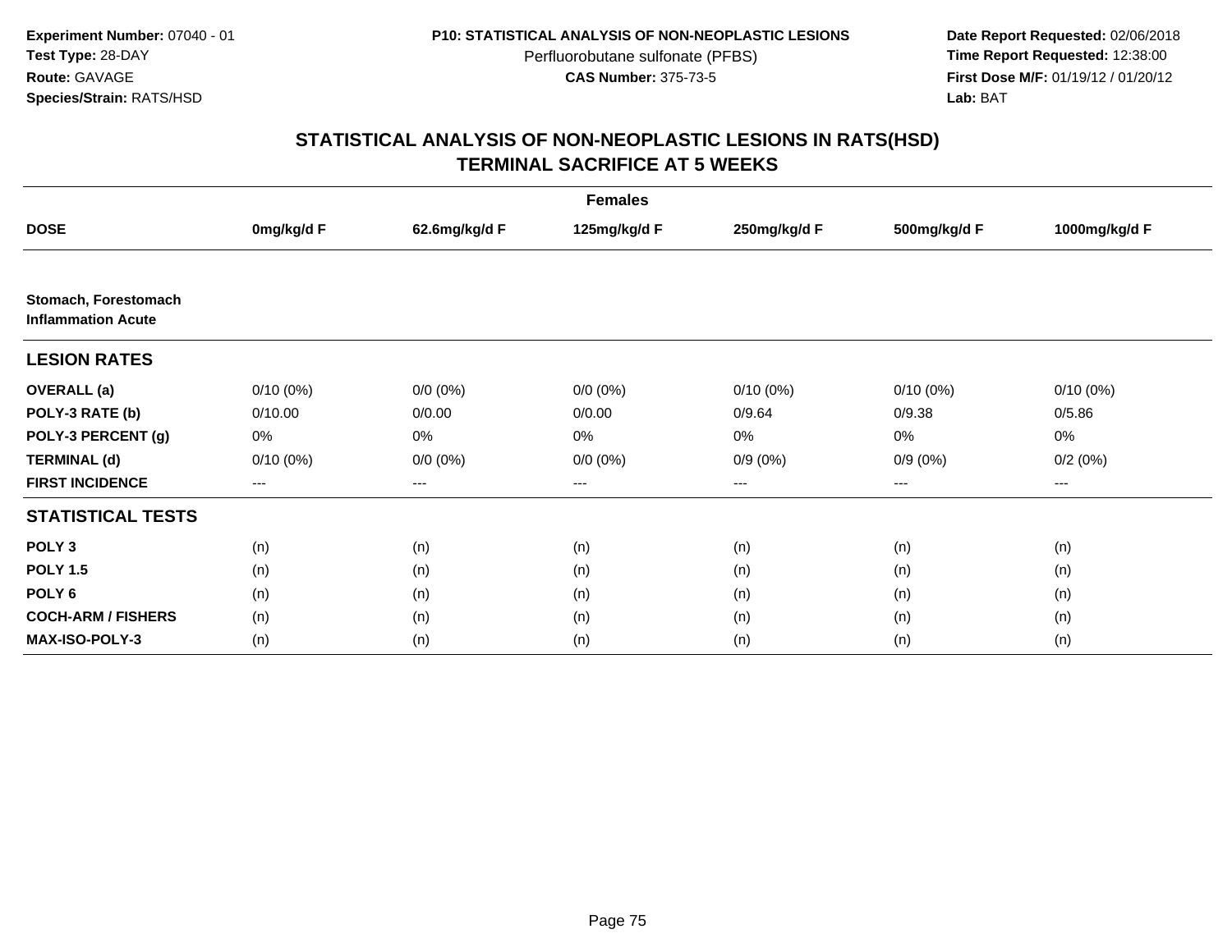Experiment Number: 07040 - 01
Test Type: 28-DAY
Route: GAVAGE
Species/Strain: RATS/HSD

P10: STATISTICAL ANALYSIS OF NON-NEOPLASTIC LESIONS
Perfluorobutane sulfonate (PFBS)
CAS Number: 375-73-5

Date Report Requested: 02/06/2018
Time Report Requested: 12:38:00
First Dose M/F: 01/19/12 / 01/20/12
Lab: BAT

# STATISTICAL ANALYSIS OF NON-NEOPLASTIC LESIONS IN RATS(HSD)
# TERMINAL SACRIFICE AT 5 WEEKS

| | Females | | | | | |
|---|---|---|---|---|---|---|
| **DOSE** | **0mg/kg/d F** | **62.6mg/kg/d F** | **125mg/kg/d F** | **250mg/kg/d F** | **500mg/kg/d F** | **1000mg/kg/d F** |
| **Stomach, Forestomach Inflammation Acute** | | | | | | |
| **LESION RATES** | | | | | | |
| **OVERALL (a)** | 0/10 (0%) | 0/0 (0%) | 0/0 (0%) | 0/10 (0%) | 0/10 (0%) | 0/10 (0%) |
| **POLY-3 RATE (b)** | 0/10.00 | 0/0.00 | 0/0.00 | 0/9.64 | 0/9.38 | 0/5.86 |
| **POLY-3 PERCENT (g)** | 0% | 0% | 0% | 0% | 0% | 0% |
| **TERMINAL (d)** | 0/10 (0%) | 0/0 (0%) | 0/0 (0%) | 0/9 (0%) | 0/9 (0%) | 0/2 (0%) |
| **FIRST INCIDENCE** | --- | --- | --- | --- | --- | --- |
| **STATISTICAL TESTS** | | | | | | |
| **POLY 3** | (n) | (n) | (n) | (n) | (n) | (n) |
| **POLY 1.5** | (n) | (n) | (n) | (n) | (n) | (n) |
| **POLY 6** | (n) | (n) | (n) | (n) | (n) | (n) |
| **COCH-ARM / FISHERS** | (n) | (n) | (n) | (n) | (n) | (n) |
| **MAX-ISO-POLY-3** | (n) | (n) | (n) | (n) | (n) | (n) |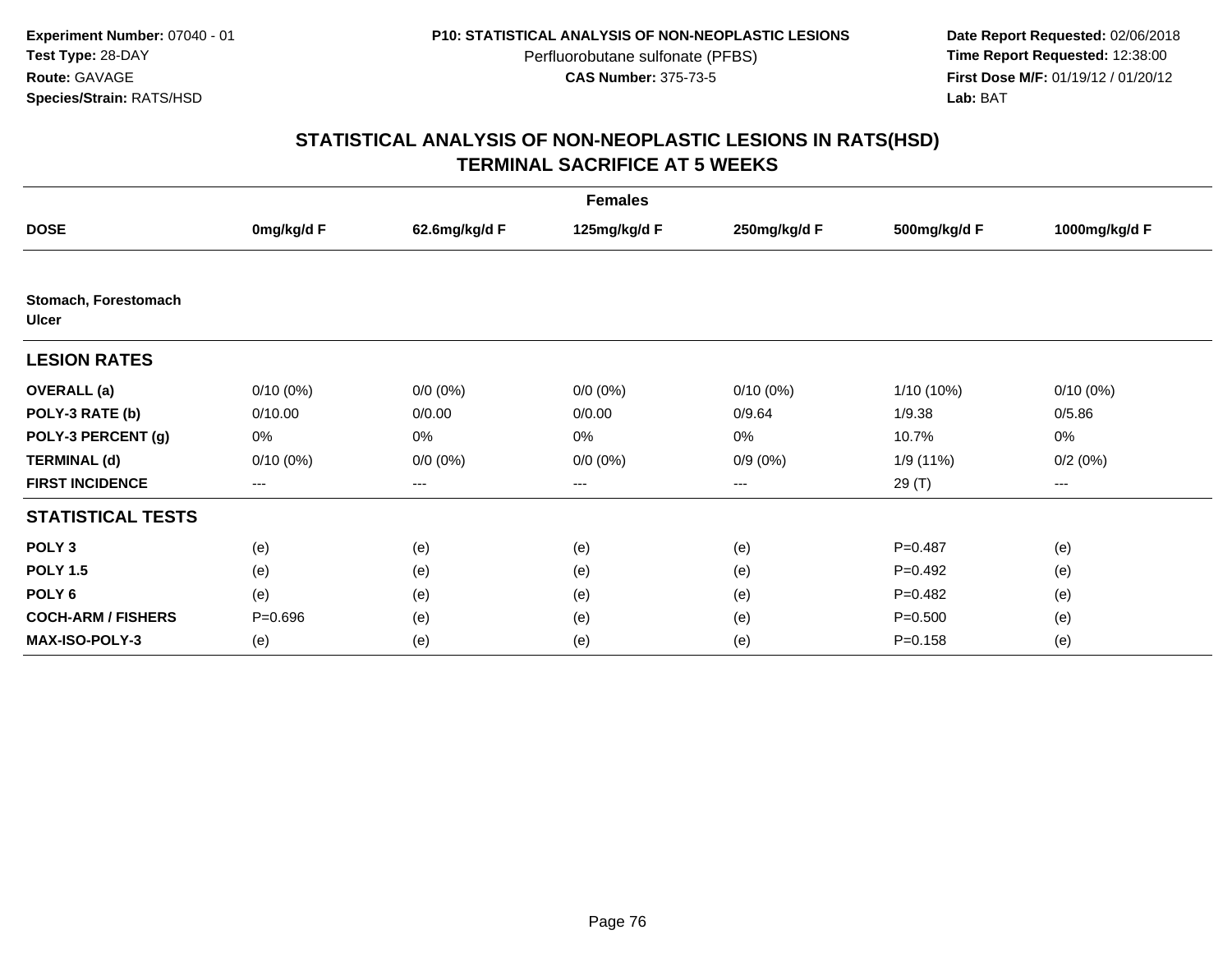**Experiment Number:** 07040 - 01
**Test Type:** 28-DAY
**Route:** GAVAGE
**Species/Strain:** RATS/HSD

**P10: STATISTICAL ANALYSIS OF NON-NEOPLASTIC LESIONS**
Perfluorobutane sulfonate (PFBS)
**CAS Number:** 375-73-5

**Date Report Requested:** 02/06/2018
**Time Report Requested:** 12:38:00
**First Dose M/F:** 01/19/12 / 01/20/12
**Lab:** BAT

## STATISTICAL ANALYSIS OF NON-NEOPLASTIC LESIONS IN RATS(HSD)
## TERMINAL SACRIFICE AT 5 WEEKS

| | Females | | | | | |
|---|---|---|---|---|---|---|
| **DOSE** | **0mg/kg/d F** | **62.6mg/kg/d F** | **125mg/kg/d F** | **250mg/kg/d F** | **500mg/kg/d F** | **1000mg/kg/d F** |
| **Stomach, Forestomach** | | | | | | |
| **Ulcer** | | | | | | |
| **LESION RATES** | | | | | | |
| **OVERALL (a)** | 0/10 (0%) | 0/0 (0%) | 0/0 (0%) | 0/10 (0%) | 1/10 (10%) | 0/10 (0%) |
| **POLY-3 RATE (b)** | 0/10.00 | 0/0.00 | 0/0.00 | 0/9.64 | 1/9.38 | 0/5.86 |
| **POLY-3 PERCENT (g)** | 0% | 0% | 0% | 0% | 10.7% | 0% |
| **TERMINAL (d)** | 0/10 (0%) | 0/0 (0%) | 0/0 (0%) | 0/9 (0%) | 1/9 (11%) | 0/2 (0%) |
| **FIRST INCIDENCE** | --- | --- | --- | --- | 29 (T) | --- |
| **STATISTICAL TESTS** | | | | | | |
| **POLY 3** | (e) | (e) | (e) | (e) | P=0.487 | (e) |
| **POLY 1.5** | (e) | (e) | (e) | (e) | P=0.492 | (e) |
| **POLY 6** | (e) | (e) | (e) | (e) | P=0.482 | (e) |
| **COCH-ARM / FISHERS** | P=0.696 | (e) | (e) | (e) | P=0.500 | (e) |
| **MAX-ISO-POLY-3** | (e) | (e) | (e) | (e) | P=0.158 | (e) |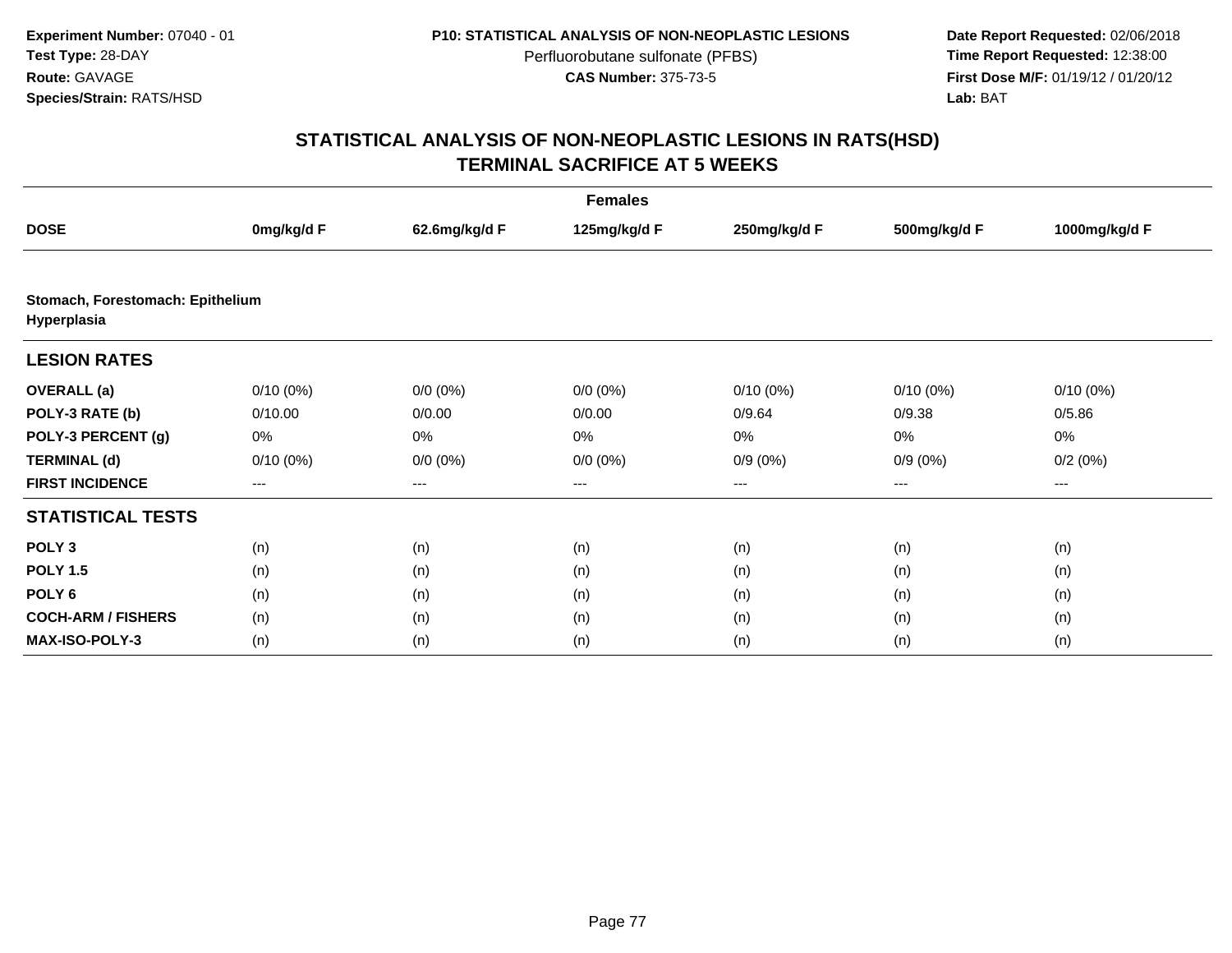**Experiment Number:** 07040 - 01
**Test Type:** 28-DAY
**Route:** GAVAGE
**Species/Strain:** RATS/HSD

**P10: STATISTICAL ANALYSIS OF NON-NEOPLASTIC LESIONS**
Perfluorobutane sulfonate (PFBS)
**CAS Number:** 375-73-5

**Date Report Requested:** 02/06/2018
**Time Report Requested:** 12:38:00
**First Dose M/F:** 01/19/12 / 01/20/12
**Lab:** BAT

# STATISTICAL ANALYSIS OF NON-NEOPLASTIC LESIONS IN RATS(HSD)
## TERMINAL SACRIFICE AT 5 WEEKS

| | Females | | | | | |
|---|---|---|---|---|---|---|
| **DOSE** | **0mg/kg/d F** | **62.6mg/kg/d F** | **125mg/kg/d F** | **250mg/kg/d F** | **500mg/kg/d F** | **1000mg/kg/d F** |
| **Stomach, Forestomach: Epithelium Hyperplasia** | | | | | | |
| **LESION RATES** | | | | | | |
| **OVERALL (a)** | 0/10 (0%) | 0/0 (0%) | 0/0 (0%) | 0/10 (0%) | 0/10 (0%) | 0/10 (0%) |
| **POLY-3 RATE (b)** | 0/10.00 | 0/0.00 | 0/0.00 | 0/9.64 | 0/9.38 | 0/5.86 |
| **POLY-3 PERCENT (g)** | 0% | 0% | 0% | 0% | 0% | 0% |
| **TERMINAL (d)** | 0/10 (0%) | 0/0 (0%) | 0/0 (0%) | 0/9 (0%) | 0/9 (0%) | 0/2 (0%) |
| **FIRST INCIDENCE** | --- | --- | --- | --- | --- | --- |
| **STATISTICAL TESTS** | | | | | | |
| **POLY 3** | (n) | (n) | (n) | (n) | (n) | (n) |
| **POLY 1.5** | (n) | (n) | (n) | (n) | (n) | (n) |
| **POLY 6** | (n) | (n) | (n) | (n) | (n) | (n) |
| **COCH-ARM / FISHERS** | (n) | (n) | (n) | (n) | (n) | (n) |
| **MAX-ISO-POLY-3** | (n) | (n) | (n) | (n) | (n) | (n) |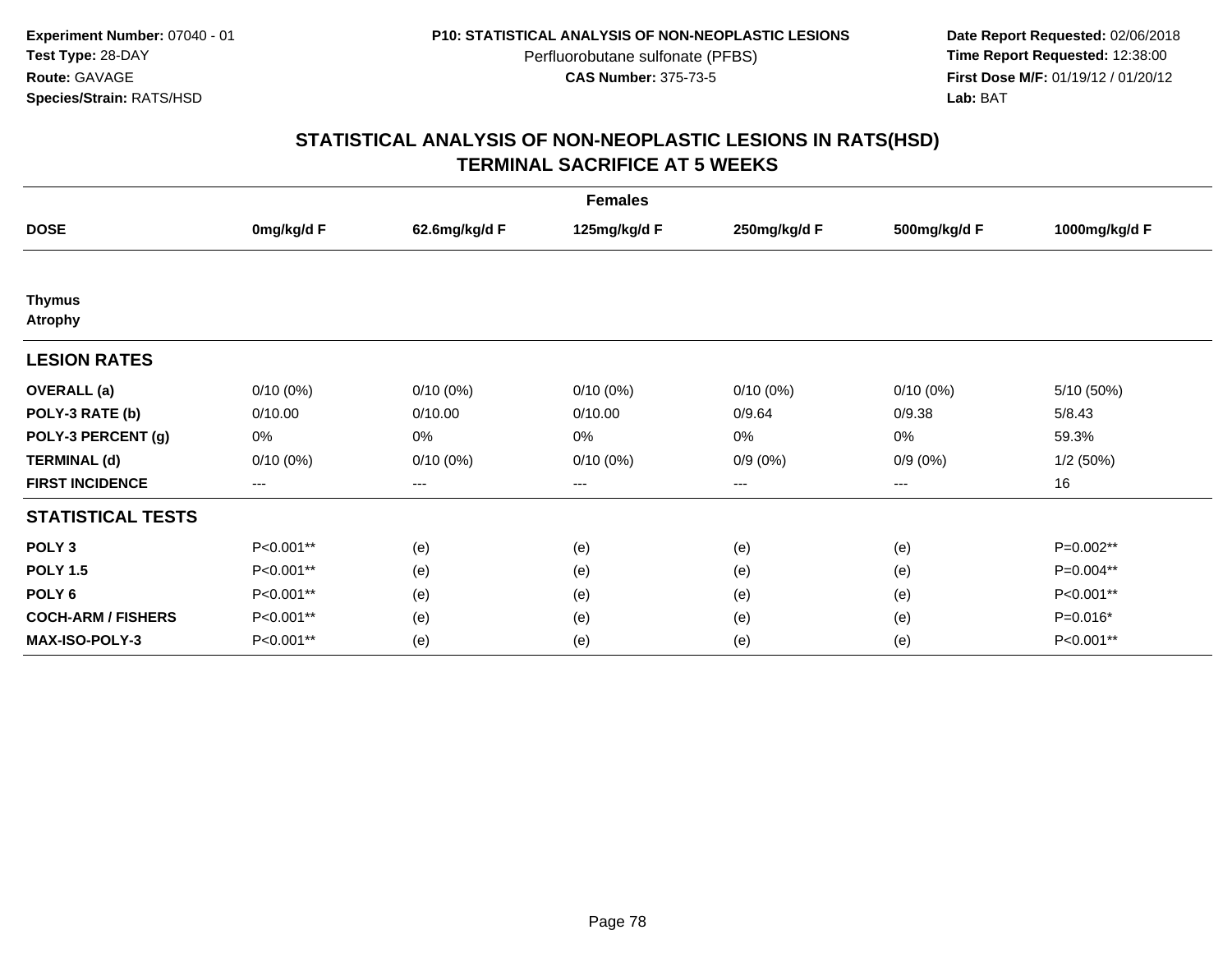**Experiment Number:** 07040 - 01
**Test Type:** 28-DAY
**Route:** GAVAGE
**Species/Strain:** RATS/HSD

**P10: STATISTICAL ANALYSIS OF NON-NEOPLASTIC LESIONS**
Perfluorobutane sulfonate (PFBS)
**CAS Number:** 375-73-5

**Date Report Requested:** 02/06/2018
**Time Report Requested:** 12:38:00
**First Dose M/F:** 01/19/12 / 01/20/12
**Lab:** BAT

# STATISTICAL ANALYSIS OF NON-NEOPLASTIC LESIONS IN RATS(HSD) TERMINAL SACRIFICE AT 5 WEEKS

| | Females | | | | | |
|---|---|---|---|---|---|---|
| **DOSE** | **0mg/kg/d F** | **62.6mg/kg/d F** | **125mg/kg/d F** | **250mg/kg/d F** | **500mg/kg/d F** | **1000mg/kg/d F** |
| **Thymus** | | | | | | |
| **Atrophy** | | | | | | |
| **LESION RATES** | | | | | | |
| **OVERALL (a)** | 0/10 (0%) | 0/10 (0%) | 0/10 (0%) | 0/10 (0%) | 0/10 (0%) | 5/10 (50%) |
| **POLY-3 RATE (b)** | 0/10.00 | 0/10.00 | 0/10.00 | 0/9.64 | 0/9.38 | 5/8.43 |
| **POLY-3 PERCENT (g)** | 0% | 0% | 0% | 0% | 0% | 59.3% |
| **TERMINAL (d)** | 0/10 (0%) | 0/10 (0%) | 0/10 (0%) | 0/9 (0%) | 0/9 (0%) | 1/2 (50%) |
| **FIRST INCIDENCE** | --- | --- | --- | --- | --- | 16 |
| **STATISTICAL TESTS** | | | | | | |
| **POLY 3** | P<0.001** | (e) | (e) | (e) | (e) | P=0.002** |
| **POLY 1.5** | P<0.001** | (e) | (e) | (e) | (e) | P=0.004** |
| **POLY 6** | P<0.001** | (e) | (e) | (e) | (e) | P<0.001** |
| **COCH-ARM / FISHERS** | P<0.001** | (e) | (e) | (e) | (e) | P=0.016* |
| **MAX-ISO-POLY-3** | P<0.001** | (e) | (e) | (e) | (e) | P<0.001** |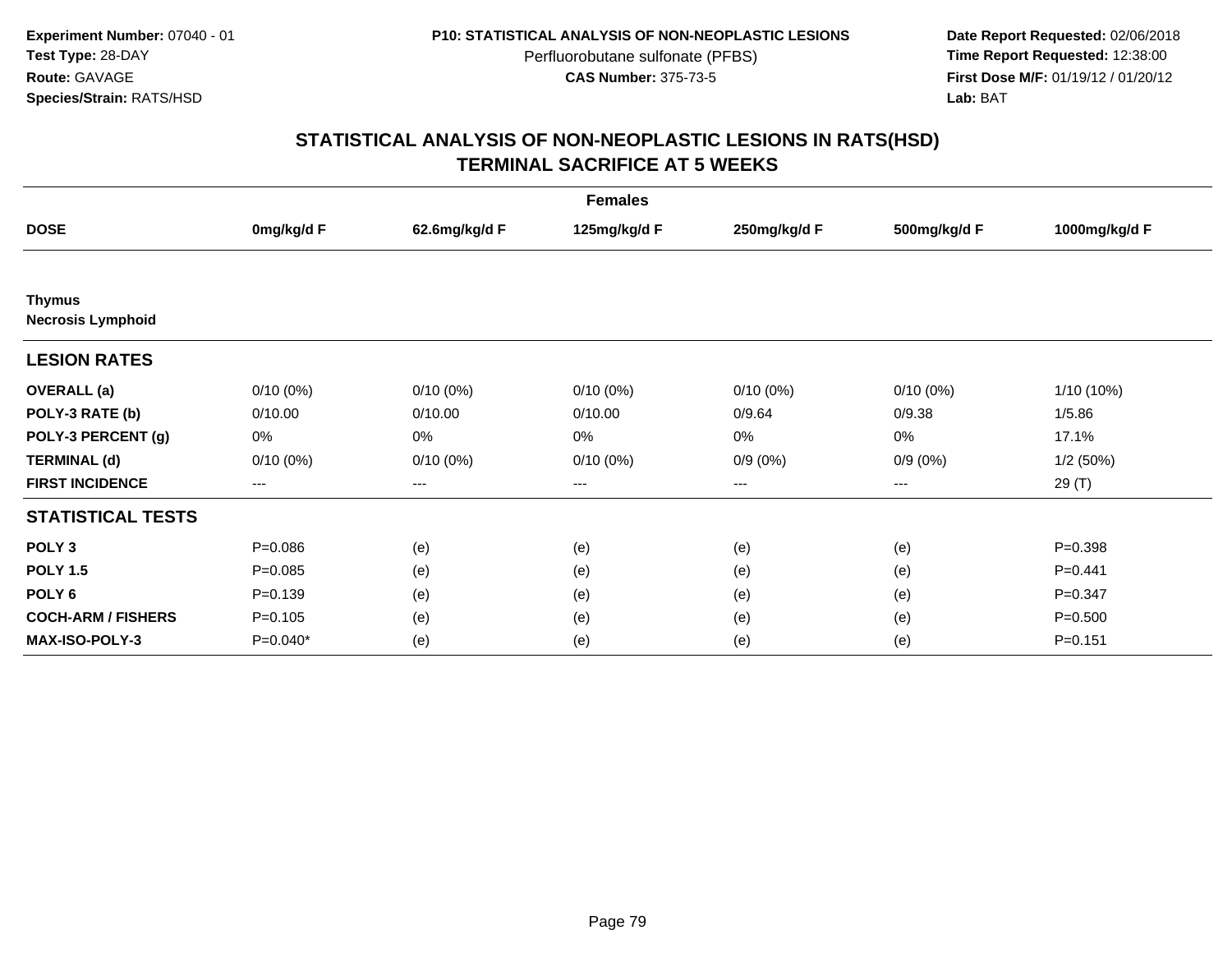**Experiment Number:** 07040 - 01
**Test Type:** 28-DAY
**Route:** GAVAGE
**Species/Strain:** RATS/HSD

**P10: STATISTICAL ANALYSIS OF NON-NEOPLASTIC LESIONS**
Perfluorobutane sulfonate (PFBS)
**CAS Number:** 375-73-5

**Date Report Requested:** 02/06/2018
**Time Report Requested:** 12:38:00
**First Dose M/F:** 01/19/12 / 01/20/12
**Lab:** BAT

# STATISTICAL ANALYSIS OF NON-NEOPLASTIC LESIONS IN RATS(HSD) TERMINAL SACRIFICE AT 5 WEEKS

| | Females | | | | | |
|---|---|---|---|---|---|---|
| **DOSE** | **0mg/kg/d F** | **62.6mg/kg/d F** | **125mg/kg/d F** | **250mg/kg/d F** | **500mg/kg/d F** | **1000mg/kg/d F** |
| **Thymus** | | | | | | |
| **Necrosis Lymphoid** | | | | | | |
| **LESION RATES** | | | | | | |
| **OVERALL (a)** | 0/10 (0%) | 0/10 (0%) | 0/10 (0%) | 0/10 (0%) | 0/10 (0%) | 1/10 (10%) |
| **POLY-3 RATE (b)** | 0/10.00 | 0/10.00 | 0/10.00 | 0/9.64 | 0/9.38 | 1/5.86 |
| **POLY-3 PERCENT (g)** | 0% | 0% | 0% | 0% | 0% | 17.1% |
| **TERMINAL (d)** | 0/10 (0%) | 0/10 (0%) | 0/10 (0%) | 0/9 (0%) | 0/9 (0%) | 1/2 (50%) |
| **FIRST INCIDENCE** | --- | --- | --- | --- | --- | 29 (T) |
| **STATISTICAL TESTS** | | | | | | |
| **POLY 3** | P=0.086 | (e) | (e) | (e) | (e) | P=0.398 |
| **POLY 1.5** | P=0.085 | (e) | (e) | (e) | (e) | P=0.441 |
| **POLY 6** | P=0.139 | (e) | (e) | (e) | (e) | P=0.347 |
| **COCH-ARM / FISHERS** | P=0.105 | (e) | (e) | (e) | (e) | P=0.500 |
| **MAX-ISO-POLY-3** | P=0.040* | (e) | (e) | (e) | (e) | P=0.151 |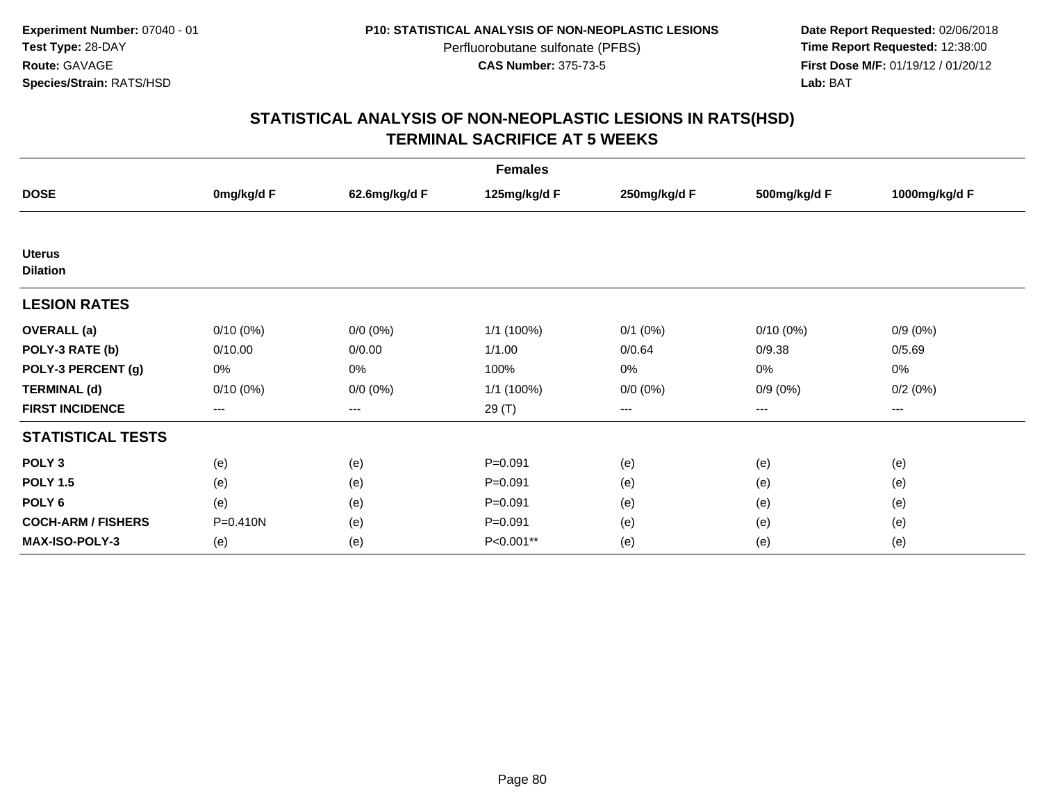Experiment Number: 07040 - 01
Test Type: 28-DAY
Route: GAVAGE
Species/Strain: RATS/HSD

P10: STATISTICAL ANALYSIS OF NON-NEOPLASTIC LESIONS
Perfluorobutane sulfonate (PFBS)
CAS Number: 375-73-5

Date Report Requested: 02/06/2018
Time Report Requested: 12:38:00
First Dose M/F: 01/19/12 / 01/20/12
Lab: BAT

# STATISTICAL ANALYSIS OF NON-NEOPLASTIC LESIONS IN RATS(HSD) TERMINAL SACRIFICE AT 5 WEEKS

| | Females | | | | | |
|---|---|---|---|---|---|---|
| **DOSE** | **0mg/kg/d F** | **62.6mg/kg/d F** | **125mg/kg/d F** | **250mg/kg/d F** | **500mg/kg/d F** | **1000mg/kg/d F** |
| **Uterus** | | | | | | |
| **Dilation** | | | | | | |
| **LESION RATES** | | | | | | |
| **OVERALL (a)** | 0/10 (0%) | 0/0 (0%) | 1/1 (100%) | 0/1 (0%) | 0/10 (0%) | 0/9 (0%) |
| **POLY-3 RATE (b)** | 0/10.00 | 0/0.00 | 1/1.00 | 0/0.64 | 0/9.38 | 0/5.69 |
| **POLY-3 PERCENT (g)** | 0% | 0% | 100% | 0% | 0% | 0% |
| **TERMINAL (d)** | 0/10 (0%) | 0/0 (0%) | 1/1 (100%) | 0/0 (0%) | 0/9 (0%) | 0/2 (0%) |
| **FIRST INCIDENCE** | --- | --- | 29 (T) | --- | --- | --- |
| **STATISTICAL TESTS** | | | | | | |
| **POLY 3** | (e) | (e) | P=0.091 | (e) | (e) | (e) |
| **POLY 1.5** | (e) | (e) | P=0.091 | (e) | (e) | (e) |
| **POLY 6** | (e) | (e) | P=0.091 | (e) | (e) | (e) |
| **COCH-ARM / FISHERS** | P=0.410N | (e) | P=0.091 | (e) | (e) | (e) |
| **MAX-ISO-POLY-3** | (e) | (e) | P<0.001** | (e) | (e) | (e) |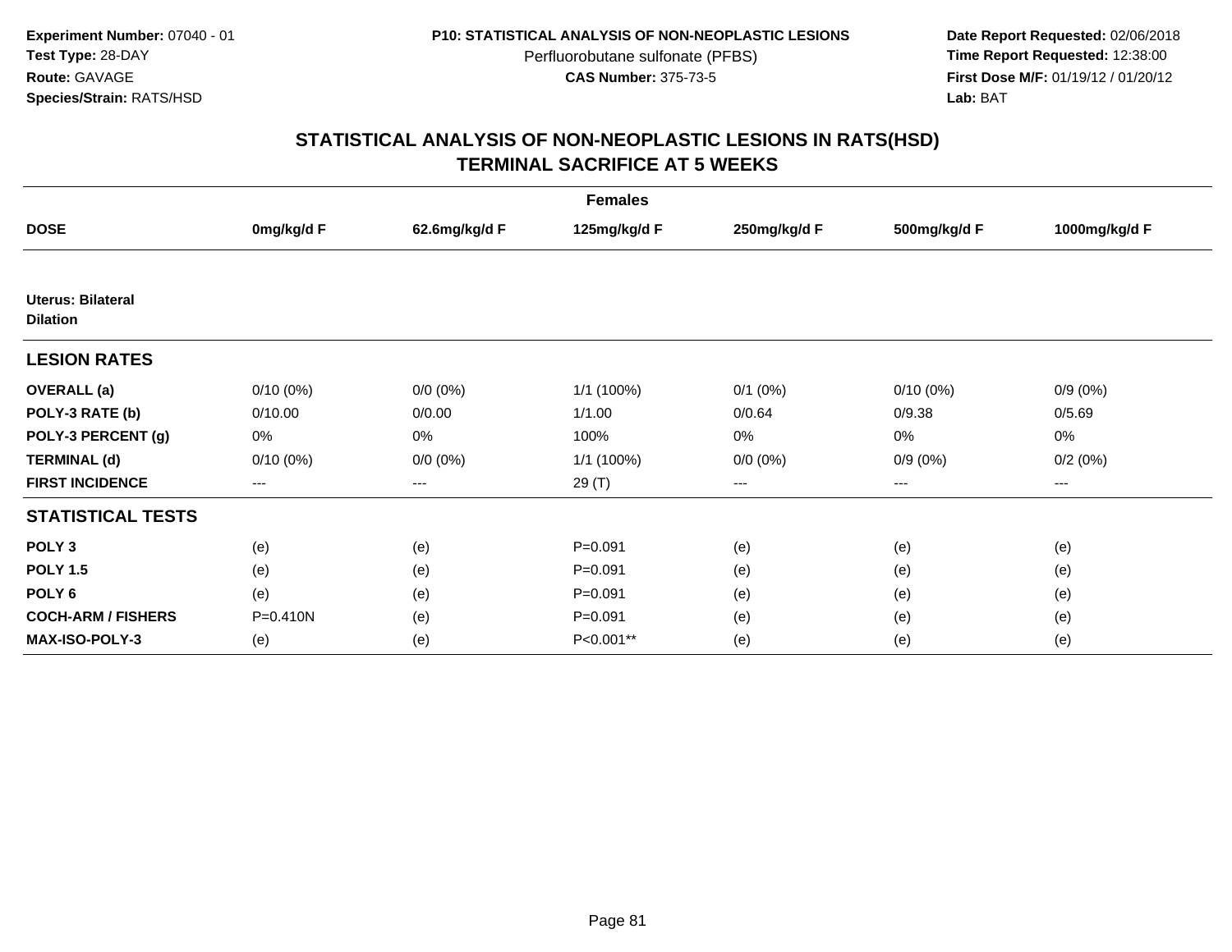**Experiment Number:** 07040 - 01
**Test Type:** 28-DAY
**Route:** GAVAGE
**Species/Strain:** RATS/HSD

**P10: STATISTICAL ANALYSIS OF NON-NEOPLASTIC LESIONS**
Perfluorobutane sulfonate (PFBS)
**CAS Number:** 375-73-5

**Date Report Requested:** 02/06/2018
**Time Report Requested:** 12:38:00
**First Dose M/F:** 01/19/12 / 01/20/12
**Lab:** BAT

## STATISTICAL ANALYSIS OF NON-NEOPLASTIC LESIONS IN RATS(HSD)
## TERMINAL SACRIFICE AT 5 WEEKS

| | Females | | | | | |
|---|---|---|---|---|---|---|
| **DOSE** | **0mg/kg/d F** | **62.6mg/kg/d F** | **125mg/kg/d F** | **250mg/kg/d F** | **500mg/kg/d F** | **1000mg/kg/d F** |
| **Uterus: Bilateral Dilation** | | | | | | |
| **LESION RATES** | | | | | | |
| **OVERALL (a)** | 0/10 (0%) | 0/0 (0%) | 1/1 (100%) | 0/1 (0%) | 0/10 (0%) | 0/9 (0%) |
| **POLY-3 RATE (b)** | 0/10.00 | 0/0.00 | 1/1.00 | 0/0.64 | 0/9.38 | 0/5.69 |
| **POLY-3 PERCENT (g)** | 0% | 0% | 100% | 0% | 0% | 0% |
| **TERMINAL (d)** | 0/10 (0%) | 0/0 (0%) | 1/1 (100%) | 0/0 (0%) | 0/9 (0%) | 0/2 (0%) |
| **FIRST INCIDENCE** | --- | --- | 29 (T) | --- | --- | --- |
| **STATISTICAL TESTS** | | | | | | |
| **POLY 3** | (e) | (e) | P=0.091 | (e) | (e) | (e) |
| **POLY 1.5** | (e) | (e) | P=0.091 | (e) | (e) | (e) |
| **POLY 6** | (e) | (e) | P=0.091 | (e) | (e) | (e) |
| **COCH-ARM / FISHERS** | P=0.410N | (e) | P=0.091 | (e) | (e) | (e) |
| **MAX-ISO-POLY-3** | (e) | (e) | P<0.001** | (e) | (e) | (e) |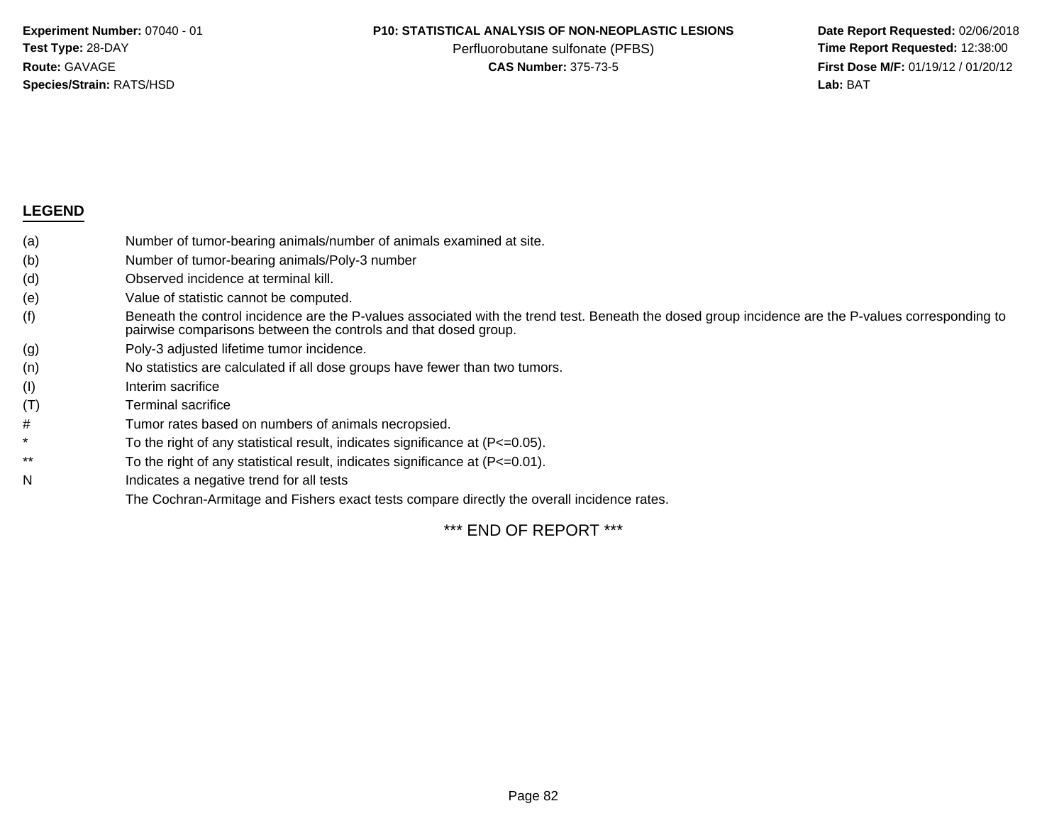## LEGEND

| | |
|---|---|
| (a) | Number of tumor-bearing animals/number of animals examined at site. |
| (b) | Number of tumor-bearing animals/Poly-3 number |
| (d) | Observed incidence at terminal kill. |
| (e) | Value of statistic cannot be computed. |
| (f) | Beneath the control incidence are the P-values associated with the trend test. Beneath the dosed group incidence are the P-values corresponding to pairwise comparisons between the controls and that dosed group. |
| (g) | Poly-3 adjusted lifetime tumor incidence. |
| (n) | No statistics are calculated if all dose groups have fewer than two tumors. |
| (I) | Interim sacrifice |
| (T) | Terminal sacrifice |
| # | Tumor rates based on numbers of animals necropsied. |
| * | To the right of any statistical result, indicates significance at (P<=0.05). |
| ** | To the right of any statistical result, indicates significance at (P<=0.01). |
| N | Indicates a negative trend for all tests |
| | The Cochran-Armitage and Fishers exact tests compare directly the overall incidence rates. |

*** END OF REPORT ***